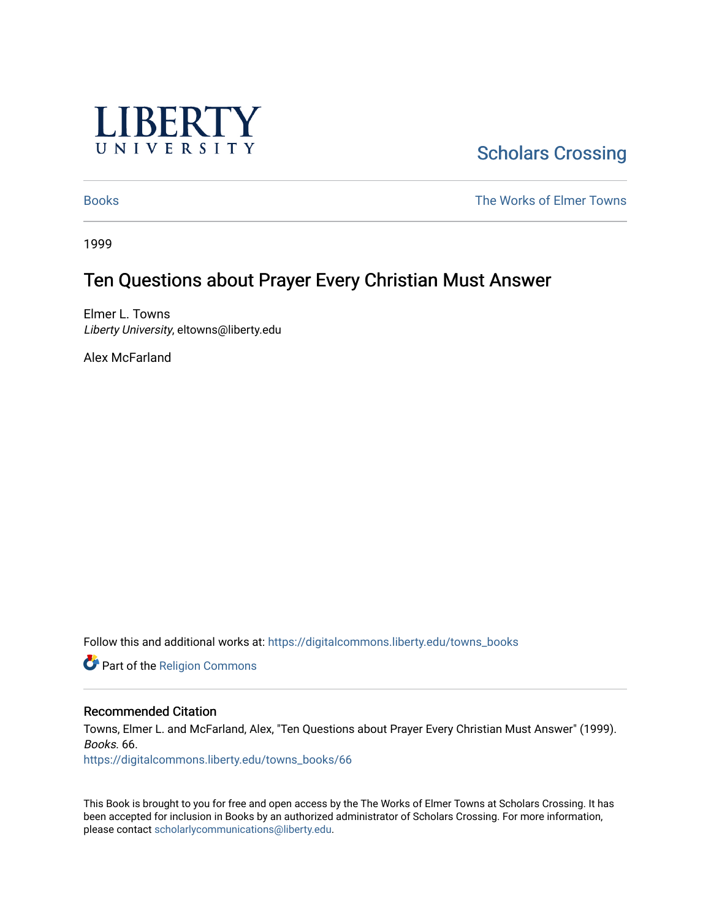LIBERTY UNIVERSITY

Scholars Crossing

Books | The Works of Elmer Towns

1999

# Ten Questions about Prayer Every Christian Must Answer

Elmer L. Towns
*Liberty University*, eltowns@liberty.edu

Alex McFarland

Follow this and additional works at: https://digitalcommons.liberty.edu/towns_books

Part of the Religion Commons

## Recommended Citation

Towns, Elmer L. and McFarland, Alex, "Ten Questions about Prayer Every Christian Must Answer" (1999). *Books*. 66.
https://digitalcommons.liberty.edu/towns_books/66

This Book is brought to you for free and open access by the The Works of Elmer Towns at Scholars Crossing. It has been accepted for inclusion in Books by an authorized administrator of Scholars Crossing. For more information, please contact scholarlycommunications@liberty.edu.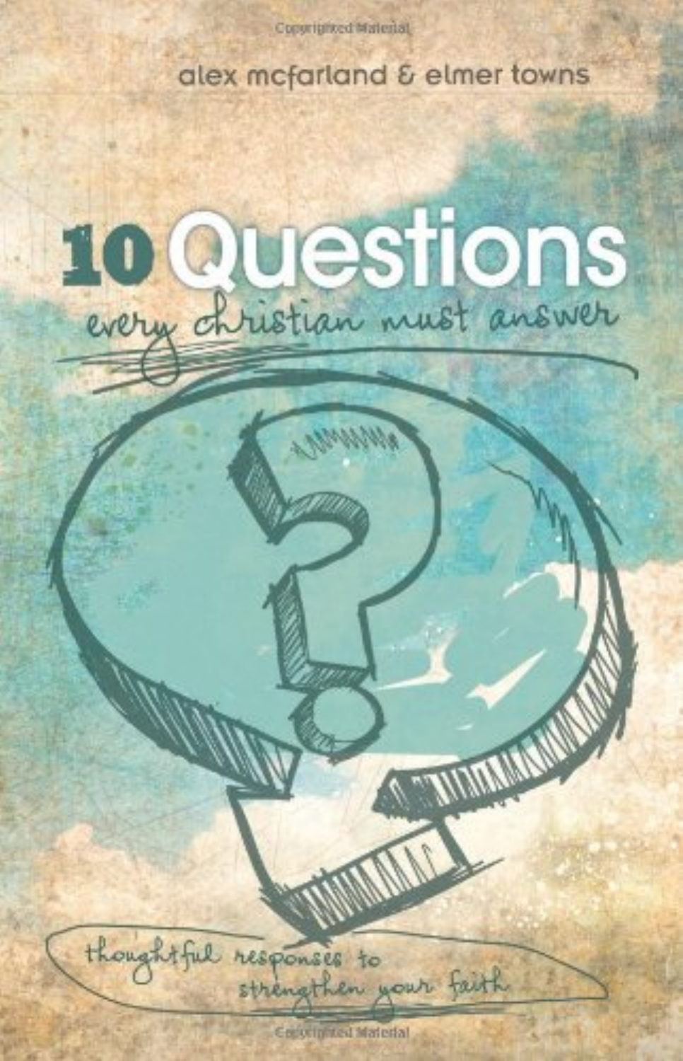alex mcfarland & elmer towns

# 10 Questions

*every christian must answer*

*thoughtful responses to strengthen your faith*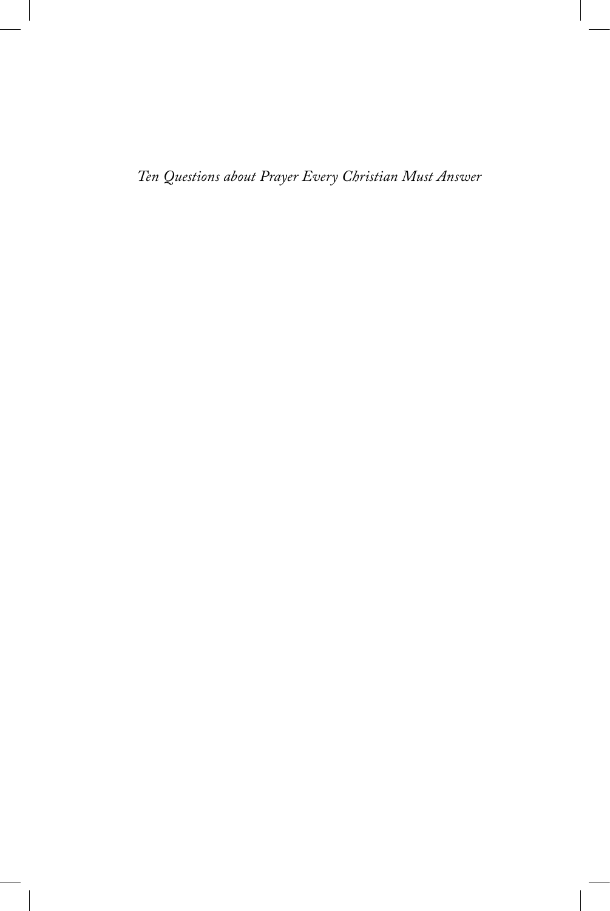*Ten Questions about Prayer Every Christian Must Answer*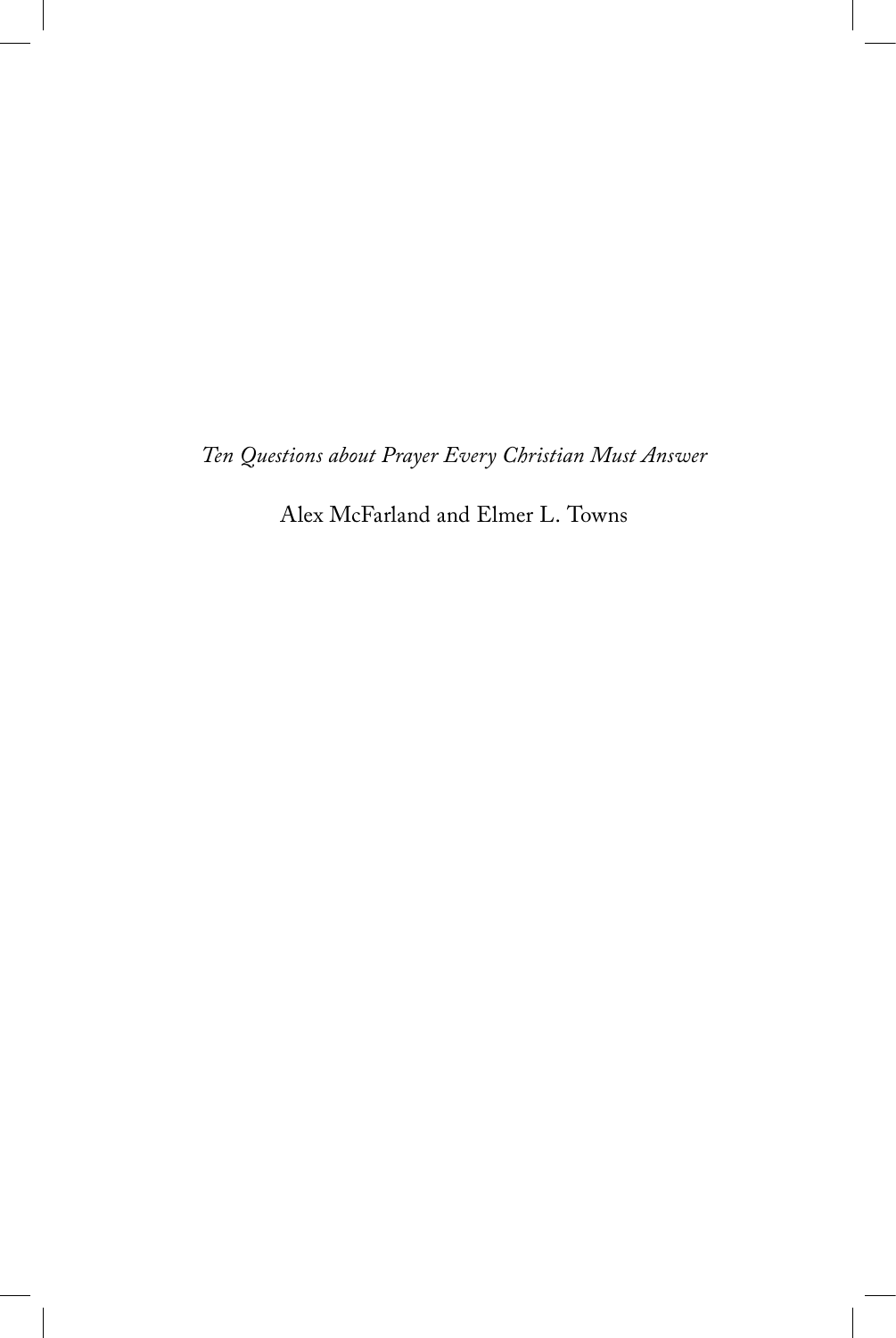*Ten Questions about Prayer Every Christian Must Answer*

Alex McFarland and Elmer L. Towns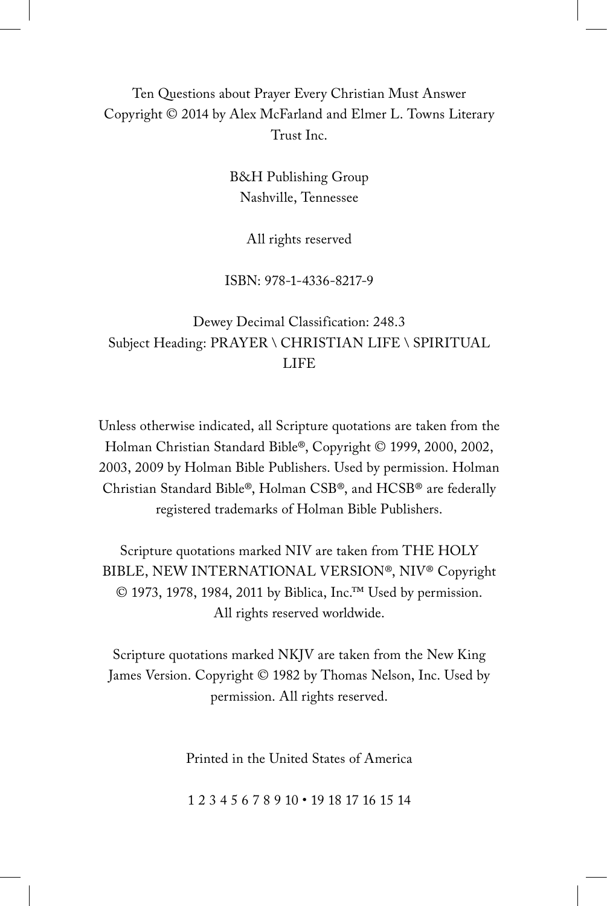Ten Questions about Prayer Every Christian Must Answer
Copyright © 2014 by Alex McFarland and Elmer L. Towns Literary Trust Inc.

B&H Publishing Group
Nashville, Tennessee

All rights reserved

ISBN: 978-1-4336-8217-9

Dewey Decimal Classification: 248.3
Subject Heading: PRAYER \ CHRISTIAN LIFE \ SPIRITUAL LIFE

Unless otherwise indicated, all Scripture quotations are taken from the Holman Christian Standard Bible®, Copyright © 1999, 2000, 2002, 2003, 2009 by Holman Bible Publishers. Used by permission. Holman Christian Standard Bible®, Holman CSB®, and HCSB® are federally registered trademarks of Holman Bible Publishers.

Scripture quotations marked NIV are taken from THE HOLY BIBLE, NEW INTERNATIONAL VERSION®, NIV® Copyright © 1973, 1978, 1984, 2011 by Biblica, Inc.™ Used by permission. All rights reserved worldwide.

Scripture quotations marked NKJV are taken from the New King James Version. Copyright © 1982 by Thomas Nelson, Inc. Used by permission. All rights reserved.

Printed in the United States of America

1 2 3 4 5 6 7 8 9 10 • 19 18 17 16 15 14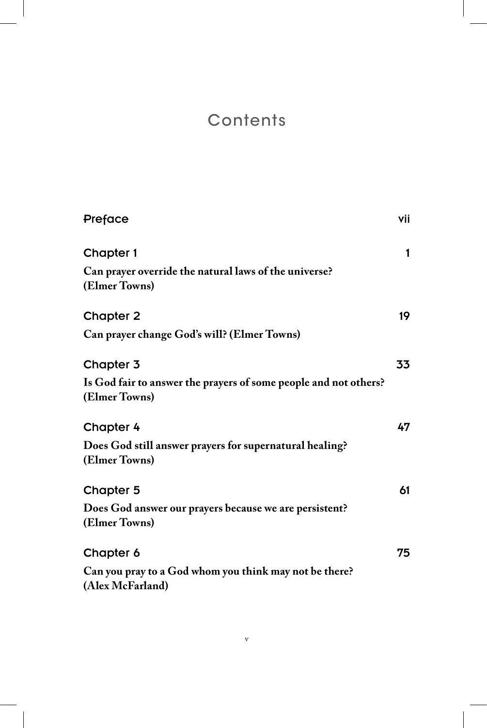# Contents

| | |
|---|---|
| Preface | vii |
| **Chapter 1** | 1 |
| **Can prayer override the natural laws of the universe? (Elmer Towns)** | |
| **Chapter 2** | 19 |
| **Can prayer change God's will? (Elmer Towns)** | |
| **Chapter 3** | 33 |
| **Is God fair to answer the prayers of some people and not others? (Elmer Towns)** | |
| **Chapter 4** | 47 |
| **Does God still answer prayers for supernatural healing? (Elmer Towns)** | |
| **Chapter 5** | 61 |
| **Does God answer our prayers because we are persistent? (Elmer Towns)** | |
| **Chapter 6** | 75 |
| **Can you pray to a God whom you think may not be there? (Alex McFarland)** | |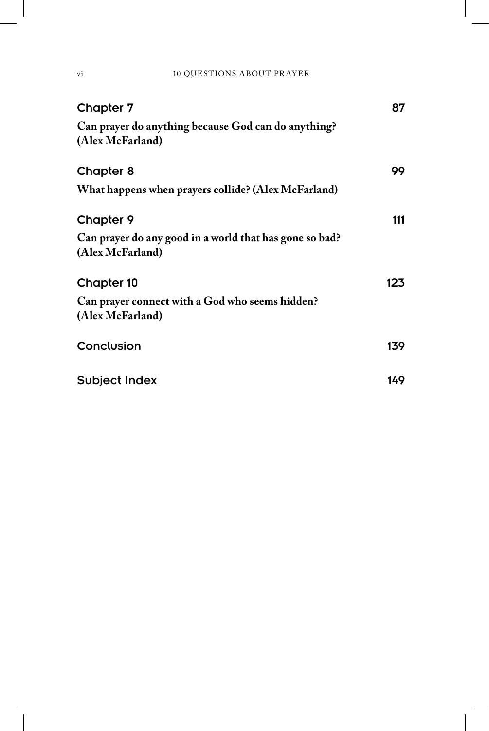**Chapter 7** 87

**Can prayer do anything because God can do anything? (Alex McFarland)**

**Chapter 8** 99

**What happens when prayers collide? (Alex McFarland)**

**Chapter 9** 111

**Can prayer do any good in a world that has gone so bad? (Alex McFarland)**

**Chapter 10** 123

**Can prayer connect with a God who seems hidden? (Alex McFarland)**

**Conclusion** 139

**Subject Index** 149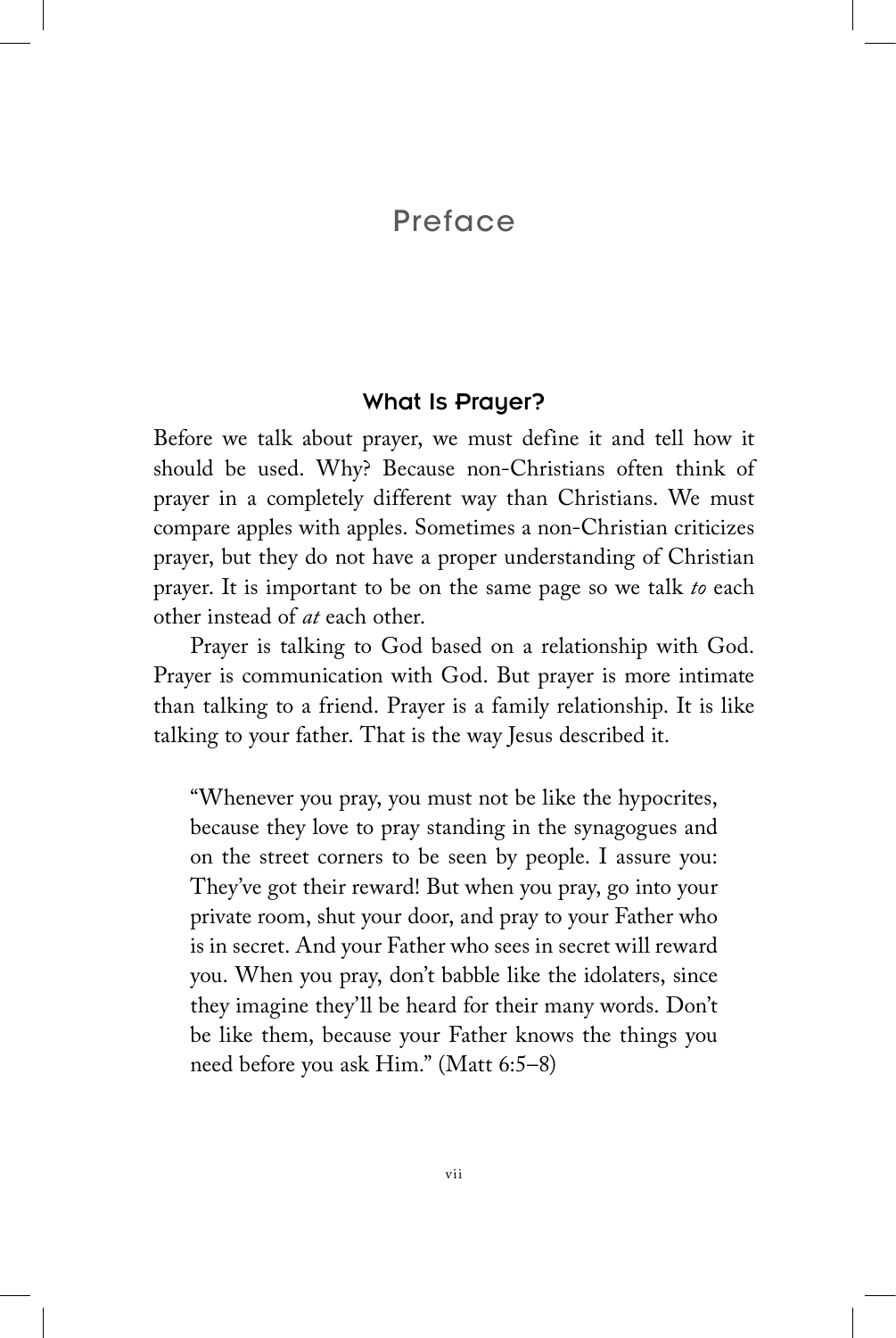# Preface

## What Is Prayer?

Before we talk about prayer, we must define it and tell how it should be used. Why? Because non-Christians often think of prayer in a completely different way than Christians. We must compare apples with apples. Sometimes a non-Christian criticizes prayer, but they do not have a proper understanding of Christian prayer. It is important to be on the same page so we talk *to* each other instead of *at* each other.

Prayer is talking to God based on a relationship with God. Prayer is communication with God. But prayer is more intimate than talking to a friend. Prayer is a family relationship. It is like talking to your father. That is the way Jesus described it.

> "Whenever you pray, you must not be like the hypocrites, because they love to pray standing in the synagogues and on the street corners to be seen by people. I assure you: They've got their reward! But when you pray, go into your private room, shut your door, and pray to your Father who is in secret. And your Father who sees in secret will reward you. When you pray, don't babble like the idolaters, since they imagine they'll be heard for their many words. Don't be like them, because your Father knows the things you need before you ask Him." (Matt 6:5–8)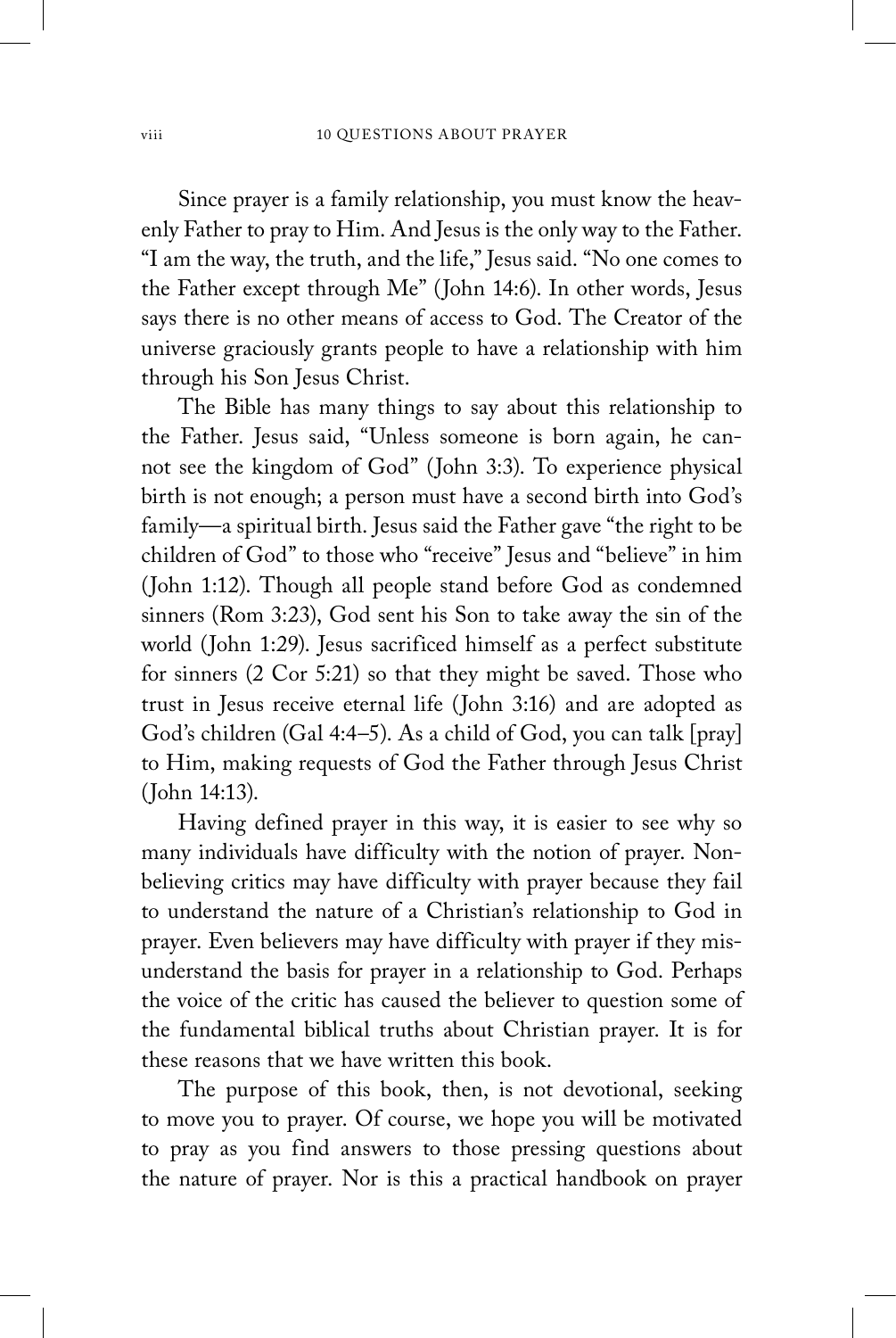Since prayer is a family relationship, you must know the heavenly Father to pray to Him. And Jesus is the only way to the Father. "I am the way, the truth, and the life," Jesus said. "No one comes to the Father except through Me" (John 14:6). In other words, Jesus says there is no other means of access to God. The Creator of the universe graciously grants people to have a relationship with him through his Son Jesus Christ.

The Bible has many things to say about this relationship to the Father. Jesus said, "Unless someone is born again, he cannot see the kingdom of God" (John 3:3). To experience physical birth is not enough; a person must have a second birth into God's family—a spiritual birth. Jesus said the Father gave "the right to be children of God" to those who "receive" Jesus and "believe" in him (John 1:12). Though all people stand before God as condemned sinners (Rom 3:23), God sent his Son to take away the sin of the world (John 1:29). Jesus sacrificed himself as a perfect substitute for sinners (2 Cor 5:21) so that they might be saved. Those who trust in Jesus receive eternal life (John 3:16) and are adopted as God's children (Gal 4:4–5). As a child of God, you can talk [pray] to Him, making requests of God the Father through Jesus Christ (John 14:13).

Having defined prayer in this way, it is easier to see why so many individuals have difficulty with the notion of prayer. Nonbelieving critics may have difficulty with prayer because they fail to understand the nature of a Christian's relationship to God in prayer. Even believers may have difficulty with prayer if they misunderstand the basis for prayer in a relationship to God. Perhaps the voice of the critic has caused the believer to question some of the fundamental biblical truths about Christian prayer. It is for these reasons that we have written this book.

The purpose of this book, then, is not devotional, seeking to move you to prayer. Of course, we hope you will be motivated to pray as you find answers to those pressing questions about the nature of prayer. Nor is this a practical handbook on prayer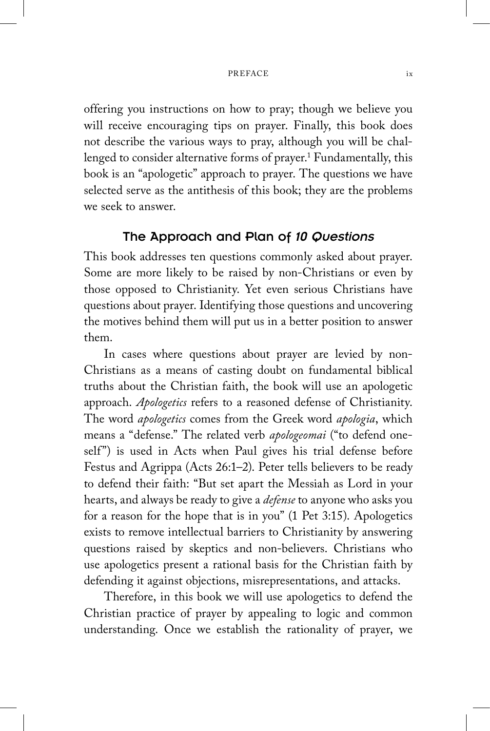offering you instructions on how to pray; though we believe you will receive encouraging tips on prayer. Finally, this book does not describe the various ways to pray, although you will be challenged to consider alternative forms of prayer.[1] Fundamentally, this book is an "apologetic" approach to prayer. The questions we have selected serve as the antithesis of this book; they are the problems we seek to answer.

## The Approach and Plan of *10 Questions*

This book addresses ten questions commonly asked about prayer. Some are more likely to be raised by non-Christians or even by those opposed to Christianity. Yet even serious Christians have questions about prayer. Identifying those questions and uncovering the motives behind them will put us in a better position to answer them.

In cases where questions about prayer are levied by non-Christians as a means of casting doubt on fundamental biblical truths about the Christian faith, the book will use an apologetic approach. *Apologetics* refers to a reasoned defense of Christianity. The word *apologetics* comes from the Greek word *apologia*, which means a "defense." The related verb *apologeomai* ("to defend oneself") is used in Acts when Paul gives his trial defense before Festus and Agrippa (Acts 26:1–2). Peter tells believers to be ready to defend their faith: "But set apart the Messiah as Lord in your hearts, and always be ready to give a *defense* to anyone who asks you for a reason for the hope that is in you" (1 Pet 3:15). Apologetics exists to remove intellectual barriers to Christianity by answering questions raised by skeptics and non-believers. Christians who use apologetics present a rational basis for the Christian faith by defending it against objections, misrepresentations, and attacks.

Therefore, in this book we will use apologetics to defend the Christian practice of prayer by appealing to logic and common understanding. Once we establish the rationality of prayer, we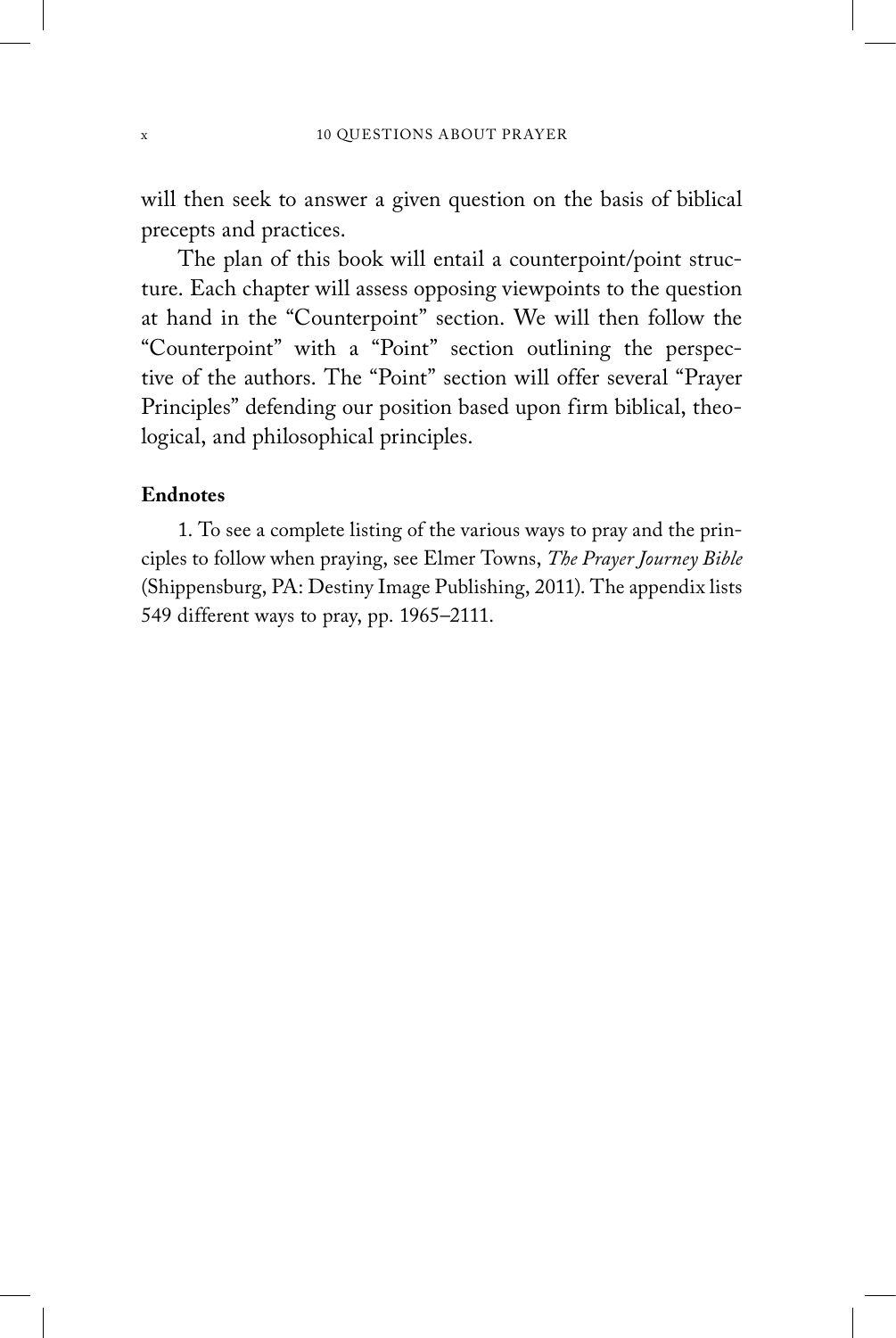will then seek to answer a given question on the basis of biblical precepts and practices.

The plan of this book will entail a counterpoint/point structure. Each chapter will assess opposing viewpoints to the question at hand in the "Counterpoint" section. We will then follow the "Counterpoint" with a "Point" section outlining the perspective of the authors. The "Point" section will offer several "Prayer Principles" defending our position based upon firm biblical, theological, and philosophical principles.

**Endnotes**

1. To see a complete listing of the various ways to pray and the principles to follow when praying, see Elmer Towns, *The Prayer Journey Bible* (Shippensburg, PA: Destiny Image Publishing, 2011). The appendix lists 549 different ways to pray, pp. 1965–2111.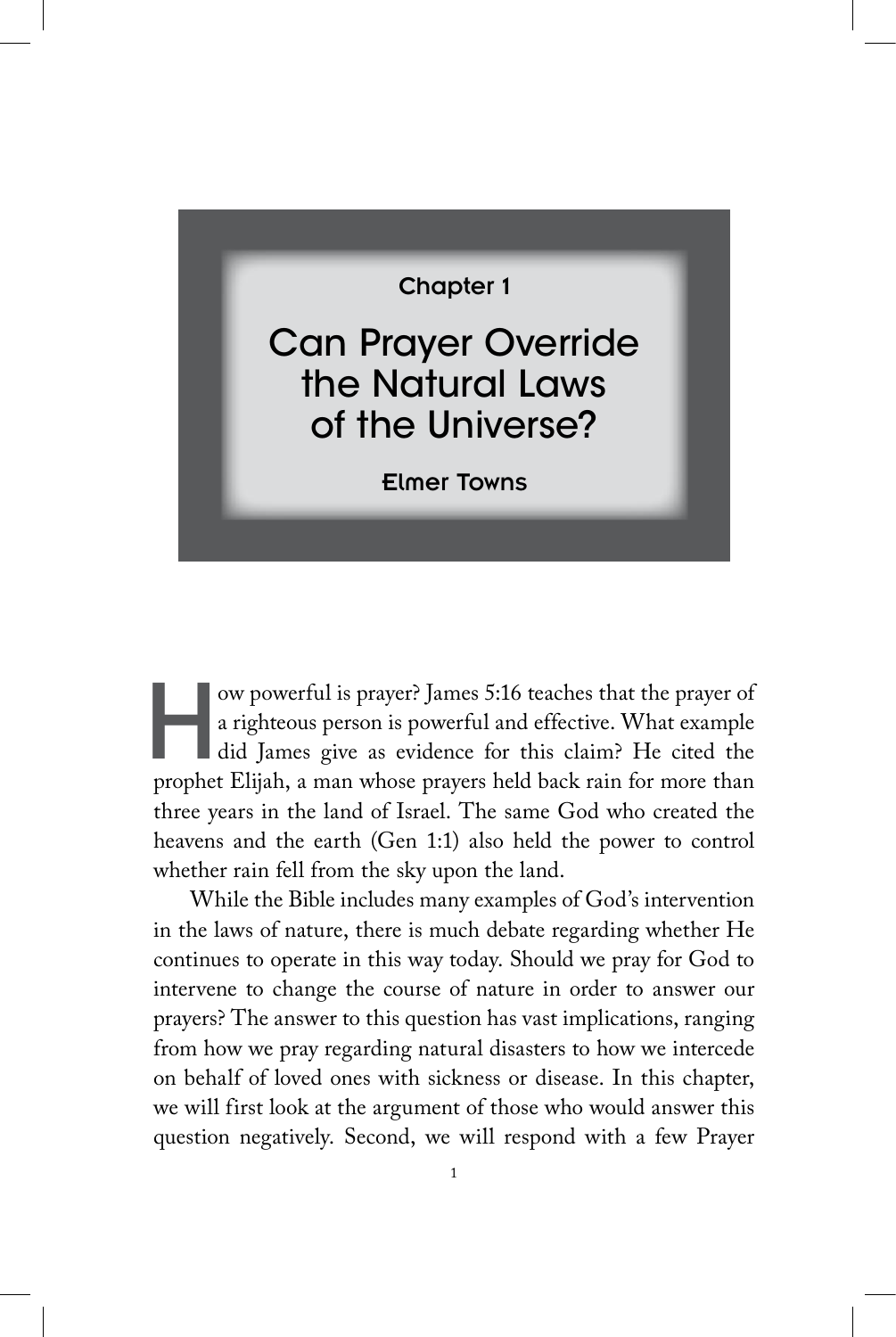Chapter 1

# Can Prayer Override the Natural Laws of the Universe?

**Elmer Towns**

How powerful is prayer? James 5:16 teaches that the prayer of a righteous person is powerful and effective. What example did James give as evidence for this claim? He cited the prophet Elijah, a man whose prayers held back rain for more than three years in the land of Israel. The same God who created the heavens and the earth (Gen 1:1) also held the power to control whether rain fell from the sky upon the land.

While the Bible includes many examples of God's intervention in the laws of nature, there is much debate regarding whether He continues to operate in this way today. Should we pray for God to intervene to change the course of nature in order to answer our prayers? The answer to this question has vast implications, ranging from how we pray regarding natural disasters to how we intercede on behalf of loved ones with sickness or disease. In this chapter, we will first look at the argument of those who would answer this question negatively. Second, we will respond with a few Prayer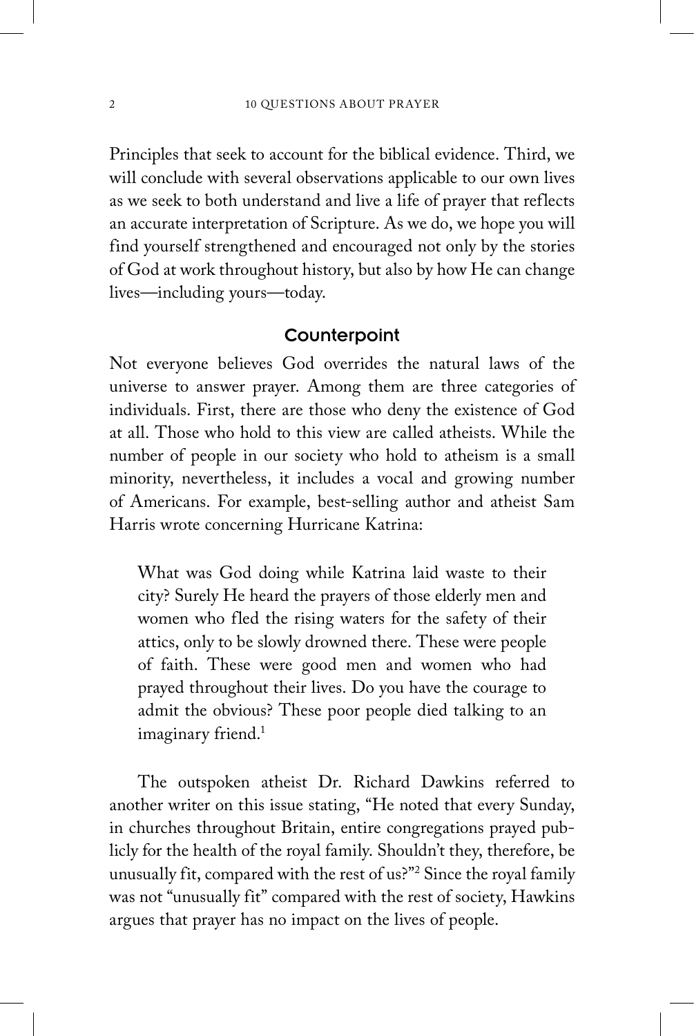Principles that seek to account for the biblical evidence. Third, we will conclude with several observations applicable to our own lives as we seek to both understand and live a life of prayer that reflects an accurate interpretation of Scripture. As we do, we hope you will find yourself strengthened and encouraged not only by the stories of God at work throughout history, but also by how He can change lives—including yours—today.

## Counterpoint

Not everyone believes God overrides the natural laws of the universe to answer prayer. Among them are three categories of individuals. First, there are those who deny the existence of God at all. Those who hold to this view are called atheists. While the number of people in our society who hold to atheism is a small minority, nevertheless, it includes a vocal and growing number of Americans. For example, best-selling author and atheist Sam Harris wrote concerning Hurricane Katrina:

> What was God doing while Katrina laid waste to their city? Surely He heard the prayers of those elderly men and women who fled the rising waters for the safety of their attics, only to be slowly drowned there. These were people of faith. These were good men and women who had prayed throughout their lives. Do you have the courage to admit the obvious? These poor people died talking to an imaginary friend.[1]

The outspoken atheist Dr. Richard Dawkins referred to another writer on this issue stating, "He noted that every Sunday, in churches throughout Britain, entire congregations prayed publicly for the health of the royal family. Shouldn't they, therefore, be unusually fit, compared with the rest of us?"[2] Since the royal family was not "unusually fit" compared with the rest of society, Hawkins argues that prayer has no impact on the lives of people.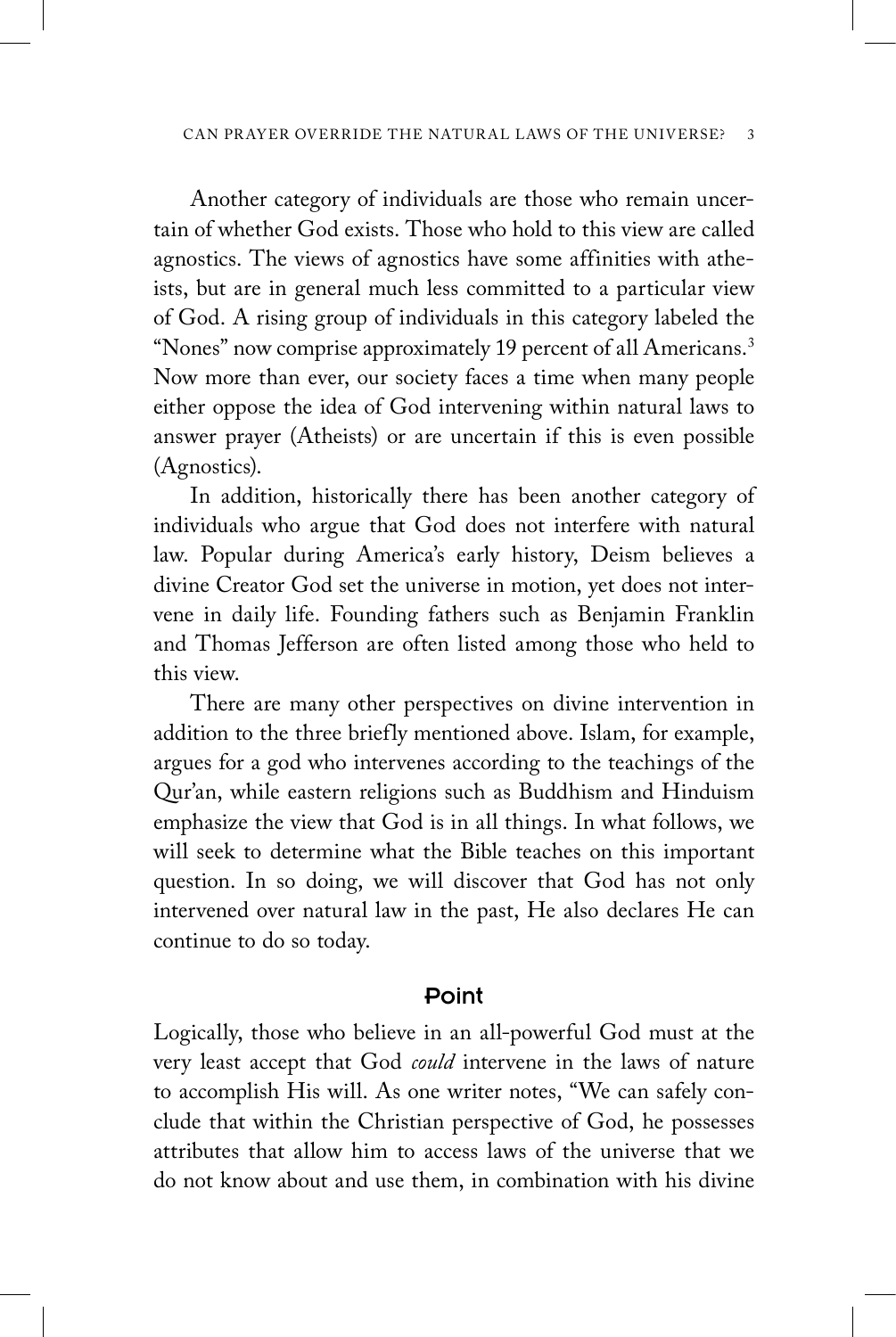Another category of individuals are those who remain uncertain of whether God exists. Those who hold to this view are called agnostics. The views of agnostics have some affinities with atheists, but are in general much less committed to a particular view of God. A rising group of individuals in this category labeled the "Nones" now comprise approximately 19 percent of all Americans.[3] Now more than ever, our society faces a time when many people either oppose the idea of God intervening within natural laws to answer prayer (Atheists) or are uncertain if this is even possible (Agnostics).

In addition, historically there has been another category of individuals who argue that God does not interfere with natural law. Popular during America's early history, Deism believes a divine Creator God set the universe in motion, yet does not intervene in daily life. Founding fathers such as Benjamin Franklin and Thomas Jefferson are often listed among those who held to this view.

There are many other perspectives on divine intervention in addition to the three briefly mentioned above. Islam, for example, argues for a god who intervenes according to the teachings of the Qur'an, while eastern religions such as Buddhism and Hinduism emphasize the view that God is in all things. In what follows, we will seek to determine what the Bible teaches on this important question. In so doing, we will discover that God has not only intervened over natural law in the past, He also declares He can continue to do so today.

## Point

Logically, those who believe in an all-powerful God must at the very least accept that God *could* intervene in the laws of nature to accomplish His will. As one writer notes, "We can safely conclude that within the Christian perspective of God, he possesses attributes that allow him to access laws of the universe that we do not know about and use them, in combination with his divine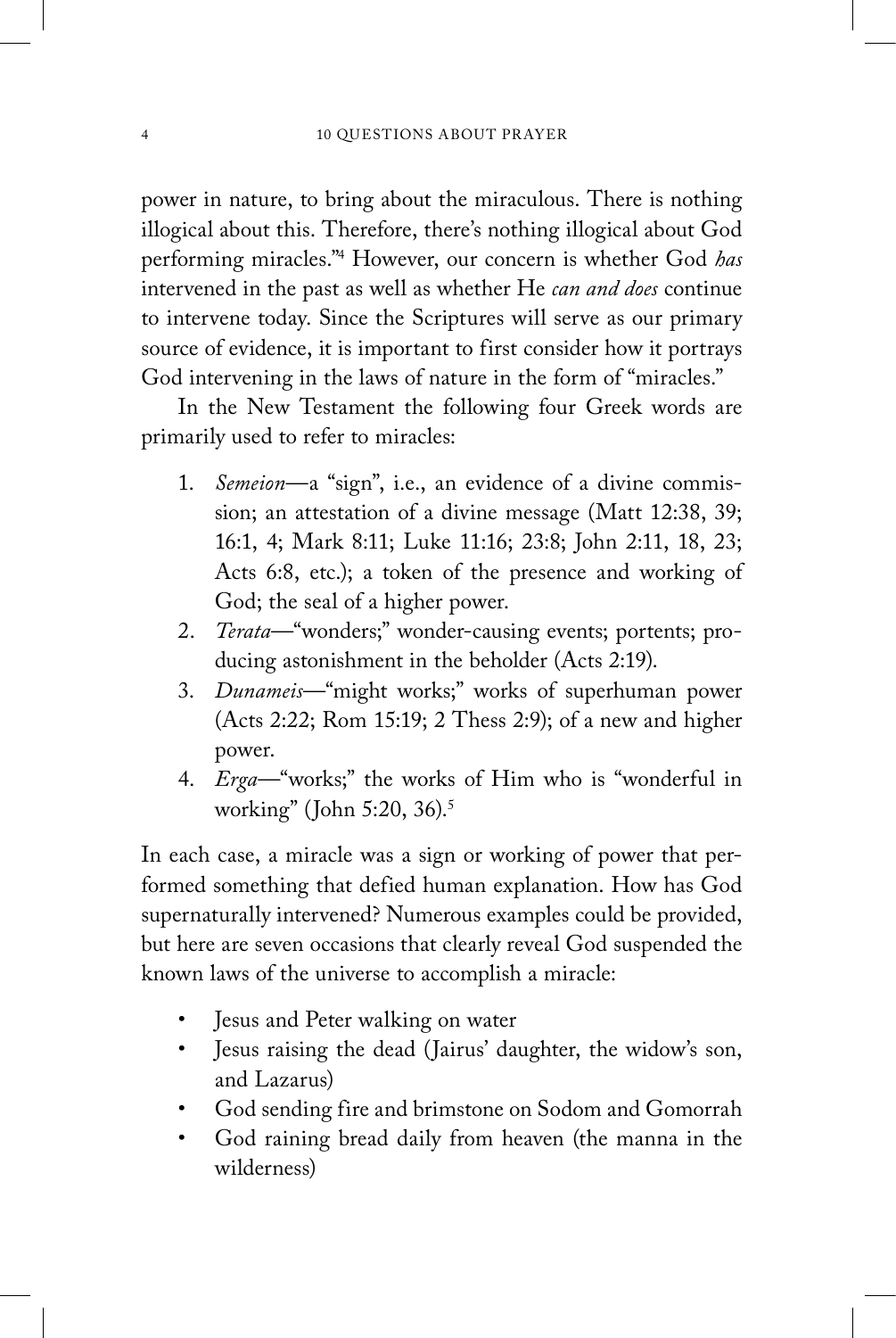power in nature, to bring about the miraculous. There is nothing illogical about this. Therefore, there's nothing illogical about God performing miracles."[4] However, our concern is whether God *has* intervened in the past as well as whether He *can and does* continue to intervene today. Since the Scriptures will serve as our primary source of evidence, it is important to first consider how it portrays God intervening in the laws of nature in the form of "miracles."

In the New Testament the following four Greek words are primarily used to refer to miracles:

1. *Semeion*—a "sign", i.e., an evidence of a divine commission; an attestation of a divine message (Matt 12:38, 39; 16:1, 4; Mark 8:11; Luke 11:16; 23:8; John 2:11, 18, 23; Acts 6:8, etc.); a token of the presence and working of God; the seal of a higher power.
2. *Terata*—"wonders;" wonder-causing events; portents; producing astonishment in the beholder (Acts 2:19).
3. *Dunameis*—"might works;" works of superhuman power (Acts 2:22; Rom 15:19; 2 Thess 2:9); of a new and higher power.
4. *Erga*—"works;" the works of Him who is "wonderful in working" (John 5:20, 36).[5]

In each case, a miracle was a sign or working of power that performed something that defied human explanation. How has God supernaturally intervened? Numerous examples could be provided, but here are seven occasions that clearly reveal God suspended the known laws of the universe to accomplish a miracle:

- Jesus and Peter walking on water
- Jesus raising the dead (Jairus' daughter, the widow's son, and Lazarus)
- God sending fire and brimstone on Sodom and Gomorrah
- God raining bread daily from heaven (the manna in the wilderness)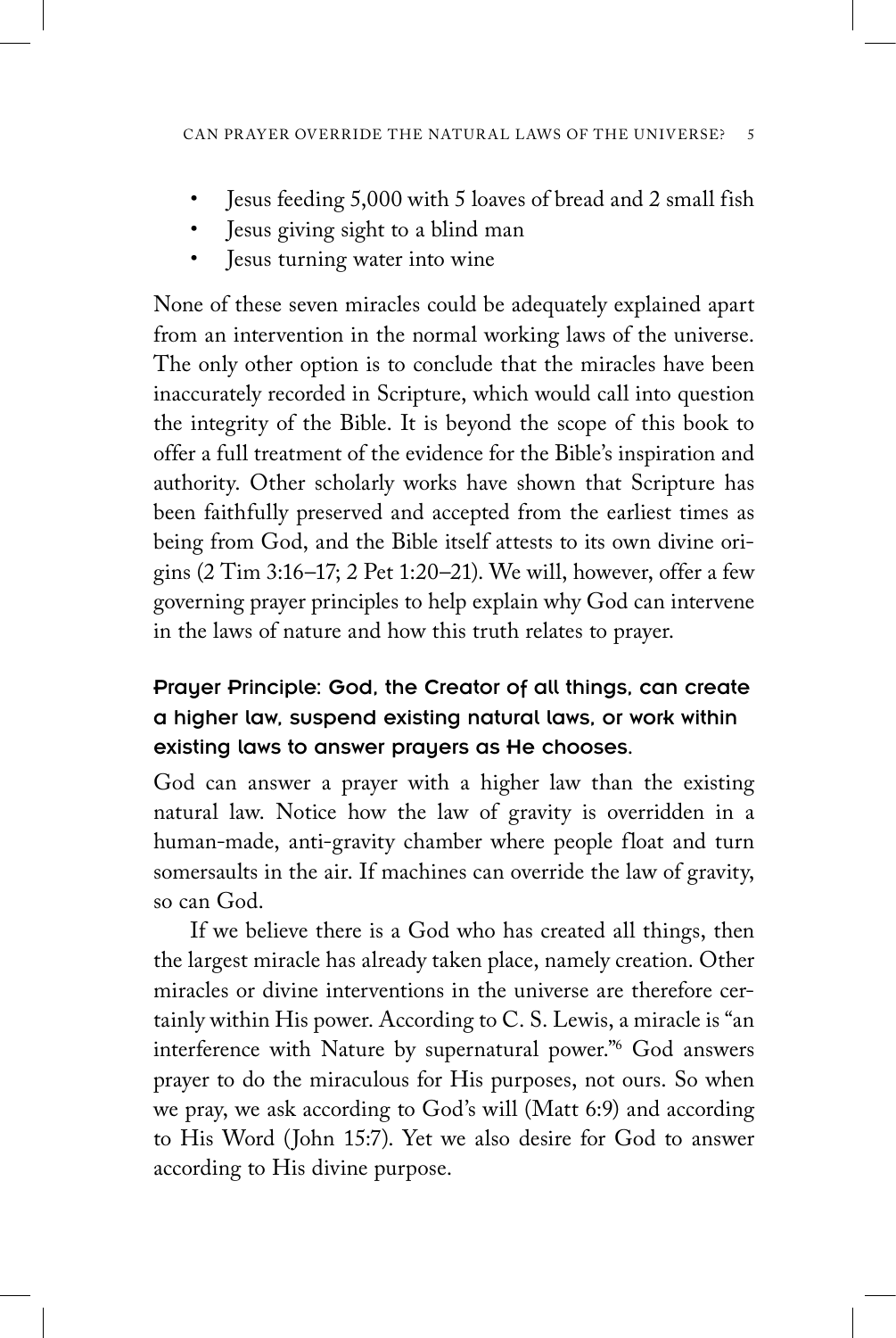- Jesus feeding 5,000 with 5 loaves of bread and 2 small fish
- Jesus giving sight to a blind man
- Jesus turning water into wine

None of these seven miracles could be adequately explained apart from an intervention in the normal working laws of the universe. The only other option is to conclude that the miracles have been inaccurately recorded in Scripture, which would call into question the integrity of the Bible. It is beyond the scope of this book to offer a full treatment of the evidence for the Bible's inspiration and authority. Other scholarly works have shown that Scripture has been faithfully preserved and accepted from the earliest times as being from God, and the Bible itself attests to its own divine origins (2 Tim 3:16–17; 2 Pet 1:20–21). We will, however, offer a few governing prayer principles to help explain why God can intervene in the laws of nature and how this truth relates to prayer.

### Prayer Principle: God, the Creator of all things, can create a higher law, suspend existing natural laws, or work within existing laws to answer prayers as He chooses.

God can answer a prayer with a higher law than the existing natural law. Notice how the law of gravity is overridden in a human-made, anti-gravity chamber where people float and turn somersaults in the air. If machines can override the law of gravity, so can God.

If we believe there is a God who has created all things, then the largest miracle has already taken place, namely creation. Other miracles or divine interventions in the universe are therefore certainly within His power. According to C. S. Lewis, a miracle is "an interference with Nature by supernatural power."[6] God answers prayer to do the miraculous for His purposes, not ours. So when we pray, we ask according to God's will (Matt 6:9) and according to His Word (John 15:7). Yet we also desire for God to answer according to His divine purpose.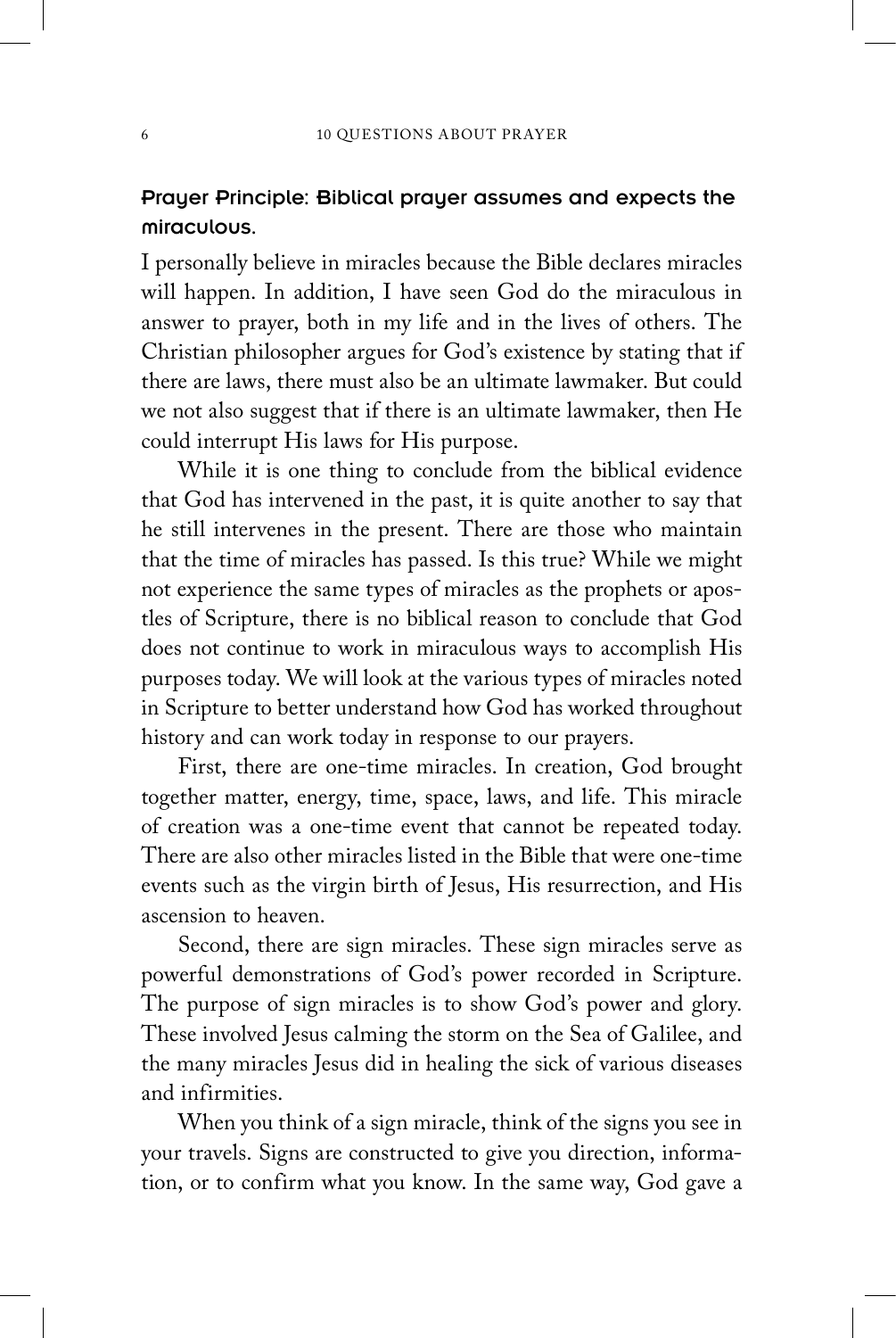### Prayer Principle: Biblical prayer assumes and expects the miraculous.

I personally believe in miracles because the Bible declares miracles will happen. In addition, I have seen God do the miraculous in answer to prayer, both in my life and in the lives of others. The Christian philosopher argues for God's existence by stating that if there are laws, there must also be an ultimate lawmaker. But could we not also suggest that if there is an ultimate lawmaker, then He could interrupt His laws for His purpose.

While it is one thing to conclude from the biblical evidence that God has intervened in the past, it is quite another to say that he still intervenes in the present. There are those who maintain that the time of miracles has passed. Is this true? While we might not experience the same types of miracles as the prophets or apostles of Scripture, there is no biblical reason to conclude that God does not continue to work in miraculous ways to accomplish His purposes today. We will look at the various types of miracles noted in Scripture to better understand how God has worked throughout history and can work today in response to our prayers.

First, there are one-time miracles. In creation, God brought together matter, energy, time, space, laws, and life. This miracle of creation was a one-time event that cannot be repeated today. There are also other miracles listed in the Bible that were one-time events such as the virgin birth of Jesus, His resurrection, and His ascension to heaven.

Second, there are sign miracles. These sign miracles serve as powerful demonstrations of God's power recorded in Scripture. The purpose of sign miracles is to show God's power and glory. These involved Jesus calming the storm on the Sea of Galilee, and the many miracles Jesus did in healing the sick of various diseases and infirmities.

When you think of a sign miracle, think of the signs you see in your travels. Signs are constructed to give you direction, information, or to confirm what you know. In the same way, God gave a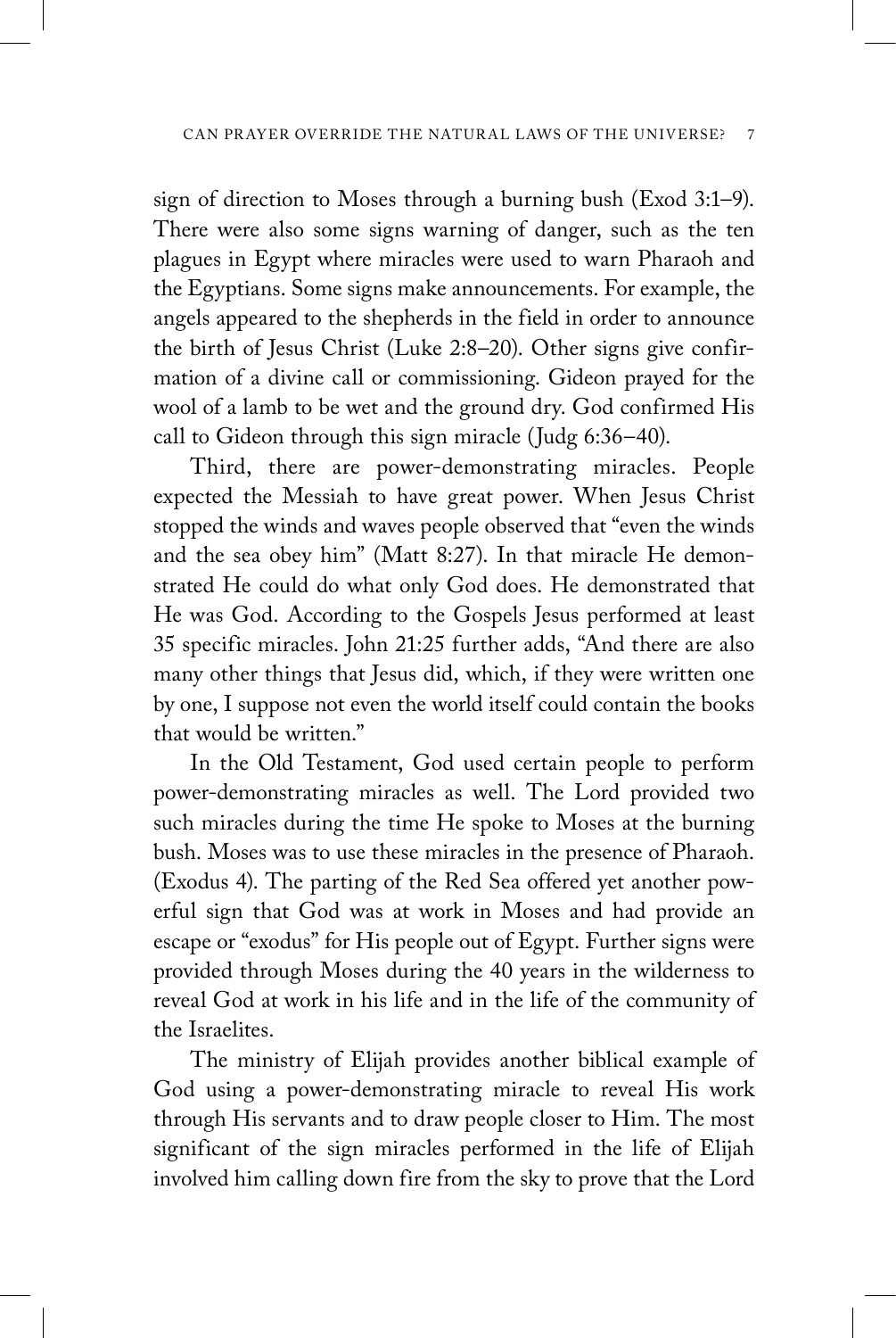sign of direction to Moses through a burning bush (Exod 3:1–9). There were also some signs warning of danger, such as the ten plagues in Egypt where miracles were used to warn Pharaoh and the Egyptians. Some signs make announcements. For example, the angels appeared to the shepherds in the field in order to announce the birth of Jesus Christ (Luke 2:8–20). Other signs give confirmation of a divine call or commissioning. Gideon prayed for the wool of a lamb to be wet and the ground dry. God confirmed His call to Gideon through this sign miracle (Judg 6:36–40).

Third, there are power-demonstrating miracles. People expected the Messiah to have great power. When Jesus Christ stopped the winds and waves people observed that "even the winds and the sea obey him" (Matt 8:27). In that miracle He demonstrated He could do what only God does. He demonstrated that He was God. According to the Gospels Jesus performed at least 35 specific miracles. John 21:25 further adds, "And there are also many other things that Jesus did, which, if they were written one by one, I suppose not even the world itself could contain the books that would be written."

In the Old Testament, God used certain people to perform power-demonstrating miracles as well. The Lord provided two such miracles during the time He spoke to Moses at the burning bush. Moses was to use these miracles in the presence of Pharaoh. (Exodus 4). The parting of the Red Sea offered yet another powerful sign that God was at work in Moses and had provide an escape or "exodus" for His people out of Egypt. Further signs were provided through Moses during the 40 years in the wilderness to reveal God at work in his life and in the life of the community of the Israelites.

The ministry of Elijah provides another biblical example of God using a power-demonstrating miracle to reveal His work through His servants and to draw people closer to Him. The most significant of the sign miracles performed in the life of Elijah involved him calling down fire from the sky to prove that the Lord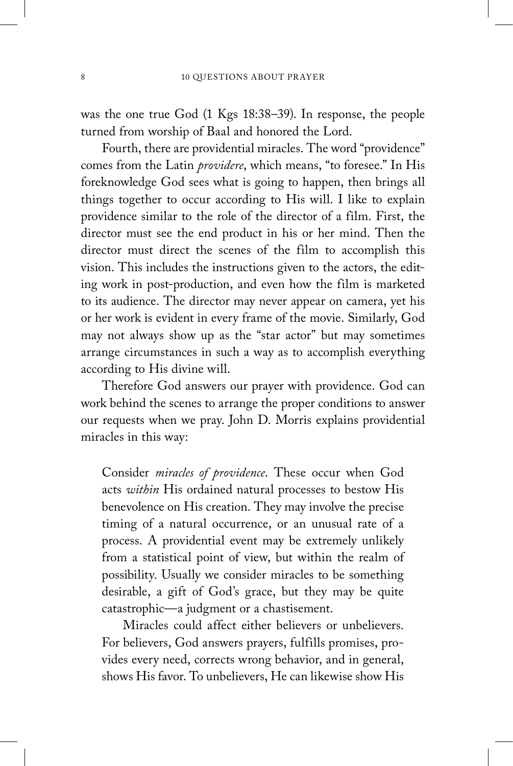was the one true God (1 Kgs 18:38–39). In response, the people turned from worship of Baal and honored the Lord.

Fourth, there are providential miracles. The word "providence" comes from the Latin *providere*, which means, "to foresee." In His foreknowledge God sees what is going to happen, then brings all things together to occur according to His will. I like to explain providence similar to the role of the director of a film. First, the director must see the end product in his or her mind. Then the director must direct the scenes of the film to accomplish this vision. This includes the instructions given to the actors, the editing work in post-production, and even how the film is marketed to its audience. The director may never appear on camera, yet his or her work is evident in every frame of the movie. Similarly, God may not always show up as the "star actor" but may sometimes arrange circumstances in such a way as to accomplish everything according to His divine will.

Therefore God answers our prayer with providence. God can work behind the scenes to arrange the proper conditions to answer our requests when we pray. John D. Morris explains providential miracles in this way:

> Consider *miracles of providence*. These occur when God acts *within* His ordained natural processes to bestow His benevolence on His creation. They may involve the precise timing of a natural occurrence, or an unusual rate of a process. A providential event may be extremely unlikely from a statistical point of view, but within the realm of possibility. Usually we consider miracles to be something desirable, a gift of God's grace, but they may be quite catastrophic—a judgment or a chastisement.
>
> Miracles could affect either believers or unbelievers. For believers, God answers prayers, fulfills promises, provides every need, corrects wrong behavior, and in general, shows His favor. To unbelievers, He can likewise show His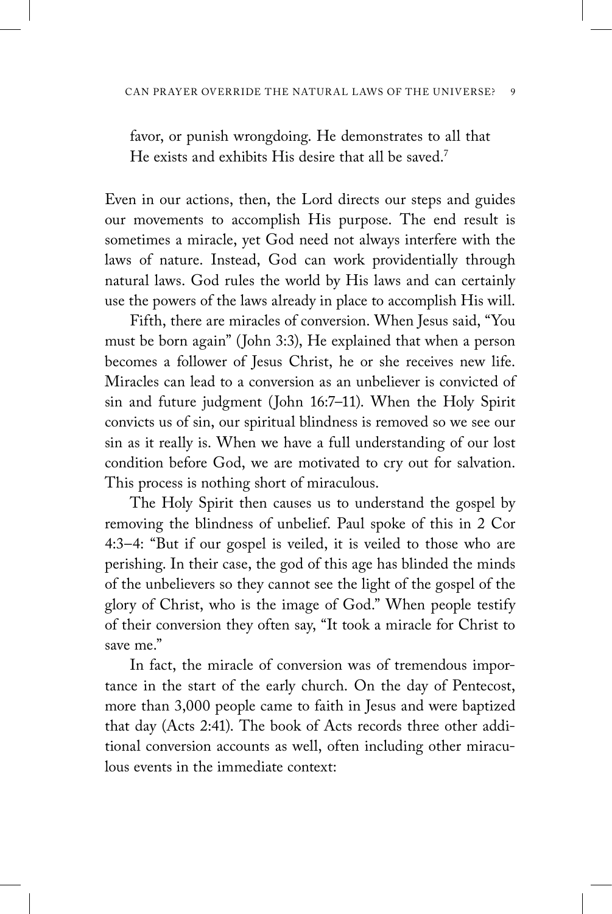favor, or punish wrongdoing. He demonstrates to all that He exists and exhibits His desire that all be saved.[7]

Even in our actions, then, the Lord directs our steps and guides our movements to accomplish His purpose. The end result is sometimes a miracle, yet God need not always interfere with the laws of nature. Instead, God can work providentially through natural laws. God rules the world by His laws and can certainly use the powers of the laws already in place to accomplish His will.

Fifth, there are miracles of conversion. When Jesus said, "You must be born again" (John 3:3), He explained that when a person becomes a follower of Jesus Christ, he or she receives new life. Miracles can lead to a conversion as an unbeliever is convicted of sin and future judgment (John 16:7–11). When the Holy Spirit convicts us of sin, our spiritual blindness is removed so we see our sin as it really is. When we have a full understanding of our lost condition before God, we are motivated to cry out for salvation. This process is nothing short of miraculous.

The Holy Spirit then causes us to understand the gospel by removing the blindness of unbelief. Paul spoke of this in 2 Cor 4:3–4: "But if our gospel is veiled, it is veiled to those who are perishing. In their case, the god of this age has blinded the minds of the unbelievers so they cannot see the light of the gospel of the glory of Christ, who is the image of God." When people testify of their conversion they often say, "It took a miracle for Christ to save me."

In fact, the miracle of conversion was of tremendous importance in the start of the early church. On the day of Pentecost, more than 3,000 people came to faith in Jesus and were baptized that day (Acts 2:41). The book of Acts records three other additional conversion accounts as well, often including other miraculous events in the immediate context: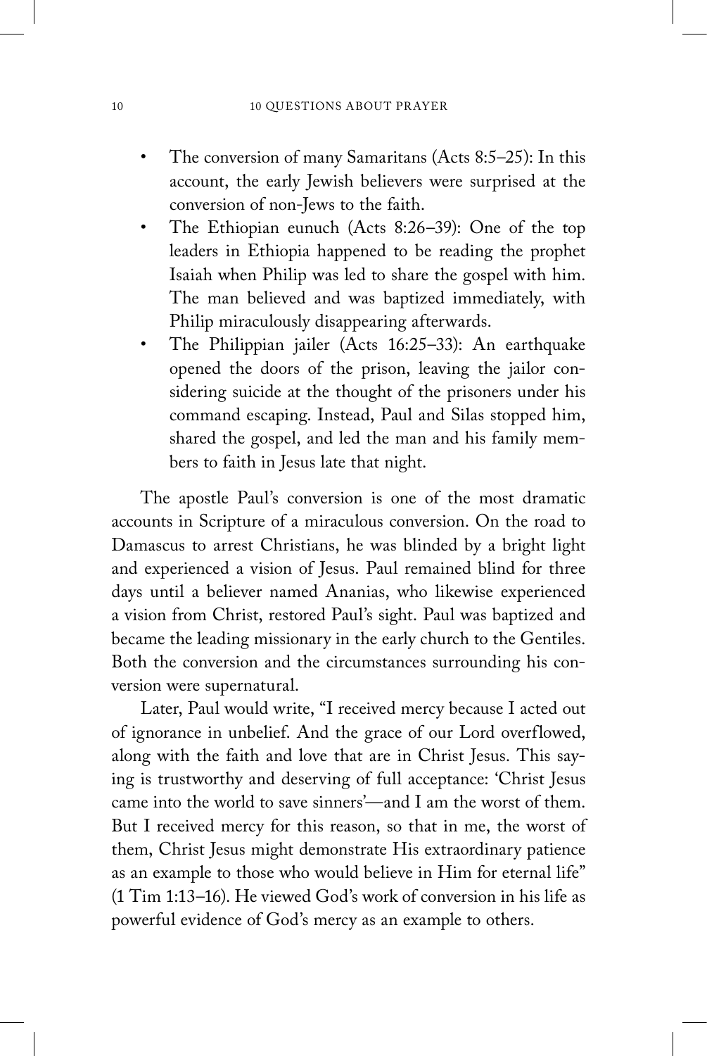- The conversion of many Samaritans (Acts 8:5–25): In this account, the early Jewish believers were surprised at the conversion of non-Jews to the faith.
- The Ethiopian eunuch (Acts 8:26–39): One of the top leaders in Ethiopia happened to be reading the prophet Isaiah when Philip was led to share the gospel with him. The man believed and was baptized immediately, with Philip miraculously disappearing afterwards.
- The Philippian jailer (Acts 16:25–33): An earthquake opened the doors of the prison, leaving the jailor considering suicide at the thought of the prisoners under his command escaping. Instead, Paul and Silas stopped him, shared the gospel, and led the man and his family members to faith in Jesus late that night.

The apostle Paul's conversion is one of the most dramatic accounts in Scripture of a miraculous conversion. On the road to Damascus to arrest Christians, he was blinded by a bright light and experienced a vision of Jesus. Paul remained blind for three days until a believer named Ananias, who likewise experienced a vision from Christ, restored Paul's sight. Paul was baptized and became the leading missionary in the early church to the Gentiles. Both the conversion and the circumstances surrounding his conversion were supernatural.

Later, Paul would write, "I received mercy because I acted out of ignorance in unbelief. And the grace of our Lord overflowed, along with the faith and love that are in Christ Jesus. This saying is trustworthy and deserving of full acceptance: 'Christ Jesus came into the world to save sinners'—and I am the worst of them. But I received mercy for this reason, so that in me, the worst of them, Christ Jesus might demonstrate His extraordinary patience as an example to those who would believe in Him for eternal life" (1 Tim 1:13–16). He viewed God's work of conversion in his life as powerful evidence of God's mercy as an example to others.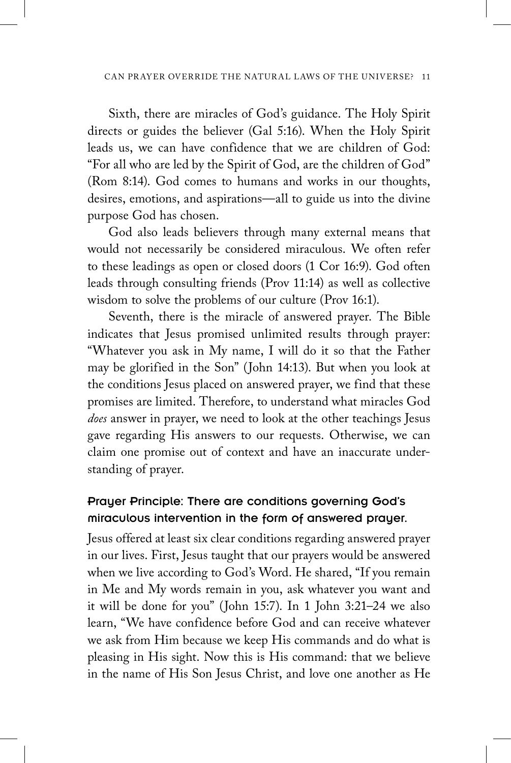Sixth, there are miracles of God's guidance. The Holy Spirit directs or guides the believer (Gal 5:16). When the Holy Spirit leads us, we can have confidence that we are children of God: "For all who are led by the Spirit of God, are the children of God" (Rom 8:14). God comes to humans and works in our thoughts, desires, emotions, and aspirations—all to guide us into the divine purpose God has chosen.

God also leads believers through many external means that would not necessarily be considered miraculous. We often refer to these leadings as open or closed doors (1 Cor 16:9). God often leads through consulting friends (Prov 11:14) as well as collective wisdom to solve the problems of our culture (Prov 16:1).

Seventh, there is the miracle of answered prayer. The Bible indicates that Jesus promised unlimited results through prayer: "Whatever you ask in My name, I will do it so that the Father may be glorified in the Son" (John 14:13). But when you look at the conditions Jesus placed on answered prayer, we find that these promises are limited. Therefore, to understand what miracles God *does* answer in prayer, we need to look at the other teachings Jesus gave regarding His answers to our requests. Otherwise, we can claim one promise out of context and have an inaccurate understanding of prayer.

#### Prayer Principle: There are conditions governing God's miraculous intervention in the form of answered prayer.

Jesus offered at least six clear conditions regarding answered prayer in our lives. First, Jesus taught that our prayers would be answered when we live according to God's Word. He shared, "If you remain in Me and My words remain in you, ask whatever you want and it will be done for you" (John 15:7). In 1 John 3:21–24 we also learn, "We have confidence before God and can receive whatever we ask from Him because we keep His commands and do what is pleasing in His sight. Now this is His command: that we believe in the name of His Son Jesus Christ, and love one another as He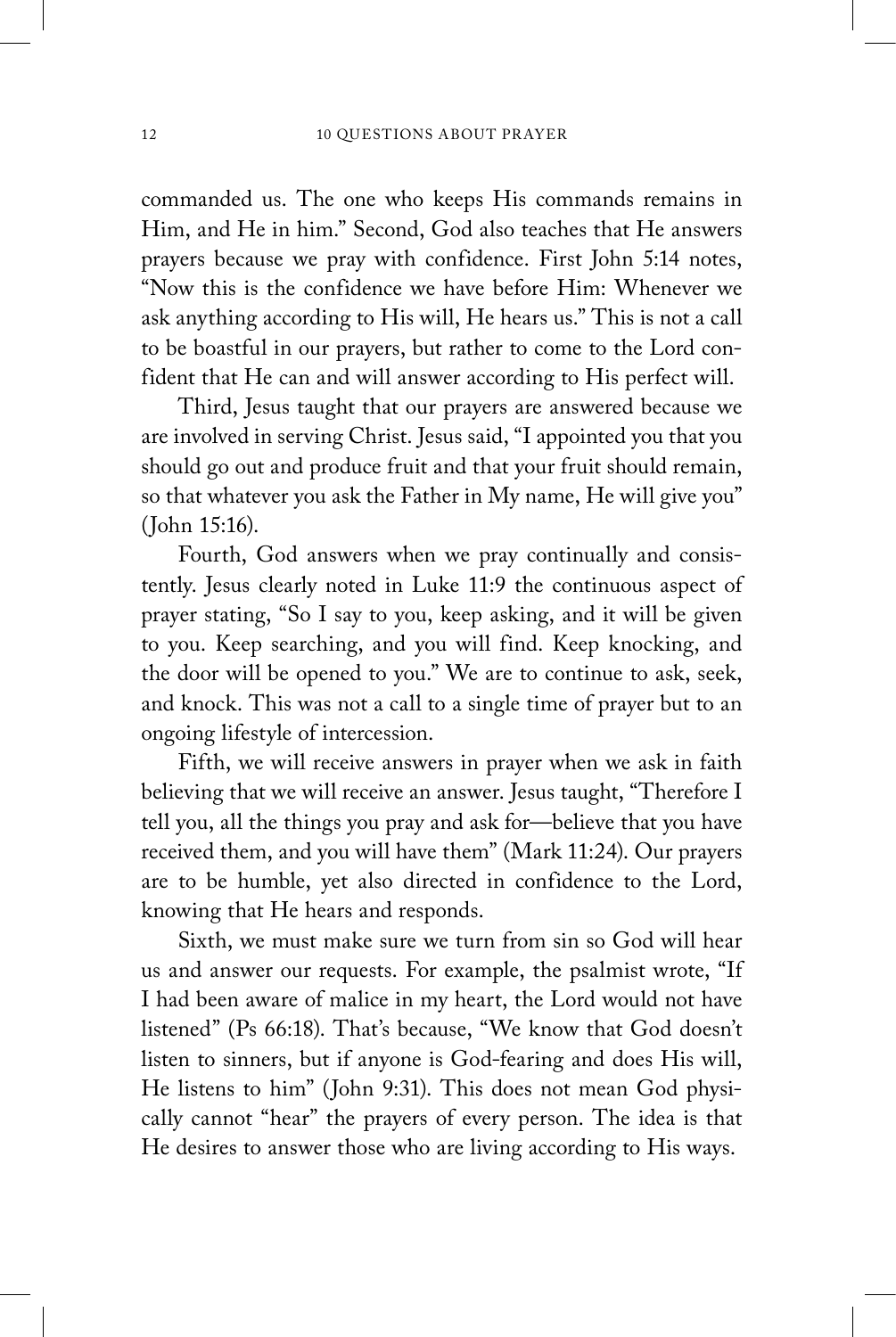commanded us. The one who keeps His commands remains in Him, and He in him." Second, God also teaches that He answers prayers because we pray with confidence. First John 5:14 notes, "Now this is the confidence we have before Him: Whenever we ask anything according to His will, He hears us." This is not a call to be boastful in our prayers, but rather to come to the Lord confident that He can and will answer according to His perfect will.

Third, Jesus taught that our prayers are answered because we are involved in serving Christ. Jesus said, "I appointed you that you should go out and produce fruit and that your fruit should remain, so that whatever you ask the Father in My name, He will give you" (John 15:16).

Fourth, God answers when we pray continually and consistently. Jesus clearly noted in Luke 11:9 the continuous aspect of prayer stating, "So I say to you, keep asking, and it will be given to you. Keep searching, and you will find. Keep knocking, and the door will be opened to you." We are to continue to ask, seek, and knock. This was not a call to a single time of prayer but to an ongoing lifestyle of intercession.

Fifth, we will receive answers in prayer when we ask in faith believing that we will receive an answer. Jesus taught, "Therefore I tell you, all the things you pray and ask for—believe that you have received them, and you will have them" (Mark 11:24). Our prayers are to be humble, yet also directed in confidence to the Lord, knowing that He hears and responds.

Sixth, we must make sure we turn from sin so God will hear us and answer our requests. For example, the psalmist wrote, "If I had been aware of malice in my heart, the Lord would not have listened" (Ps 66:18). That's because, "We know that God doesn't listen to sinners, but if anyone is God-fearing and does His will, He listens to him" (John 9:31). This does not mean God physically cannot "hear" the prayers of every person. The idea is that He desires to answer those who are living according to His ways.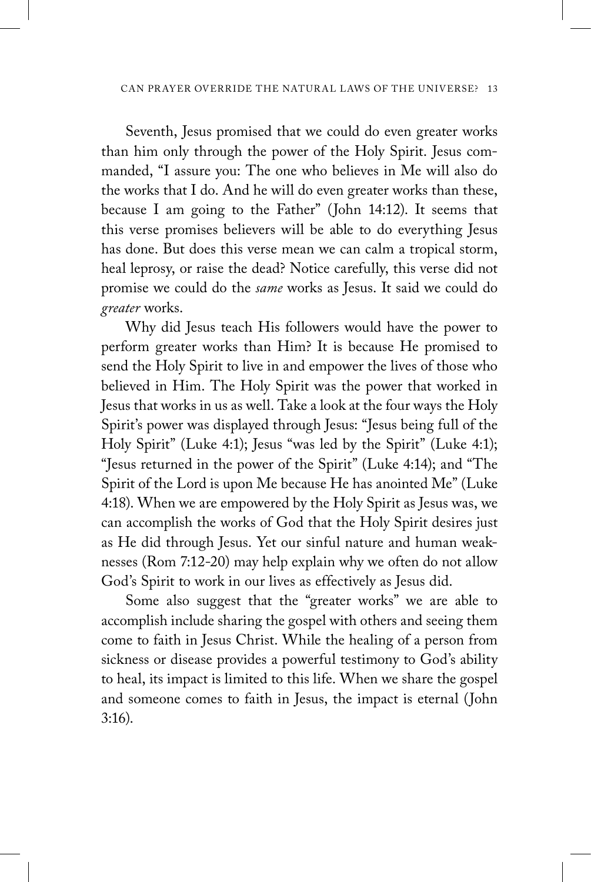Seventh, Jesus promised that we could do even greater works than him only through the power of the Holy Spirit. Jesus commanded, "I assure you: The one who believes in Me will also do the works that I do. And he will do even greater works than these, because I am going to the Father" (John 14:12). It seems that this verse promises believers will be able to do everything Jesus has done. But does this verse mean we can calm a tropical storm, heal leprosy, or raise the dead? Notice carefully, this verse did not promise we could do the *same* works as Jesus. It said we could do *greater* works.

Why did Jesus teach His followers would have the power to perform greater works than Him? It is because He promised to send the Holy Spirit to live in and empower the lives of those who believed in Him. The Holy Spirit was the power that worked in Jesus that works in us as well. Take a look at the four ways the Holy Spirit's power was displayed through Jesus: "Jesus being full of the Holy Spirit" (Luke 4:1); Jesus "was led by the Spirit" (Luke 4:1); "Jesus returned in the power of the Spirit" (Luke 4:14); and "The Spirit of the Lord is upon Me because He has anointed Me" (Luke 4:18). When we are empowered by the Holy Spirit as Jesus was, we can accomplish the works of God that the Holy Spirit desires just as He did through Jesus. Yet our sinful nature and human weaknesses (Rom 7:12-20) may help explain why we often do not allow God's Spirit to work in our lives as effectively as Jesus did.

Some also suggest that the "greater works" we are able to accomplish include sharing the gospel with others and seeing them come to faith in Jesus Christ. While the healing of a person from sickness or disease provides a powerful testimony to God's ability to heal, its impact is limited to this life. When we share the gospel and someone comes to faith in Jesus, the impact is eternal (John 3:16).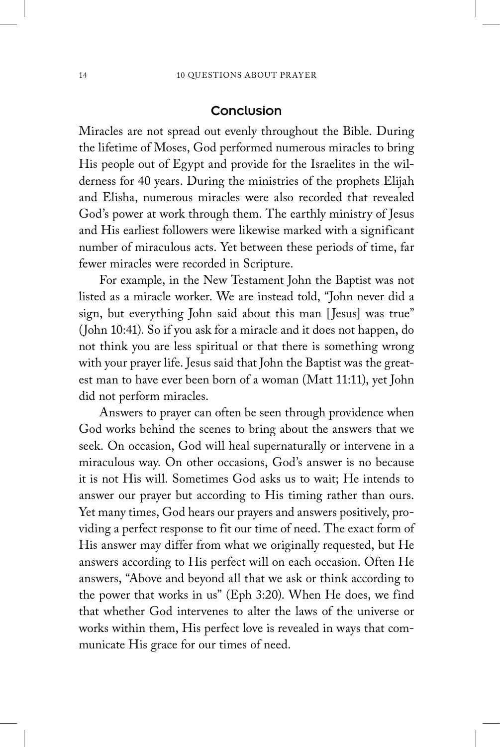## Conclusion

Miracles are not spread out evenly throughout the Bible. During the lifetime of Moses, God performed numerous miracles to bring His people out of Egypt and provide for the Israelites in the wilderness for 40 years. During the ministries of the prophets Elijah and Elisha, numerous miracles were also recorded that revealed God's power at work through them. The earthly ministry of Jesus and His earliest followers were likewise marked with a significant number of miraculous acts. Yet between these periods of time, far fewer miracles were recorded in Scripture.

For example, in the New Testament John the Baptist was not listed as a miracle worker. We are instead told, "John never did a sign, but everything John said about this man [Jesus] was true" (John 10:41). So if you ask for a miracle and it does not happen, do not think you are less spiritual or that there is something wrong with your prayer life. Jesus said that John the Baptist was the greatest man to have ever been born of a woman (Matt 11:11), yet John did not perform miracles.

Answers to prayer can often be seen through providence when God works behind the scenes to bring about the answers that we seek. On occasion, God will heal supernaturally or intervene in a miraculous way. On other occasions, God's answer is no because it is not His will. Sometimes God asks us to wait; He intends to answer our prayer but according to His timing rather than ours. Yet many times, God hears our prayers and answers positively, providing a perfect response to fit our time of need. The exact form of His answer may differ from what we originally requested, but He answers according to His perfect will on each occasion. Often He answers, "Above and beyond all that we ask or think according to the power that works in us" (Eph 3:20). When He does, we find that whether God intervenes to alter the laws of the universe or works within them, His perfect love is revealed in ways that communicate His grace for our times of need.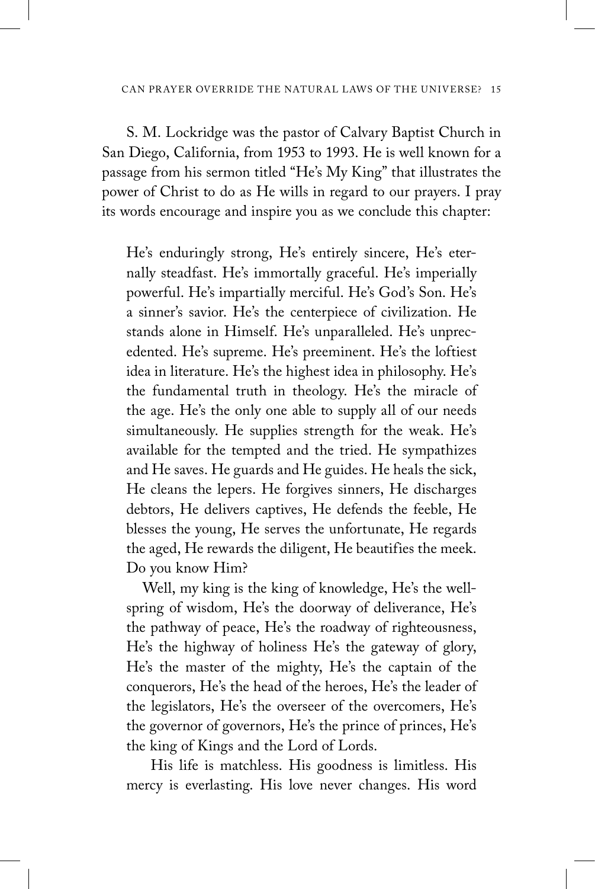S. M. Lockridge was the pastor of Calvary Baptist Church in San Diego, California, from 1953 to 1993. He is well known for a passage from his sermon titled "He's My King" that illustrates the power of Christ to do as He wills in regard to our prayers. I pray its words encourage and inspire you as we conclude this chapter:

> He's enduringly strong, He's entirely sincere, He's eternally steadfast. He's immortally graceful. He's imperially powerful. He's impartially merciful. He's God's Son. He's a sinner's savior. He's the centerpiece of civilization. He stands alone in Himself. He's unparalleled. He's unprecedented. He's supreme. He's preeminent. He's the loftiest idea in literature. He's the highest idea in philosophy. He's the fundamental truth in theology. He's the miracle of the age. He's the only one able to supply all of our needs simultaneously. He supplies strength for the weak. He's available for the tempted and the tried. He sympathizes and He saves. He guards and He guides. He heals the sick, He cleans the lepers. He forgives sinners, He discharges debtors, He delivers captives, He defends the feeble, He blesses the young, He serves the unfortunate, He regards the aged, He rewards the diligent, He beautifies the meek. Do you know Him?
>
> Well, my king is the king of knowledge, He's the wellspring of wisdom, He's the doorway of deliverance, He's the pathway of peace, He's the roadway of righteousness, He's the highway of holiness He's the gateway of glory, He's the master of the mighty, He's the captain of the conquerors, He's the head of the heroes, He's the leader of the legislators, He's the overseer of the overcomers, He's the governor of governors, He's the prince of princes, He's the king of Kings and the Lord of Lords.
>
> His life is matchless. His goodness is limitless. His mercy is everlasting. His love never changes. His word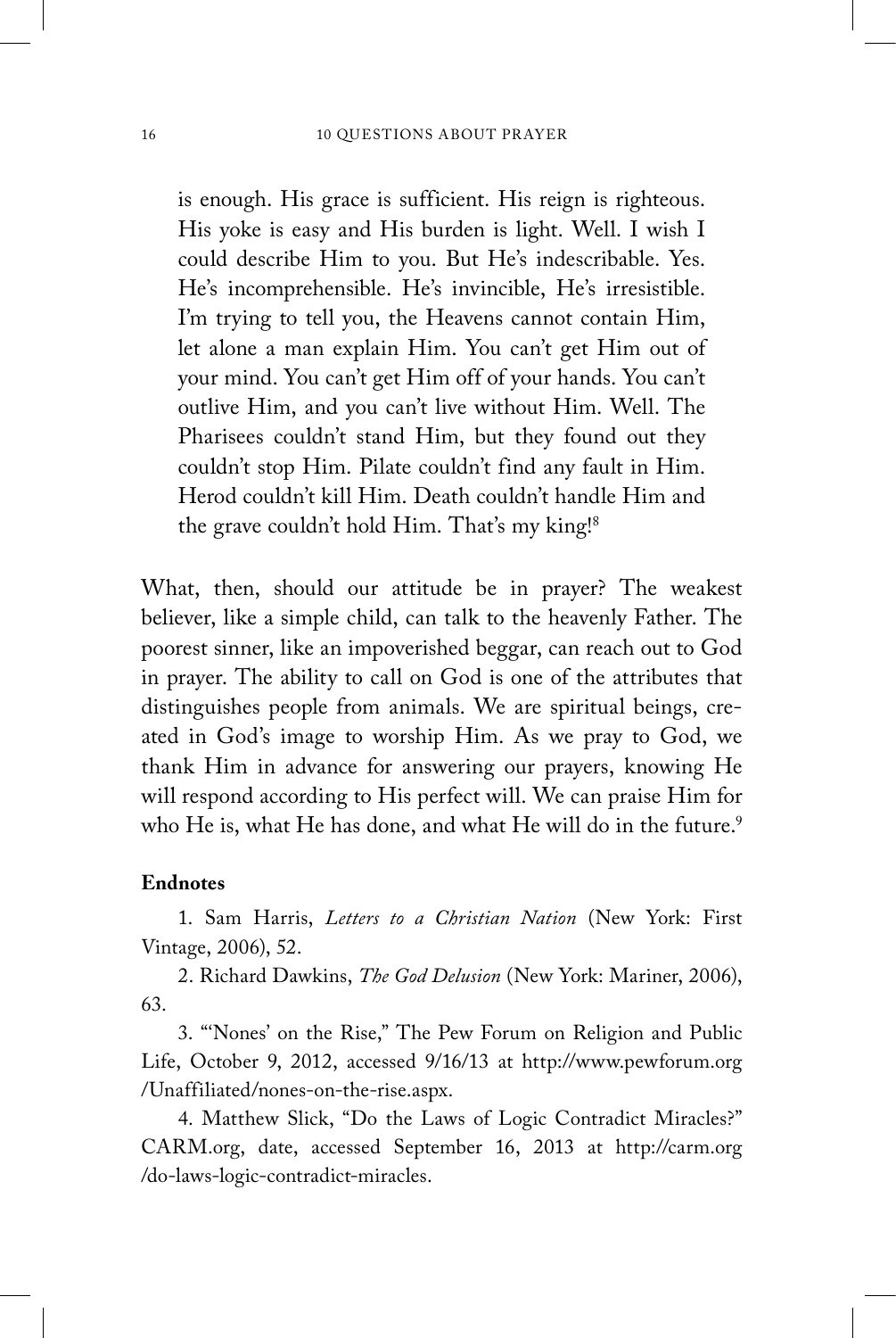> is enough. His grace is sufficient. His reign is righteous. His yoke is easy and His burden is light. Well. I wish I could describe Him to you. But He's indescribable. Yes. He's incomprehensible. He's invincible, He's irresistible. I'm trying to tell you, the Heavens cannot contain Him, let alone a man explain Him. You can't get Him out of your mind. You can't get Him off of your hands. You can't outlive Him, and you can't live without Him. Well. The Pharisees couldn't stand Him, but they found out they couldn't stop Him. Pilate couldn't find any fault in Him. Herod couldn't kill Him. Death couldn't handle Him and the grave couldn't hold Him. That's my king![8]

What, then, should our attitude be in prayer? The weakest believer, like a simple child, can talk to the heavenly Father. The poorest sinner, like an impoverished beggar, can reach out to God in prayer. The ability to call on God is one of the attributes that distinguishes people from animals. We are spiritual beings, created in God's image to worship Him. As we pray to God, we thank Him in advance for answering our prayers, knowing He will respond according to His perfect will. We can praise Him for who He is, what He has done, and what He will do in the future.[9]

**Endnotes**

1. Sam Harris, *Letters to a Christian Nation* (New York: First Vintage, 2006), 52.

2. Richard Dawkins, *The God Delusion* (New York: Mariner, 2006), 63.

3. "'Nones' on the Rise," The Pew Forum on Religion and Public Life, October 9, 2012, accessed 9/16/13 at http://www.pewforum.org/Unaffiliated/nones-on-the-rise.aspx.

4. Matthew Slick, "Do the Laws of Logic Contradict Miracles?" CARM.org, date, accessed September 16, 2013 at http://carm.org/do-laws-logic-contradict-miracles.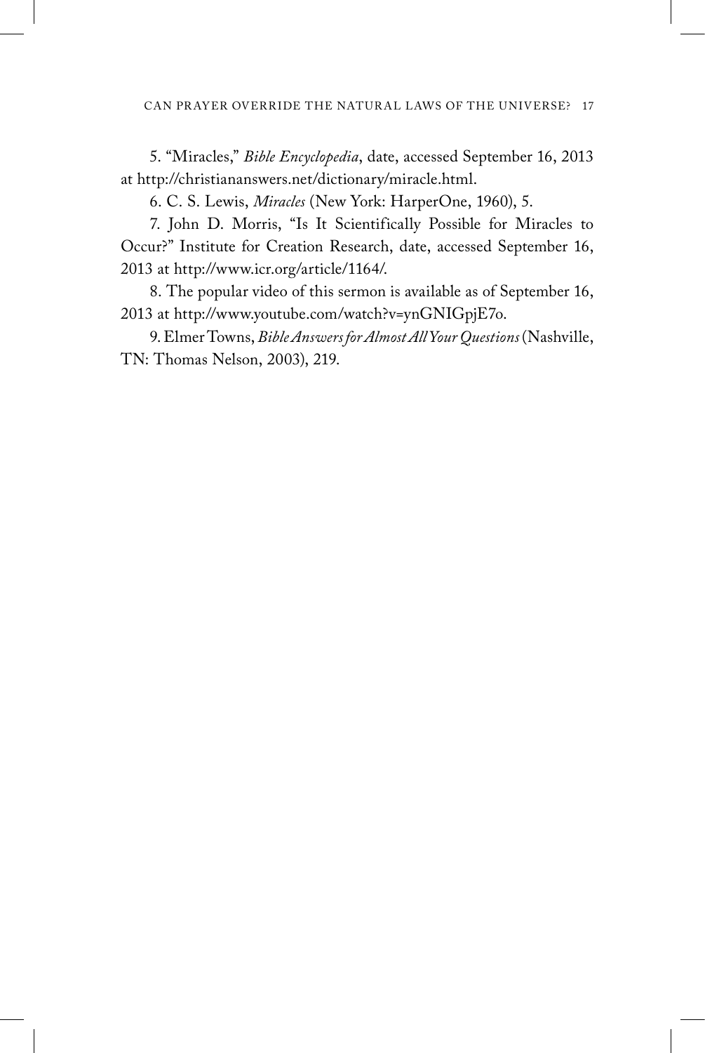5. "Miracles," *Bible Encyclopedia*, date, accessed September 16, 2013 at http://christiananswers.net/dictionary/miracle.html.

6. C. S. Lewis, *Miracles* (New York: HarperOne, 1960), 5.

7. John D. Morris, "Is It Scientifically Possible for Miracles to Occur?" Institute for Creation Research, date, accessed September 16, 2013 at http://www.icr.org/article/1164/.

8. The popular video of this sermon is available as of September 16, 2013 at http://www.youtube.com/watch?v=ynGNIGpjE7o.

9. Elmer Towns, *Bible Answers for Almost All Your Questions* (Nashville, TN: Thomas Nelson, 2003), 219.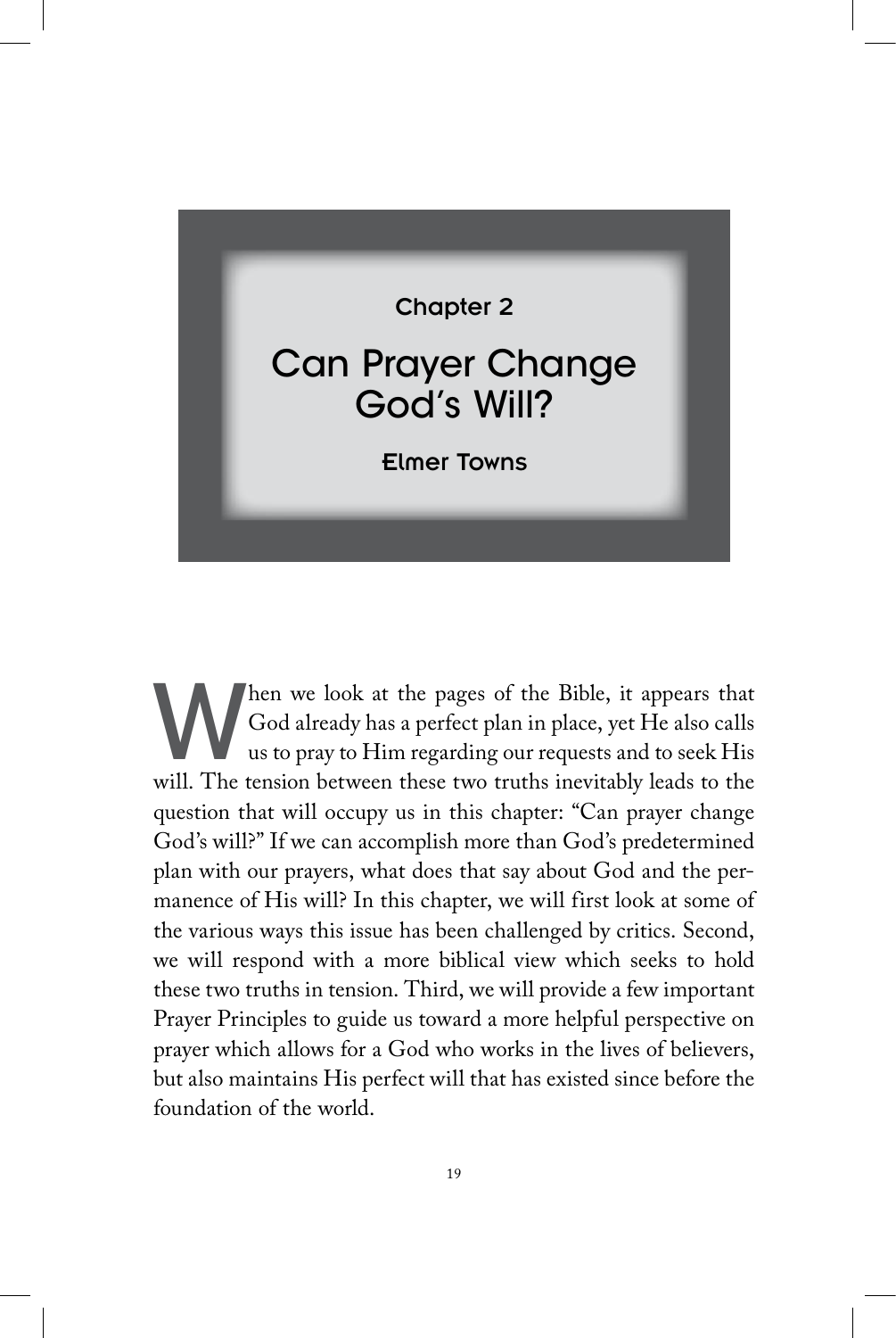Chapter 2

# Can Prayer Change God's Will?

**Elmer Towns**

When we look at the pages of the Bible, it appears that God already has a perfect plan in place, yet He also calls us to pray to Him regarding our requests and to seek His will. The tension between these two truths inevitably leads to the question that will occupy us in this chapter: "Can prayer change God's will?" If we can accomplish more than God's predetermined plan with our prayers, what does that say about God and the permanence of His will? In this chapter, we will first look at some of the various ways this issue has been challenged by critics. Second, we will respond with a more biblical view which seeks to hold these two truths in tension. Third, we will provide a few important Prayer Principles to guide us toward a more helpful perspective on prayer which allows for a God who works in the lives of believers, but also maintains His perfect will that has existed since before the foundation of the world.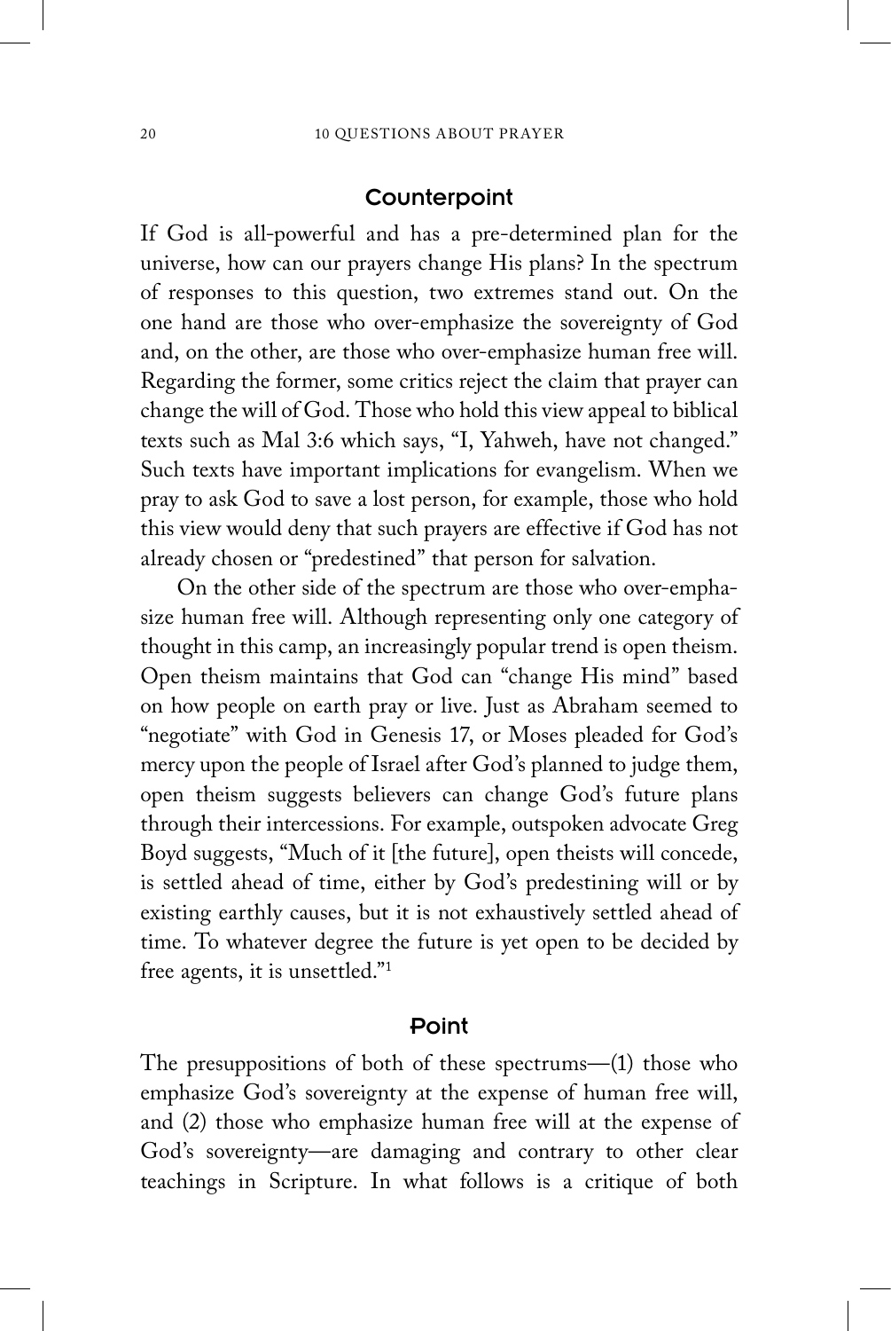## Counterpoint

If God is all-powerful and has a pre-determined plan for the universe, how can our prayers change His plans? In the spectrum of responses to this question, two extremes stand out. On the one hand are those who over-emphasize the sovereignty of God and, on the other, are those who over-emphasize human free will. Regarding the former, some critics reject the claim that prayer can change the will of God. Those who hold this view appeal to biblical texts such as Mal 3:6 which says, "I, Yahweh, have not changed." Such texts have important implications for evangelism. When we pray to ask God to save a lost person, for example, those who hold this view would deny that such prayers are effective if God has not already chosen or "predestined" that person for salvation.

On the other side of the spectrum are those who over-emphasize human free will. Although representing only one category of thought in this camp, an increasingly popular trend is open theism. Open theism maintains that God can "change His mind" based on how people on earth pray or live. Just as Abraham seemed to "negotiate" with God in Genesis 17, or Moses pleaded for God's mercy upon the people of Israel after God's planned to judge them, open theism suggests believers can change God's future plans through their intercessions. For example, outspoken advocate Greg Boyd suggests, "Much of it [the future], open theists will concede, is settled ahead of time, either by God's predestining will or by existing earthly causes, but it is not exhaustively settled ahead of time. To whatever degree the future is yet open to be decided by free agents, it is unsettled."[1]

## Point

The presuppositions of both of these spectrums—(1) those who emphasize God's sovereignty at the expense of human free will, and (2) those who emphasize human free will at the expense of God's sovereignty—are damaging and contrary to other clear teachings in Scripture. In what follows is a critique of both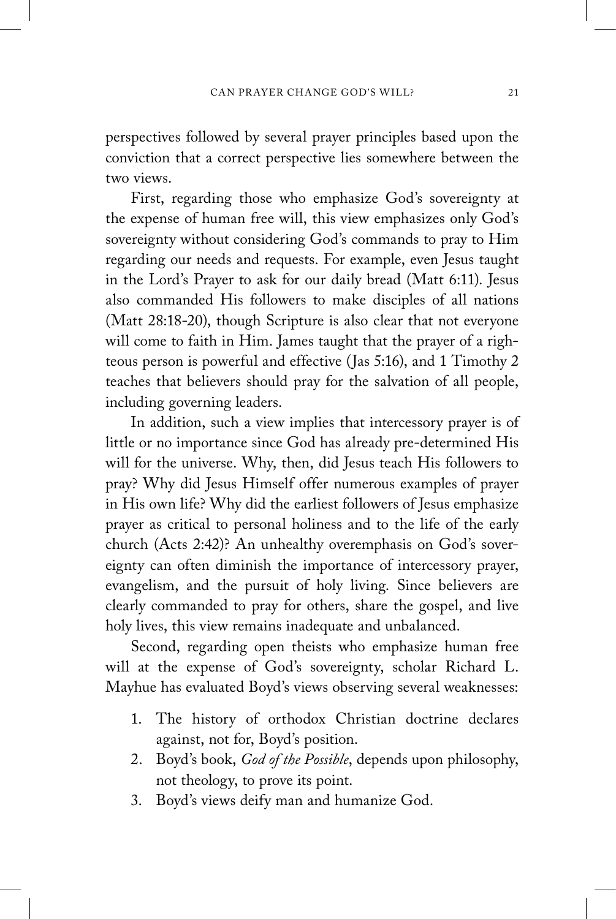perspectives followed by several prayer principles based upon the conviction that a correct perspective lies somewhere between the two views.

First, regarding those who emphasize God's sovereignty at the expense of human free will, this view emphasizes only God's sovereignty without considering God's commands to pray to Him regarding our needs and requests. For example, even Jesus taught in the Lord's Prayer to ask for our daily bread (Matt 6:11). Jesus also commanded His followers to make disciples of all nations (Matt 28:18-20), though Scripture is also clear that not everyone will come to faith in Him. James taught that the prayer of a righteous person is powerful and effective (Jas 5:16), and 1 Timothy 2 teaches that believers should pray for the salvation of all people, including governing leaders.

In addition, such a view implies that intercessory prayer is of little or no importance since God has already pre-determined His will for the universe. Why, then, did Jesus teach His followers to pray? Why did Jesus Himself offer numerous examples of prayer in His own life? Why did the earliest followers of Jesus emphasize prayer as critical to personal holiness and to the life of the early church (Acts 2:42)? An unhealthy overemphasis on God's sovereignty can often diminish the importance of intercessory prayer, evangelism, and the pursuit of holy living. Since believers are clearly commanded to pray for others, share the gospel, and live holy lives, this view remains inadequate and unbalanced.

Second, regarding open theists who emphasize human free will at the expense of God's sovereignty, scholar Richard L. Mayhue has evaluated Boyd's views observing several weaknesses:

1. The history of orthodox Christian doctrine declares against, not for, Boyd's position.
2. Boyd's book, *God of the Possible*, depends upon philosophy, not theology, to prove its point.
3. Boyd's views deify man and humanize God.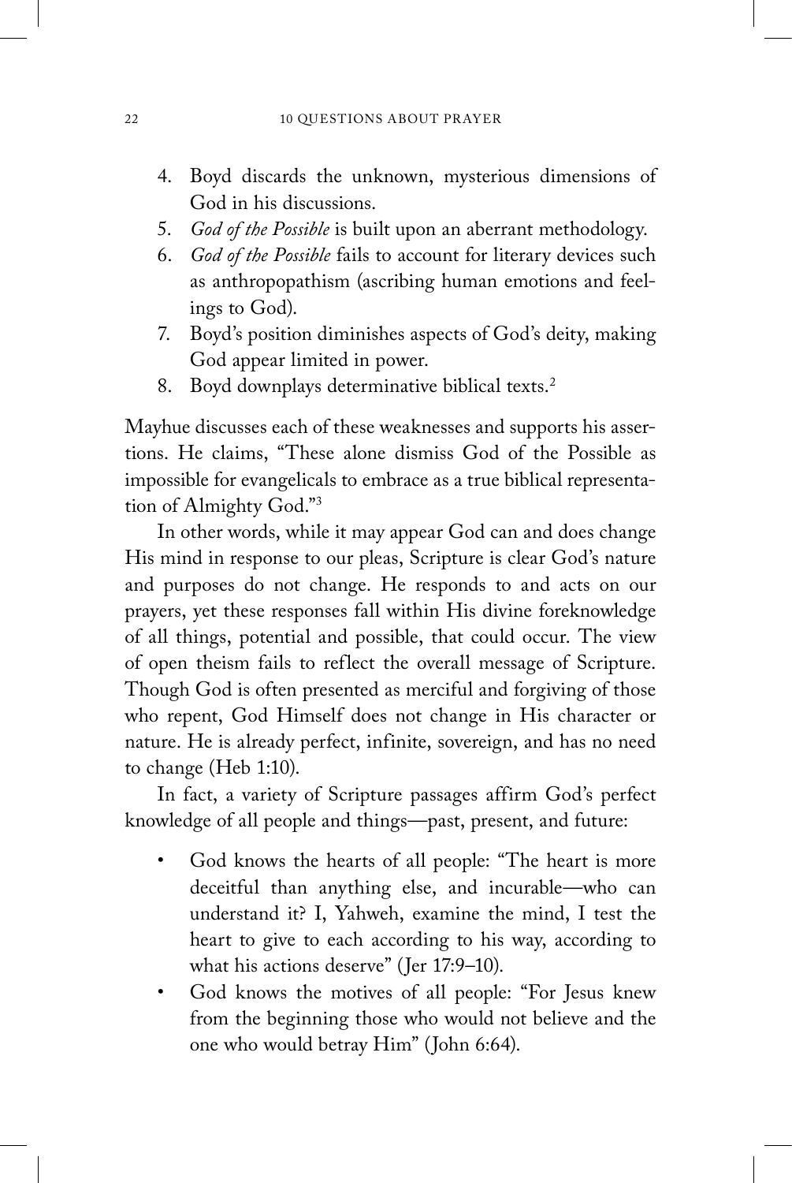4. Boyd discards the unknown, mysterious dimensions of God in his discussions.
5. *God of the Possible* is built upon an aberrant methodology.
6. *God of the Possible* fails to account for literary devices such as anthropopathism (ascribing human emotions and feelings to God).
7. Boyd's position diminishes aspects of God's deity, making God appear limited in power.
8. Boyd downplays determinative biblical texts.[2]

Mayhue discusses each of these weaknesses and supports his assertions. He claims, "These alone dismiss God of the Possible as impossible for evangelicals to embrace as a true biblical representation of Almighty God."[3]

In other words, while it may appear God can and does change His mind in response to our pleas, Scripture is clear God's nature and purposes do not change. He responds to and acts on our prayers, yet these responses fall within His divine foreknowledge of all things, potential and possible, that could occur. The view of open theism fails to reflect the overall message of Scripture. Though God is often presented as merciful and forgiving of those who repent, God Himself does not change in His character or nature. He is already perfect, infinite, sovereign, and has no need to change (Heb 1:10).

In fact, a variety of Scripture passages affirm God's perfect knowledge of all people and things—past, present, and future:

- God knows the hearts of all people: "The heart is more deceitful than anything else, and incurable—who can understand it? I, Yahweh, examine the mind, I test the heart to give to each according to his way, according to what his actions deserve" (Jer 17:9–10).
- God knows the motives of all people: "For Jesus knew from the beginning those who would not believe and the one who would betray Him" (John 6:64).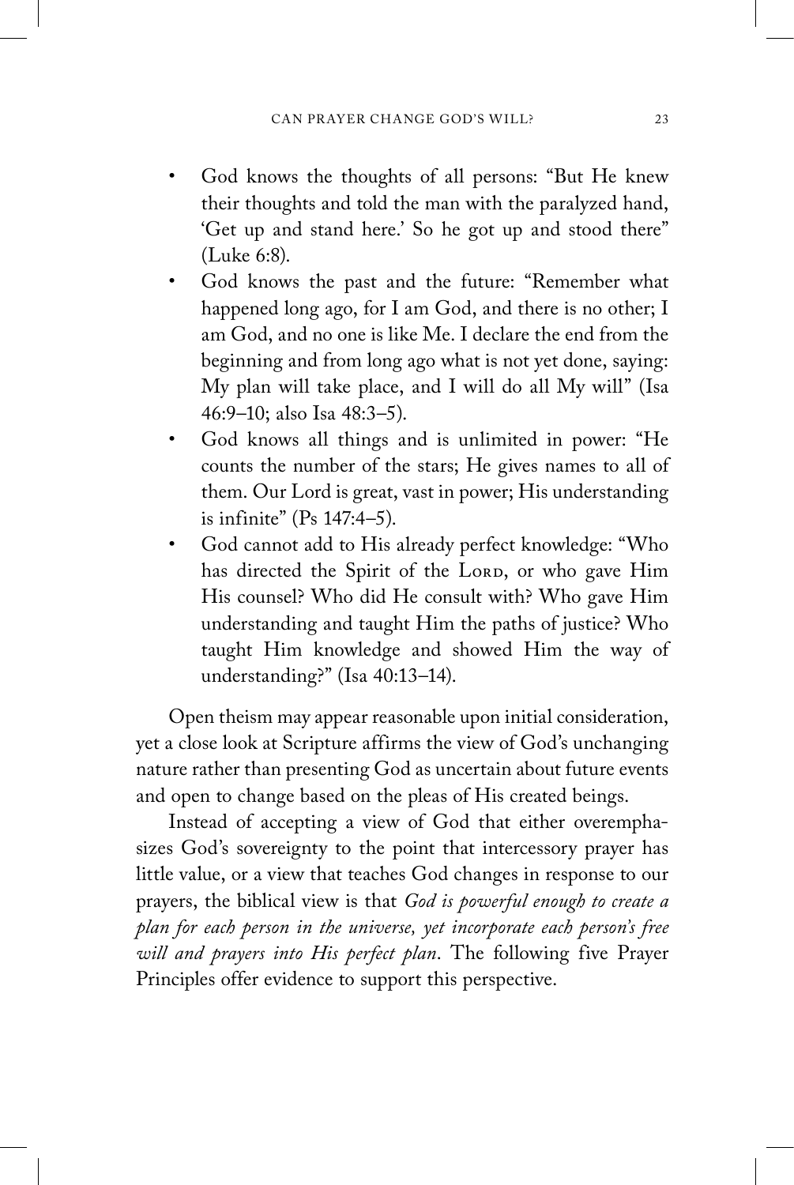- God knows the thoughts of all persons: "But He knew their thoughts and told the man with the paralyzed hand, 'Get up and stand here.' So he got up and stood there" (Luke 6:8).
- God knows the past and the future: "Remember what happened long ago, for I am God, and there is no other; I am God, and no one is like Me. I declare the end from the beginning and from long ago what is not yet done, saying: My plan will take place, and I will do all My will" (Isa 46:9–10; also Isa 48:3–5).
- God knows all things and is unlimited in power: "He counts the number of the stars; He gives names to all of them. Our Lord is great, vast in power; His understanding is infinite" (Ps 147:4–5).
- God cannot add to His already perfect knowledge: "Who has directed the Spirit of the LORD, or who gave Him His counsel? Who did He consult with? Who gave Him understanding and taught Him the paths of justice? Who taught Him knowledge and showed Him the way of understanding?" (Isa 40:13–14).

Open theism may appear reasonable upon initial consideration, yet a close look at Scripture affirms the view of God's unchanging nature rather than presenting God as uncertain about future events and open to change based on the pleas of His created beings.

Instead of accepting a view of God that either overemphasizes God's sovereignty to the point that intercessory prayer has little value, or a view that teaches God changes in response to our prayers, the biblical view is that *God is powerful enough to create a plan for each person in the universe, yet incorporate each person's free will and prayers into His perfect plan*. The following five Prayer Principles offer evidence to support this perspective.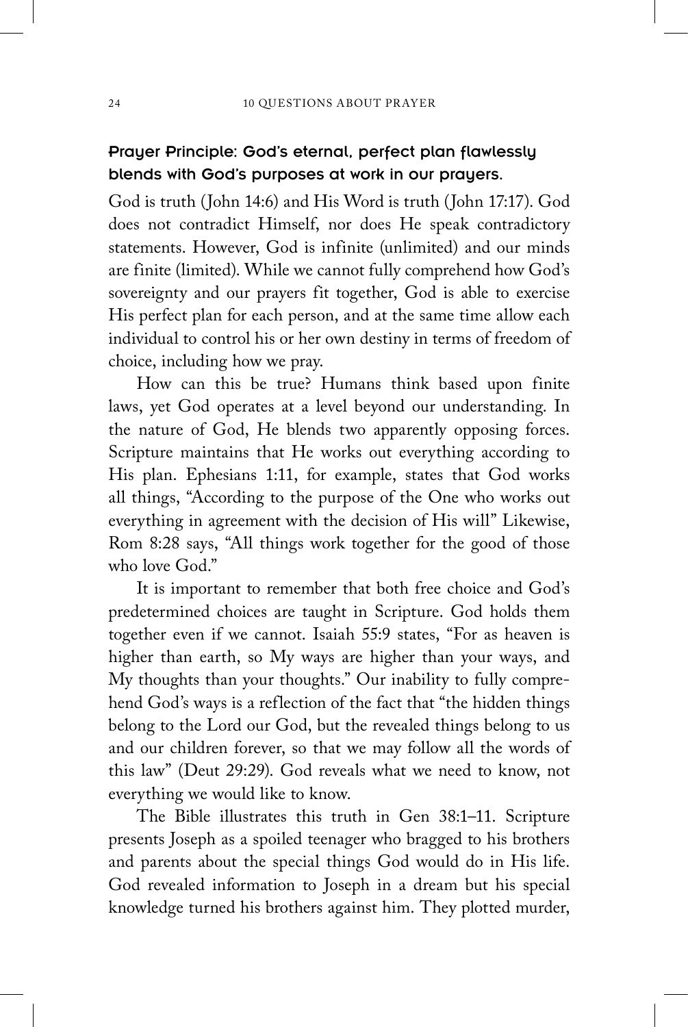### Prayer Principle: God's eternal, perfect plan flawlessly blends with God's purposes at work in our prayers.

God is truth (John 14:6) and His Word is truth (John 17:17). God does not contradict Himself, nor does He speak contradictory statements. However, God is infinite (unlimited) and our minds are finite (limited). While we cannot fully comprehend how God's sovereignty and our prayers fit together, God is able to exercise His perfect plan for each person, and at the same time allow each individual to control his or her own destiny in terms of freedom of choice, including how we pray.

How can this be true? Humans think based upon finite laws, yet God operates at a level beyond our understanding. In the nature of God, He blends two apparently opposing forces. Scripture maintains that He works out everything according to His plan. Ephesians 1:11, for example, states that God works all things, "According to the purpose of the One who works out everything in agreement with the decision of His will" Likewise, Rom 8:28 says, "All things work together for the good of those who love God."

It is important to remember that both free choice and God's predetermined choices are taught in Scripture. God holds them together even if we cannot. Isaiah 55:9 states, "For as heaven is higher than earth, so My ways are higher than your ways, and My thoughts than your thoughts." Our inability to fully comprehend God's ways is a reflection of the fact that "the hidden things belong to the Lord our God, but the revealed things belong to us and our children forever, so that we may follow all the words of this law" (Deut 29:29). God reveals what we need to know, not everything we would like to know.

The Bible illustrates this truth in Gen 38:1–11. Scripture presents Joseph as a spoiled teenager who bragged to his brothers and parents about the special things God would do in His life. God revealed information to Joseph in a dream but his special knowledge turned his brothers against him. They plotted murder,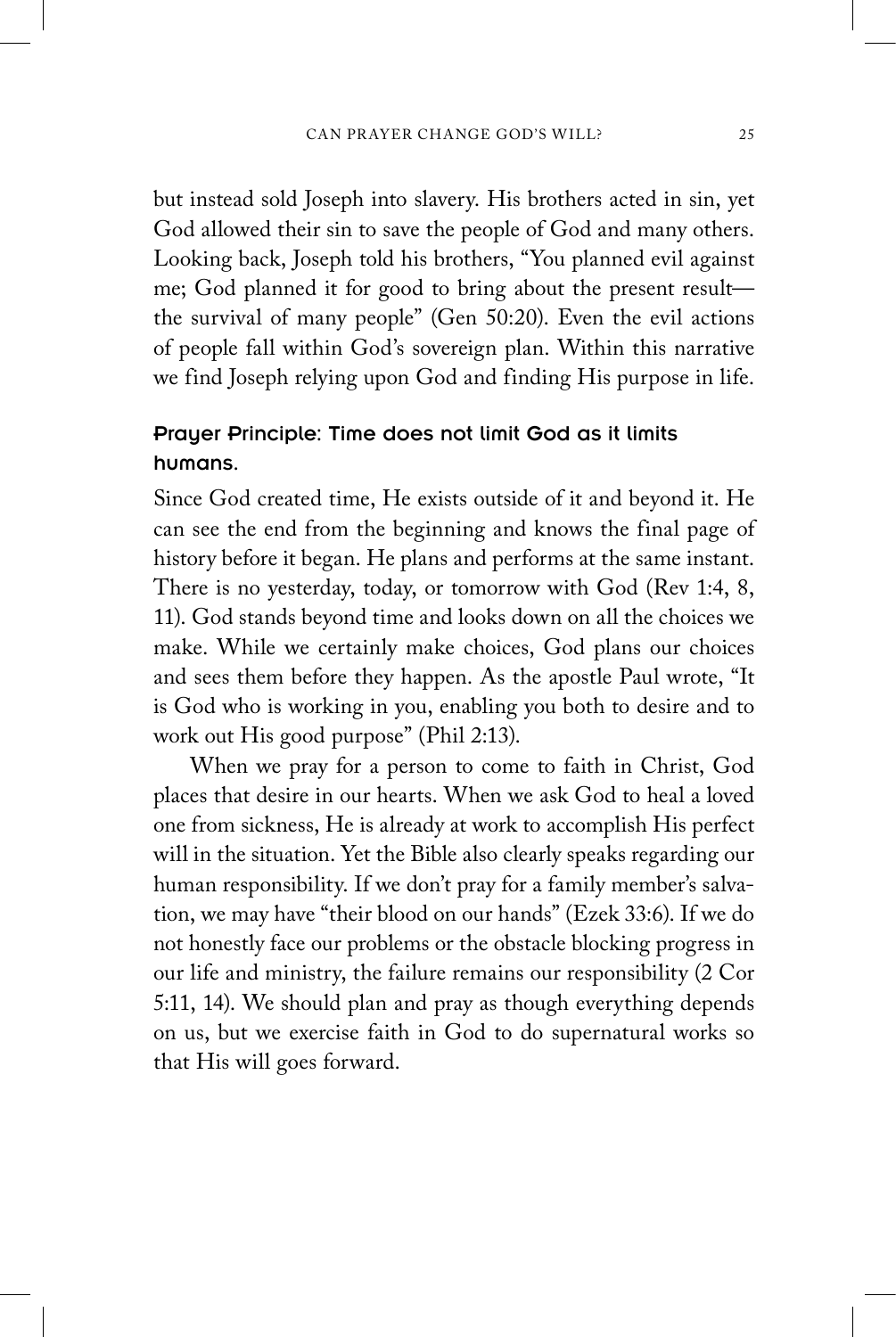but instead sold Joseph into slavery. His brothers acted in sin, yet God allowed their sin to save the people of God and many others. Looking back, Joseph told his brothers, "You planned evil against me; God planned it for good to bring about the present result—the survival of many people" (Gen 50:20). Even the evil actions of people fall within God's sovereign plan. Within this narrative we find Joseph relying upon God and finding His purpose in life.

### Prayer Principle: Time does not limit God as it limits humans.

Since God created time, He exists outside of it and beyond it. He can see the end from the beginning and knows the final page of history before it began. He plans and performs at the same instant. There is no yesterday, today, or tomorrow with God (Rev 1:4, 8, 11). God stands beyond time and looks down on all the choices we make. While we certainly make choices, God plans our choices and sees them before they happen. As the apostle Paul wrote, "It is God who is working in you, enabling you both to desire and to work out His good purpose" (Phil 2:13).

When we pray for a person to come to faith in Christ, God places that desire in our hearts. When we ask God to heal a loved one from sickness, He is already at work to accomplish His perfect will in the situation. Yet the Bible also clearly speaks regarding our human responsibility. If we don't pray for a family member's salvation, we may have "their blood on our hands" (Ezek 33:6). If we do not honestly face our problems or the obstacle blocking progress in our life and ministry, the failure remains our responsibility (2 Cor 5:11, 14). We should plan and pray as though everything depends on us, but we exercise faith in God to do supernatural works so that His will goes forward.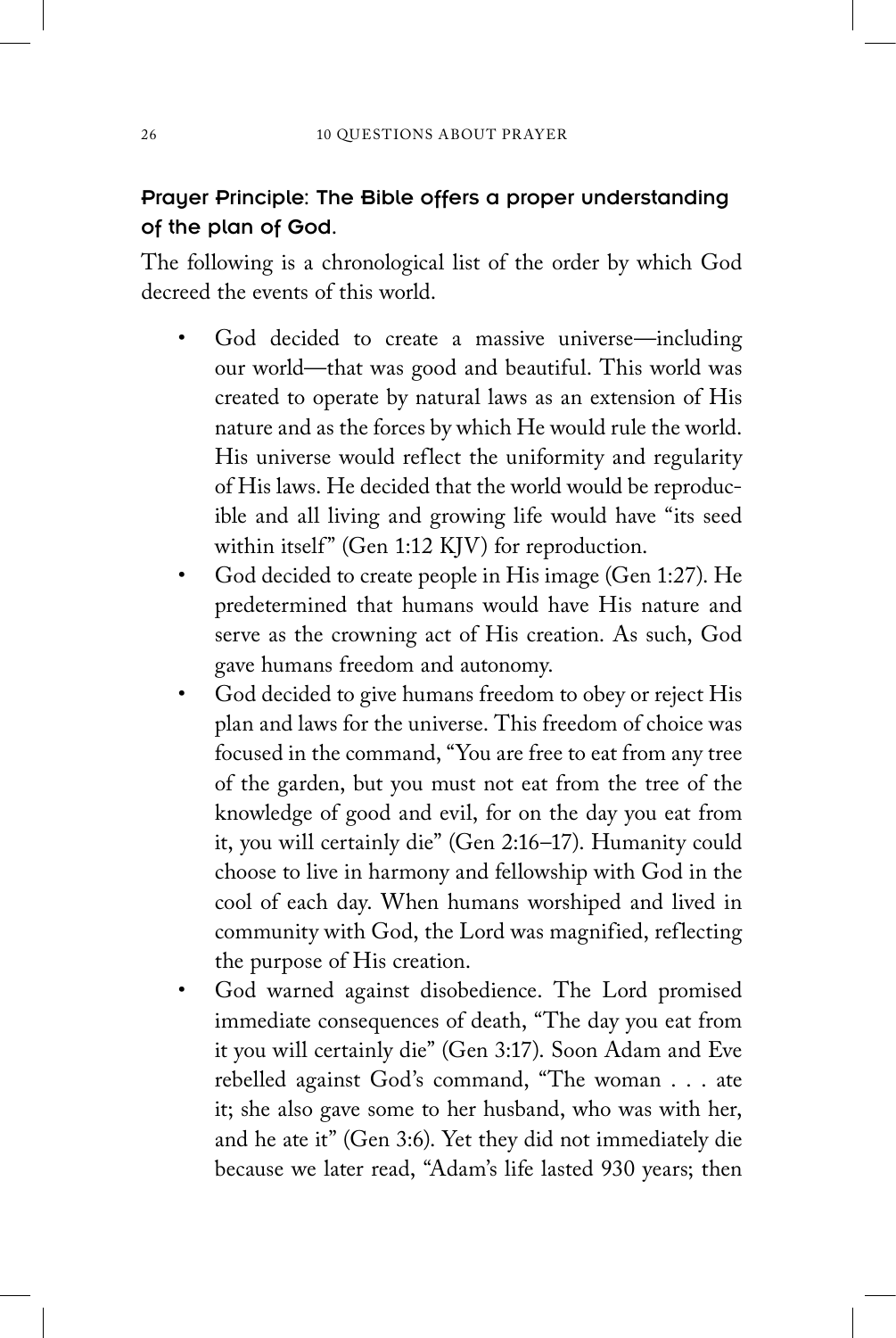### Prayer Principle: The Bible offers a proper understanding of the plan of God.

The following is a chronological list of the order by which God decreed the events of this world.

- God decided to create a massive universe—including our world—that was good and beautiful. This world was created to operate by natural laws as an extension of His nature and as the forces by which He would rule the world. His universe would reflect the uniformity and regularity of His laws. He decided that the world would be reproducible and all living and growing life would have "its seed within itself" (Gen 1:12 KJV) for reproduction.
- God decided to create people in His image (Gen 1:27). He predetermined that humans would have His nature and serve as the crowning act of His creation. As such, God gave humans freedom and autonomy.
- God decided to give humans freedom to obey or reject His plan and laws for the universe. This freedom of choice was focused in the command, "You are free to eat from any tree of the garden, but you must not eat from the tree of the knowledge of good and evil, for on the day you eat from it, you will certainly die" (Gen 2:16–17). Humanity could choose to live in harmony and fellowship with God in the cool of each day. When humans worshiped and lived in community with God, the Lord was magnified, reflecting the purpose of His creation.
- God warned against disobedience. The Lord promised immediate consequences of death, "The day you eat from it you will certainly die" (Gen 3:17). Soon Adam and Eve rebelled against God's command, "The woman . . . ate it; she also gave some to her husband, who was with her, and he ate it" (Gen 3:6). Yet they did not immediately die because we later read, "Adam's life lasted 930 years; then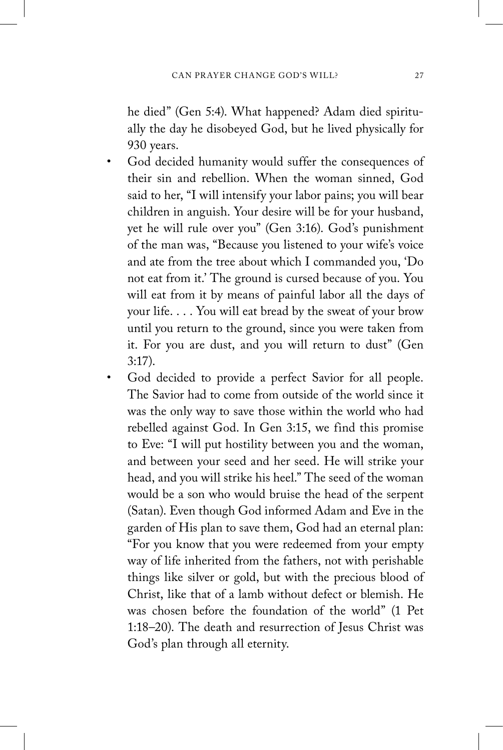he died" (Gen 5:4). What happened? Adam died spiritually the day he disobeyed God, but he lived physically for 930 years.

- God decided humanity would suffer the consequences of their sin and rebellion. When the woman sinned, God said to her, "I will intensify your labor pains; you will bear children in anguish. Your desire will be for your husband, yet he will rule over you" (Gen 3:16). God's punishment of the man was, "Because you listened to your wife's voice and ate from the tree about which I commanded you, 'Do not eat from it.' The ground is cursed because of you. You will eat from it by means of painful labor all the days of your life. . . . You will eat bread by the sweat of your brow until you return to the ground, since you were taken from it. For you are dust, and you will return to dust" (Gen 3:17).
- God decided to provide a perfect Savior for all people. The Savior had to come from outside of the world since it was the only way to save those within the world who had rebelled against God. In Gen 3:15, we find this promise to Eve: "I will put hostility between you and the woman, and between your seed and her seed. He will strike your head, and you will strike his heel." The seed of the woman would be a son who would bruise the head of the serpent (Satan). Even though God informed Adam and Eve in the garden of His plan to save them, God had an eternal plan: "For you know that you were redeemed from your empty way of life inherited from the fathers, not with perishable things like silver or gold, but with the precious blood of Christ, like that of a lamb without defect or blemish. He was chosen before the foundation of the world" (1 Pet 1:18–20). The death and resurrection of Jesus Christ was God's plan through all eternity.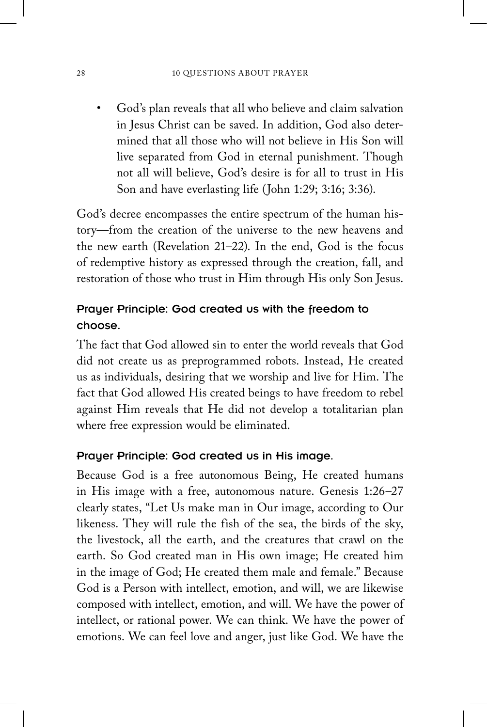- God's plan reveals that all who believe and claim salvation in Jesus Christ can be saved. In addition, God also determined that all those who will not believe in His Son will live separated from God in eternal punishment. Though not all will believe, God's desire is for all to trust in His Son and have everlasting life (John 1:29; 3:16; 3:36).

God's decree encompasses the entire spectrum of the human history—from the creation of the universe to the new heavens and the new earth (Revelation 21–22). In the end, God is the focus of redemptive history as expressed through the creation, fall, and restoration of those who trust in Him through His only Son Jesus.

### Prayer Principle: God created us with the freedom to choose.

The fact that God allowed sin to enter the world reveals that God did not create us as preprogrammed robots. Instead, He created us as individuals, desiring that we worship and live for Him. The fact that God allowed His created beings to have freedom to rebel against Him reveals that He did not develop a totalitarian plan where free expression would be eliminated.

### Prayer Principle: God created us in His image.

Because God is a free autonomous Being, He created humans in His image with a free, autonomous nature. Genesis 1:26–27 clearly states, "Let Us make man in Our image, according to Our likeness. They will rule the fish of the sea, the birds of the sky, the livestock, all the earth, and the creatures that crawl on the earth. So God created man in His own image; He created him in the image of God; He created them male and female." Because God is a Person with intellect, emotion, and will, we are likewise composed with intellect, emotion, and will. We have the power of intellect, or rational power. We can think. We have the power of emotions. We can feel love and anger, just like God. We have the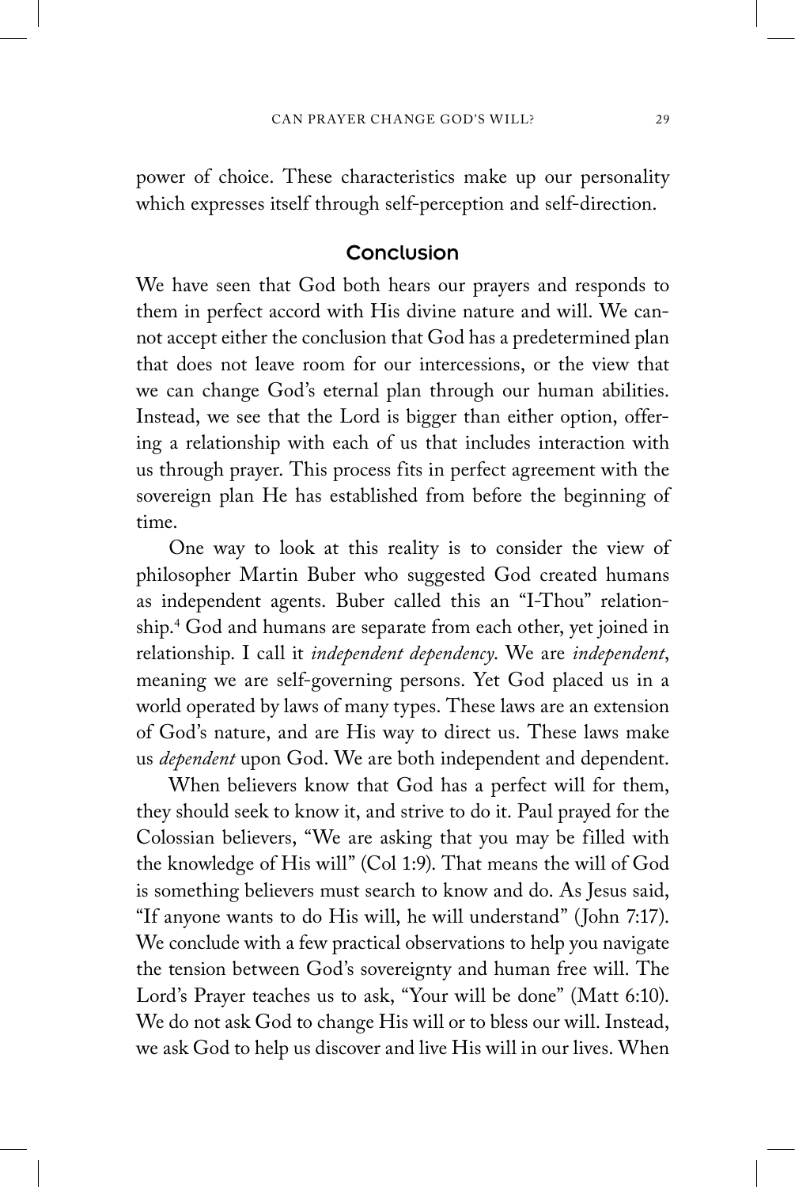power of choice. These characteristics make up our personality which expresses itself through self-perception and self-direction.

## Conclusion

We have seen that God both hears our prayers and responds to them in perfect accord with His divine nature and will. We cannot accept either the conclusion that God has a predetermined plan that does not leave room for our intercessions, or the view that we can change God's eternal plan through our human abilities. Instead, we see that the Lord is bigger than either option, offering a relationship with each of us that includes interaction with us through prayer. This process fits in perfect agreement with the sovereign plan He has established from before the beginning of time.

One way to look at this reality is to consider the view of philosopher Martin Buber who suggested God created humans as independent agents. Buber called this an "I-Thou" relationship.[4] God and humans are separate from each other, yet joined in relationship. I call it *independent dependency*. We are *independent*, meaning we are self-governing persons. Yet God placed us in a world operated by laws of many types. These laws are an extension of God's nature, and are His way to direct us. These laws make us *dependent* upon God. We are both independent and dependent.

When believers know that God has a perfect will for them, they should seek to know it, and strive to do it. Paul prayed for the Colossian believers, "We are asking that you may be filled with the knowledge of His will" (Col 1:9). That means the will of God is something believers must search to know and do. As Jesus said, "If anyone wants to do His will, he will understand" (John 7:17). We conclude with a few practical observations to help you navigate the tension between God's sovereignty and human free will. The Lord's Prayer teaches us to ask, "Your will be done" (Matt 6:10). We do not ask God to change His will or to bless our will. Instead, we ask God to help us discover and live His will in our lives. When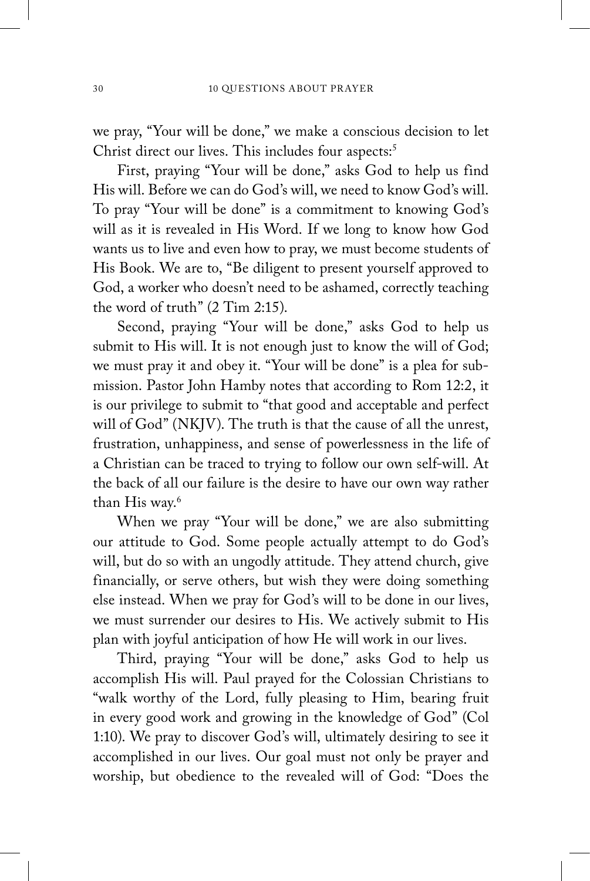we pray, "Your will be done," we make a conscious decision to let Christ direct our lives. This includes four aspects:[5]

First, praying "Your will be done," asks God to help us find His will. Before we can do God's will, we need to know God's will. To pray "Your will be done" is a commitment to knowing God's will as it is revealed in His Word. If we long to know how God wants us to live and even how to pray, we must become students of His Book. We are to, "Be diligent to present yourself approved to God, a worker who doesn't need to be ashamed, correctly teaching the word of truth" (2 Tim 2:15).

Second, praying "Your will be done," asks God to help us submit to His will. It is not enough just to know the will of God; we must pray it and obey it. "Your will be done" is a plea for submission. Pastor John Hamby notes that according to Rom 12:2, it is our privilege to submit to "that good and acceptable and perfect will of God" (NKJV). The truth is that the cause of all the unrest, frustration, unhappiness, and sense of powerlessness in the life of a Christian can be traced to trying to follow our own self-will. At the back of all our failure is the desire to have our own way rather than His way.[6]

When we pray "Your will be done," we are also submitting our attitude to God. Some people actually attempt to do God's will, but do so with an ungodly attitude. They attend church, give financially, or serve others, but wish they were doing something else instead. When we pray for God's will to be done in our lives, we must surrender our desires to His. We actively submit to His plan with joyful anticipation of how He will work in our lives.

Third, praying "Your will be done," asks God to help us accomplish His will. Paul prayed for the Colossian Christians to "walk worthy of the Lord, fully pleasing to Him, bearing fruit in every good work and growing in the knowledge of God" (Col 1:10). We pray to discover God's will, ultimately desiring to see it accomplished in our lives. Our goal must not only be prayer and worship, but obedience to the revealed will of God: "Does the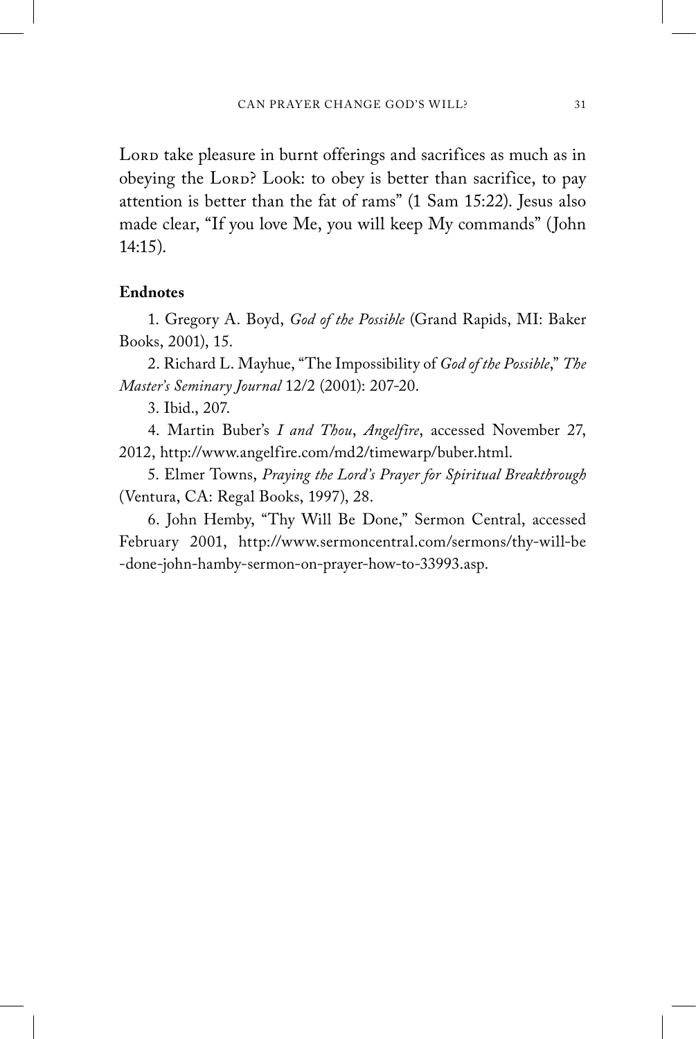Lord take pleasure in burnt offerings and sacrifices as much as in obeying the Lord? Look: to obey is better than sacrifice, to pay attention is better than the fat of rams" (1 Sam 15:22). Jesus also made clear, "If you love Me, you will keep My commands" (John 14:15).

**Endnotes**

1. Gregory A. Boyd, *God of the Possible* (Grand Rapids, MI: Baker Books, 2001), 15.

2. Richard L. Mayhue, "The Impossibility of *God of the Possible*," *The Master's Seminary Journal* 12/2 (2001): 207-20.

3. Ibid., 207.

4. Martin Buber's *I and Thou*, *Angelfire*, accessed November 27, 2012, http://www.angelfire.com/md2/timewarp/buber.html.

5. Elmer Towns, *Praying the Lord's Prayer for Spiritual Breakthrough* (Ventura, CA: Regal Books, 1997), 28.

6. John Hemby, "Thy Will Be Done," Sermon Central, accessed February 2001, http://www.sermoncentral.com/sermons/thy-will-be-done-john-hamby-sermon-on-prayer-how-to-33993.asp.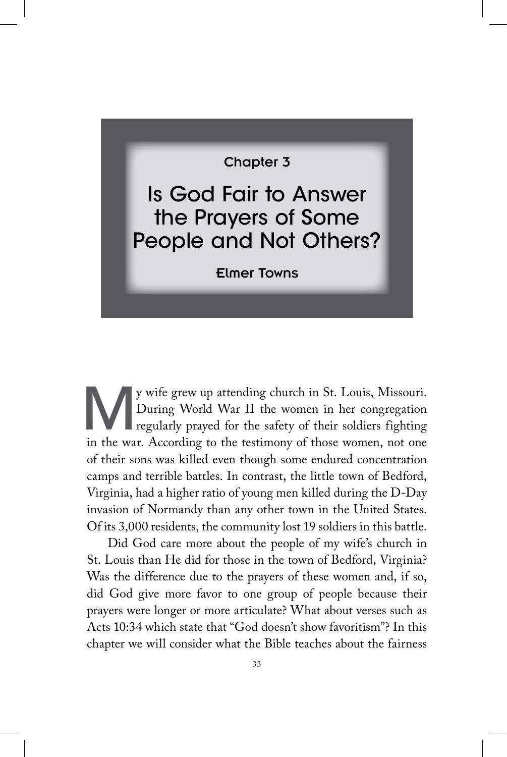Chapter 3

# Is God Fair to Answer the Prayers of Some People and Not Others?

**Elmer Towns**

My wife grew up attending church in St. Louis, Missouri. During World War II the women in her congregation regularly prayed for the safety of their soldiers fighting in the war. According to the testimony of those women, not one of their sons was killed even though some endured concentration camps and terrible battles. In contrast, the little town of Bedford, Virginia, had a higher ratio of young men killed during the D-Day invasion of Normandy than any other town in the United States. Of its 3,000 residents, the community lost 19 soldiers in this battle.

Did God care more about the people of my wife's church in St. Louis than He did for those in the town of Bedford, Virginia? Was the difference due to the prayers of these women and, if so, did God give more favor to one group of people because their prayers were longer or more articulate? What about verses such as Acts 10:34 which state that "God doesn't show favoritism"? In this chapter we will consider what the Bible teaches about the fairness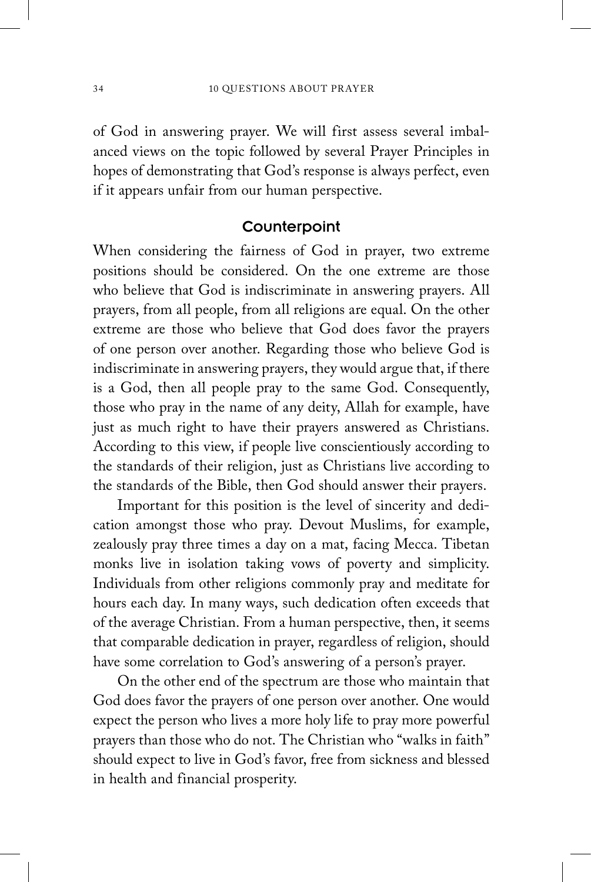of God in answering prayer. We will first assess several imbalanced views on the topic followed by several Prayer Principles in hopes of demonstrating that God's response is always perfect, even if it appears unfair from our human perspective.

## Counterpoint

When considering the fairness of God in prayer, two extreme positions should be considered. On the one extreme are those who believe that God is indiscriminate in answering prayers. All prayers, from all people, from all religions are equal. On the other extreme are those who believe that God does favor the prayers of one person over another. Regarding those who believe God is indiscriminate in answering prayers, they would argue that, if there is a God, then all people pray to the same God. Consequently, those who pray in the name of any deity, Allah for example, have just as much right to have their prayers answered as Christians. According to this view, if people live conscientiously according to the standards of their religion, just as Christians live according to the standards of the Bible, then God should answer their prayers.

Important for this position is the level of sincerity and dedication amongst those who pray. Devout Muslims, for example, zealously pray three times a day on a mat, facing Mecca. Tibetan monks live in isolation taking vows of poverty and simplicity. Individuals from other religions commonly pray and meditate for hours each day. In many ways, such dedication often exceeds that of the average Christian. From a human perspective, then, it seems that comparable dedication in prayer, regardless of religion, should have some correlation to God's answering of a person's prayer.

On the other end of the spectrum are those who maintain that God does favor the prayers of one person over another. One would expect the person who lives a more holy life to pray more powerful prayers than those who do not. The Christian who "walks in faith" should expect to live in God's favor, free from sickness and blessed in health and financial prosperity.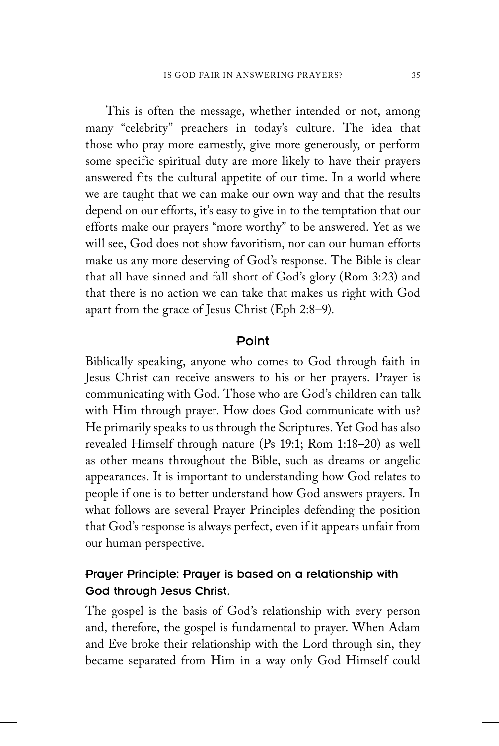This is often the message, whether intended or not, among many "celebrity" preachers in today's culture. The idea that those who pray more earnestly, give more generously, or perform some specific spiritual duty are more likely to have their prayers answered fits the cultural appetite of our time. In a world where we are taught that we can make our own way and that the results depend on our efforts, it's easy to give in to the temptation that our efforts make our prayers "more worthy" to be answered. Yet as we will see, God does not show favoritism, nor can our human efforts make us any more deserving of God's response. The Bible is clear that all have sinned and fall short of God's glory (Rom 3:23) and that there is no action we can take that makes us right with God apart from the grace of Jesus Christ (Eph 2:8–9).

## Point

Biblically speaking, anyone who comes to God through faith in Jesus Christ can receive answers to his or her prayers. Prayer is communicating with God. Those who are God's children can talk with Him through prayer. How does God communicate with us? He primarily speaks to us through the Scriptures. Yet God has also revealed Himself through nature (Ps 19:1; Rom 1:18–20) as well as other means throughout the Bible, such as dreams or angelic appearances. It is important to understanding how God relates to people if one is to better understand how God answers prayers. In what follows are several Prayer Principles defending the position that God's response is always perfect, even if it appears unfair from our human perspective.

### Prayer Principle: Prayer is based on a relationship with God through Jesus Christ.

The gospel is the basis of God's relationship with every person and, therefore, the gospel is fundamental to prayer. When Adam and Eve broke their relationship with the Lord through sin, they became separated from Him in a way only God Himself could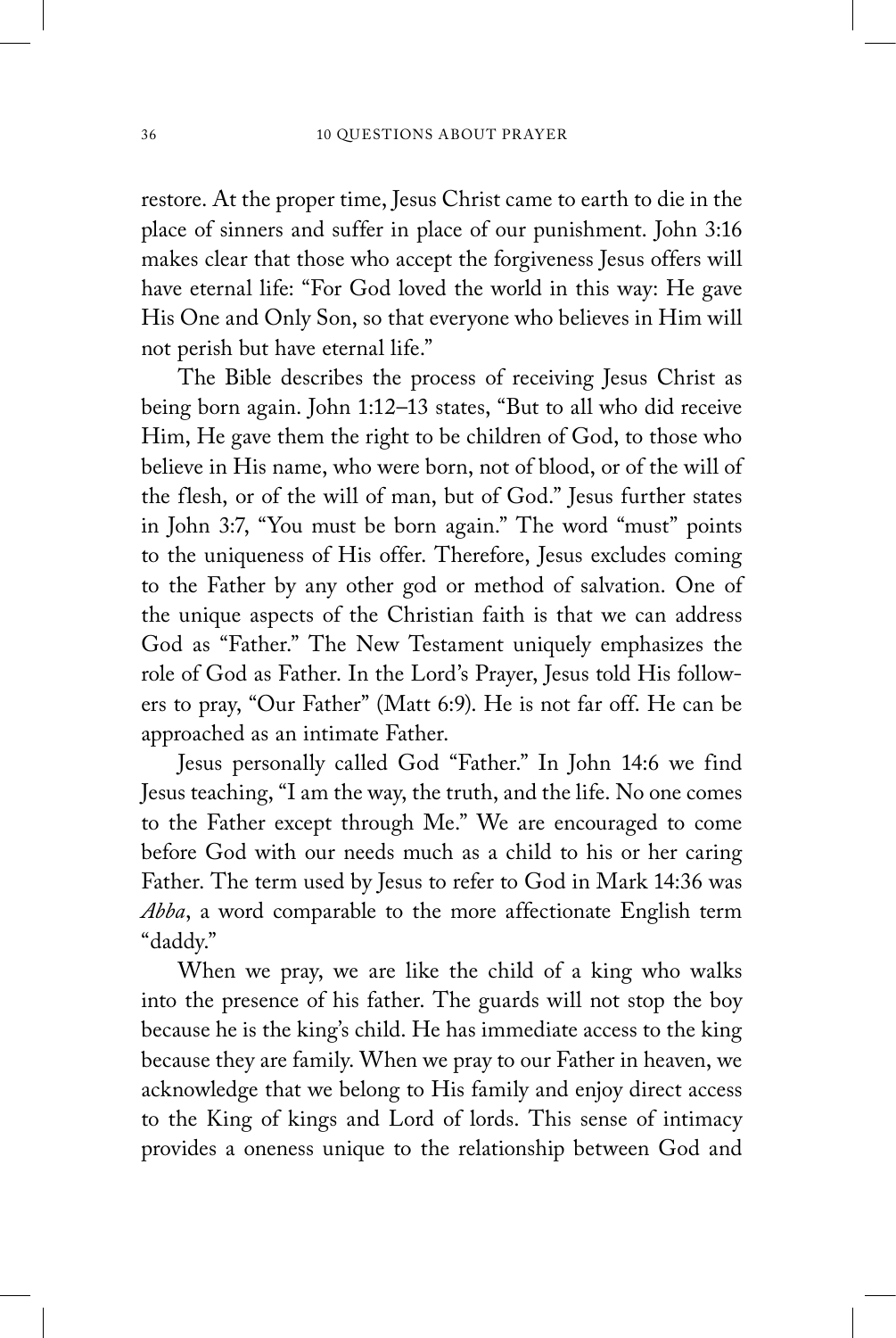restore. At the proper time, Jesus Christ came to earth to die in the place of sinners and suffer in place of our punishment. John 3:16 makes clear that those who accept the forgiveness Jesus offers will have eternal life: "For God loved the world in this way: He gave His One and Only Son, so that everyone who believes in Him will not perish but have eternal life."

The Bible describes the process of receiving Jesus Christ as being born again. John 1:12–13 states, "But to all who did receive Him, He gave them the right to be children of God, to those who believe in His name, who were born, not of blood, or of the will of the flesh, or of the will of man, but of God." Jesus further states in John 3:7, "You must be born again." The word "must" points to the uniqueness of His offer. Therefore, Jesus excludes coming to the Father by any other god or method of salvation. One of the unique aspects of the Christian faith is that we can address God as "Father." The New Testament uniquely emphasizes the role of God as Father. In the Lord's Prayer, Jesus told His followers to pray, "Our Father" (Matt 6:9). He is not far off. He can be approached as an intimate Father.

Jesus personally called God "Father." In John 14:6 we find Jesus teaching, "I am the way, the truth, and the life. No one comes to the Father except through Me." We are encouraged to come before God with our needs much as a child to his or her caring Father. The term used by Jesus to refer to God in Mark 14:36 was *Abba*, a word comparable to the more affectionate English term "daddy."

When we pray, we are like the child of a king who walks into the presence of his father. The guards will not stop the boy because he is the king's child. He has immediate access to the king because they are family. When we pray to our Father in heaven, we acknowledge that we belong to His family and enjoy direct access to the King of kings and Lord of lords. This sense of intimacy provides a oneness unique to the relationship between God and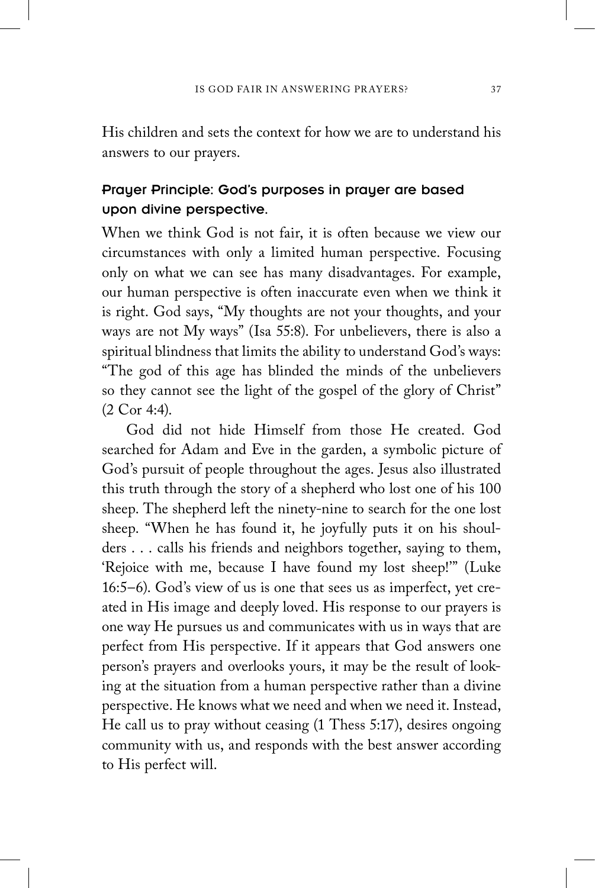His children and sets the context for how we are to understand his answers to our prayers.

### Prayer Principle: God's purposes in prayer are based upon divine perspective.

When we think God is not fair, it is often because we view our circumstances with only a limited human perspective. Focusing only on what we can see has many disadvantages. For example, our human perspective is often inaccurate even when we think it is right. God says, "My thoughts are not your thoughts, and your ways are not My ways" (Isa 55:8). For unbelievers, there is also a spiritual blindness that limits the ability to understand God's ways: "The god of this age has blinded the minds of the unbelievers so they cannot see the light of the gospel of the glory of Christ" (2 Cor 4:4).

God did not hide Himself from those He created. God searched for Adam and Eve in the garden, a symbolic picture of God's pursuit of people throughout the ages. Jesus also illustrated this truth through the story of a shepherd who lost one of his 100 sheep. The shepherd left the ninety-nine to search for the one lost sheep. "When he has found it, he joyfully puts it on his shoulders . . . calls his friends and neighbors together, saying to them, 'Rejoice with me, because I have found my lost sheep!'" (Luke 16:5–6). God's view of us is one that sees us as imperfect, yet created in His image and deeply loved. His response to our prayers is one way He pursues us and communicates with us in ways that are perfect from His perspective. If it appears that God answers one person's prayers and overlooks yours, it may be the result of looking at the situation from a human perspective rather than a divine perspective. He knows what we need and when we need it. Instead, He call us to pray without ceasing (1 Thess 5:17), desires ongoing community with us, and responds with the best answer according to His perfect will.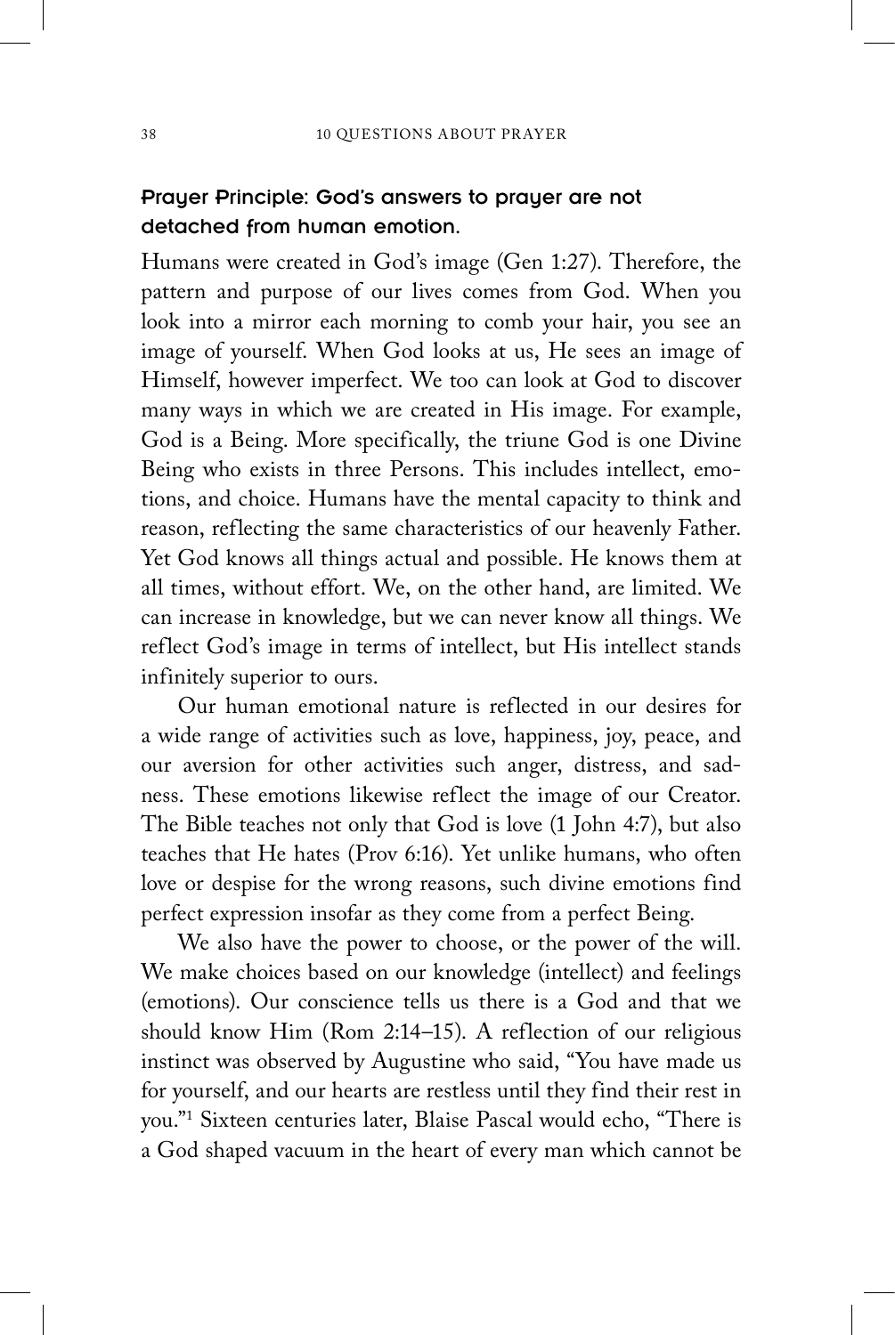### Prayer Principle: God's answers to prayer are not detached from human emotion.

Humans were created in God's image (Gen 1:27). Therefore, the pattern and purpose of our lives comes from God. When you look into a mirror each morning to comb your hair, you see an image of yourself. When God looks at us, He sees an image of Himself, however imperfect. We too can look at God to discover many ways in which we are created in His image. For example, God is a Being. More specifically, the triune God is one Divine Being who exists in three Persons. This includes intellect, emotions, and choice. Humans have the mental capacity to think and reason, reflecting the same characteristics of our heavenly Father. Yet God knows all things actual and possible. He knows them at all times, without effort. We, on the other hand, are limited. We can increase in knowledge, but we can never know all things. We reflect God's image in terms of intellect, but His intellect stands infinitely superior to ours.

Our human emotional nature is reflected in our desires for a wide range of activities such as love, happiness, joy, peace, and our aversion for other activities such anger, distress, and sadness. These emotions likewise reflect the image of our Creator. The Bible teaches not only that God is love (1 John 4:7), but also teaches that He hates (Prov 6:16). Yet unlike humans, who often love or despise for the wrong reasons, such divine emotions find perfect expression insofar as they come from a perfect Being.

We also have the power to choose, or the power of the will. We make choices based on our knowledge (intellect) and feelings (emotions). Our conscience tells us there is a God and that we should know Him (Rom 2:14–15). A reflection of our religious instinct was observed by Augustine who said, "You have made us for yourself, and our hearts are restless until they find their rest in you."[1] Sixteen centuries later, Blaise Pascal would echo, "There is a God shaped vacuum in the heart of every man which cannot be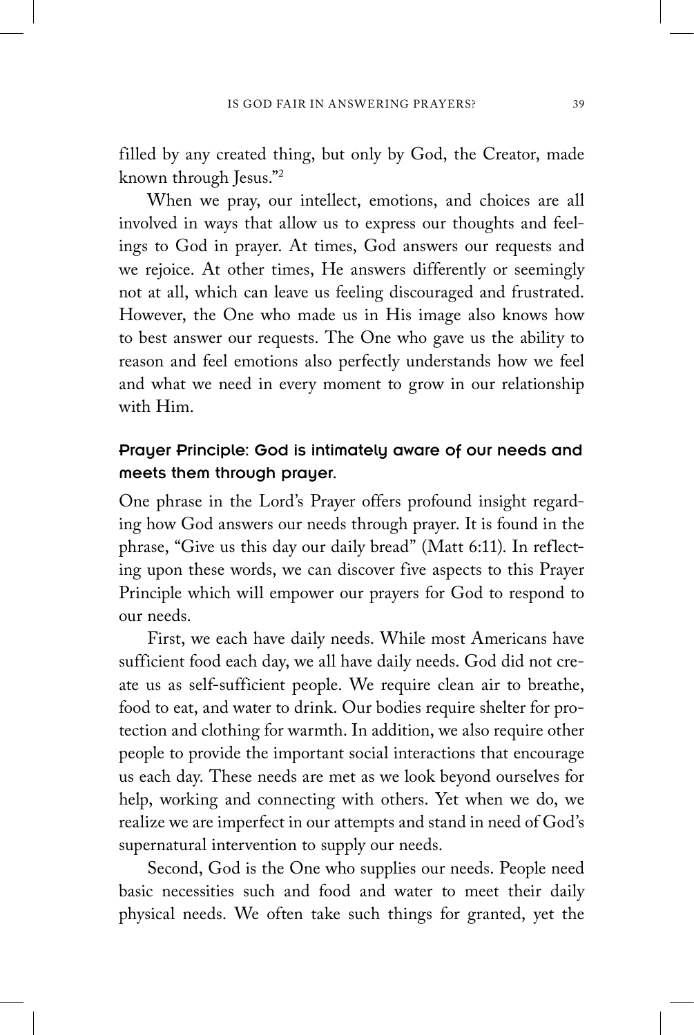filled by any created thing, but only by God, the Creator, made known through Jesus."[2]

When we pray, our intellect, emotions, and choices are all involved in ways that allow us to express our thoughts and feelings to God in prayer. At times, God answers our requests and we rejoice. At other times, He answers differently or seemingly not at all, which can leave us feeling discouraged and frustrated. However, the One who made us in His image also knows how to best answer our requests. The One who gave us the ability to reason and feel emotions also perfectly understands how we feel and what we need in every moment to grow in our relationship with Him.

### Prayer Principle: God is intimately aware of our needs and meets them through prayer.

One phrase in the Lord's Prayer offers profound insight regarding how God answers our needs through prayer. It is found in the phrase, "Give us this day our daily bread" (Matt 6:11). In reflecting upon these words, we can discover five aspects to this Prayer Principle which will empower our prayers for God to respond to our needs.

First, we each have daily needs. While most Americans have sufficient food each day, we all have daily needs. God did not create us as self-sufficient people. We require clean air to breathe, food to eat, and water to drink. Our bodies require shelter for protection and clothing for warmth. In addition, we also require other people to provide the important social interactions that encourage us each day. These needs are met as we look beyond ourselves for help, working and connecting with others. Yet when we do, we realize we are imperfect in our attempts and stand in need of God's supernatural intervention to supply our needs.

Second, God is the One who supplies our needs. People need basic necessities such and food and water to meet their daily physical needs. We often take such things for granted, yet the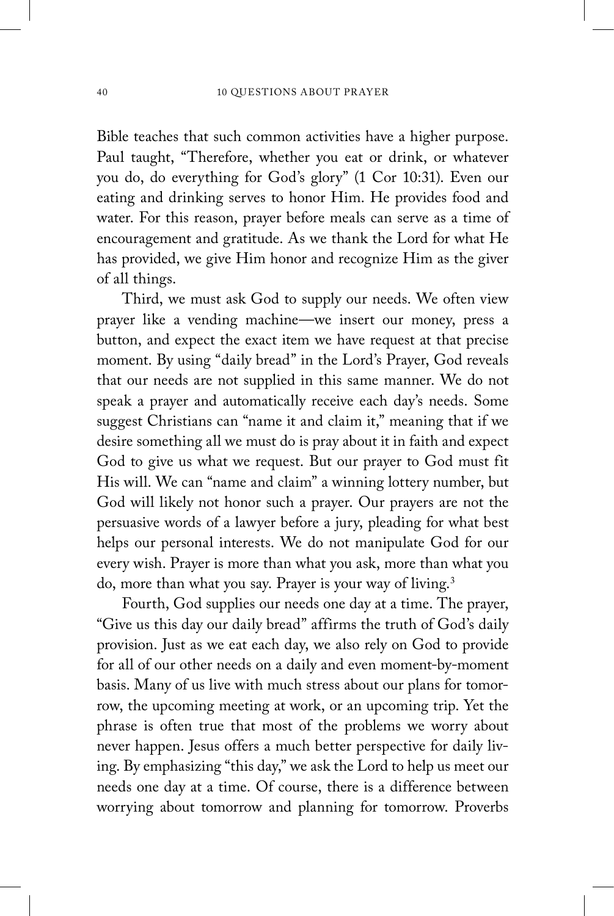Bible teaches that such common activities have a higher purpose. Paul taught, "Therefore, whether you eat or drink, or whatever you do, do everything for God's glory" (1 Cor 10:31). Even our eating and drinking serves to honor Him. He provides food and water. For this reason, prayer before meals can serve as a time of encouragement and gratitude. As we thank the Lord for what He has provided, we give Him honor and recognize Him as the giver of all things.

Third, we must ask God to supply our needs. We often view prayer like a vending machine—we insert our money, press a button, and expect the exact item we have request at that precise moment. By using "daily bread" in the Lord's Prayer, God reveals that our needs are not supplied in this same manner. We do not speak a prayer and automatically receive each day's needs. Some suggest Christians can "name it and claim it," meaning that if we desire something all we must do is pray about it in faith and expect God to give us what we request. But our prayer to God must fit His will. We can "name and claim" a winning lottery number, but God will likely not honor such a prayer. Our prayers are not the persuasive words of a lawyer before a jury, pleading for what best helps our personal interests. We do not manipulate God for our every wish. Prayer is more than what you ask, more than what you do, more than what you say. Prayer is your way of living.[3]

Fourth, God supplies our needs one day at a time. The prayer, "Give us this day our daily bread" affirms the truth of God's daily provision. Just as we eat each day, we also rely on God to provide for all of our other needs on a daily and even moment-by-moment basis. Many of us live with much stress about our plans for tomorrow, the upcoming meeting at work, or an upcoming trip. Yet the phrase is often true that most of the problems we worry about never happen. Jesus offers a much better perspective for daily living. By emphasizing "this day," we ask the Lord to help us meet our needs one day at a time. Of course, there is a difference between worrying about tomorrow and planning for tomorrow. Proverbs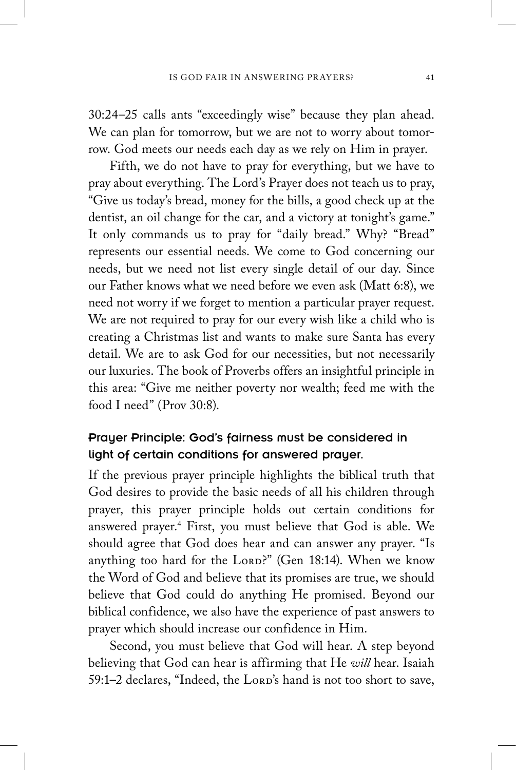30:24–25 calls ants "exceedingly wise" because they plan ahead. We can plan for tomorrow, but we are not to worry about tomorrow. God meets our needs each day as we rely on Him in prayer.

Fifth, we do not have to pray for everything, but we have to pray about everything. The Lord's Prayer does not teach us to pray, "Give us today's bread, money for the bills, a good check up at the dentist, an oil change for the car, and a victory at tonight's game." It only commands us to pray for "daily bread." Why? "Bread" represents our essential needs. We come to God concerning our needs, but we need not list every single detail of our day. Since our Father knows what we need before we even ask (Matt 6:8), we need not worry if we forget to mention a particular prayer request. We are not required to pray for our every wish like a child who is creating a Christmas list and wants to make sure Santa has every detail. We are to ask God for our necessities, but not necessarily our luxuries. The book of Proverbs offers an insightful principle in this area: "Give me neither poverty nor wealth; feed me with the food I need" (Prov 30:8).

### Prayer Principle: God's fairness must be considered in light of certain conditions for answered prayer.

If the previous prayer principle highlights the biblical truth that God desires to provide the basic needs of all his children through prayer, this prayer principle holds out certain conditions for answered prayer.[4] First, you must believe that God is able. We should agree that God does hear and can answer any prayer. "Is anything too hard for the LORD?" (Gen 18:14). When we know the Word of God and believe that its promises are true, we should believe that God could do anything He promised. Beyond our biblical confidence, we also have the experience of past answers to prayer which should increase our confidence in Him.

Second, you must believe that God will hear. A step beyond believing that God can hear is affirming that He *will* hear. Isaiah 59:1–2 declares, "Indeed, the LORD's hand is not too short to save,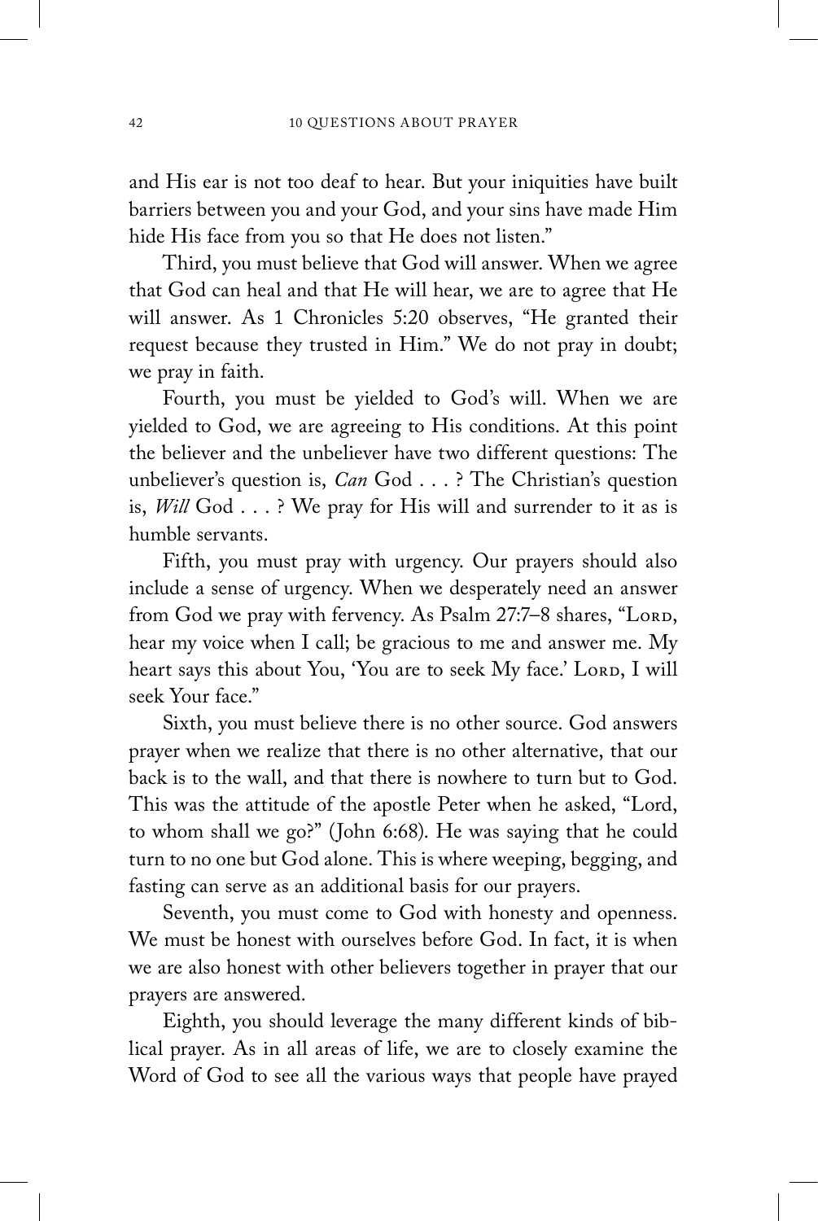and His ear is not too deaf to hear. But your iniquities have built barriers between you and your God, and your sins have made Him hide His face from you so that He does not listen."

Third, you must believe that God will answer. When we agree that God can heal and that He will hear, we are to agree that He will answer. As 1 Chronicles 5:20 observes, "He granted their request because they trusted in Him." We do not pray in doubt; we pray in faith.

Fourth, you must be yielded to God's will. When we are yielded to God, we are agreeing to His conditions. At this point the believer and the unbeliever have two different questions: The unbeliever's question is, *Can* God . . . ? The Christian's question is, *Will* God . . . ? We pray for His will and surrender to it as is humble servants.

Fifth, you must pray with urgency. Our prayers should also include a sense of urgency. When we desperately need an answer from God we pray with fervency. As Psalm 27:7–8 shares, "Lord, hear my voice when I call; be gracious to me and answer me. My heart says this about You, 'You are to seek My face.' Lord, I will seek Your face."

Sixth, you must believe there is no other source. God answers prayer when we realize that there is no other alternative, that our back is to the wall, and that there is nowhere to turn but to God. This was the attitude of the apostle Peter when he asked, "Lord, to whom shall we go?" (John 6:68). He was saying that he could turn to no one but God alone. This is where weeping, begging, and fasting can serve as an additional basis for our prayers.

Seventh, you must come to God with honesty and openness. We must be honest with ourselves before God. In fact, it is when we are also honest with other believers together in prayer that our prayers are answered.

Eighth, you should leverage the many different kinds of biblical prayer. As in all areas of life, we are to closely examine the Word of God to see all the various ways that people have prayed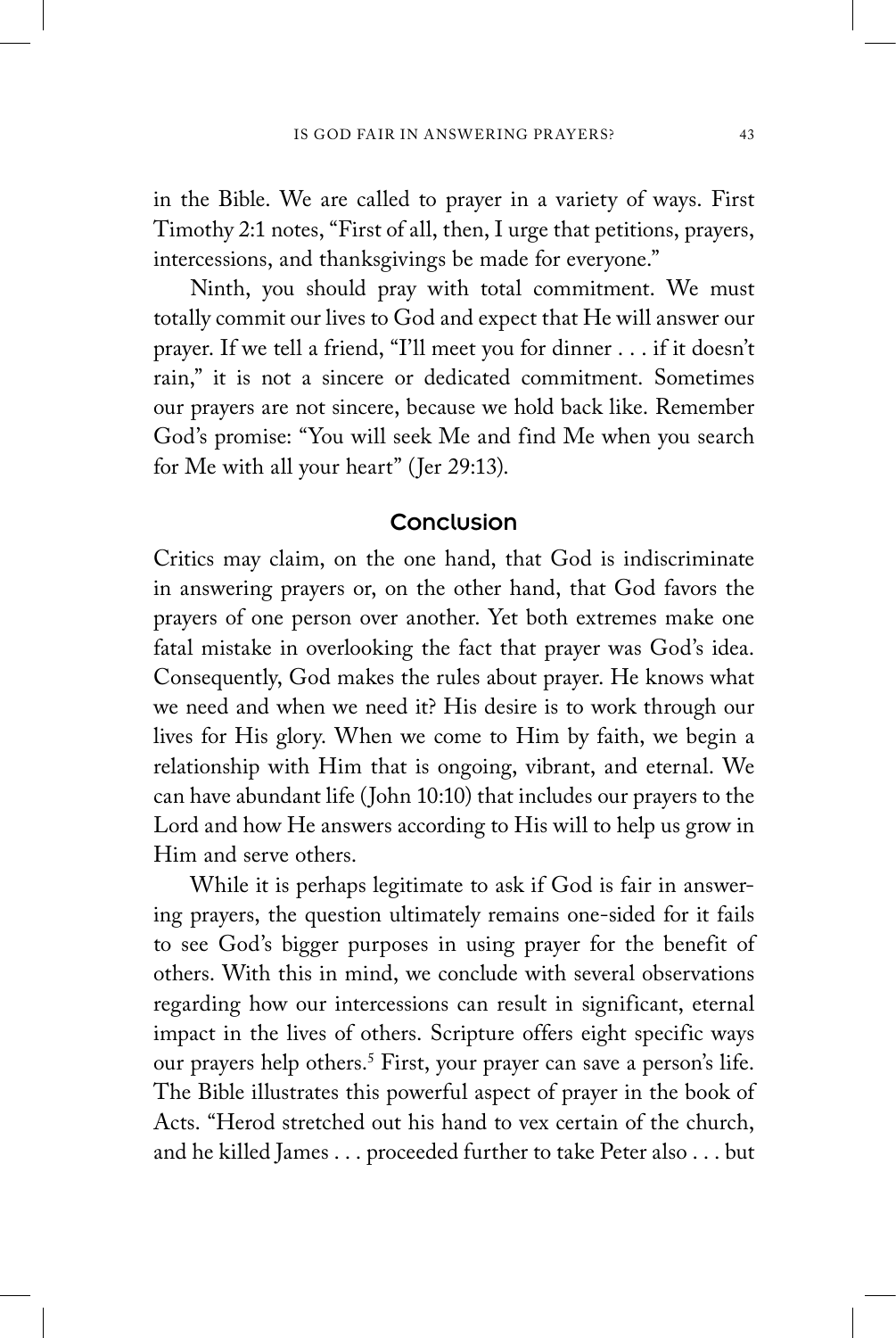in the Bible. We are called to prayer in a variety of ways. First Timothy 2:1 notes, "First of all, then, I urge that petitions, prayers, intercessions, and thanksgivings be made for everyone."

Ninth, you should pray with total commitment. We must totally commit our lives to God and expect that He will answer our prayer. If we tell a friend, "I'll meet you for dinner . . . if it doesn't rain," it is not a sincere or dedicated commitment. Sometimes our prayers are not sincere, because we hold back like. Remember God's promise: "You will seek Me and find Me when you search for Me with all your heart" (Jer 29:13).

## Conclusion

Critics may claim, on the one hand, that God is indiscriminate in answering prayers or, on the other hand, that God favors the prayers of one person over another. Yet both extremes make one fatal mistake in overlooking the fact that prayer was God's idea. Consequently, God makes the rules about prayer. He knows what we need and when we need it? His desire is to work through our lives for His glory. When we come to Him by faith, we begin a relationship with Him that is ongoing, vibrant, and eternal. We can have abundant life (John 10:10) that includes our prayers to the Lord and how He answers according to His will to help us grow in Him and serve others.

While it is perhaps legitimate to ask if God is fair in answering prayers, the question ultimately remains one-sided for it fails to see God's bigger purposes in using prayer for the benefit of others. With this in mind, we conclude with several observations regarding how our intercessions can result in significant, eternal impact in the lives of others. Scripture offers eight specific ways our prayers help others.[5] First, your prayer can save a person's life. The Bible illustrates this powerful aspect of prayer in the book of Acts. "Herod stretched out his hand to vex certain of the church, and he killed James . . . proceeded further to take Peter also . . . but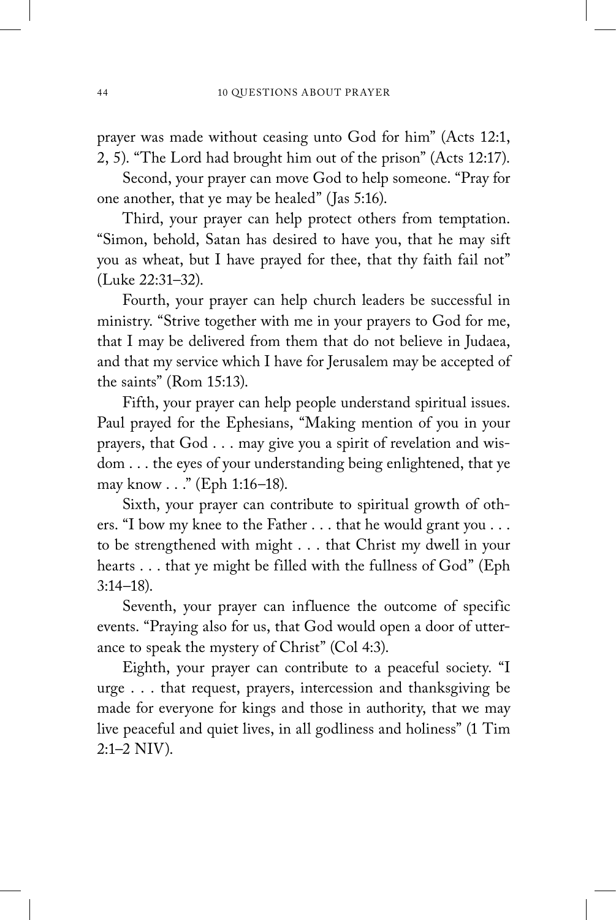prayer was made without ceasing unto God for him" (Acts 12:1, 2, 5). "The Lord had brought him out of the prison" (Acts 12:17).

Second, your prayer can move God to help someone. "Pray for one another, that ye may be healed" (Jas 5:16).

Third, your prayer can help protect others from temptation. "Simon, behold, Satan has desired to have you, that he may sift you as wheat, but I have prayed for thee, that thy faith fail not" (Luke 22:31–32).

Fourth, your prayer can help church leaders be successful in ministry. "Strive together with me in your prayers to God for me, that I may be delivered from them that do not believe in Judaea, and that my service which I have for Jerusalem may be accepted of the saints" (Rom 15:13).

Fifth, your prayer can help people understand spiritual issues. Paul prayed for the Ephesians, "Making mention of you in your prayers, that God . . . may give you a spirit of revelation and wisdom . . . the eyes of your understanding being enlightened, that ye may know . . ." (Eph 1:16–18).

Sixth, your prayer can contribute to spiritual growth of others. "I bow my knee to the Father . . . that he would grant you . . . to be strengthened with might . . . that Christ my dwell in your hearts . . . that ye might be filled with the fullness of God" (Eph 3:14–18).

Seventh, your prayer can influence the outcome of specific events. "Praying also for us, that God would open a door of utterance to speak the mystery of Christ" (Col 4:3).

Eighth, your prayer can contribute to a peaceful society. "I urge . . . that request, prayers, intercession and thanksgiving be made for everyone for kings and those in authority, that we may live peaceful and quiet lives, in all godliness and holiness" (1 Tim 2:1–2 NIV).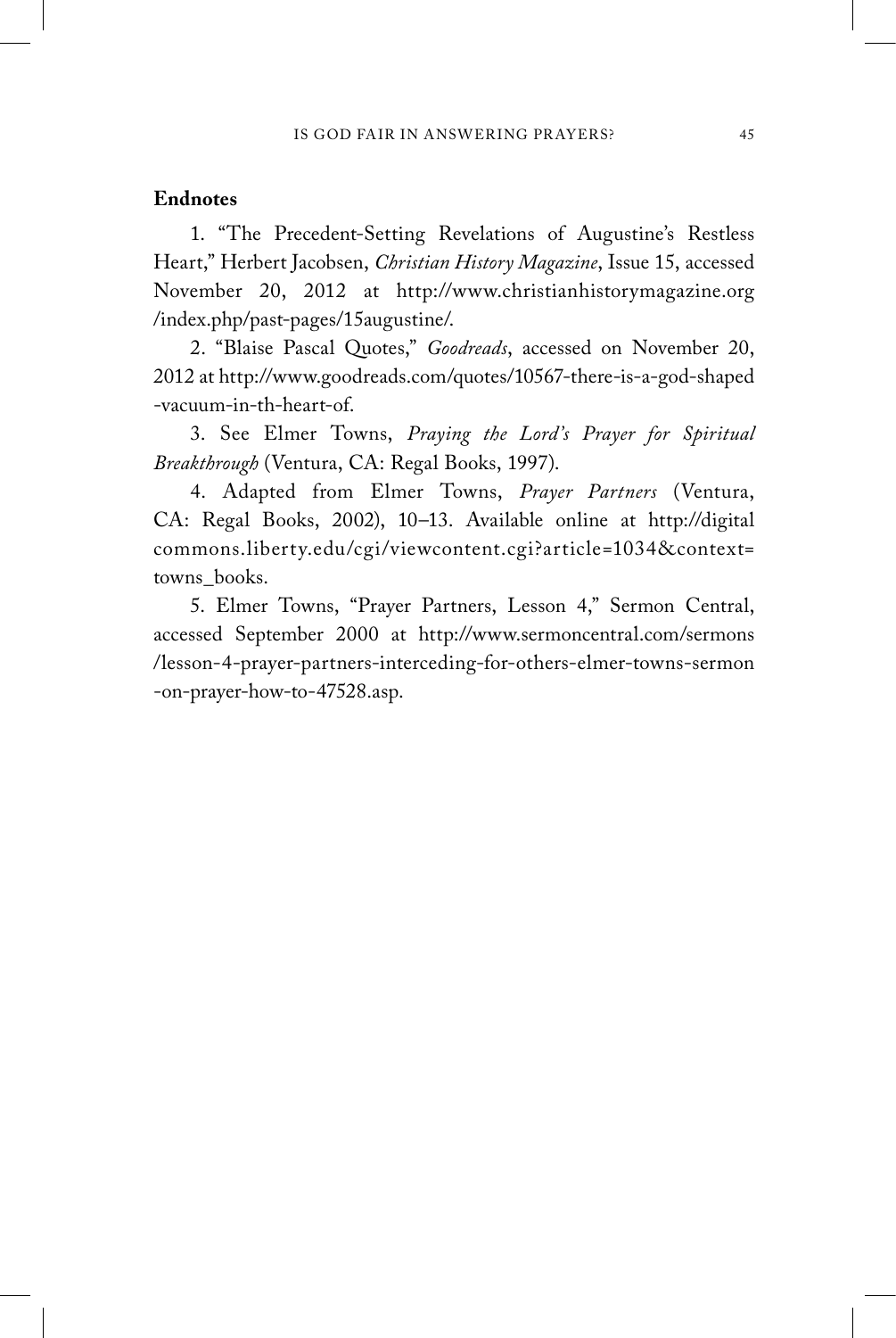## Endnotes

1. "The Precedent-Setting Revelations of Augustine's Restless Heart," Herbert Jacobsen, *Christian History Magazine*, Issue 15, accessed November 20, 2012 at http://www.christianhistorymagazine.org/index.php/past-pages/15augustine/.

2. "Blaise Pascal Quotes," *Goodreads*, accessed on November 20, 2012 at http://www.goodreads.com/quotes/10567-there-is-a-god-shaped-vacuum-in-th-heart-of.

3. See Elmer Towns, *Praying the Lord's Prayer for Spiritual Breakthrough* (Ventura, CA: Regal Books, 1997).

4. Adapted from Elmer Towns, *Prayer Partners* (Ventura, CA: Regal Books, 2002), 10–13. Available online at http://digitalcommons.liberty.edu/cgi/viewcontent.cgi?article=1034&context=towns_books.

5. Elmer Towns, "Prayer Partners, Lesson 4," Sermon Central, accessed September 2000 at http://www.sermoncentral.com/sermons/lesson-4-prayer-partners-interceding-for-others-elmer-towns-sermon-on-prayer-how-to-47528.asp.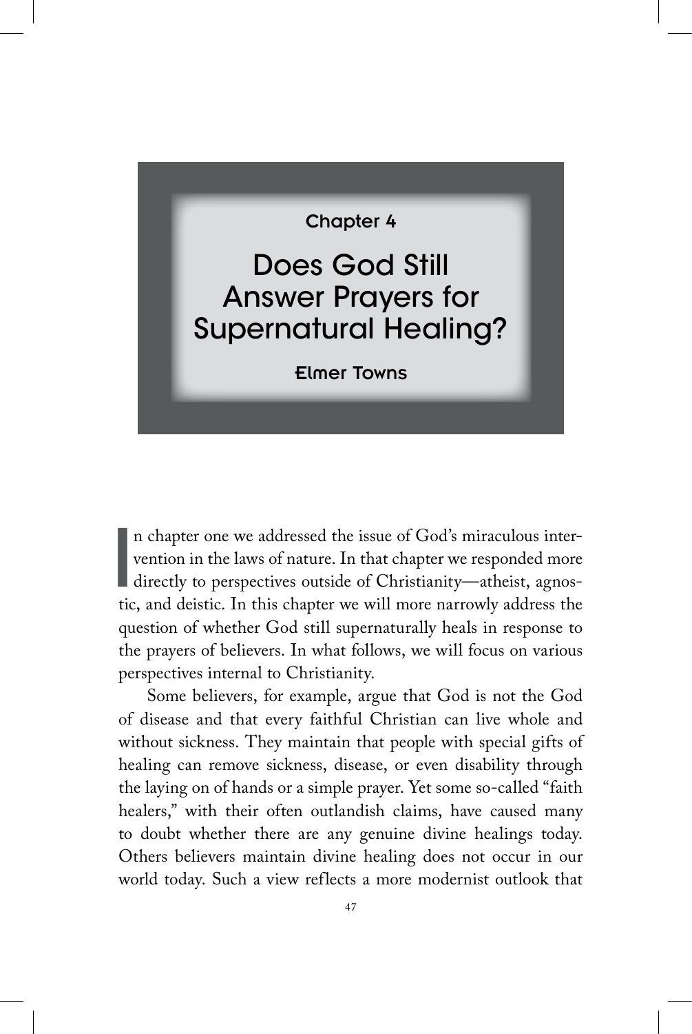Chapter 4

# Does God Still Answer Prayers for Supernatural Healing?

**Elmer Towns**

In chapter one we addressed the issue of God's miraculous intervention in the laws of nature. In that chapter we responded more directly to perspectives outside of Christianity—atheist, agnostic, and deistic. In this chapter we will more narrowly address the question of whether God still supernaturally heals in response to the prayers of believers. In what follows, we will focus on various perspectives internal to Christianity.

Some believers, for example, argue that God is not the God of disease and that every faithful Christian can live whole and without sickness. They maintain that people with special gifts of healing can remove sickness, disease, or even disability through the laying on of hands or a simple prayer. Yet some so-called "faith healers," with their often outlandish claims, have caused many to doubt whether there are any genuine divine healings today. Others believers maintain divine healing does not occur in our world today. Such a view reflects a more modernist outlook that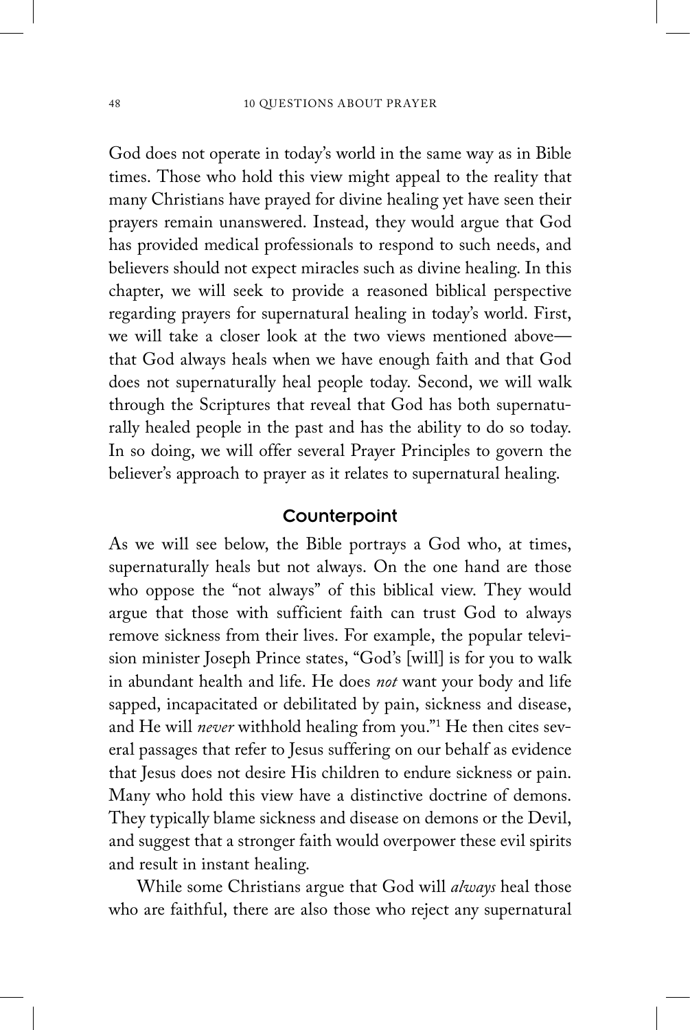God does not operate in today's world in the same way as in Bible times. Those who hold this view might appeal to the reality that many Christians have prayed for divine healing yet have seen their prayers remain unanswered. Instead, they would argue that God has provided medical professionals to respond to such needs, and believers should not expect miracles such as divine healing. In this chapter, we will seek to provide a reasoned biblical perspective regarding prayers for supernatural healing in today's world. First, we will take a closer look at the two views mentioned above—that God always heals when we have enough faith and that God does not supernaturally heal people today. Second, we will walk through the Scriptures that reveal that God has both supernaturally healed people in the past and has the ability to do so today. In so doing, we will offer several Prayer Principles to govern the believer's approach to prayer as it relates to supernatural healing.

## Counterpoint

As we will see below, the Bible portrays a God who, at times, supernaturally heals but not always. On the one hand are those who oppose the "not always" of this biblical view. They would argue that those with sufficient faith can trust God to always remove sickness from their lives. For example, the popular television minister Joseph Prince states, "God's [will] is for you to walk in abundant health and life. He does *not* want your body and life sapped, incapacitated or debilitated by pain, sickness and disease, and He will *never* withhold healing from you."[1] He then cites several passages that refer to Jesus suffering on our behalf as evidence that Jesus does not desire His children to endure sickness or pain. Many who hold this view have a distinctive doctrine of demons. They typically blame sickness and disease on demons or the Devil, and suggest that a stronger faith would overpower these evil spirits and result in instant healing.

While some Christians argue that God will *always* heal those who are faithful, there are also those who reject any supernatural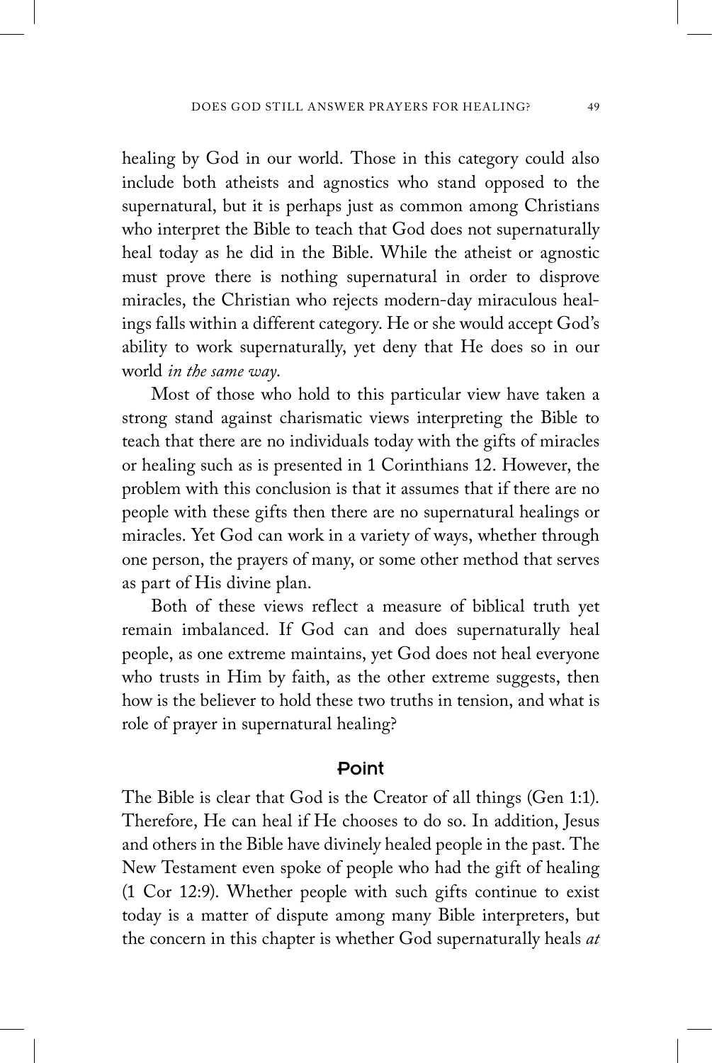healing by God in our world. Those in this category could also include both atheists and agnostics who stand opposed to the supernatural, but it is perhaps just as common among Christians who interpret the Bible to teach that God does not supernaturally heal today as he did in the Bible. While the atheist or agnostic must prove there is nothing supernatural in order to disprove miracles, the Christian who rejects modern-day miraculous healings falls within a different category. He or she would accept God's ability to work supernaturally, yet deny that He does so in our world *in the same way*.

Most of those who hold to this particular view have taken a strong stand against charismatic views interpreting the Bible to teach that there are no individuals today with the gifts of miracles or healing such as is presented in 1 Corinthians 12. However, the problem with this conclusion is that it assumes that if there are no people with these gifts then there are no supernatural healings or miracles. Yet God can work in a variety of ways, whether through one person, the prayers of many, or some other method that serves as part of His divine plan.

Both of these views reflect a measure of biblical truth yet remain imbalanced. If God can and does supernaturally heal people, as one extreme maintains, yet God does not heal everyone who trusts in Him by faith, as the other extreme suggests, then how is the believer to hold these two truths in tension, and what is role of prayer in supernatural healing?

## Point

The Bible is clear that God is the Creator of all things (Gen 1:1). Therefore, He can heal if He chooses to do so. In addition, Jesus and others in the Bible have divinely healed people in the past. The New Testament even spoke of people who had the gift of healing (1 Cor 12:9). Whether people with such gifts continue to exist today is a matter of dispute among many Bible interpreters, but the concern in this chapter is whether God supernaturally heals *at*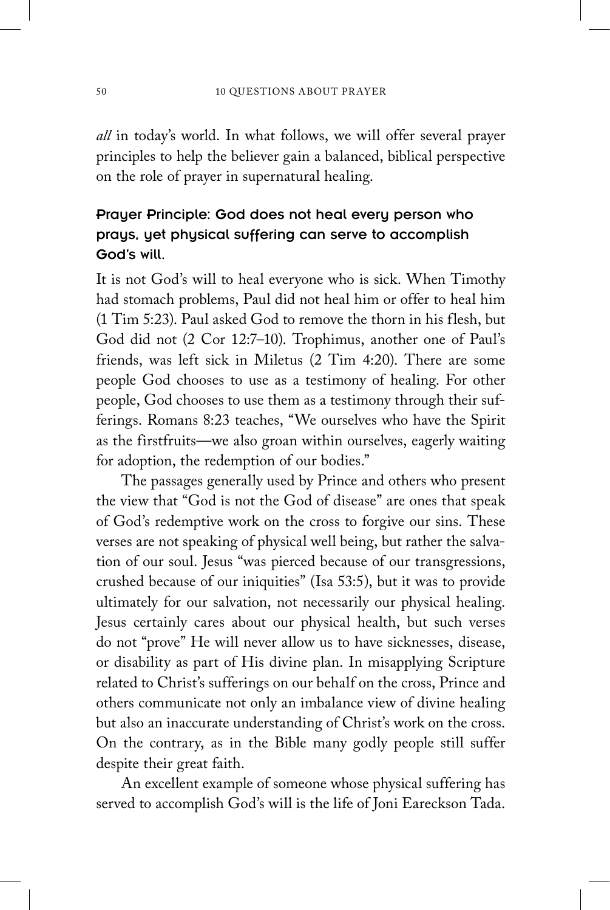*all* in today's world. In what follows, we will offer several prayer principles to help the believer gain a balanced, biblical perspective on the role of prayer in supernatural healing.

### Prayer Principle: God does not heal every person who prays, yet physical suffering can serve to accomplish God's will.

It is not God's will to heal everyone who is sick. When Timothy had stomach problems, Paul did not heal him or offer to heal him (1 Tim 5:23). Paul asked God to remove the thorn in his flesh, but God did not (2 Cor 12:7–10). Trophimus, another one of Paul's friends, was left sick in Miletus (2 Tim 4:20). There are some people God chooses to use as a testimony of healing. For other people, God chooses to use them as a testimony through their sufferings. Romans 8:23 teaches, "We ourselves who have the Spirit as the firstfruits—we also groan within ourselves, eagerly waiting for adoption, the redemption of our bodies."

The passages generally used by Prince and others who present the view that "God is not the God of disease" are ones that speak of God's redemptive work on the cross to forgive our sins. These verses are not speaking of physical well being, but rather the salvation of our soul. Jesus "was pierced because of our transgressions, crushed because of our iniquities" (Isa 53:5), but it was to provide ultimately for our salvation, not necessarily our physical healing. Jesus certainly cares about our physical health, but such verses do not "prove" He will never allow us to have sicknesses, disease, or disability as part of His divine plan. In misapplying Scripture related to Christ's sufferings on our behalf on the cross, Prince and others communicate not only an imbalance view of divine healing but also an inaccurate understanding of Christ's work on the cross. On the contrary, as in the Bible many godly people still suffer despite their great faith.

An excellent example of someone whose physical suffering has served to accomplish God's will is the life of Joni Eareckson Tada.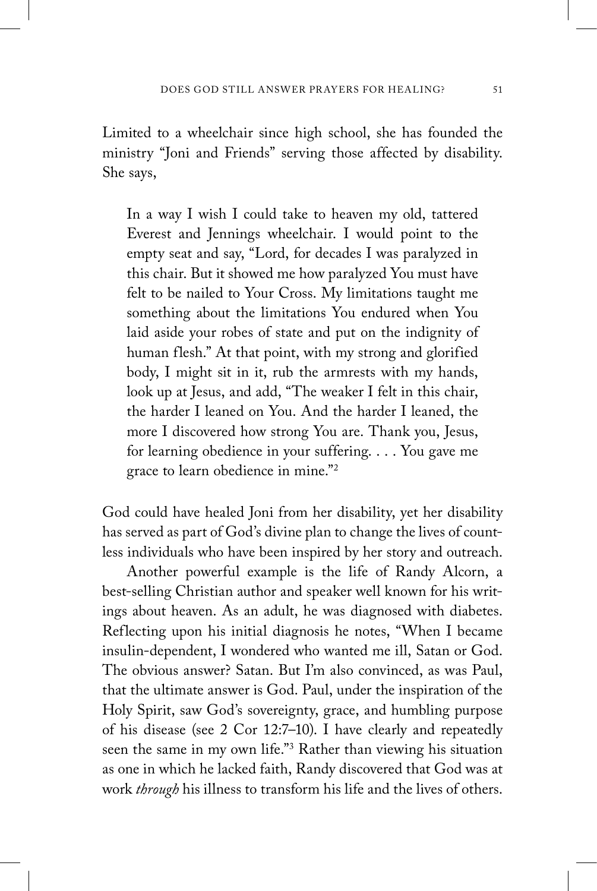Limited to a wheelchair since high school, she has founded the ministry "Joni and Friends" serving those affected by disability. She says,

> In a way I wish I could take to heaven my old, tattered Everest and Jennings wheelchair. I would point to the empty seat and say, "Lord, for decades I was paralyzed in this chair. But it showed me how paralyzed You must have felt to be nailed to Your Cross. My limitations taught me something about the limitations You endured when You laid aside your robes of state and put on the indignity of human flesh." At that point, with my strong and glorified body, I might sit in it, rub the armrests with my hands, look up at Jesus, and add, "The weaker I felt in this chair, the harder I leaned on You. And the harder I leaned, the more I discovered how strong You are. Thank you, Jesus, for learning obedience in your suffering. . . . You gave me grace to learn obedience in mine."[2]

God could have healed Joni from her disability, yet her disability has served as part of God's divine plan to change the lives of countless individuals who have been inspired by her story and outreach.

Another powerful example is the life of Randy Alcorn, a best-selling Christian author and speaker well known for his writings about heaven. As an adult, he was diagnosed with diabetes. Reflecting upon his initial diagnosis he notes, "When I became insulin-dependent, I wondered who wanted me ill, Satan or God. The obvious answer? Satan. But I'm also convinced, as was Paul, that the ultimate answer is God. Paul, under the inspiration of the Holy Spirit, saw God's sovereignty, grace, and humbling purpose of his disease (see 2 Cor 12:7–10). I have clearly and repeatedly seen the same in my own life."[3] Rather than viewing his situation as one in which he lacked faith, Randy discovered that God was at work *through* his illness to transform his life and the lives of others.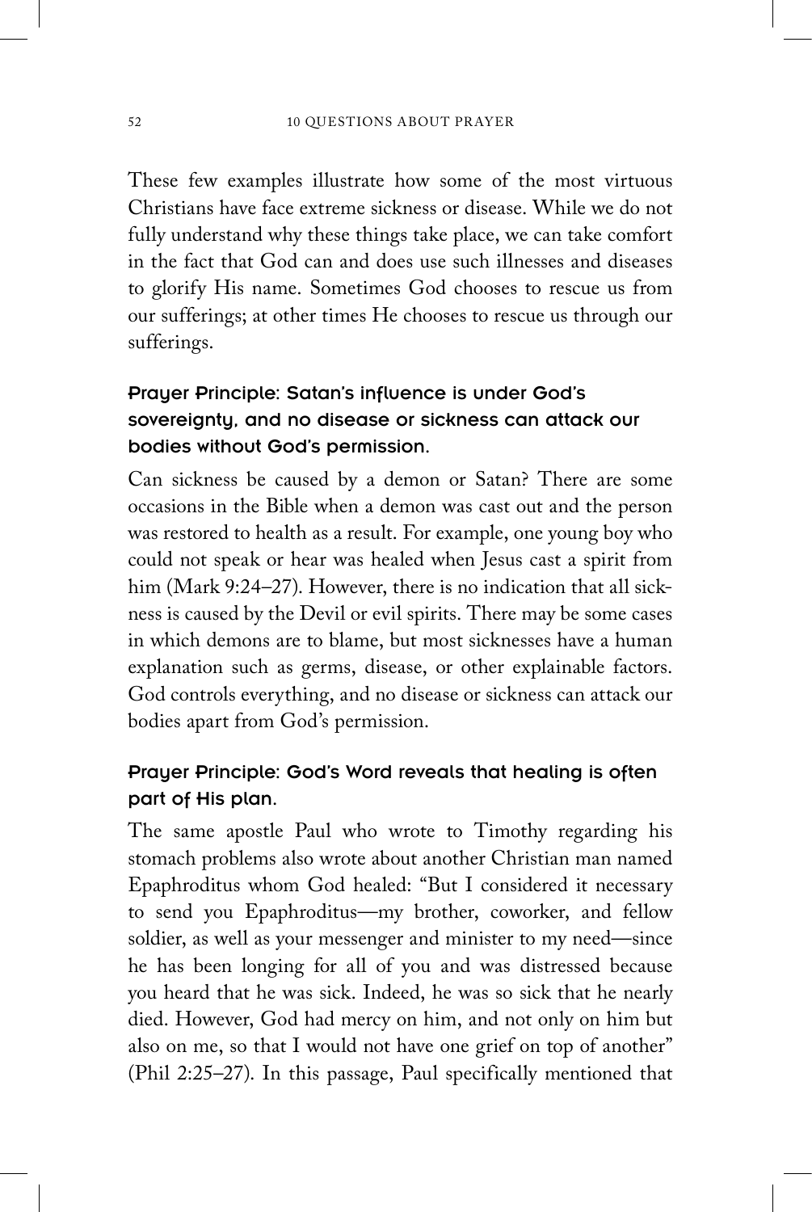These few examples illustrate how some of the most virtuous Christians have face extreme sickness or disease. While we do not fully understand why these things take place, we can take comfort in the fact that God can and does use such illnesses and diseases to glorify His name. Sometimes God chooses to rescue us from our sufferings; at other times He chooses to rescue us through our sufferings.

### Prayer Principle: Satan's influence is under God's sovereignty, and no disease or sickness can attack our bodies without God's permission.

Can sickness be caused by a demon or Satan? There are some occasions in the Bible when a demon was cast out and the person was restored to health as a result. For example, one young boy who could not speak or hear was healed when Jesus cast a spirit from him (Mark 9:24–27). However, there is no indication that all sickness is caused by the Devil or evil spirits. There may be some cases in which demons are to blame, but most sicknesses have a human explanation such as germs, disease, or other explainable factors. God controls everything, and no disease or sickness can attack our bodies apart from God's permission.

### Prayer Principle: God's Word reveals that healing is often part of His plan.

The same apostle Paul who wrote to Timothy regarding his stomach problems also wrote about another Christian man named Epaphroditus whom God healed: "But I considered it necessary to send you Epaphroditus—my brother, coworker, and fellow soldier, as well as your messenger and minister to my need—since he has been longing for all of you and was distressed because you heard that he was sick. Indeed, he was so sick that he nearly died. However, God had mercy on him, and not only on him but also on me, so that I would not have one grief on top of another" (Phil 2:25–27). In this passage, Paul specifically mentioned that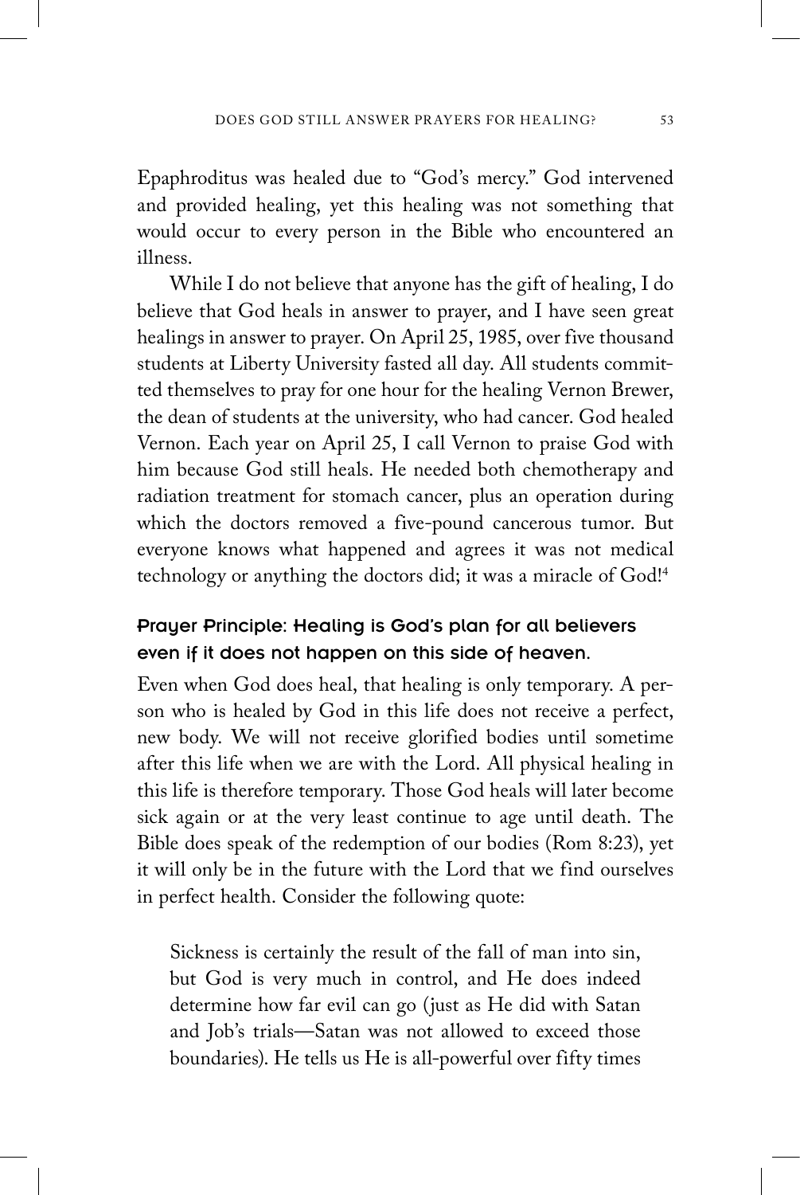Epaphroditus was healed due to "God's mercy." God intervened and provided healing, yet this healing was not something that would occur to every person in the Bible who encountered an illness.

While I do not believe that anyone has the gift of healing, I do believe that God heals in answer to prayer, and I have seen great healings in answer to prayer. On April 25, 1985, over five thousand students at Liberty University fasted all day. All students committed themselves to pray for one hour for the healing Vernon Brewer, the dean of students at the university, who had cancer. God healed Vernon. Each year on April 25, I call Vernon to praise God with him because God still heals. He needed both chemotherapy and radiation treatment for stomach cancer, plus an operation during which the doctors removed a five-pound cancerous tumor. But everyone knows what happened and agrees it was not medical technology or anything the doctors did; it was a miracle of God![4]

### Prayer Principle: Healing is God's plan for all believers even if it does not happen on this side of heaven.

Even when God does heal, that healing is only temporary. A person who is healed by God in this life does not receive a perfect, new body. We will not receive glorified bodies until sometime after this life when we are with the Lord. All physical healing in this life is therefore temporary. Those God heals will later become sick again or at the very least continue to age until death. The Bible does speak of the redemption of our bodies (Rom 8:23), yet it will only be in the future with the Lord that we find ourselves in perfect health. Consider the following quote:

> Sickness is certainly the result of the fall of man into sin, but God is very much in control, and He does indeed determine how far evil can go (just as He did with Satan and Job's trials—Satan was not allowed to exceed those boundaries). He tells us He is all-powerful over fifty times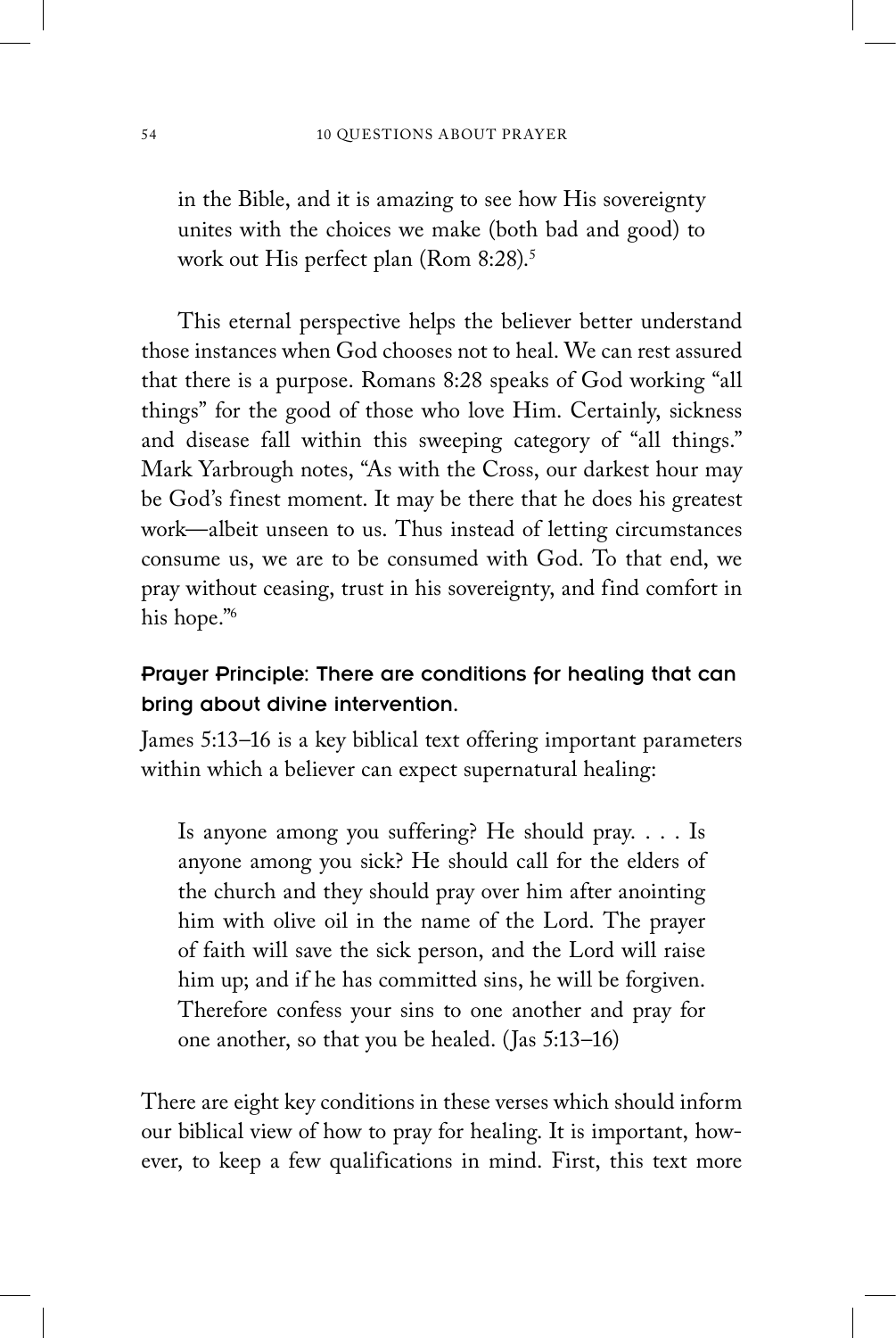> in the Bible, and it is amazing to see how His sovereignty unites with the choices we make (both bad and good) to work out His perfect plan (Rom 8:28).[5]

This eternal perspective helps the believer better understand those instances when God chooses not to heal. We can rest assured that there is a purpose. Romans 8:28 speaks of God working "all things" for the good of those who love Him. Certainly, sickness and disease fall within this sweeping category of "all things." Mark Yarbrough notes, "As with the Cross, our darkest hour may be God's finest moment. It may be there that he does his greatest work—albeit unseen to us. Thus instead of letting circumstances consume us, we are to be consumed with God. To that end, we pray without ceasing, trust in his sovereignty, and find comfort in his hope."[6]

### Prayer Principle: There are conditions for healing that can bring about divine intervention.

James 5:13–16 is a key biblical text offering important parameters within which a believer can expect supernatural healing:

> Is anyone among you suffering? He should pray. . . . Is anyone among you sick? He should call for the elders of the church and they should pray over him after anointing him with olive oil in the name of the Lord. The prayer of faith will save the sick person, and the Lord will raise him up; and if he has committed sins, he will be forgiven. Therefore confess your sins to one another and pray for one another, so that you be healed. (Jas 5:13–16)

There are eight key conditions in these verses which should inform our biblical view of how to pray for healing. It is important, however, to keep a few qualifications in mind. First, this text more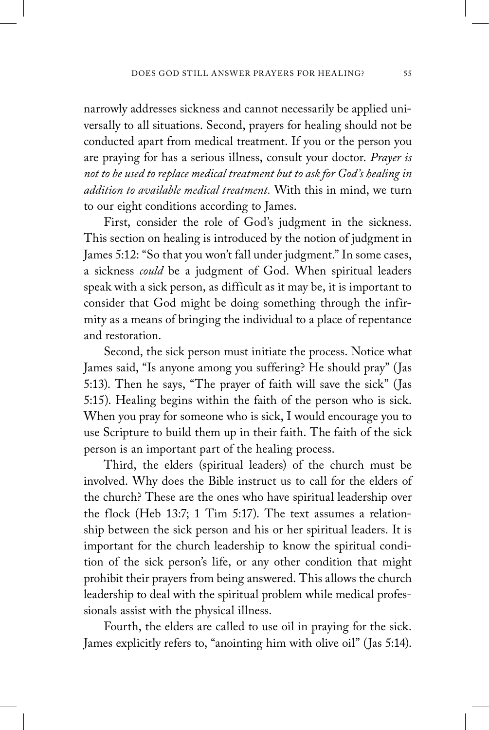narrowly addresses sickness and cannot necessarily be applied universally to all situations. Second, prayers for healing should not be conducted apart from medical treatment. If you or the person you are praying for has a serious illness, consult your doctor. *Prayer is not to be used to replace medical treatment but to ask for God's healing in addition to available medical treatment.* With this in mind, we turn to our eight conditions according to James.

First, consider the role of God's judgment in the sickness. This section on healing is introduced by the notion of judgment in James 5:12: "So that you won't fall under judgment." In some cases, a sickness *could* be a judgment of God. When spiritual leaders speak with a sick person, as difficult as it may be, it is important to consider that God might be doing something through the infirmity as a means of bringing the individual to a place of repentance and restoration.

Second, the sick person must initiate the process. Notice what James said, "Is anyone among you suffering? He should pray" (Jas 5:13). Then he says, "The prayer of faith will save the sick" (Jas 5:15). Healing begins within the faith of the person who is sick. When you pray for someone who is sick, I would encourage you to use Scripture to build them up in their faith. The faith of the sick person is an important part of the healing process.

Third, the elders (spiritual leaders) of the church must be involved. Why does the Bible instruct us to call for the elders of the church? These are the ones who have spiritual leadership over the flock (Heb 13:7; 1 Tim 5:17). The text assumes a relationship between the sick person and his or her spiritual leaders. It is important for the church leadership to know the spiritual condition of the sick person's life, or any other condition that might prohibit their prayers from being answered. This allows the church leadership to deal with the spiritual problem while medical professionals assist with the physical illness.

Fourth, the elders are called to use oil in praying for the sick. James explicitly refers to, "anointing him with olive oil" (Jas 5:14).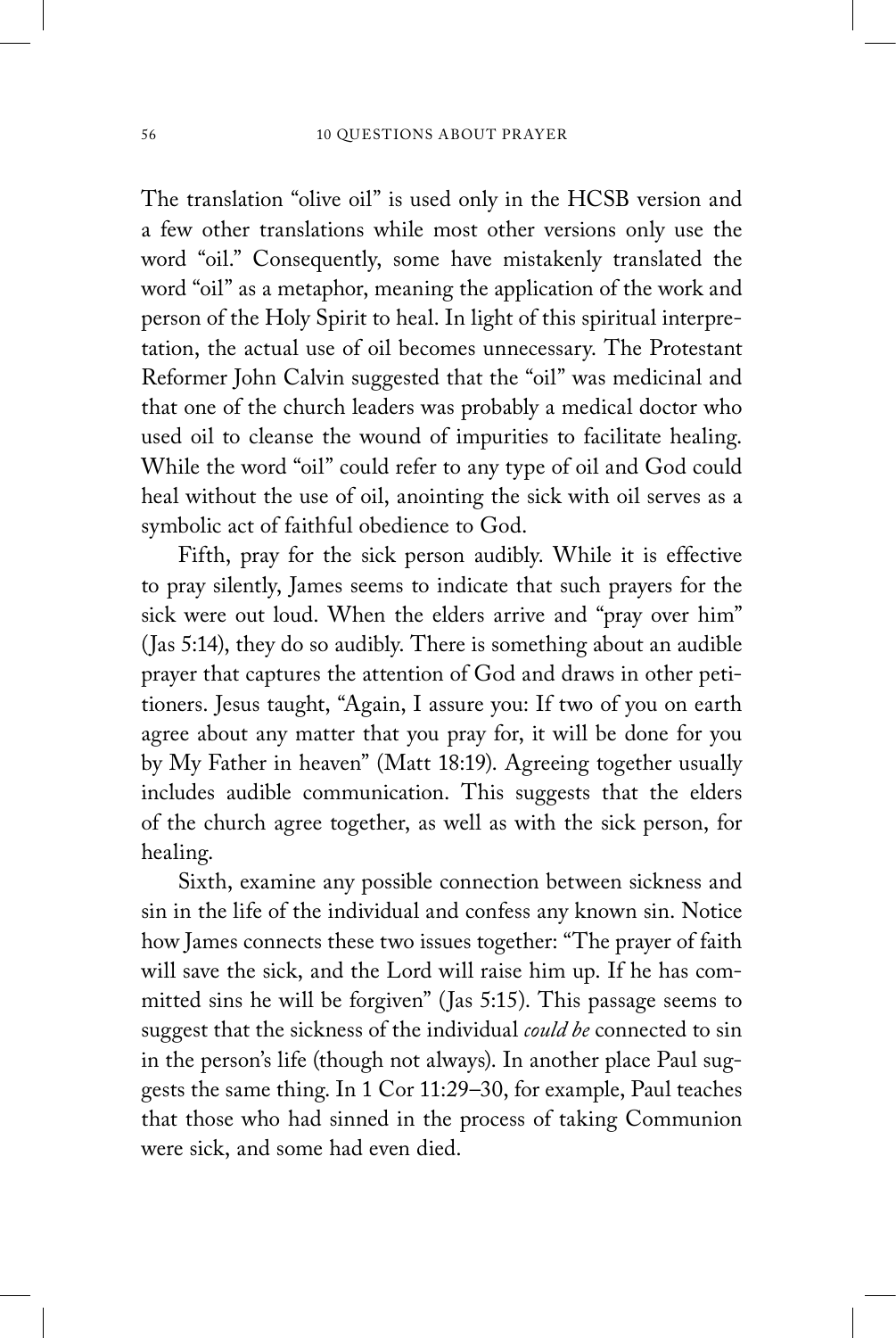The translation "olive oil" is used only in the HCSB version and a few other translations while most other versions only use the word "oil." Consequently, some have mistakenly translated the word "oil" as a metaphor, meaning the application of the work and person of the Holy Spirit to heal. In light of this spiritual interpretation, the actual use of oil becomes unnecessary. The Protestant Reformer John Calvin suggested that the "oil" was medicinal and that one of the church leaders was probably a medical doctor who used oil to cleanse the wound of impurities to facilitate healing. While the word "oil" could refer to any type of oil and God could heal without the use of oil, anointing the sick with oil serves as a symbolic act of faithful obedience to God.

Fifth, pray for the sick person audibly. While it is effective to pray silently, James seems to indicate that such prayers for the sick were out loud. When the elders arrive and "pray over him" (Jas 5:14), they do so audibly. There is something about an audible prayer that captures the attention of God and draws in other petitioners. Jesus taught, "Again, I assure you: If two of you on earth agree about any matter that you pray for, it will be done for you by My Father in heaven" (Matt 18:19). Agreeing together usually includes audible communication. This suggests that the elders of the church agree together, as well as with the sick person, for healing.

Sixth, examine any possible connection between sickness and sin in the life of the individual and confess any known sin. Notice how James connects these two issues together: "The prayer of faith will save the sick, and the Lord will raise him up. If he has committed sins he will be forgiven" (Jas 5:15). This passage seems to suggest that the sickness of the individual *could be* connected to sin in the person's life (though not always). In another place Paul suggests the same thing. In 1 Cor 11:29–30, for example, Paul teaches that those who had sinned in the process of taking Communion were sick, and some had even died.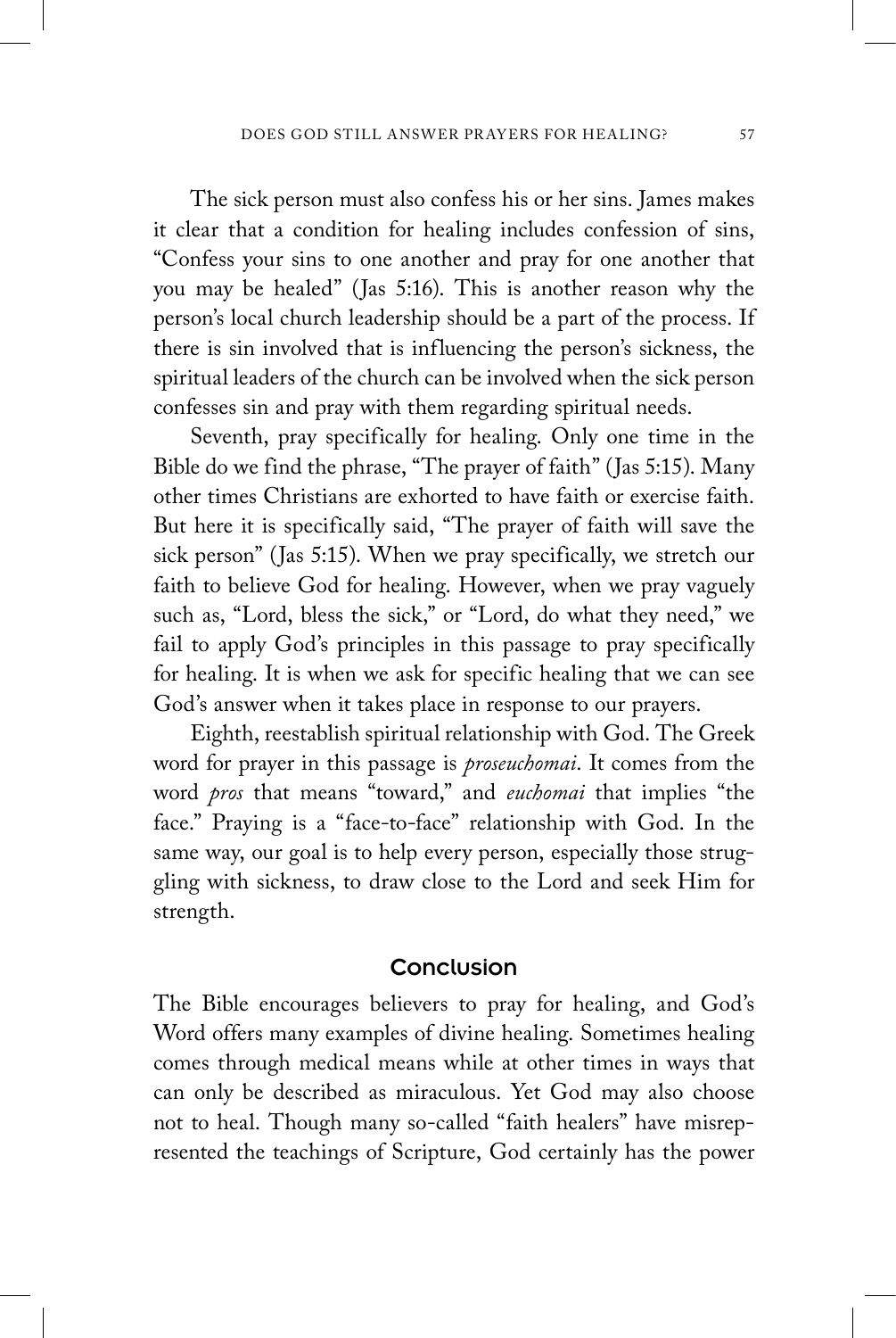The sick person must also confess his or her sins. James makes it clear that a condition for healing includes confession of sins, "Confess your sins to one another and pray for one another that you may be healed" (Jas 5:16). This is another reason why the person's local church leadership should be a part of the process. If there is sin involved that is influencing the person's sickness, the spiritual leaders of the church can be involved when the sick person confesses sin and pray with them regarding spiritual needs.

Seventh, pray specifically for healing. Only one time in the Bible do we find the phrase, "The prayer of faith" (Jas 5:15). Many other times Christians are exhorted to have faith or exercise faith. But here it is specifically said, "The prayer of faith will save the sick person" (Jas 5:15). When we pray specifically, we stretch our faith to believe God for healing. However, when we pray vaguely such as, "Lord, bless the sick," or "Lord, do what they need," we fail to apply God's principles in this passage to pray specifically for healing. It is when we ask for specific healing that we can see God's answer when it takes place in response to our prayers.

Eighth, reestablish spiritual relationship with God. The Greek word for prayer in this passage is *proseuchomai*. It comes from the word *pros* that means "toward," and *euchomai* that implies "the face." Praying is a "face-to-face" relationship with God. In the same way, our goal is to help every person, especially those struggling with sickness, to draw close to the Lord and seek Him for strength.

## Conclusion

The Bible encourages believers to pray for healing, and God's Word offers many examples of divine healing. Sometimes healing comes through medical means while at other times in ways that can only be described as miraculous. Yet God may also choose not to heal. Though many so-called "faith healers" have misrepresented the teachings of Scripture, God certainly has the power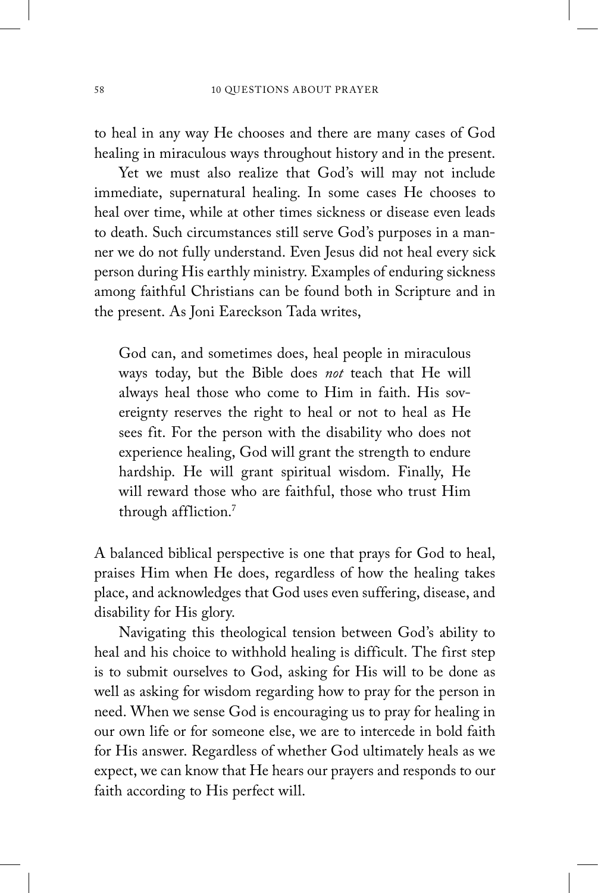to heal in any way He chooses and there are many cases of God healing in miraculous ways throughout history and in the present.

Yet we must also realize that God's will may not include immediate, supernatural healing. In some cases He chooses to heal over time, while at other times sickness or disease even leads to death. Such circumstances still serve God's purposes in a manner we do not fully understand. Even Jesus did not heal every sick person during His earthly ministry. Examples of enduring sickness among faithful Christians can be found both in Scripture and in the present. As Joni Eareckson Tada writes,

> God can, and sometimes does, heal people in miraculous ways today, but the Bible does *not* teach that He will always heal those who come to Him in faith. His sovereignty reserves the right to heal or not to heal as He sees fit. For the person with the disability who does not experience healing, God will grant the strength to endure hardship. He will grant spiritual wisdom. Finally, He will reward those who are faithful, those who trust Him through affliction.[7]

A balanced biblical perspective is one that prays for God to heal, praises Him when He does, regardless of how the healing takes place, and acknowledges that God uses even suffering, disease, and disability for His glory.

Navigating this theological tension between God's ability to heal and his choice to withhold healing is difficult. The first step is to submit ourselves to God, asking for His will to be done as well as asking for wisdom regarding how to pray for the person in need. When we sense God is encouraging us to pray for healing in our own life or for someone else, we are to intercede in bold faith for His answer. Regardless of whether God ultimately heals as we expect, we can know that He hears our prayers and responds to our faith according to His perfect will.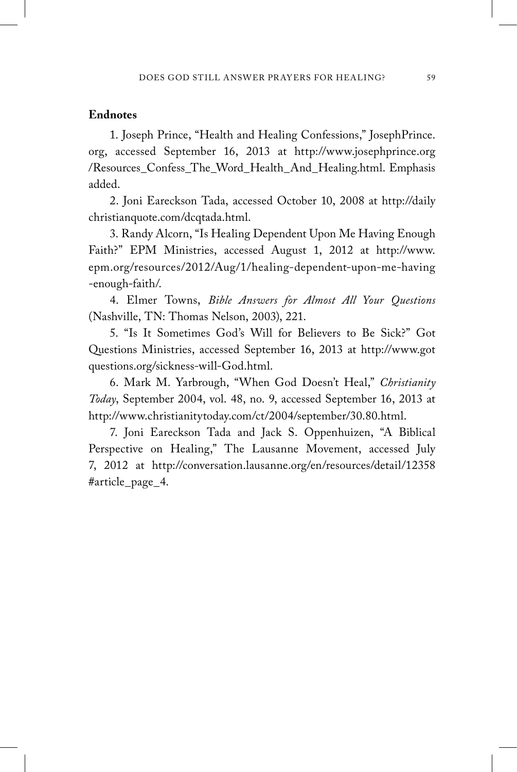**Endnotes**

1. Joseph Prince, "Health and Healing Confessions," JosephPrince.org, accessed September 16, 2013 at http://www.josephprince.org/Resources_Confess_The_Word_Health_And_Healing.html. Emphasis added.

2. Joni Eareckson Tada, accessed October 10, 2008 at http://dailychristianquote.com/dcqtada.html.

3. Randy Alcorn, "Is Healing Dependent Upon Me Having Enough Faith?" EPM Ministries, accessed August 1, 2012 at http://www.epm.org/resources/2012/Aug/1/healing-dependent-upon-me-having-enough-faith/.

4. Elmer Towns, *Bible Answers for Almost All Your Questions* (Nashville, TN: Thomas Nelson, 2003), 221.

5. "Is It Sometimes God's Will for Believers to Be Sick?" Got Questions Ministries, accessed September 16, 2013 at http://www.gotquestions.org/sickness-will-God.html.

6. Mark M. Yarbrough, "When God Doesn't Heal," *Christianity Today*, September 2004, vol. 48, no. 9, accessed September 16, 2013 at http://www.christianitytoday.com/ct/2004/september/30.80.html.

7. Joni Eareckson Tada and Jack S. Oppenhuizen, "A Biblical Perspective on Healing," The Lausanne Movement, accessed July 7, 2012 at http://conversation.lausanne.org/en/resources/detail/12358#article_page_4.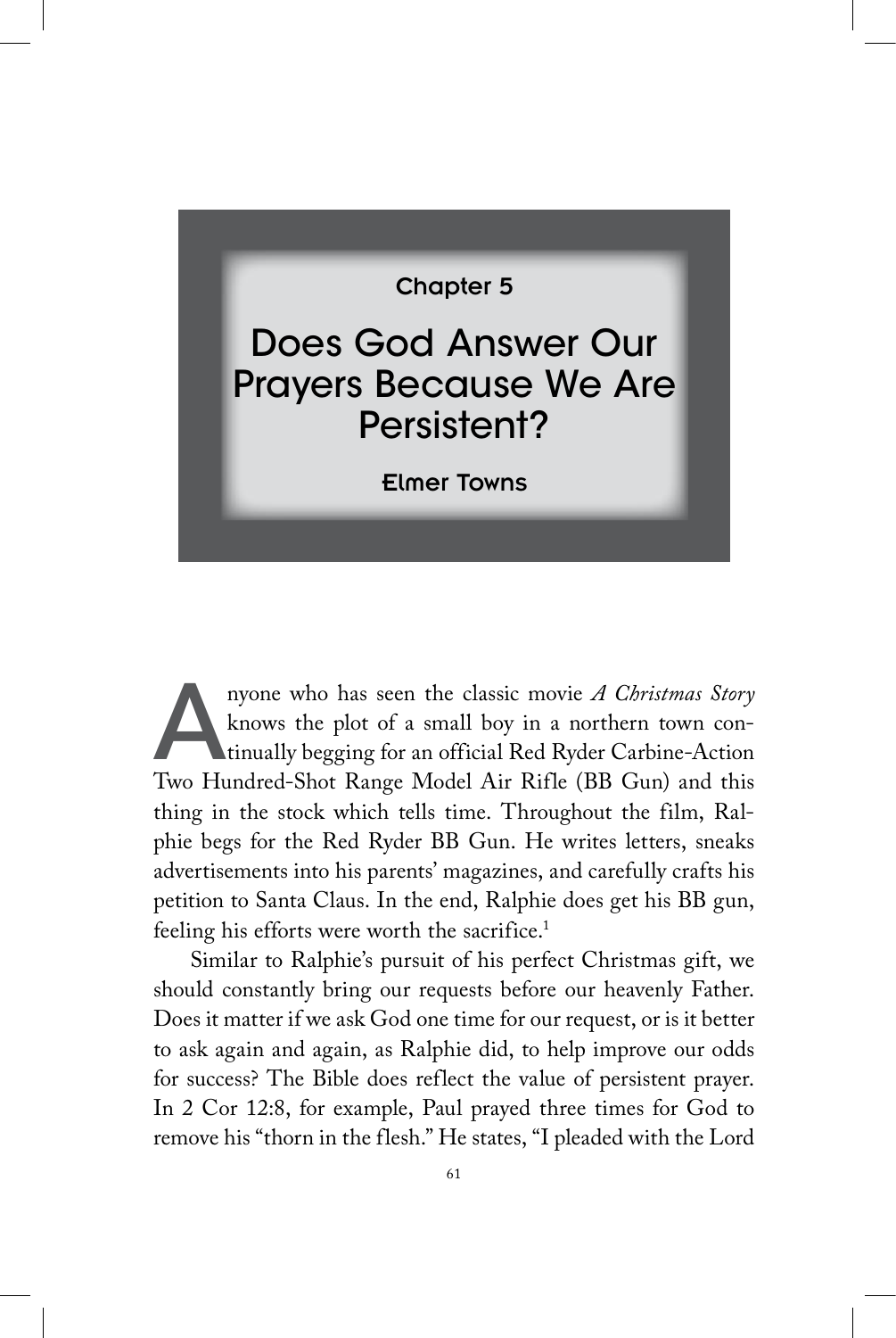Chapter 5

# Does God Answer Our Prayers Because We Are Persistent?

**Elmer Towns**

Anyone who has seen the classic movie *A Christmas Story* knows the plot of a small boy in a northern town continually begging for an official Red Ryder Carbine-Action Two Hundred-Shot Range Model Air Rifle (BB Gun) and this thing in the stock which tells time. Throughout the film, Ralphie begs for the Red Ryder BB Gun. He writes letters, sneaks advertisements into his parents' magazines, and carefully crafts his petition to Santa Claus. In the end, Ralphie does get his BB gun, feeling his efforts were worth the sacrifice.[1]

Similar to Ralphie's pursuit of his perfect Christmas gift, we should constantly bring our requests before our heavenly Father. Does it matter if we ask God one time for our request, or is it better to ask again and again, as Ralphie did, to help improve our odds for success? The Bible does reflect the value of persistent prayer. In 2 Cor 12:8, for example, Paul prayed three times for God to remove his "thorn in the flesh." He states, "I pleaded with the Lord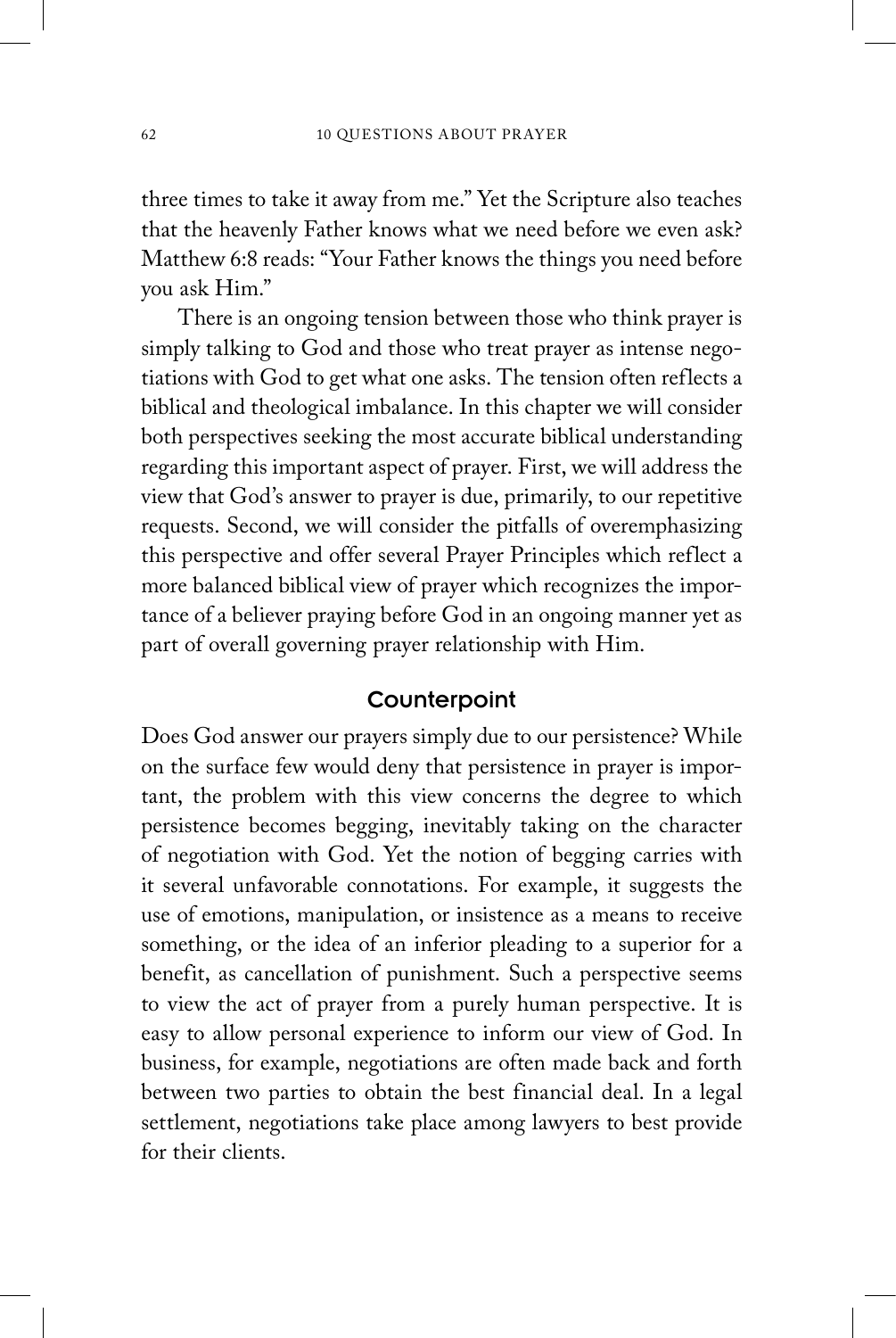three times to take it away from me." Yet the Scripture also teaches that the heavenly Father knows what we need before we even ask? Matthew 6:8 reads: "Your Father knows the things you need before you ask Him."

There is an ongoing tension between those who think prayer is simply talking to God and those who treat prayer as intense negotiations with God to get what one asks. The tension often reflects a biblical and theological imbalance. In this chapter we will consider both perspectives seeking the most accurate biblical understanding regarding this important aspect of prayer. First, we will address the view that God's answer to prayer is due, primarily, to our repetitive requests. Second, we will consider the pitfalls of overemphasizing this perspective and offer several Prayer Principles which reflect a more balanced biblical view of prayer which recognizes the importance of a believer praying before God in an ongoing manner yet as part of overall governing prayer relationship with Him.

## Counterpoint

Does God answer our prayers simply due to our persistence? While on the surface few would deny that persistence in prayer is important, the problem with this view concerns the degree to which persistence becomes begging, inevitably taking on the character of negotiation with God. Yet the notion of begging carries with it several unfavorable connotations. For example, it suggests the use of emotions, manipulation, or insistence as a means to receive something, or the idea of an inferior pleading to a superior for a benefit, as cancellation of punishment. Such a perspective seems to view the act of prayer from a purely human perspective. It is easy to allow personal experience to inform our view of God. In business, for example, negotiations are often made back and forth between two parties to obtain the best financial deal. In a legal settlement, negotiations take place among lawyers to best provide for their clients.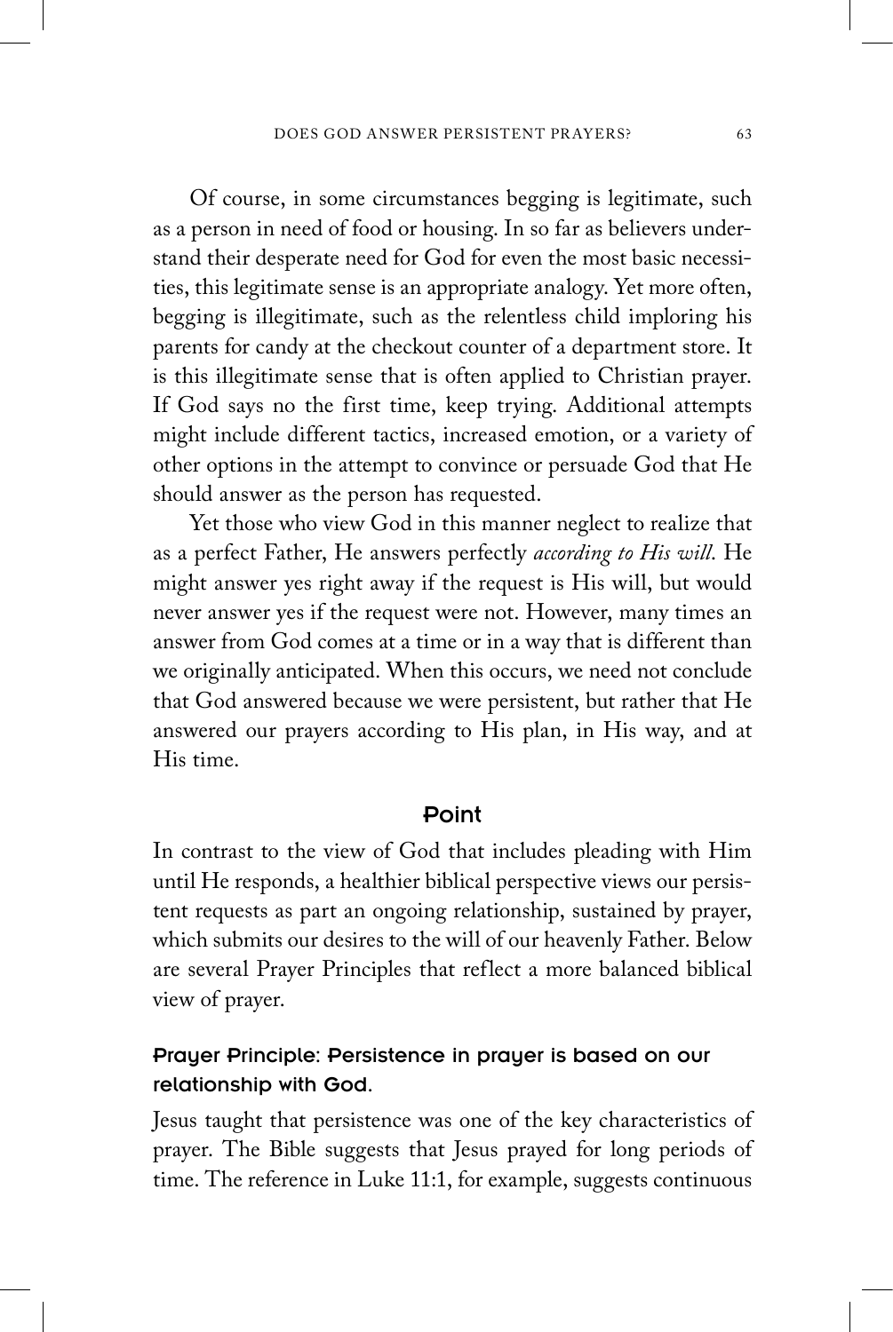Of course, in some circumstances begging is legitimate, such as a person in need of food or housing. In so far as believers understand their desperate need for God for even the most basic necessities, this legitimate sense is an appropriate analogy. Yet more often, begging is illegitimate, such as the relentless child imploring his parents for candy at the checkout counter of a department store. It is this illegitimate sense that is often applied to Christian prayer. If God says no the first time, keep trying. Additional attempts might include different tactics, increased emotion, or a variety of other options in the attempt to convince or persuade God that He should answer as the person has requested.

Yet those who view God in this manner neglect to realize that as a perfect Father, He answers perfectly *according to His will*. He might answer yes right away if the request is His will, but would never answer yes if the request were not. However, many times an answer from God comes at a time or in a way that is different than we originally anticipated. When this occurs, we need not conclude that God answered because we were persistent, but rather that He answered our prayers according to His plan, in His way, and at His time.

## Point

In contrast to the view of God that includes pleading with Him until He responds, a healthier biblical perspective views our persistent requests as part an ongoing relationship, sustained by prayer, which submits our desires to the will of our heavenly Father. Below are several Prayer Principles that reflect a more balanced biblical view of prayer.

### Prayer Principle: Persistence in prayer is based on our relationship with God.

Jesus taught that persistence was one of the key characteristics of prayer. The Bible suggests that Jesus prayed for long periods of time. The reference in Luke 11:1, for example, suggests continuous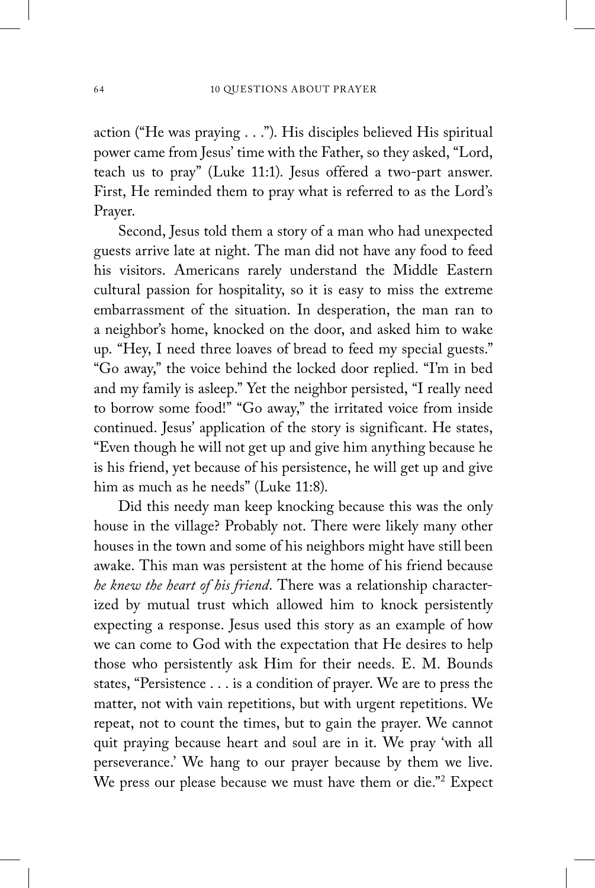action ("He was praying . . ."). His disciples believed His spiritual power came from Jesus' time with the Father, so they asked, "Lord, teach us to pray" (Luke 11:1). Jesus offered a two-part answer. First, He reminded them to pray what is referred to as the Lord's Prayer.

Second, Jesus told them a story of a man who had unexpected guests arrive late at night. The man did not have any food to feed his visitors. Americans rarely understand the Middle Eastern cultural passion for hospitality, so it is easy to miss the extreme embarrassment of the situation. In desperation, the man ran to a neighbor's home, knocked on the door, and asked him to wake up. "Hey, I need three loaves of bread to feed my special guests." "Go away," the voice behind the locked door replied. "I'm in bed and my family is asleep." Yet the neighbor persisted, "I really need to borrow some food!" "Go away," the irritated voice from inside continued. Jesus' application of the story is significant. He states, "Even though he will not get up and give him anything because he is his friend, yet because of his persistence, he will get up and give him as much as he needs" (Luke 11:8).

Did this needy man keep knocking because this was the only house in the village? Probably not. There were likely many other houses in the town and some of his neighbors might have still been awake. This man was persistent at the home of his friend because *he knew the heart of his friend*. There was a relationship characterized by mutual trust which allowed him to knock persistently expecting a response. Jesus used this story as an example of how we can come to God with the expectation that He desires to help those who persistently ask Him for their needs. E. M. Bounds states, "Persistence . . . is a condition of prayer. We are to press the matter, not with vain repetitions, but with urgent repetitions. We repeat, not to count the times, but to gain the prayer. We cannot quit praying because heart and soul are in it. We pray 'with all perseverance.' We hang to our prayer because by them we live. We press our please because we must have them or die."[2] Expect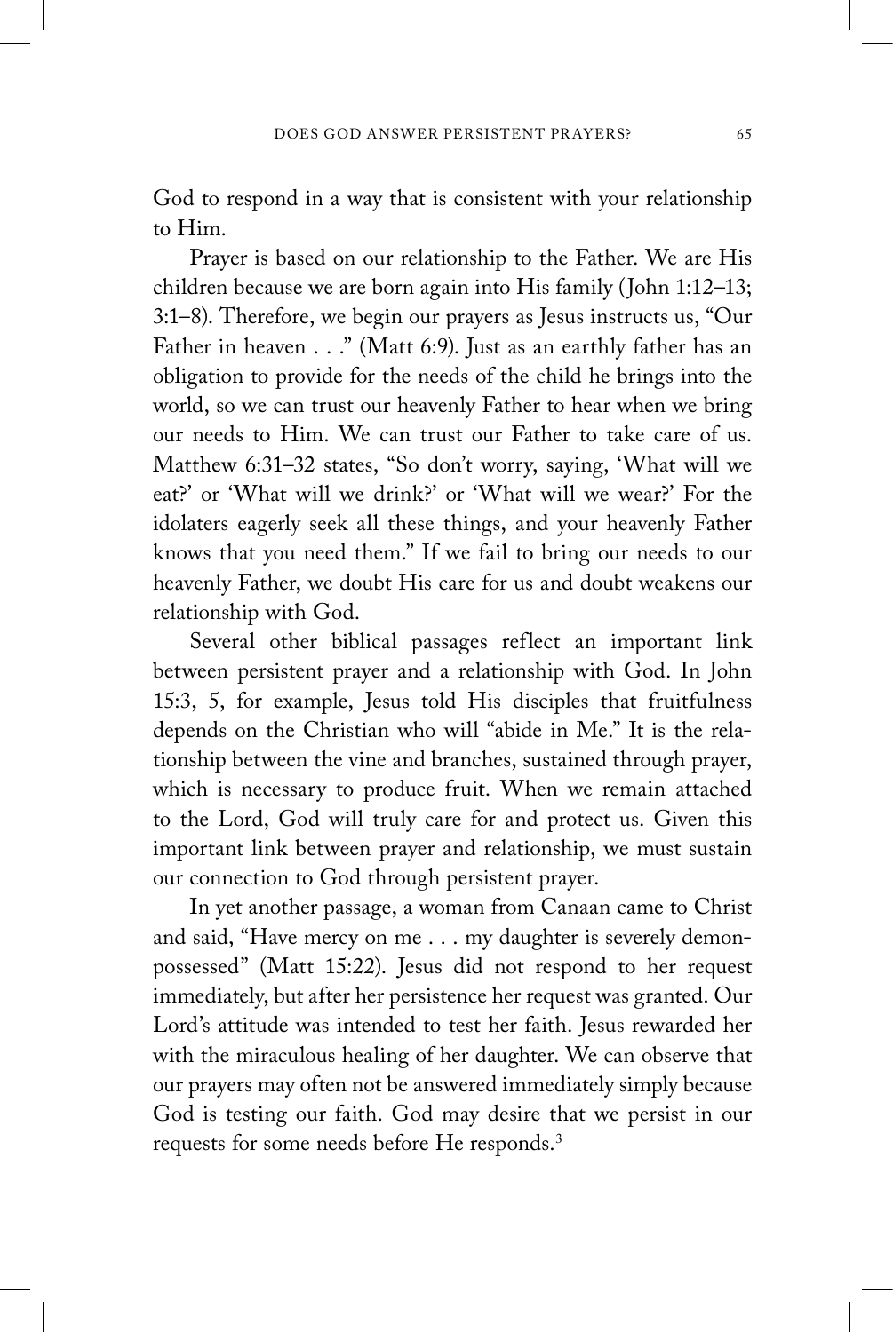God to respond in a way that is consistent with your relationship to Him.

Prayer is based on our relationship to the Father. We are His children because we are born again into His family (John 1:12–13; 3:1–8). Therefore, we begin our prayers as Jesus instructs us, "Our Father in heaven . . ." (Matt 6:9). Just as an earthly father has an obligation to provide for the needs of the child he brings into the world, so we can trust our heavenly Father to hear when we bring our needs to Him. We can trust our Father to take care of us. Matthew 6:31–32 states, "So don't worry, saying, 'What will we eat?' or 'What will we drink?' or 'What will we wear?' For the idolaters eagerly seek all these things, and your heavenly Father knows that you need them." If we fail to bring our needs to our heavenly Father, we doubt His care for us and doubt weakens our relationship with God.

Several other biblical passages reflect an important link between persistent prayer and a relationship with God. In John 15:3, 5, for example, Jesus told His disciples that fruitfulness depends on the Christian who will "abide in Me." It is the relationship between the vine and branches, sustained through prayer, which is necessary to produce fruit. When we remain attached to the Lord, God will truly care for and protect us. Given this important link between prayer and relationship, we must sustain our connection to God through persistent prayer.

In yet another passage, a woman from Canaan came to Christ and said, "Have mercy on me . . . my daughter is severely demon-possessed" (Matt 15:22). Jesus did not respond to her request immediately, but after her persistence her request was granted. Our Lord's attitude was intended to test her faith. Jesus rewarded her with the miraculous healing of her daughter. We can observe that our prayers may often not be answered immediately simply because God is testing our faith. God may desire that we persist in our requests for some needs before He responds.[3]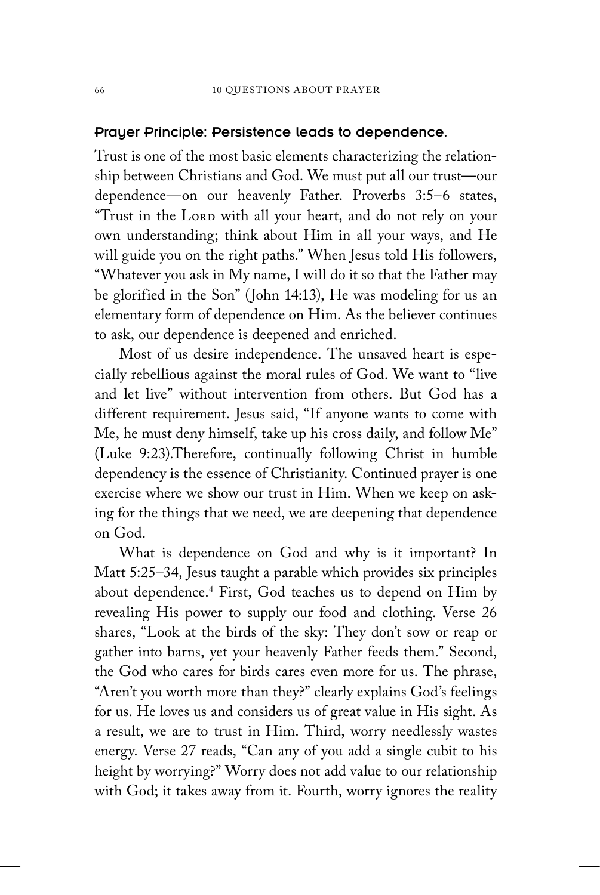### Prayer Principle: Persistence leads to dependence.

Trust is one of the most basic elements characterizing the relationship between Christians and God. We must put all our trust—our dependence—on our heavenly Father. Proverbs 3:5–6 states, "Trust in the Lord with all your heart, and do not rely on your own understanding; think about Him in all your ways, and He will guide you on the right paths." When Jesus told His followers, "Whatever you ask in My name, I will do it so that the Father may be glorified in the Son" (John 14:13), He was modeling for us an elementary form of dependence on Him. As the believer continues to ask, our dependence is deepened and enriched.

Most of us desire independence. The unsaved heart is especially rebellious against the moral rules of God. We want to "live and let live" without intervention from others. But God has a different requirement. Jesus said, "If anyone wants to come with Me, he must deny himself, take up his cross daily, and follow Me" (Luke 9:23).Therefore, continually following Christ in humble dependency is the essence of Christianity. Continued prayer is one exercise where we show our trust in Him. When we keep on asking for the things that we need, we are deepening that dependence on God.

What is dependence on God and why is it important? In Matt 5:25–34, Jesus taught a parable which provides six principles about dependence.[4] First, God teaches us to depend on Him by revealing His power to supply our food and clothing. Verse 26 shares, "Look at the birds of the sky: They don't sow or reap or gather into barns, yet your heavenly Father feeds them." Second, the God who cares for birds cares even more for us. The phrase, "Aren't you worth more than they?" clearly explains God's feelings for us. He loves us and considers us of great value in His sight. As a result, we are to trust in Him. Third, worry needlessly wastes energy. Verse 27 reads, "Can any of you add a single cubit to his height by worrying?" Worry does not add value to our relationship with God; it takes away from it. Fourth, worry ignores the reality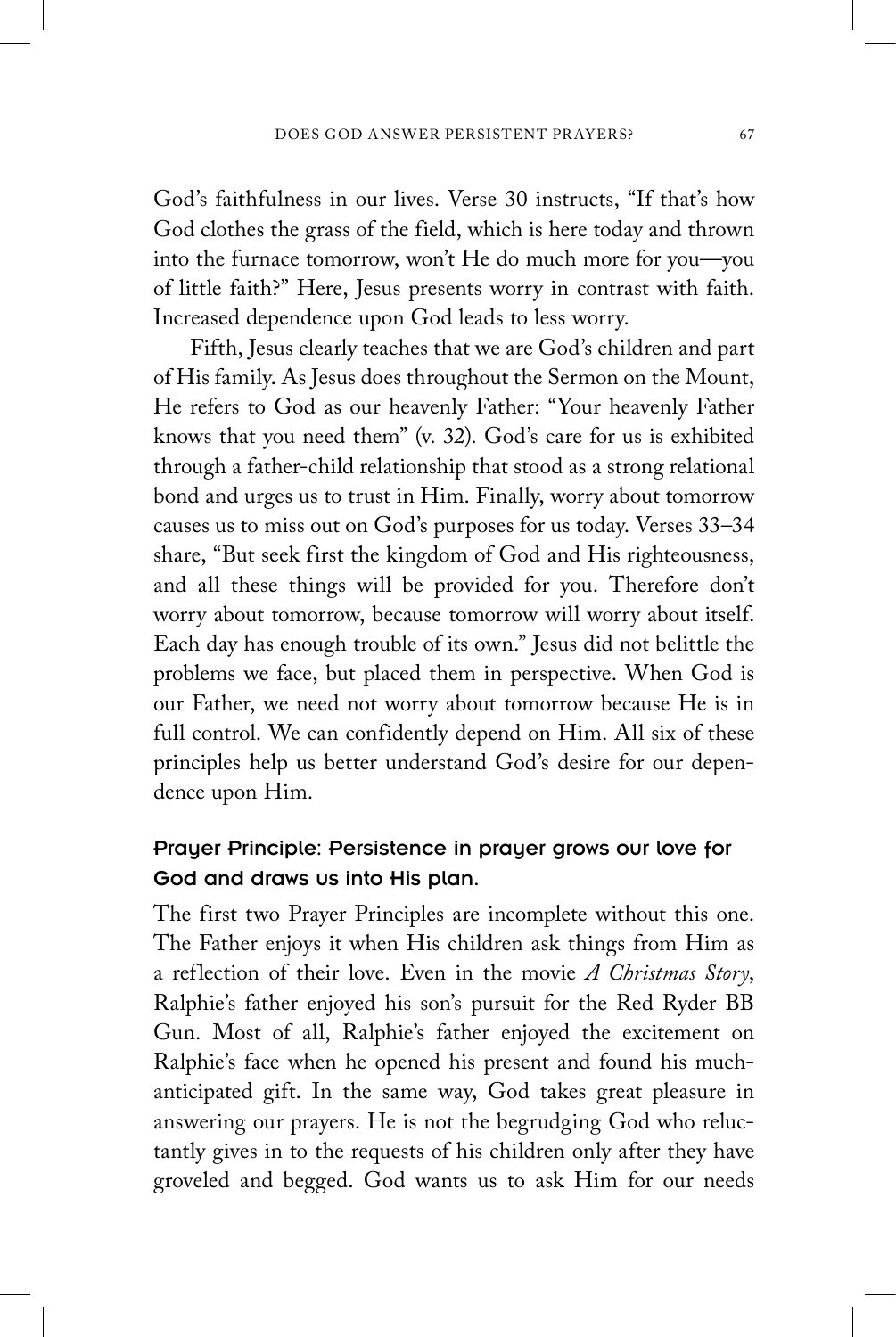God's faithfulness in our lives. Verse 30 instructs, "If that's how God clothes the grass of the field, which is here today and thrown into the furnace tomorrow, won't He do much more for you—you of little faith?" Here, Jesus presents worry in contrast with faith. Increased dependence upon God leads to less worry.

Fifth, Jesus clearly teaches that we are God's children and part of His family. As Jesus does throughout the Sermon on the Mount, He refers to God as our heavenly Father: "Your heavenly Father knows that you need them" (v. 32). God's care for us is exhibited through a father-child relationship that stood as a strong relational bond and urges us to trust in Him. Finally, worry about tomorrow causes us to miss out on God's purposes for us today. Verses 33–34 share, "But seek first the kingdom of God and His righteousness, and all these things will be provided for you. Therefore don't worry about tomorrow, because tomorrow will worry about itself. Each day has enough trouble of its own." Jesus did not belittle the problems we face, but placed them in perspective. When God is our Father, we need not worry about tomorrow because He is in full control. We can confidently depend on Him. All six of these principles help us better understand God's desire for our dependence upon Him.

### Prayer Principle: Persistence in prayer grows our love for God and draws us into His plan.

The first two Prayer Principles are incomplete without this one. The Father enjoys it when His children ask things from Him as a reflection of their love. Even in the movie *A Christmas Story*, Ralphie's father enjoyed his son's pursuit for the Red Ryder BB Gun. Most of all, Ralphie's father enjoyed the excitement on Ralphie's face when he opened his present and found his much-anticipated gift. In the same way, God takes great pleasure in answering our prayers. He is not the begrudging God who reluctantly gives in to the requests of his children only after they have groveled and begged. God wants us to ask Him for our needs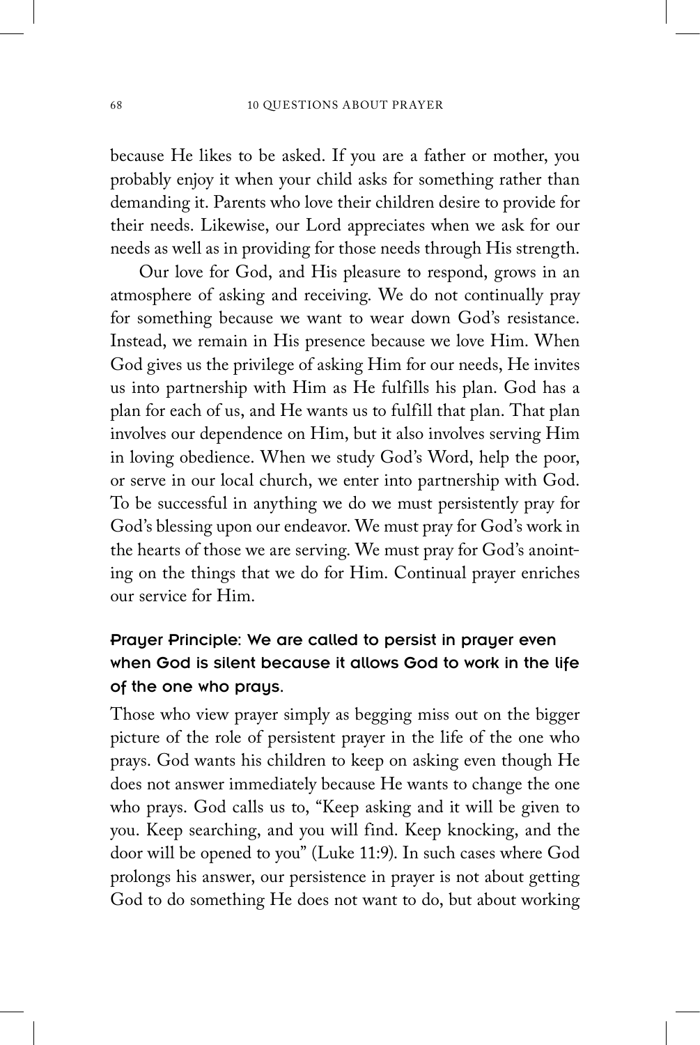because He likes to be asked. If you are a father or mother, you probably enjoy it when your child asks for something rather than demanding it. Parents who love their children desire to provide for their needs. Likewise, our Lord appreciates when we ask for our needs as well as in providing for those needs through His strength.

Our love for God, and His pleasure to respond, grows in an atmosphere of asking and receiving. We do not continually pray for something because we want to wear down God's resistance. Instead, we remain in His presence because we love Him. When God gives us the privilege of asking Him for our needs, He invites us into partnership with Him as He fulfills his plan. God has a plan for each of us, and He wants us to fulfill that plan. That plan involves our dependence on Him, but it also involves serving Him in loving obedience. When we study God's Word, help the poor, or serve in our local church, we enter into partnership with God. To be successful in anything we do we must persistently pray for God's blessing upon our endeavor. We must pray for God's work in the hearts of those we are serving. We must pray for God's anointing on the things that we do for Him. Continual prayer enriches our service for Him.

### Prayer Principle: We are called to persist in prayer even when God is silent because it allows God to work in the life of the one who prays.

Those who view prayer simply as begging miss out on the bigger picture of the role of persistent prayer in the life of the one who prays. God wants his children to keep on asking even though He does not answer immediately because He wants to change the one who prays. God calls us to, "Keep asking and it will be given to you. Keep searching, and you will find. Keep knocking, and the door will be opened to you" (Luke 11:9). In such cases where God prolongs his answer, our persistence in prayer is not about getting God to do something He does not want to do, but about working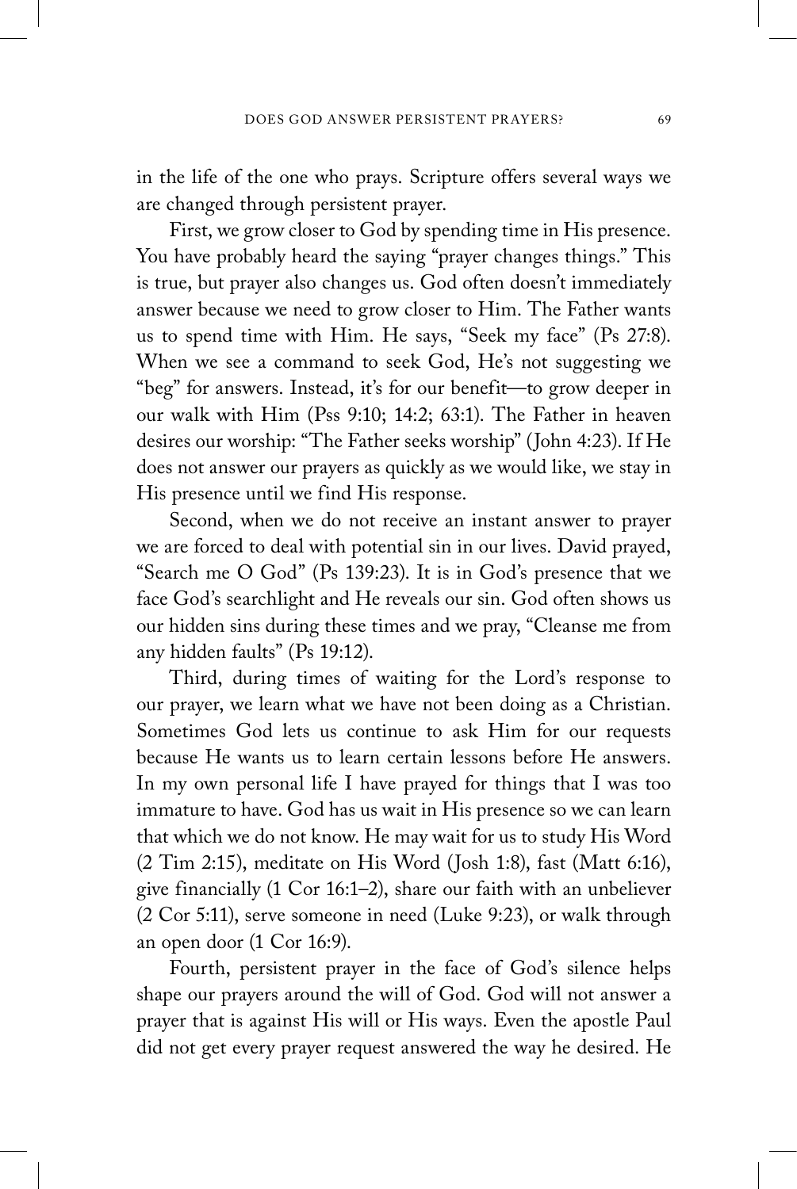in the life of the one who prays. Scripture offers several ways we are changed through persistent prayer.

First, we grow closer to God by spending time in His presence. You have probably heard the saying "prayer changes things." This is true, but prayer also changes us. God often doesn't immediately answer because we need to grow closer to Him. The Father wants us to spend time with Him. He says, "Seek my face" (Ps 27:8). When we see a command to seek God, He's not suggesting we "beg" for answers. Instead, it's for our benefit—to grow deeper in our walk with Him (Pss 9:10; 14:2; 63:1). The Father in heaven desires our worship: "The Father seeks worship" (John 4:23). If He does not answer our prayers as quickly as we would like, we stay in His presence until we find His response.

Second, when we do not receive an instant answer to prayer we are forced to deal with potential sin in our lives. David prayed, "Search me O God" (Ps 139:23). It is in God's presence that we face God's searchlight and He reveals our sin. God often shows us our hidden sins during these times and we pray, "Cleanse me from any hidden faults" (Ps 19:12).

Third, during times of waiting for the Lord's response to our prayer, we learn what we have not been doing as a Christian. Sometimes God lets us continue to ask Him for our requests because He wants us to learn certain lessons before He answers. In my own personal life I have prayed for things that I was too immature to have. God has us wait in His presence so we can learn that which we do not know. He may wait for us to study His Word (2 Tim 2:15), meditate on His Word (Josh 1:8), fast (Matt 6:16), give financially (1 Cor 16:1–2), share our faith with an unbeliever (2 Cor 5:11), serve someone in need (Luke 9:23), or walk through an open door (1 Cor 16:9).

Fourth, persistent prayer in the face of God's silence helps shape our prayers around the will of God. God will not answer a prayer that is against His will or His ways. Even the apostle Paul did not get every prayer request answered the way he desired. He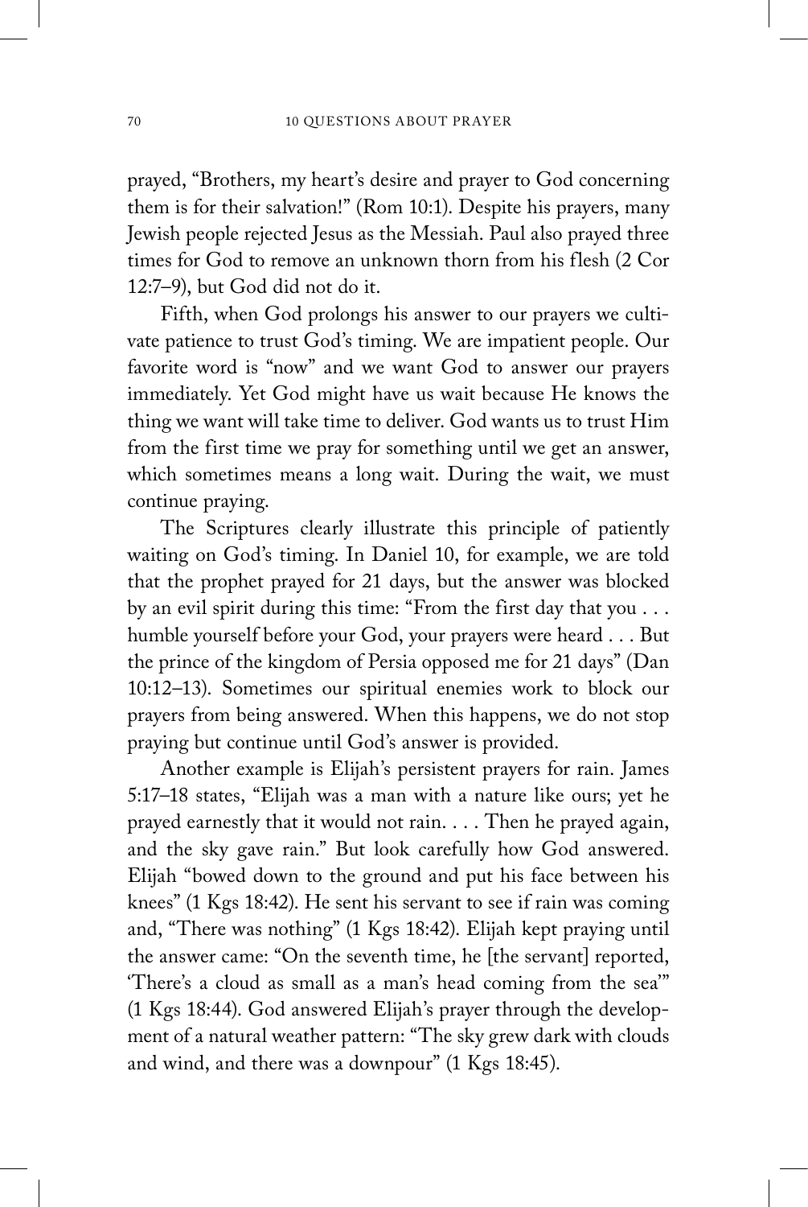prayed, "Brothers, my heart's desire and prayer to God concerning them is for their salvation!" (Rom 10:1). Despite his prayers, many Jewish people rejected Jesus as the Messiah. Paul also prayed three times for God to remove an unknown thorn from his flesh (2 Cor 12:7–9), but God did not do it.

Fifth, when God prolongs his answer to our prayers we cultivate patience to trust God's timing. We are impatient people. Our favorite word is "now" and we want God to answer our prayers immediately. Yet God might have us wait because He knows the thing we want will take time to deliver. God wants us to trust Him from the first time we pray for something until we get an answer, which sometimes means a long wait. During the wait, we must continue praying.

The Scriptures clearly illustrate this principle of patiently waiting on God's timing. In Daniel 10, for example, we are told that the prophet prayed for 21 days, but the answer was blocked by an evil spirit during this time: "From the first day that you . . . humble yourself before your God, your prayers were heard . . . But the prince of the kingdom of Persia opposed me for 21 days" (Dan 10:12–13). Sometimes our spiritual enemies work to block our prayers from being answered. When this happens, we do not stop praying but continue until God's answer is provided.

Another example is Elijah's persistent prayers for rain. James 5:17–18 states, "Elijah was a man with a nature like ours; yet he prayed earnestly that it would not rain. . . . Then he prayed again, and the sky gave rain." But look carefully how God answered. Elijah "bowed down to the ground and put his face between his knees" (1 Kgs 18:42). He sent his servant to see if rain was coming and, "There was nothing" (1 Kgs 18:42). Elijah kept praying until the answer came: "On the seventh time, he [the servant] reported, 'There's a cloud as small as a man's head coming from the sea'" (1 Kgs 18:44). God answered Elijah's prayer through the development of a natural weather pattern: "The sky grew dark with clouds and wind, and there was a downpour" (1 Kgs 18:45).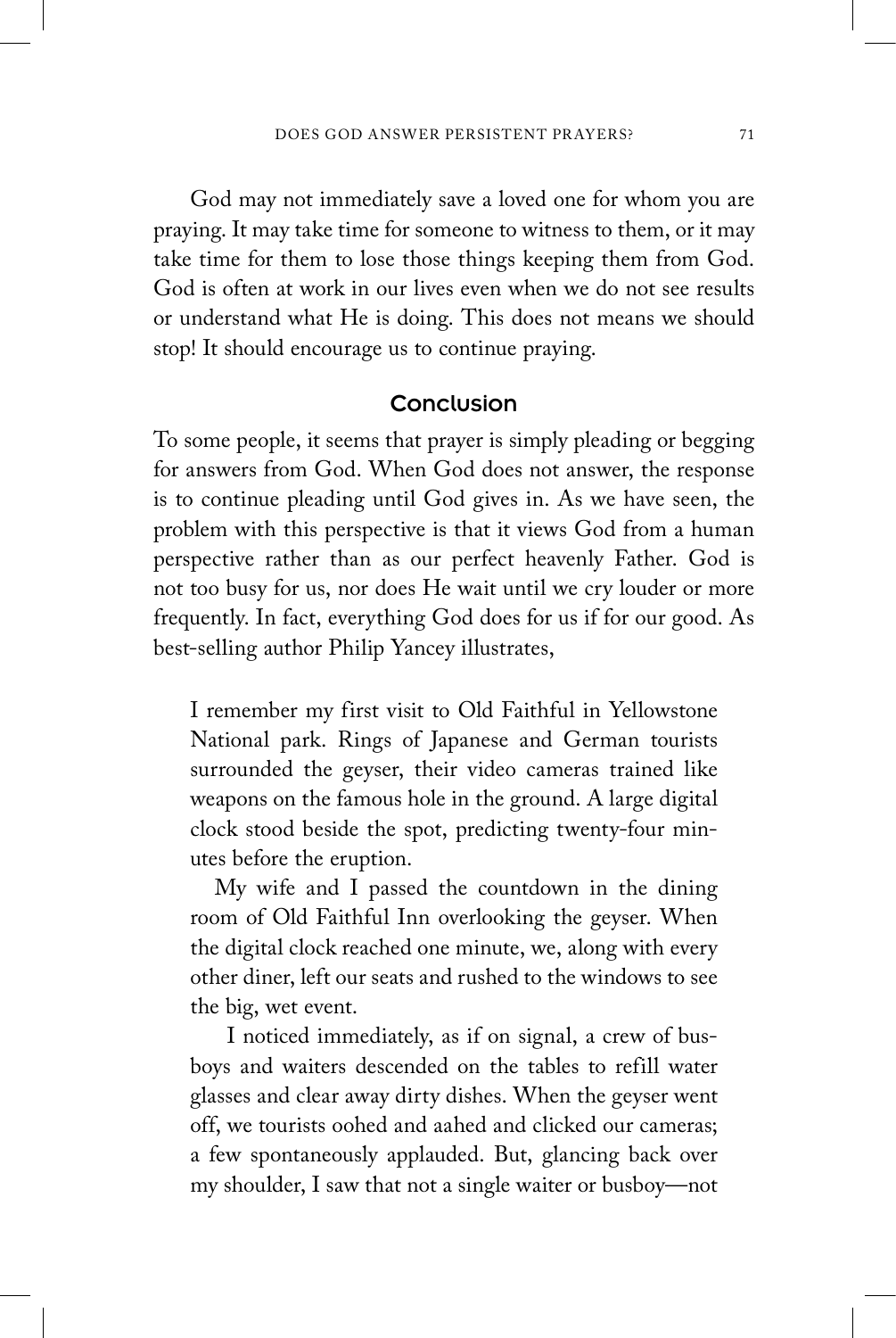God may not immediately save a loved one for whom you are praying. It may take time for someone to witness to them, or it may take time for them to lose those things keeping them from God. God is often at work in our lives even when we do not see results or understand what He is doing. This does not means we should stop! It should encourage us to continue praying.

## Conclusion

To some people, it seems that prayer is simply pleading or begging for answers from God. When God does not answer, the response is to continue pleading until God gives in. As we have seen, the problem with this perspective is that it views God from a human perspective rather than as our perfect heavenly Father. God is not too busy for us, nor does He wait until we cry louder or more frequently. In fact, everything God does for us if for our good. As best-selling author Philip Yancey illustrates,

> I remember my first visit to Old Faithful in Yellowstone National park. Rings of Japanese and German tourists surrounded the geyser, their video cameras trained like weapons on the famous hole in the ground. A large digital clock stood beside the spot, predicting twenty-four minutes before the eruption.
>
> My wife and I passed the countdown in the dining room of Old Faithful Inn overlooking the geyser. When the digital clock reached one minute, we, along with every other diner, left our seats and rushed to the windows to see the big, wet event.
>
> I noticed immediately, as if on signal, a crew of busboys and waiters descended on the tables to refill water glasses and clear away dirty dishes. When the geyser went off, we tourists oohed and aahed and clicked our cameras; a few spontaneously applauded. But, glancing back over my shoulder, I saw that not a single waiter or busboy—not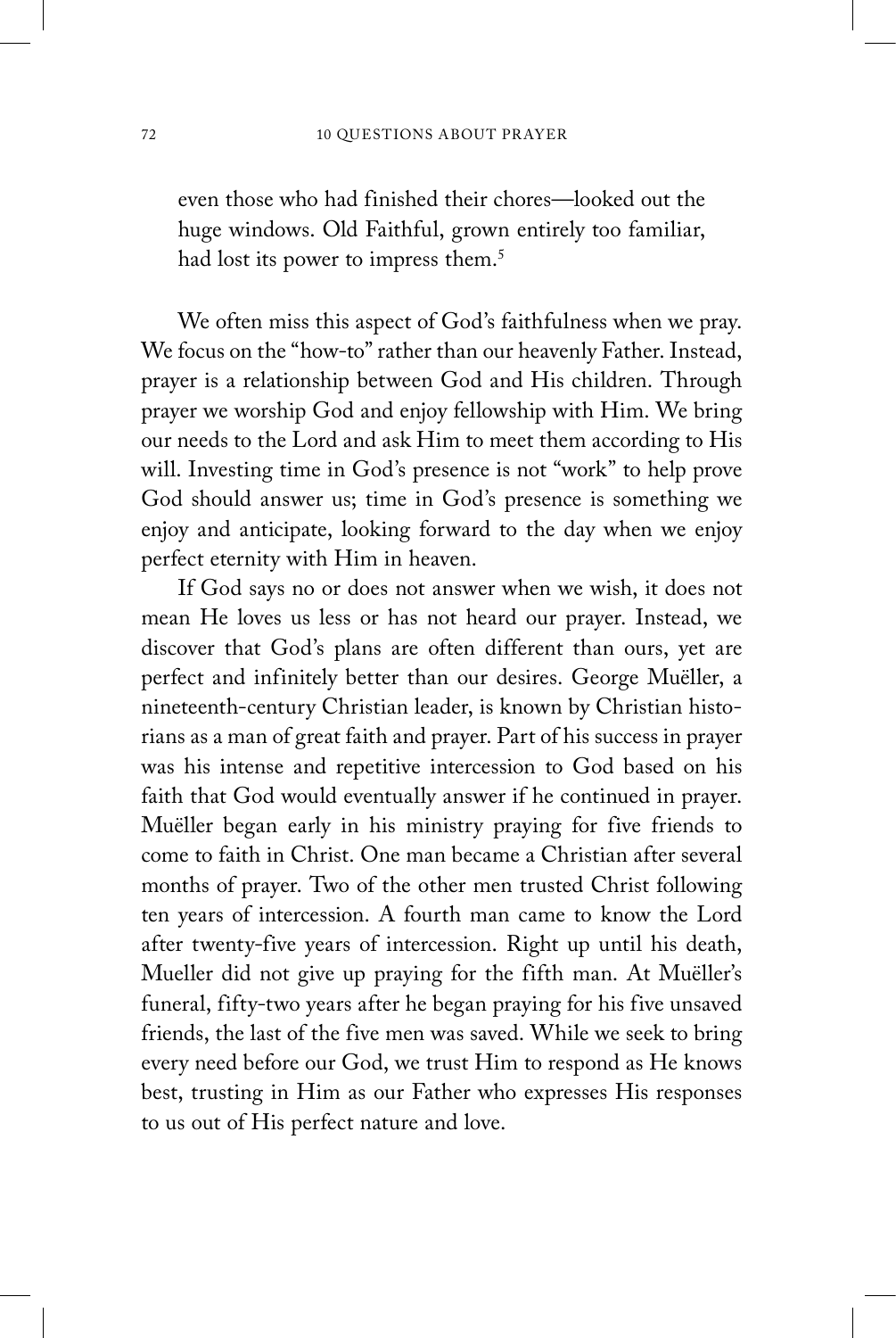even those who had finished their chores—looked out the huge windows. Old Faithful, grown entirely too familiar, had lost its power to impress them.[5]

We often miss this aspect of God's faithfulness when we pray. We focus on the "how-to" rather than our heavenly Father. Instead, prayer is a relationship between God and His children. Through prayer we worship God and enjoy fellowship with Him. We bring our needs to the Lord and ask Him to meet them according to His will. Investing time in God's presence is not "work" to help prove God should answer us; time in God's presence is something we enjoy and anticipate, looking forward to the day when we enjoy perfect eternity with Him in heaven.

If God says no or does not answer when we wish, it does not mean He loves us less or has not heard our prayer. Instead, we discover that God's plans are often different than ours, yet are perfect and infinitely better than our desires. George Muëller, a nineteenth-century Christian leader, is known by Christian historians as a man of great faith and prayer. Part of his success in prayer was his intense and repetitive intercession to God based on his faith that God would eventually answer if he continued in prayer. Muëller began early in his ministry praying for five friends to come to faith in Christ. One man became a Christian after several months of prayer. Two of the other men trusted Christ following ten years of intercession. A fourth man came to know the Lord after twenty-five years of intercession. Right up until his death, Mueller did not give up praying for the fifth man. At Muëller's funeral, fifty-two years after he began praying for his five unsaved friends, the last of the five men was saved. While we seek to bring every need before our God, we trust Him to respond as He knows best, trusting in Him as our Father who expresses His responses to us out of His perfect nature and love.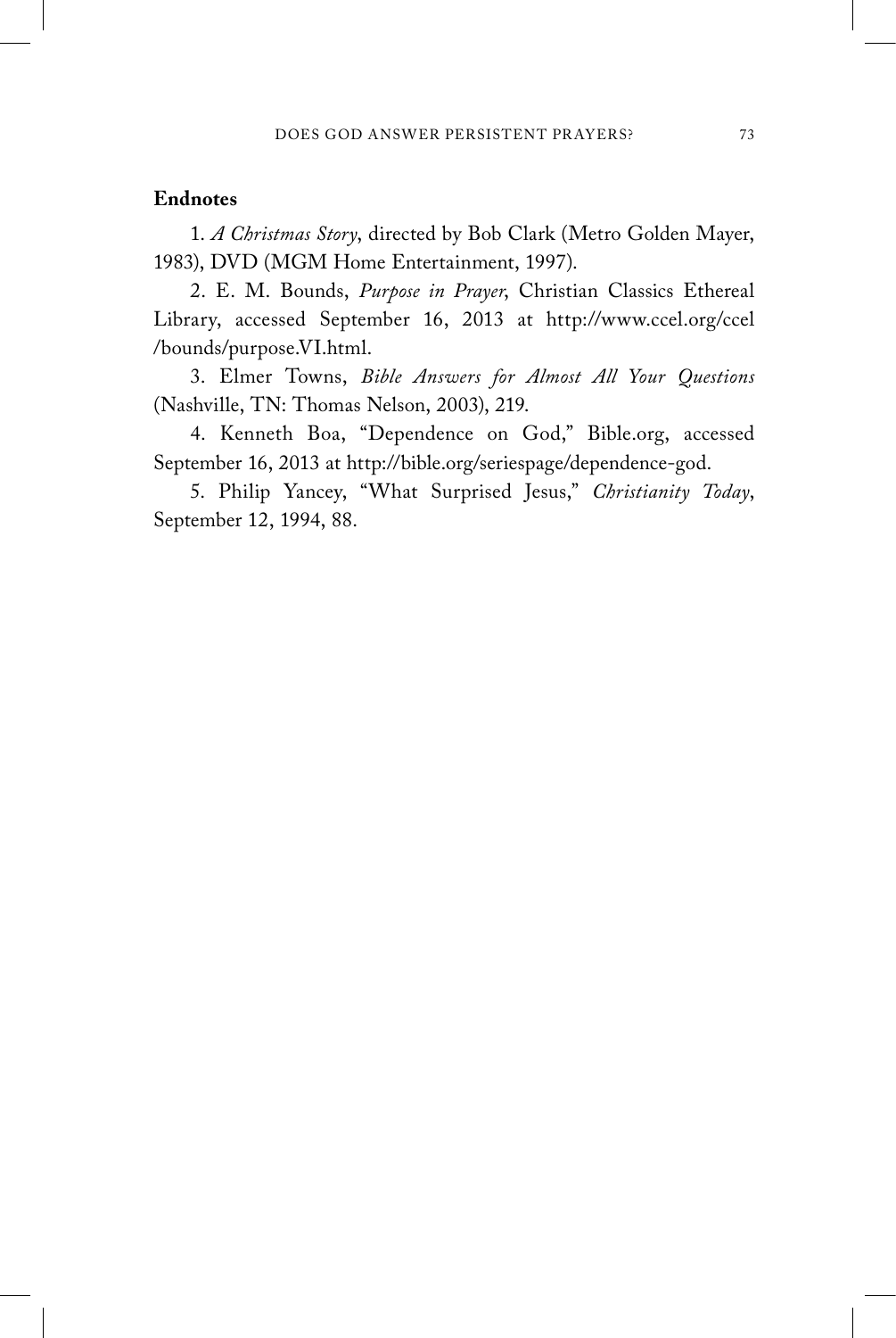**Endnotes**

1. *A Christmas Story*, directed by Bob Clark (Metro Golden Mayer, 1983), DVD (MGM Home Entertainment, 1997).

2. E. M. Bounds, *Purpose in Prayer*, Christian Classics Ethereal Library, accessed September 16, 2013 at http://www.ccel.org/ccel/bounds/purpose.VI.html.

3. Elmer Towns, *Bible Answers for Almost All Your Questions* (Nashville, TN: Thomas Nelson, 2003), 219.

4. Kenneth Boa, "Dependence on God," Bible.org, accessed September 16, 2013 at http://bible.org/seriespage/dependence-god.

5. Philip Yancey, "What Surprised Jesus," *Christianity Today*, September 12, 1994, 88.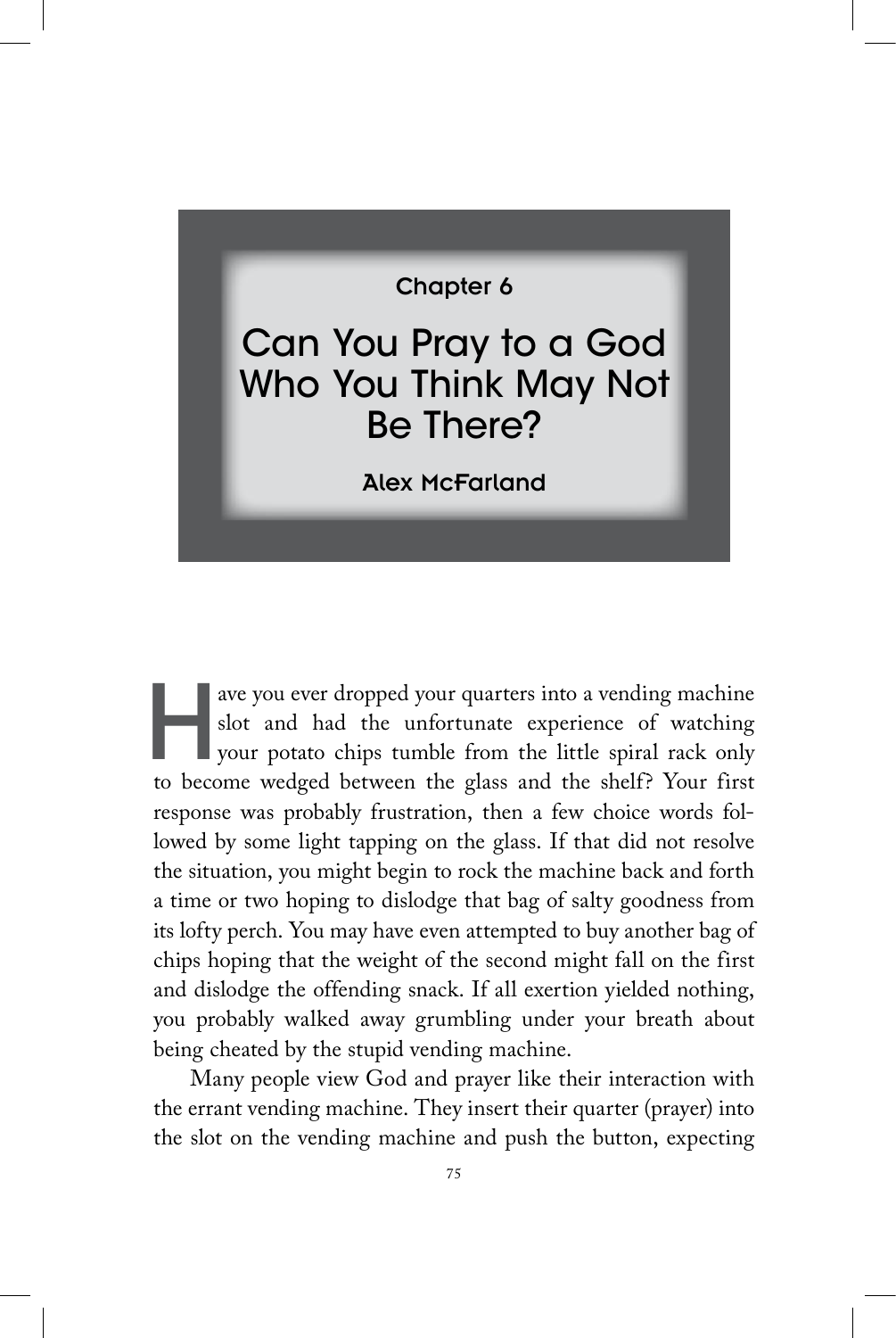Chapter 6

# Can You Pray to a God Who You Think May Not Be There?

**Alex McFarland**

Have you ever dropped your quarters into a vending machine slot and had the unfortunate experience of watching your potato chips tumble from the little spiral rack only to become wedged between the glass and the shelf? Your first response was probably frustration, then a few choice words followed by some light tapping on the glass. If that did not resolve the situation, you might begin to rock the machine back and forth a time or two hoping to dislodge that bag of salty goodness from its lofty perch. You may have even attempted to buy another bag of chips hoping that the weight of the second might fall on the first and dislodge the offending snack. If all exertion yielded nothing, you probably walked away grumbling under your breath about being cheated by the stupid vending machine.

Many people view God and prayer like their interaction with the errant vending machine. They insert their quarter (prayer) into the slot on the vending machine and push the button, expecting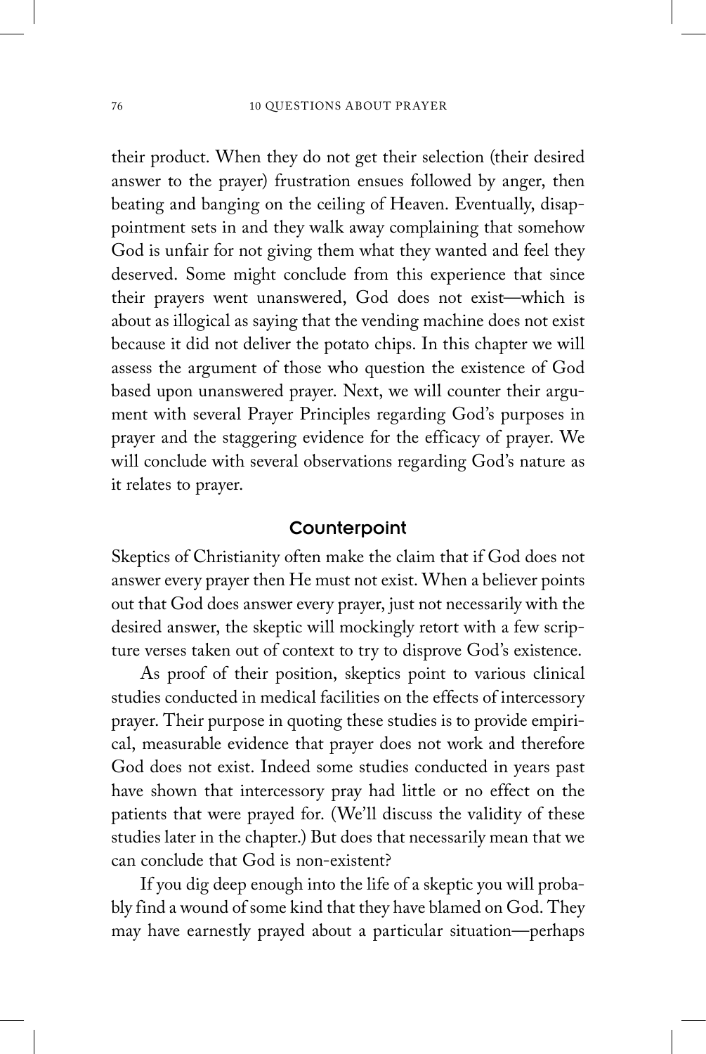their product. When they do not get their selection (their desired answer to the prayer) frustration ensues followed by anger, then beating and banging on the ceiling of Heaven. Eventually, disappointment sets in and they walk away complaining that somehow God is unfair for not giving them what they wanted and feel they deserved. Some might conclude from this experience that since their prayers went unanswered, God does not exist—which is about as illogical as saying that the vending machine does not exist because it did not deliver the potato chips. In this chapter we will assess the argument of those who question the existence of God based upon unanswered prayer. Next, we will counter their argument with several Prayer Principles regarding God's purposes in prayer and the staggering evidence for the efficacy of prayer. We will conclude with several observations regarding God's nature as it relates to prayer.

## Counterpoint

Skeptics of Christianity often make the claim that if God does not answer every prayer then He must not exist. When a believer points out that God does answer every prayer, just not necessarily with the desired answer, the skeptic will mockingly retort with a few scripture verses taken out of context to try to disprove God's existence.

As proof of their position, skeptics point to various clinical studies conducted in medical facilities on the effects of intercessory prayer. Their purpose in quoting these studies is to provide empirical, measurable evidence that prayer does not work and therefore God does not exist. Indeed some studies conducted in years past have shown that intercessory pray had little or no effect on the patients that were prayed for. (We'll discuss the validity of these studies later in the chapter.) But does that necessarily mean that we can conclude that God is non-existent?

If you dig deep enough into the life of a skeptic you will probably find a wound of some kind that they have blamed on God. They may have earnestly prayed about a particular situation—perhaps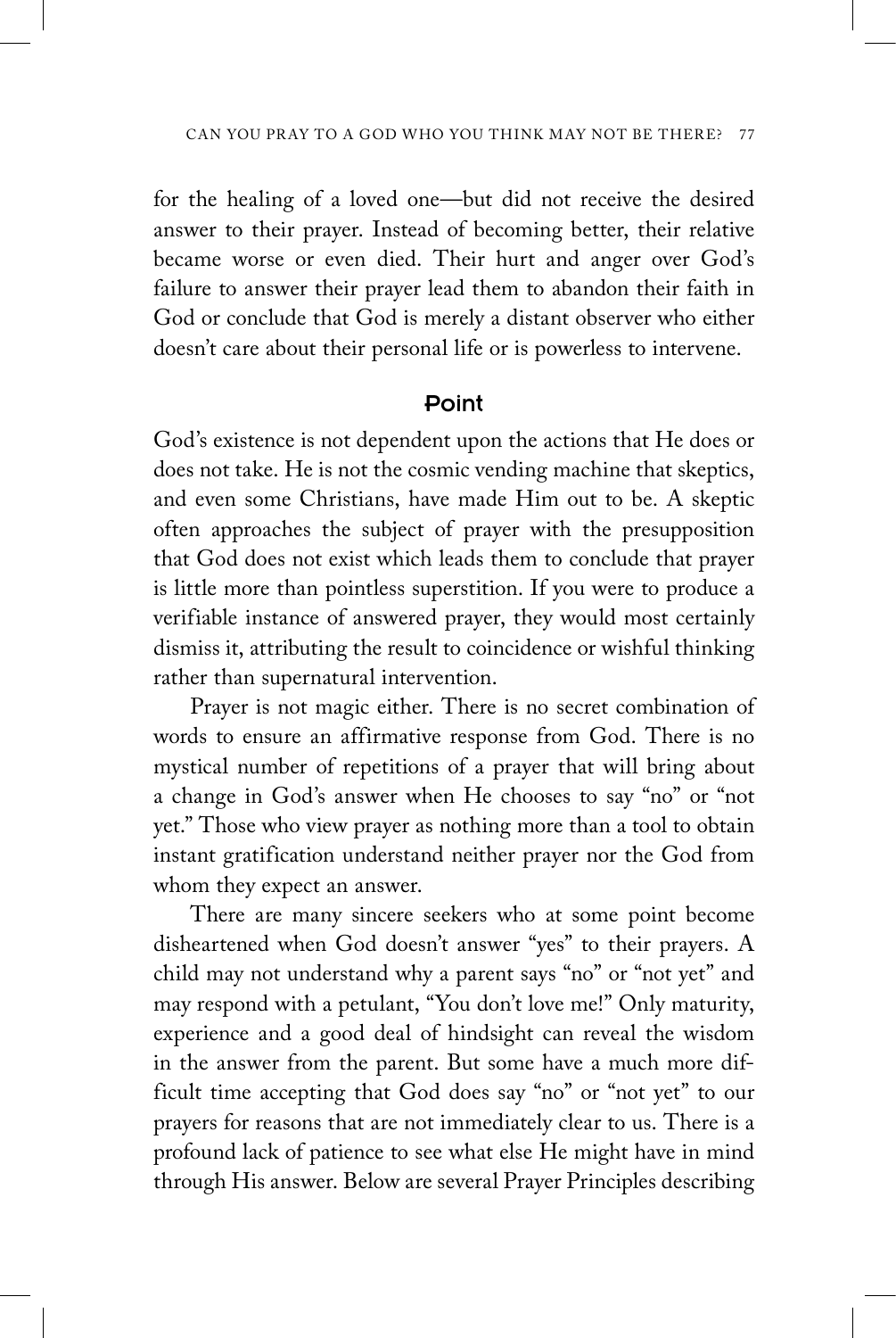for the healing of a loved one—but did not receive the desired answer to their prayer. Instead of becoming better, their relative became worse or even died. Their hurt and anger over God's failure to answer their prayer lead them to abandon their faith in God or conclude that God is merely a distant observer who either doesn't care about their personal life or is powerless to intervene.

## Point

God's existence is not dependent upon the actions that He does or does not take. He is not the cosmic vending machine that skeptics, and even some Christians, have made Him out to be. A skeptic often approaches the subject of prayer with the presupposition that God does not exist which leads them to conclude that prayer is little more than pointless superstition. If you were to produce a verifiable instance of answered prayer, they would most certainly dismiss it, attributing the result to coincidence or wishful thinking rather than supernatural intervention.

Prayer is not magic either. There is no secret combination of words to ensure an affirmative response from God. There is no mystical number of repetitions of a prayer that will bring about a change in God's answer when He chooses to say "no" or "not yet." Those who view prayer as nothing more than a tool to obtain instant gratification understand neither prayer nor the God from whom they expect an answer.

There are many sincere seekers who at some point become disheartened when God doesn't answer "yes" to their prayers. A child may not understand why a parent says "no" or "not yet" and may respond with a petulant, "You don't love me!" Only maturity, experience and a good deal of hindsight can reveal the wisdom in the answer from the parent. But some have a much more difficult time accepting that God does say "no" or "not yet" to our prayers for reasons that are not immediately clear to us. There is a profound lack of patience to see what else He might have in mind through His answer. Below are several Prayer Principles describing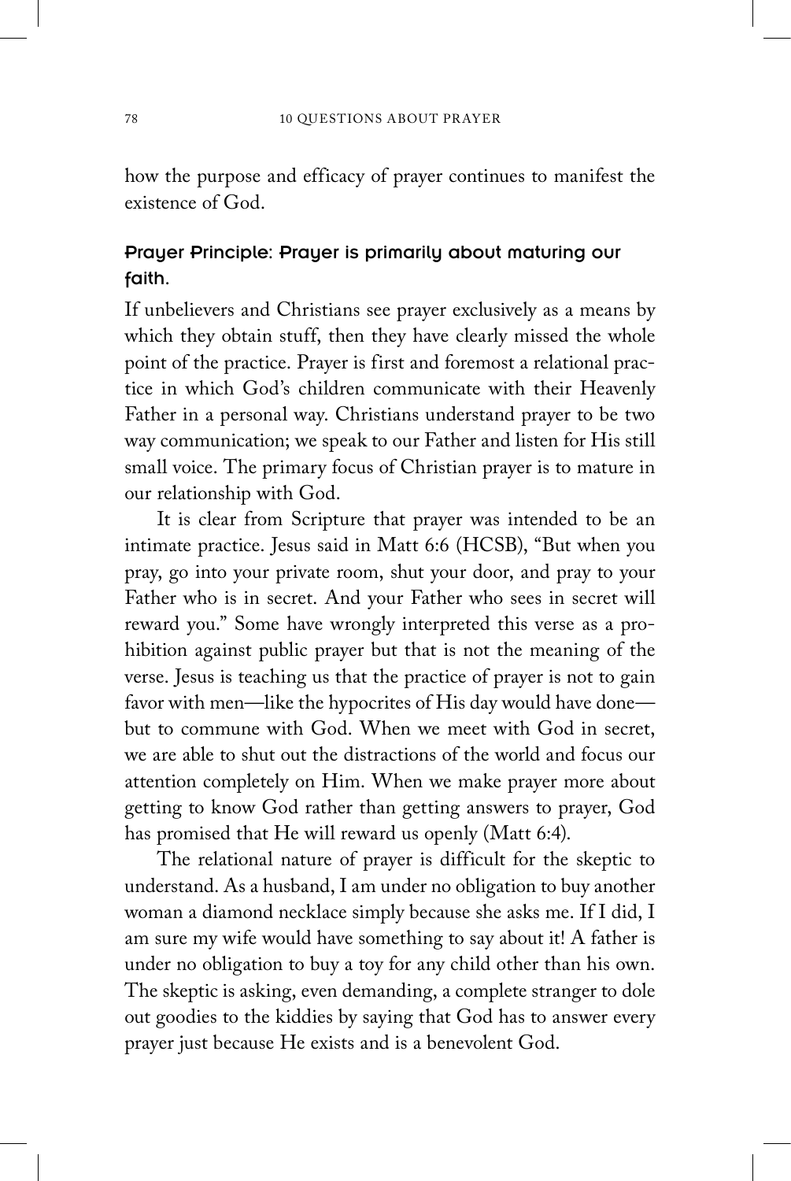how the purpose and efficacy of prayer continues to manifest the existence of God.

### Prayer Principle: Prayer is primarily about maturing our faith.

If unbelievers and Christians see prayer exclusively as a means by which they obtain stuff, then they have clearly missed the whole point of the practice. Prayer is first and foremost a relational practice in which God's children communicate with their Heavenly Father in a personal way. Christians understand prayer to be two way communication; we speak to our Father and listen for His still small voice. The primary focus of Christian prayer is to mature in our relationship with God.

It is clear from Scripture that prayer was intended to be an intimate practice. Jesus said in Matt 6:6 (HCSB), "But when you pray, go into your private room, shut your door, and pray to your Father who is in secret. And your Father who sees in secret will reward you." Some have wrongly interpreted this verse as a prohibition against public prayer but that is not the meaning of the verse. Jesus is teaching us that the practice of prayer is not to gain favor with men—like the hypocrites of His day would have done—but to commune with God. When we meet with God in secret, we are able to shut out the distractions of the world and focus our attention completely on Him. When we make prayer more about getting to know God rather than getting answers to prayer, God has promised that He will reward us openly (Matt 6:4).

The relational nature of prayer is difficult for the skeptic to understand. As a husband, I am under no obligation to buy another woman a diamond necklace simply because she asks me. If I did, I am sure my wife would have something to say about it! A father is under no obligation to buy a toy for any child other than his own. The skeptic is asking, even demanding, a complete stranger to dole out goodies to the kiddies by saying that God has to answer every prayer just because He exists and is a benevolent God.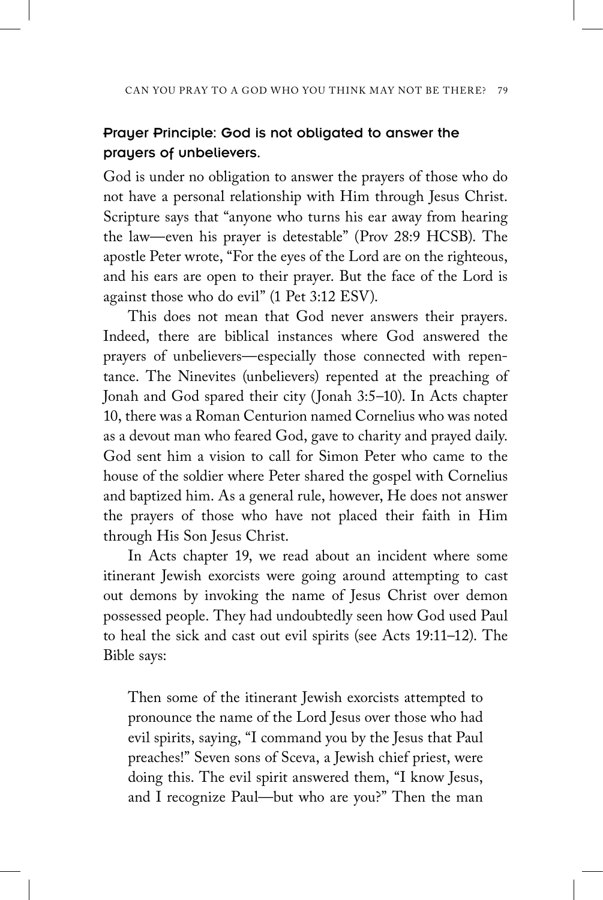### Prayer Principle: God is not obligated to answer the prayers of unbelievers.

God is under no obligation to answer the prayers of those who do not have a personal relationship with Him through Jesus Christ. Scripture says that "anyone who turns his ear away from hearing the law—even his prayer is detestable" (Prov 28:9 HCSB). The apostle Peter wrote, "For the eyes of the Lord are on the righteous, and his ears are open to their prayer. But the face of the Lord is against those who do evil" (1 Pet 3:12 ESV).

This does not mean that God never answers their prayers. Indeed, there are biblical instances where God answered the prayers of unbelievers—especially those connected with repentance. The Ninevites (unbelievers) repented at the preaching of Jonah and God spared their city (Jonah 3:5–10). In Acts chapter 10, there was a Roman Centurion named Cornelius who was noted as a devout man who feared God, gave to charity and prayed daily. God sent him a vision to call for Simon Peter who came to the house of the soldier where Peter shared the gospel with Cornelius and baptized him. As a general rule, however, He does not answer the prayers of those who have not placed their faith in Him through His Son Jesus Christ.

In Acts chapter 19, we read about an incident where some itinerant Jewish exorcists were going around attempting to cast out demons by invoking the name of Jesus Christ over demon possessed people. They had undoubtedly seen how God used Paul to heal the sick and cast out evil spirits (see Acts 19:11–12). The Bible says:

> Then some of the itinerant Jewish exorcists attempted to pronounce the name of the Lord Jesus over those who had evil spirits, saying, "I command you by the Jesus that Paul preaches!" Seven sons of Sceva, a Jewish chief priest, were doing this. The evil spirit answered them, "I know Jesus, and I recognize Paul—but who are you?" Then the man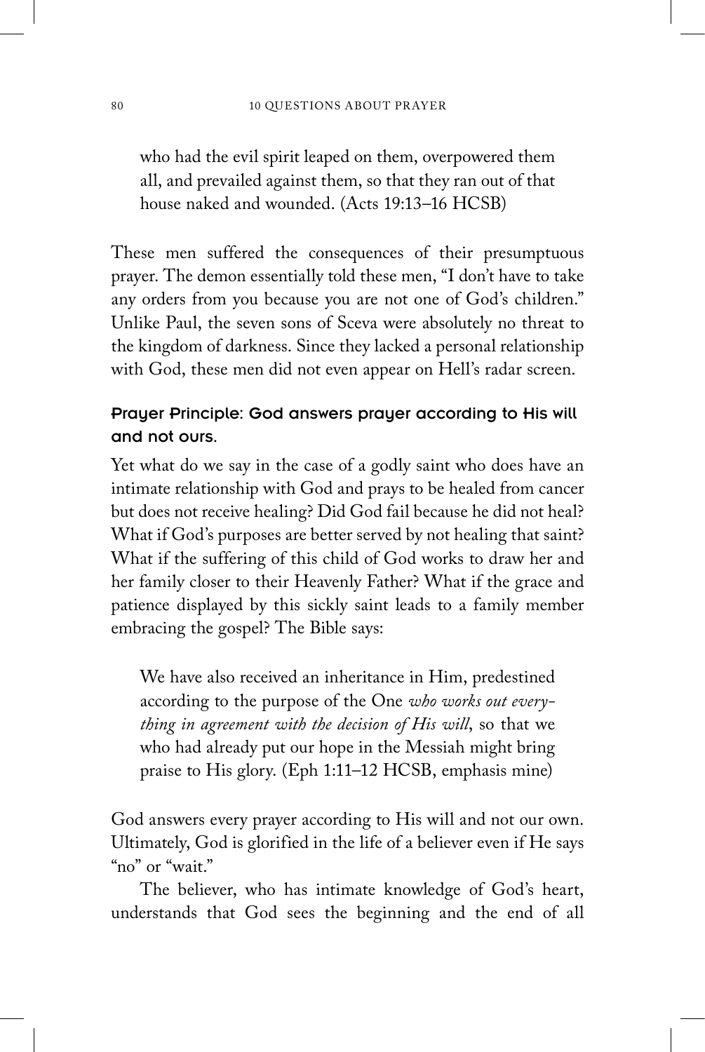> who had the evil spirit leaped on them, overpowered them all, and prevailed against them, so that they ran out of that house naked and wounded. (Acts 19:13–16 HCSB)

These men suffered the consequences of their presumptuous prayer. The demon essentially told these men, "I don't have to take any orders from you because you are not one of God's children." Unlike Paul, the seven sons of Sceva were absolutely no threat to the kingdom of darkness. Since they lacked a personal relationship with God, these men did not even appear on Hell's radar screen.

### Prayer Principle: God answers prayer according to His will and not ours.

Yet what do we say in the case of a godly saint who does have an intimate relationship with God and prays to be healed from cancer but does not receive healing? Did God fail because he did not heal? What if God's purposes are better served by not healing that saint? What if the suffering of this child of God works to draw her and her family closer to their Heavenly Father? What if the grace and patience displayed by this sickly saint leads to a family member embracing the gospel? The Bible says:

> We have also received an inheritance in Him, predestined according to the purpose of the One *who works out everything in agreement with the decision of His will*, so that we who had already put our hope in the Messiah might bring praise to His glory. (Eph 1:11–12 HCSB, emphasis mine)

God answers every prayer according to His will and not our own. Ultimately, God is glorified in the life of a believer even if He says "no" or "wait."

The believer, who has intimate knowledge of God's heart, understands that God sees the beginning and the end of all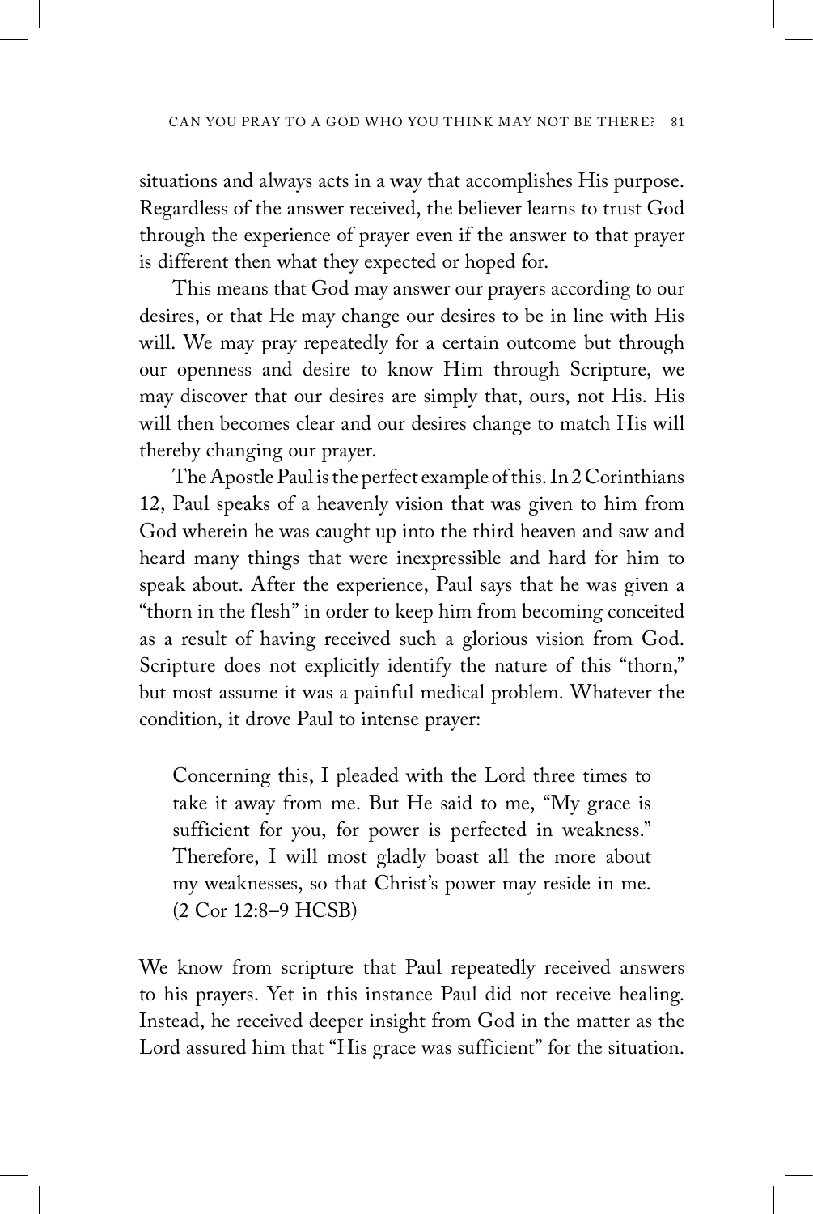situations and always acts in a way that accomplishes His purpose. Regardless of the answer received, the believer learns to trust God through the experience of prayer even if the answer to that prayer is different then what they expected or hoped for.

This means that God may answer our prayers according to our desires, or that He may change our desires to be in line with His will. We may pray repeatedly for a certain outcome but through our openness and desire to know Him through Scripture, we may discover that our desires are simply that, ours, not His. His will then becomes clear and our desires change to match His will thereby changing our prayer.

The Apostle Paul is the perfect example of this. In 2 Corinthians 12, Paul speaks of a heavenly vision that was given to him from God wherein he was caught up into the third heaven and saw and heard many things that were inexpressible and hard for him to speak about. After the experience, Paul says that he was given a "thorn in the flesh" in order to keep him from becoming conceited as a result of having received such a glorious vision from God. Scripture does not explicitly identify the nature of this "thorn," but most assume it was a painful medical problem. Whatever the condition, it drove Paul to intense prayer:

> Concerning this, I pleaded with the Lord three times to take it away from me. But He said to me, "My grace is sufficient for you, for power is perfected in weakness." Therefore, I will most gladly boast all the more about my weaknesses, so that Christ's power may reside in me. (2 Cor 12:8–9 HCSB)

We know from scripture that Paul repeatedly received answers to his prayers. Yet in this instance Paul did not receive healing. Instead, he received deeper insight from God in the matter as the Lord assured him that "His grace was sufficient" for the situation.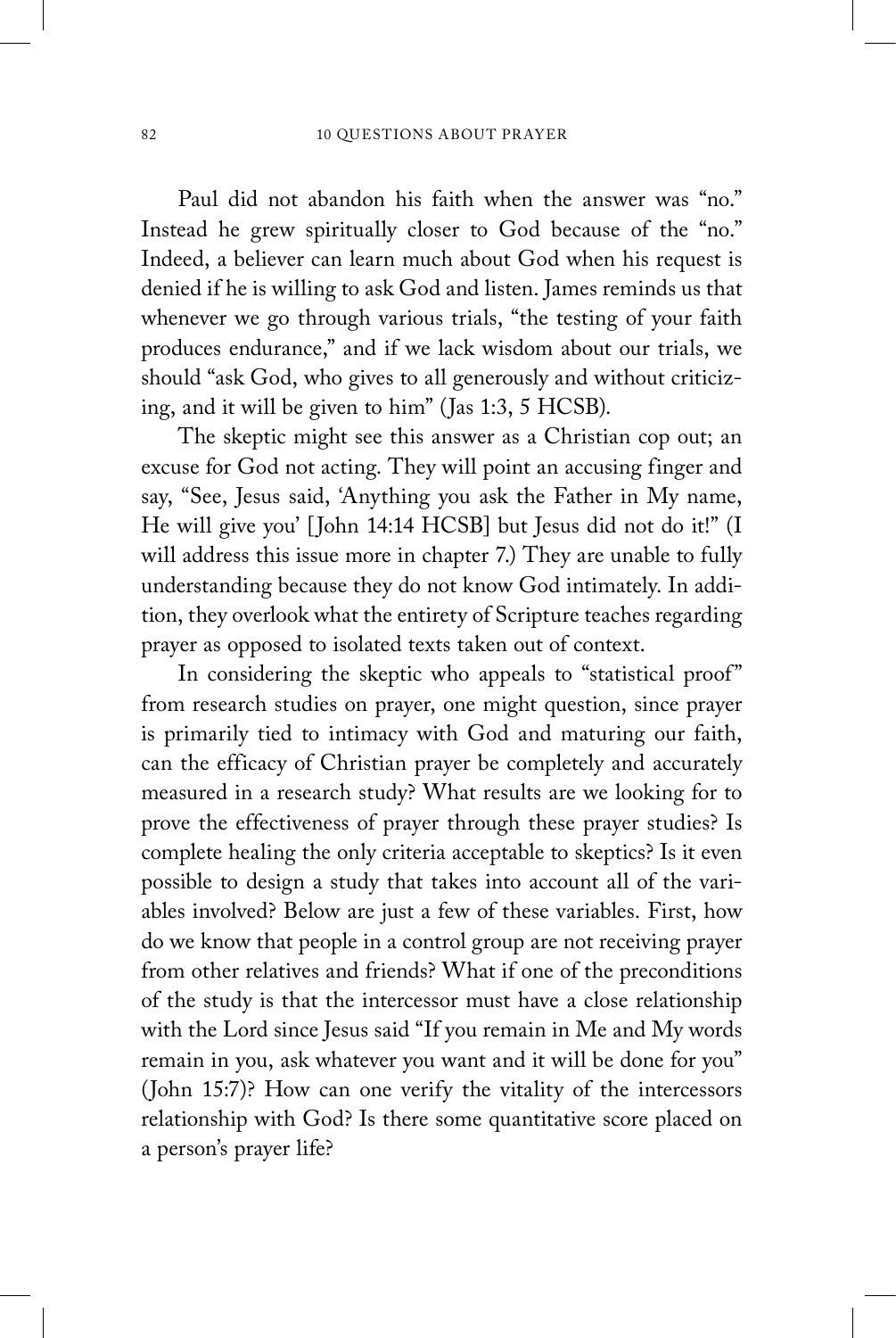Paul did not abandon his faith when the answer was "no." Instead he grew spiritually closer to God because of the "no." Indeed, a believer can learn much about God when his request is denied if he is willing to ask God and listen. James reminds us that whenever we go through various trials, "the testing of your faith produces endurance," and if we lack wisdom about our trials, we should "ask God, who gives to all generously and without criticizing, and it will be given to him" (Jas 1:3, 5 HCSB).

The skeptic might see this answer as a Christian cop out; an excuse for God not acting. They will point an accusing finger and say, "See, Jesus said, 'Anything you ask the Father in My name, He will give you' [John 14:14 HCSB] but Jesus did not do it!" (I will address this issue more in chapter 7.) They are unable to fully understanding because they do not know God intimately. In addition, they overlook what the entirety of Scripture teaches regarding prayer as opposed to isolated texts taken out of context.

In considering the skeptic who appeals to "statistical proof" from research studies on prayer, one might question, since prayer is primarily tied to intimacy with God and maturing our faith, can the efficacy of Christian prayer be completely and accurately measured in a research study? What results are we looking for to prove the effectiveness of prayer through these prayer studies? Is complete healing the only criteria acceptable to skeptics? Is it even possible to design a study that takes into account all of the variables involved? Below are just a few of these variables. First, how do we know that people in a control group are not receiving prayer from other relatives and friends? What if one of the preconditions of the study is that the intercessor must have a close relationship with the Lord since Jesus said "If you remain in Me and My words remain in you, ask whatever you want and it will be done for you" (John 15:7)? How can one verify the vitality of the intercessors relationship with God? Is there some quantitative score placed on a person's prayer life?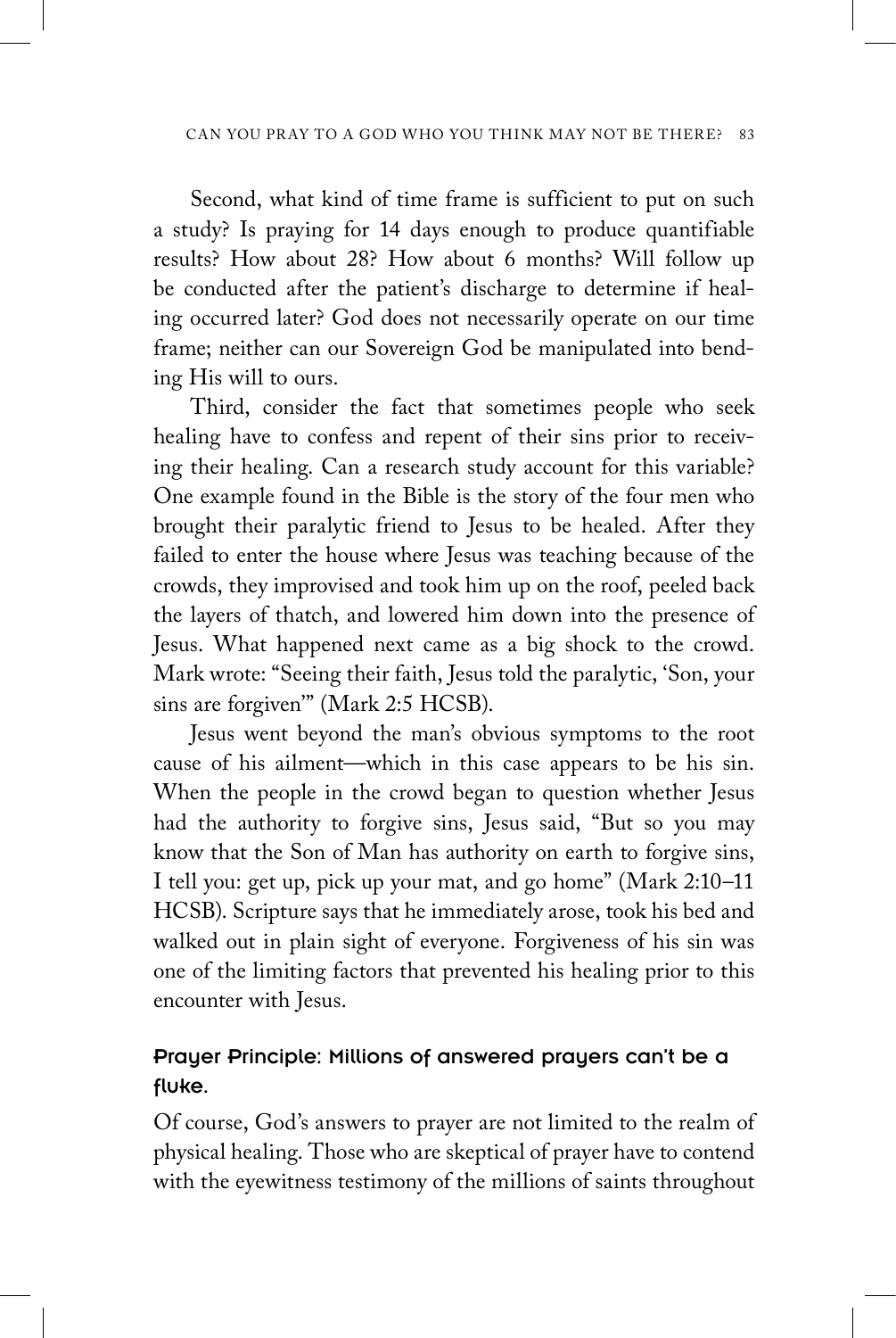Second, what kind of time frame is sufficient to put on such a study? Is praying for 14 days enough to produce quantifiable results? How about 28? How about 6 months? Will follow up be conducted after the patient's discharge to determine if healing occurred later? God does not necessarily operate on our time frame; neither can our Sovereign God be manipulated into bending His will to ours.

Third, consider the fact that sometimes people who seek healing have to confess and repent of their sins prior to receiving their healing. Can a research study account for this variable? One example found in the Bible is the story of the four men who brought their paralytic friend to Jesus to be healed. After they failed to enter the house where Jesus was teaching because of the crowds, they improvised and took him up on the roof, peeled back the layers of thatch, and lowered him down into the presence of Jesus. What happened next came as a big shock to the crowd. Mark wrote: "Seeing their faith, Jesus told the paralytic, 'Son, your sins are forgiven'" (Mark 2:5 HCSB).

Jesus went beyond the man's obvious symptoms to the root cause of his ailment—which in this case appears to be his sin. When the people in the crowd began to question whether Jesus had the authority to forgive sins, Jesus said, "But so you may know that the Son of Man has authority on earth to forgive sins, I tell you: get up, pick up your mat, and go home" (Mark 2:10–11 HCSB). Scripture says that he immediately arose, took his bed and walked out in plain sight of everyone. Forgiveness of his sin was one of the limiting factors that prevented his healing prior to this encounter with Jesus.

### Prayer Principle: Millions of answered prayers can't be a fluke.

Of course, God's answers to prayer are not limited to the realm of physical healing. Those who are skeptical of prayer have to contend with the eyewitness testimony of the millions of saints throughout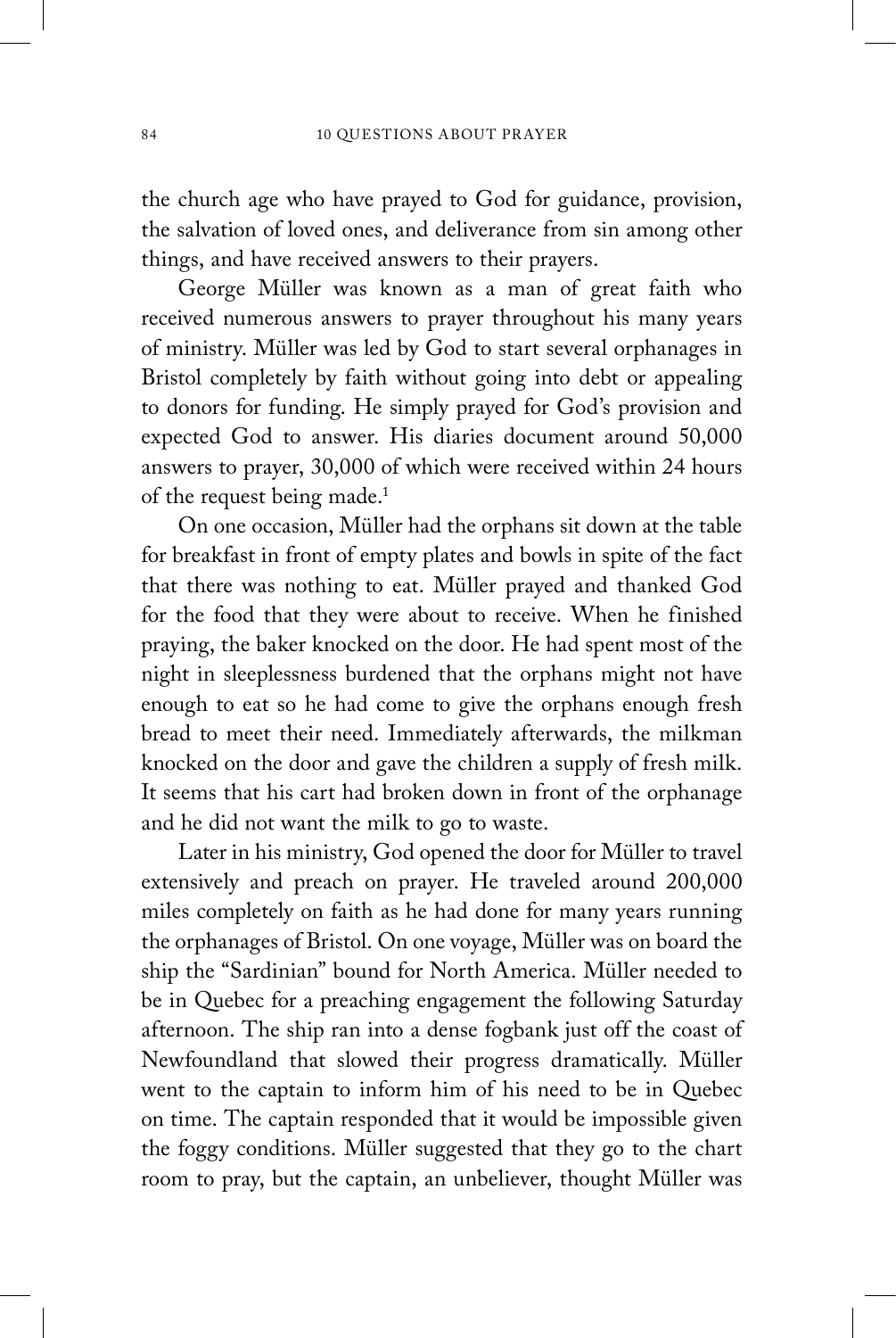the church age who have prayed to God for guidance, provision, the salvation of loved ones, and deliverance from sin among other things, and have received answers to their prayers.

George Müller was known as a man of great faith who received numerous answers to prayer throughout his many years of ministry. Müller was led by God to start several orphanages in Bristol completely by faith without going into debt or appealing to donors for funding. He simply prayed for God's provision and expected God to answer. His diaries document around 50,000 answers to prayer, 30,000 of which were received within 24 hours of the request being made.[1]

On one occasion, Müller had the orphans sit down at the table for breakfast in front of empty plates and bowls in spite of the fact that there was nothing to eat. Müller prayed and thanked God for the food that they were about to receive. When he finished praying, the baker knocked on the door. He had spent most of the night in sleeplessness burdened that the orphans might not have enough to eat so he had come to give the orphans enough fresh bread to meet their need. Immediately afterwards, the milkman knocked on the door and gave the children a supply of fresh milk. It seems that his cart had broken down in front of the orphanage and he did not want the milk to go to waste.

Later in his ministry, God opened the door for Müller to travel extensively and preach on prayer. He traveled around 200,000 miles completely on faith as he had done for many years running the orphanages of Bristol. On one voyage, Müller was on board the ship the "Sardinian" bound for North America. Müller needed to be in Quebec for a preaching engagement the following Saturday afternoon. The ship ran into a dense fogbank just off the coast of Newfoundland that slowed their progress dramatically. Müller went to the captain to inform him of his need to be in Quebec on time. The captain responded that it would be impossible given the foggy conditions. Müller suggested that they go to the chart room to pray, but the captain, an unbeliever, thought Müller was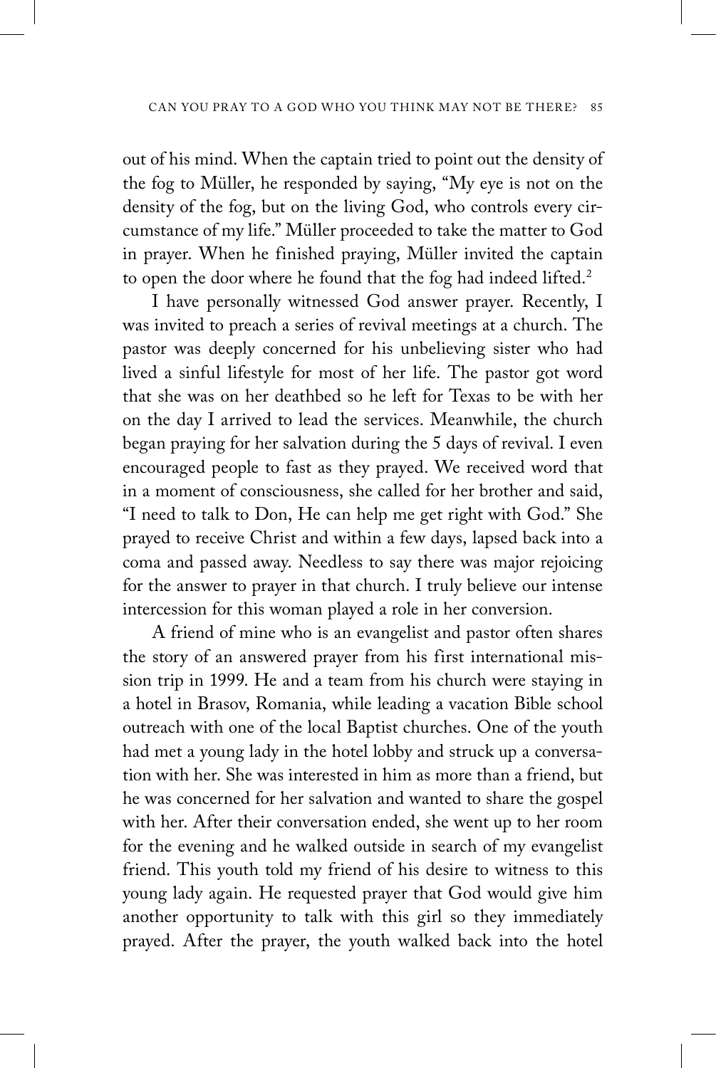out of his mind. When the captain tried to point out the density of the fog to Müller, he responded by saying, "My eye is not on the density of the fog, but on the living God, who controls every circumstance of my life." Müller proceeded to take the matter to God in prayer. When he finished praying, Müller invited the captain to open the door where he found that the fog had indeed lifted.[2]

I have personally witnessed God answer prayer. Recently, I was invited to preach a series of revival meetings at a church. The pastor was deeply concerned for his unbelieving sister who had lived a sinful lifestyle for most of her life. The pastor got word that she was on her deathbed so he left for Texas to be with her on the day I arrived to lead the services. Meanwhile, the church began praying for her salvation during the 5 days of revival. I even encouraged people to fast as they prayed. We received word that in a moment of consciousness, she called for her brother and said, "I need to talk to Don, He can help me get right with God." She prayed to receive Christ and within a few days, lapsed back into a coma and passed away. Needless to say there was major rejoicing for the answer to prayer in that church. I truly believe our intense intercession for this woman played a role in her conversion.

A friend of mine who is an evangelist and pastor often shares the story of an answered prayer from his first international mission trip in 1999. He and a team from his church were staying in a hotel in Brasov, Romania, while leading a vacation Bible school outreach with one of the local Baptist churches. One of the youth had met a young lady in the hotel lobby and struck up a conversation with her. She was interested in him as more than a friend, but he was concerned for her salvation and wanted to share the gospel with her. After their conversation ended, she went up to her room for the evening and he walked outside in search of my evangelist friend. This youth told my friend of his desire to witness to this young lady again. He requested prayer that God would give him another opportunity to talk with this girl so they immediately prayed. After the prayer, the youth walked back into the hotel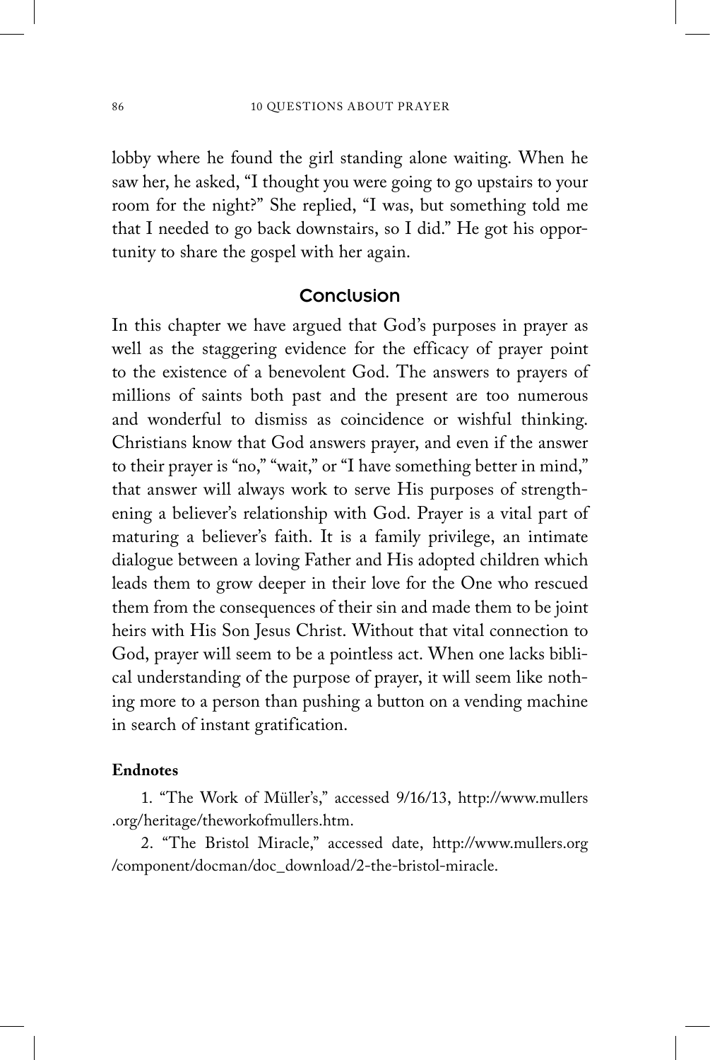lobby where he found the girl standing alone waiting. When he saw her, he asked, "I thought you were going to go upstairs to your room for the night?" She replied, "I was, but something told me that I needed to go back downstairs, so I did." He got his opportunity to share the gospel with her again.

## Conclusion

In this chapter we have argued that God's purposes in prayer as well as the staggering evidence for the efficacy of prayer point to the existence of a benevolent God. The answers to prayers of millions of saints both past and the present are too numerous and wonderful to dismiss as coincidence or wishful thinking. Christians know that God answers prayer, and even if the answer to their prayer is "no," "wait," or "I have something better in mind," that answer will always work to serve His purposes of strengthening a believer's relationship with God. Prayer is a vital part of maturing a believer's faith. It is a family privilege, an intimate dialogue between a loving Father and His adopted children which leads them to grow deeper in their love for the One who rescued them from the consequences of their sin and made them to be joint heirs with His Son Jesus Christ. Without that vital connection to God, prayer will seem to be a pointless act. When one lacks biblical understanding of the purpose of prayer, it will seem like nothing more to a person than pushing a button on a vending machine in search of instant gratification.

**Endnotes**

1. "The Work of Müller's," accessed 9/16/13, http://www.mullers.org/heritage/theworkofmullers.htm.

2. "The Bristol Miracle," accessed date, http://www.mullers.org/component/docman/doc_download/2-the-bristol-miracle.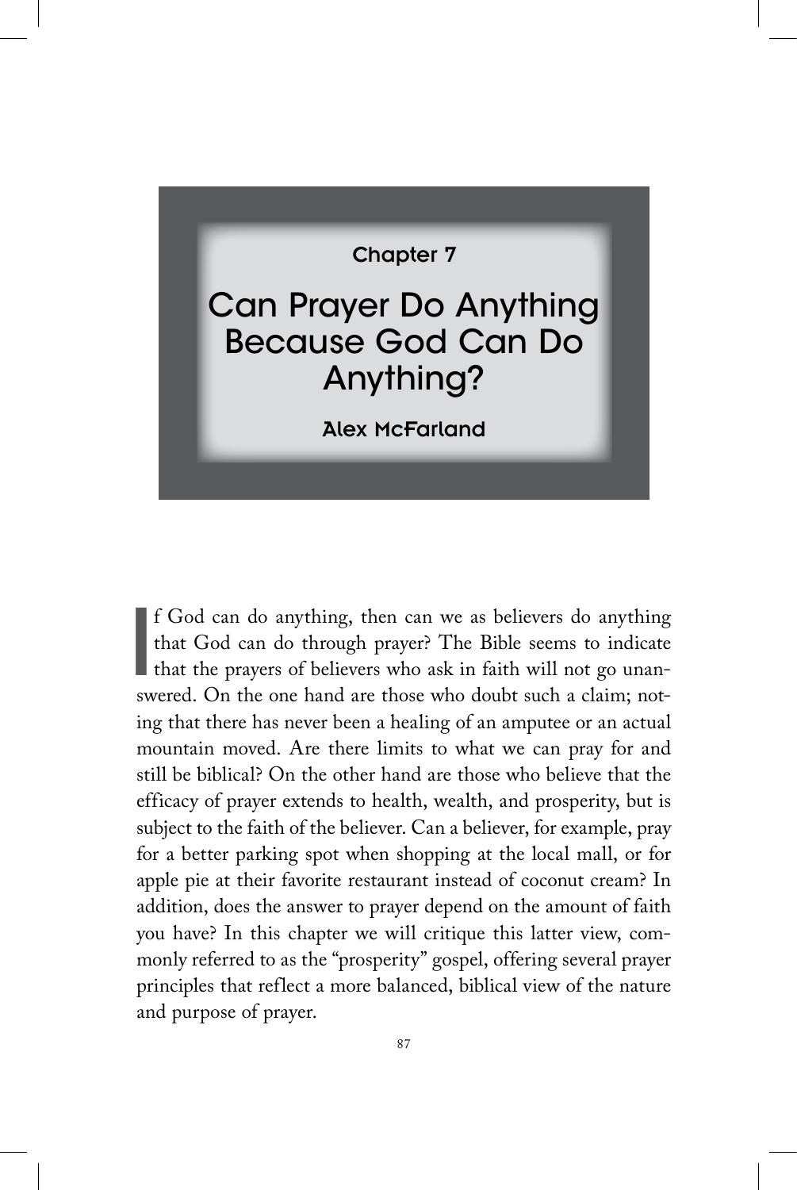Chapter 7

# Can Prayer Do Anything Because God Can Do Anything?

**Alex McFarland**

If God can do anything, then can we as believers do anything that God can do through prayer? The Bible seems to indicate that the prayers of believers who ask in faith will not go unanswered. On the one hand are those who doubt such a claim; noting that there has never been a healing of an amputee or an actual mountain moved. Are there limits to what we can pray for and still be biblical? On the other hand are those who believe that the efficacy of prayer extends to health, wealth, and prosperity, but is subject to the faith of the believer. Can a believer, for example, pray for a better parking spot when shopping at the local mall, or for apple pie at their favorite restaurant instead of coconut cream? In addition, does the answer to prayer depend on the amount of faith you have? In this chapter we will critique this latter view, commonly referred to as the "prosperity" gospel, offering several prayer principles that reflect a more balanced, biblical view of the nature and purpose of prayer.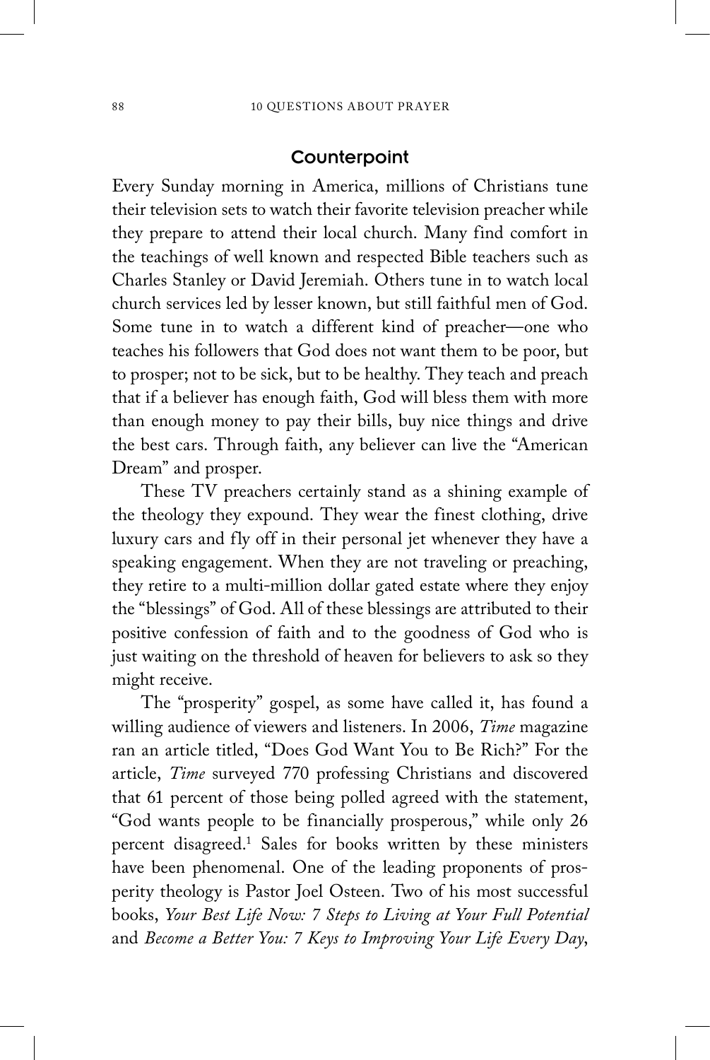## Counterpoint

Every Sunday morning in America, millions of Christians tune their television sets to watch their favorite television preacher while they prepare to attend their local church. Many find comfort in the teachings of well known and respected Bible teachers such as Charles Stanley or David Jeremiah. Others tune in to watch local church services led by lesser known, but still faithful men of God. Some tune in to watch a different kind of preacher—one who teaches his followers that God does not want them to be poor, but to prosper; not to be sick, but to be healthy. They teach and preach that if a believer has enough faith, God will bless them with more than enough money to pay their bills, buy nice things and drive the best cars. Through faith, any believer can live the "American Dream" and prosper.

These TV preachers certainly stand as a shining example of the theology they expound. They wear the finest clothing, drive luxury cars and fly off in their personal jet whenever they have a speaking engagement. When they are not traveling or preaching, they retire to a multi-million dollar gated estate where they enjoy the "blessings" of God. All of these blessings are attributed to their positive confession of faith and to the goodness of God who is just waiting on the threshold of heaven for believers to ask so they might receive.

The "prosperity" gospel, as some have called it, has found a willing audience of viewers and listeners. In 2006, *Time* magazine ran an article titled, "Does God Want You to Be Rich?" For the article, *Time* surveyed 770 professing Christians and discovered that 61 percent of those being polled agreed with the statement, "God wants people to be financially prosperous," while only 26 percent disagreed.[1] Sales for books written by these ministers have been phenomenal. One of the leading proponents of prosperity theology is Pastor Joel Osteen. Two of his most successful books, *Your Best Life Now: 7 Steps to Living at Your Full Potential* and *Become a Better You: 7 Keys to Improving Your Life Every Day*,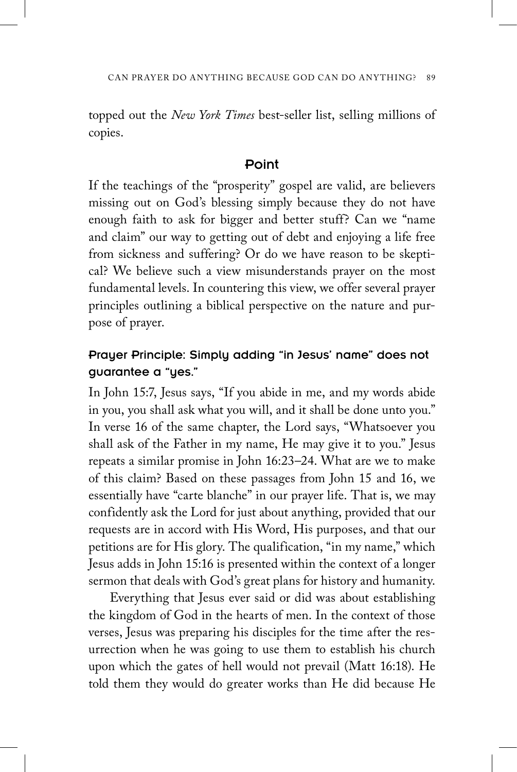topped out the *New York Times* best-seller list, selling millions of copies.

## Point

If the teachings of the "prosperity" gospel are valid, are believers missing out on God's blessing simply because they do not have enough faith to ask for bigger and better stuff? Can we "name and claim" our way to getting out of debt and enjoying a life free from sickness and suffering? Or do we have reason to be skeptical? We believe such a view misunderstands prayer on the most fundamental levels. In countering this view, we offer several prayer principles outlining a biblical perspective on the nature and purpose of prayer.

### Prayer Principle: Simply adding "in Jesus' name" does not guarantee a "yes."

In John 15:7, Jesus says, "If you abide in me, and my words abide in you, you shall ask what you will, and it shall be done unto you." In verse 16 of the same chapter, the Lord says, "Whatsoever you shall ask of the Father in my name, He may give it to you." Jesus repeats a similar promise in John 16:23–24. What are we to make of this claim? Based on these passages from John 15 and 16, we essentially have "carte blanche" in our prayer life. That is, we may confidently ask the Lord for just about anything, provided that our requests are in accord with His Word, His purposes, and that our petitions are for His glory. The qualification, "in my name," which Jesus adds in John 15:16 is presented within the context of a longer sermon that deals with God's great plans for history and humanity.

Everything that Jesus ever said or did was about establishing the kingdom of God in the hearts of men. In the context of those verses, Jesus was preparing his disciples for the time after the resurrection when he was going to use them to establish his church upon which the gates of hell would not prevail (Matt 16:18). He told them they would do greater works than He did because He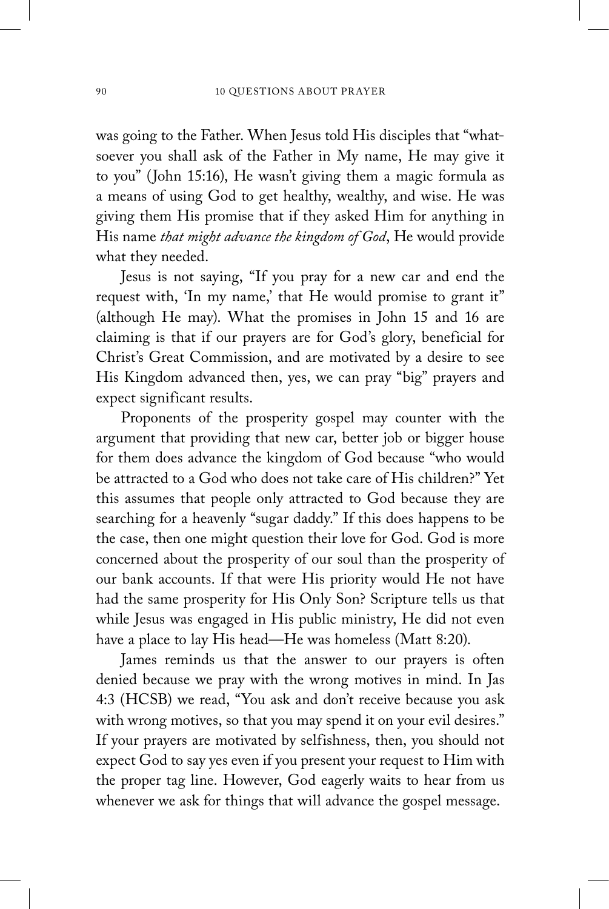was going to the Father. When Jesus told His disciples that "whatsoever you shall ask of the Father in My name, He may give it to you" (John 15:16), He wasn't giving them a magic formula as a means of using God to get healthy, wealthy, and wise. He was giving them His promise that if they asked Him for anything in His name *that might advance the kingdom of God*, He would provide what they needed.

Jesus is not saying, "If you pray for a new car and end the request with, 'In my name,' that He would promise to grant it" (although He may). What the promises in John 15 and 16 are claiming is that if our prayers are for God's glory, beneficial for Christ's Great Commission, and are motivated by a desire to see His Kingdom advanced then, yes, we can pray "big" prayers and expect significant results.

Proponents of the prosperity gospel may counter with the argument that providing that new car, better job or bigger house for them does advance the kingdom of God because "who would be attracted to a God who does not take care of His children?" Yet this assumes that people only attracted to God because they are searching for a heavenly "sugar daddy." If this does happens to be the case, then one might question their love for God. God is more concerned about the prosperity of our soul than the prosperity of our bank accounts. If that were His priority would He not have had the same prosperity for His Only Son? Scripture tells us that while Jesus was engaged in His public ministry, He did not even have a place to lay His head—He was homeless (Matt 8:20).

James reminds us that the answer to our prayers is often denied because we pray with the wrong motives in mind. In Jas 4:3 (HCSB) we read, "You ask and don't receive because you ask with wrong motives, so that you may spend it on your evil desires." If your prayers are motivated by selfishness, then, you should not expect God to say yes even if you present your request to Him with the proper tag line. However, God eagerly waits to hear from us whenever we ask for things that will advance the gospel message.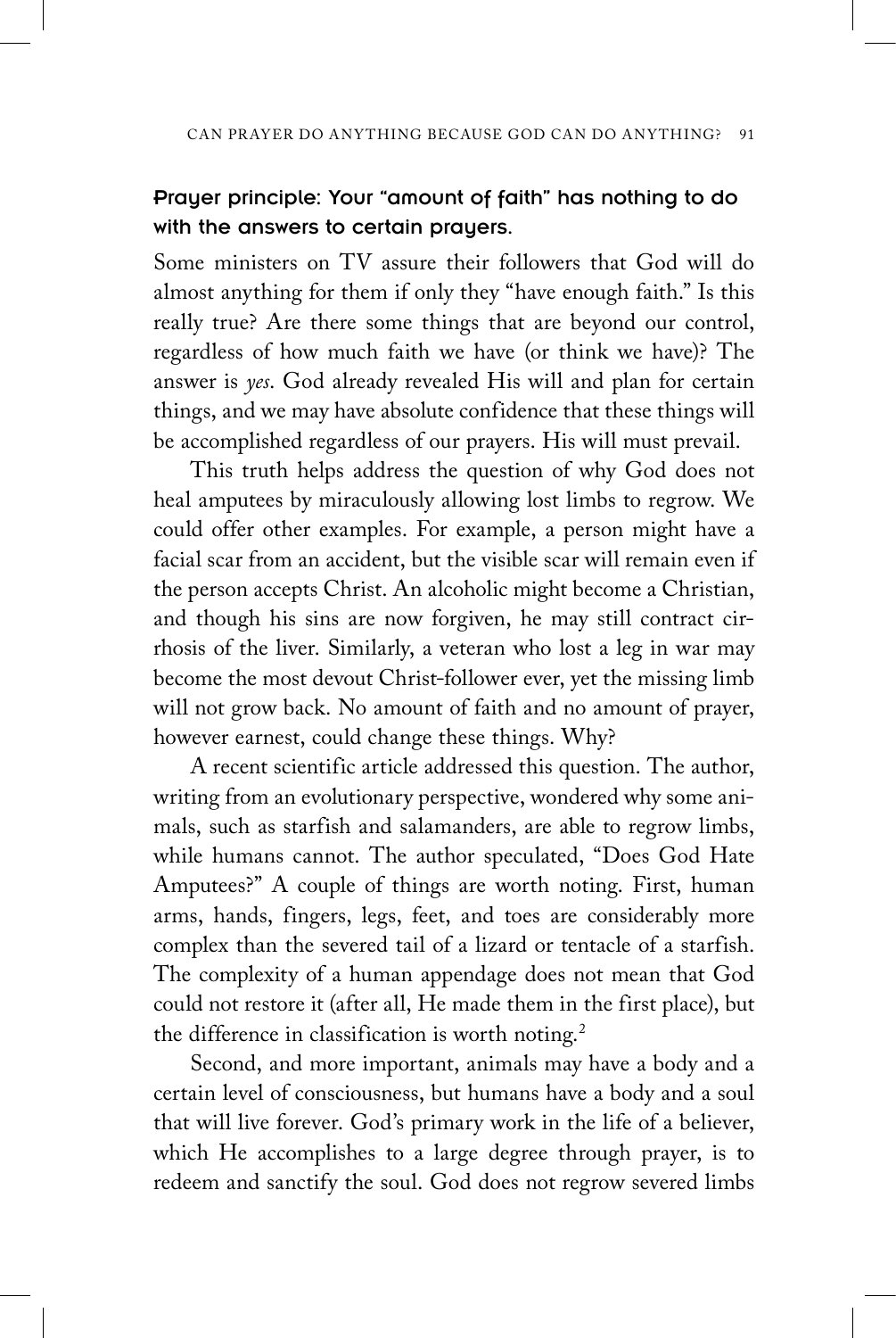### Prayer principle: Your "amount of faith" has nothing to do with the answers to certain prayers.

Some ministers on TV assure their followers that God will do almost anything for them if only they "have enough faith." Is this really true? Are there some things that are beyond our control, regardless of how much faith we have (or think we have)? The answer is *yes*. God already revealed His will and plan for certain things, and we may have absolute confidence that these things will be accomplished regardless of our prayers. His will must prevail.

This truth helps address the question of why God does not heal amputees by miraculously allowing lost limbs to regrow. We could offer other examples. For example, a person might have a facial scar from an accident, but the visible scar will remain even if the person accepts Christ. An alcoholic might become a Christian, and though his sins are now forgiven, he may still contract cirrhosis of the liver. Similarly, a veteran who lost a leg in war may become the most devout Christ-follower ever, yet the missing limb will not grow back. No amount of faith and no amount of prayer, however earnest, could change these things. Why?

A recent scientific article addressed this question. The author, writing from an evolutionary perspective, wondered why some animals, such as starfish and salamanders, are able to regrow limbs, while humans cannot. The author speculated, "Does God Hate Amputees?" A couple of things are worth noting. First, human arms, hands, fingers, legs, feet, and toes are considerably more complex than the severed tail of a lizard or tentacle of a starfish. The complexity of a human appendage does not mean that God could not restore it (after all, He made them in the first place), but the difference in classification is worth noting.[2]

Second, and more important, animals may have a body and a certain level of consciousness, but humans have a body and a soul that will live forever. God's primary work in the life of a believer, which He accomplishes to a large degree through prayer, is to redeem and sanctify the soul. God does not regrow severed limbs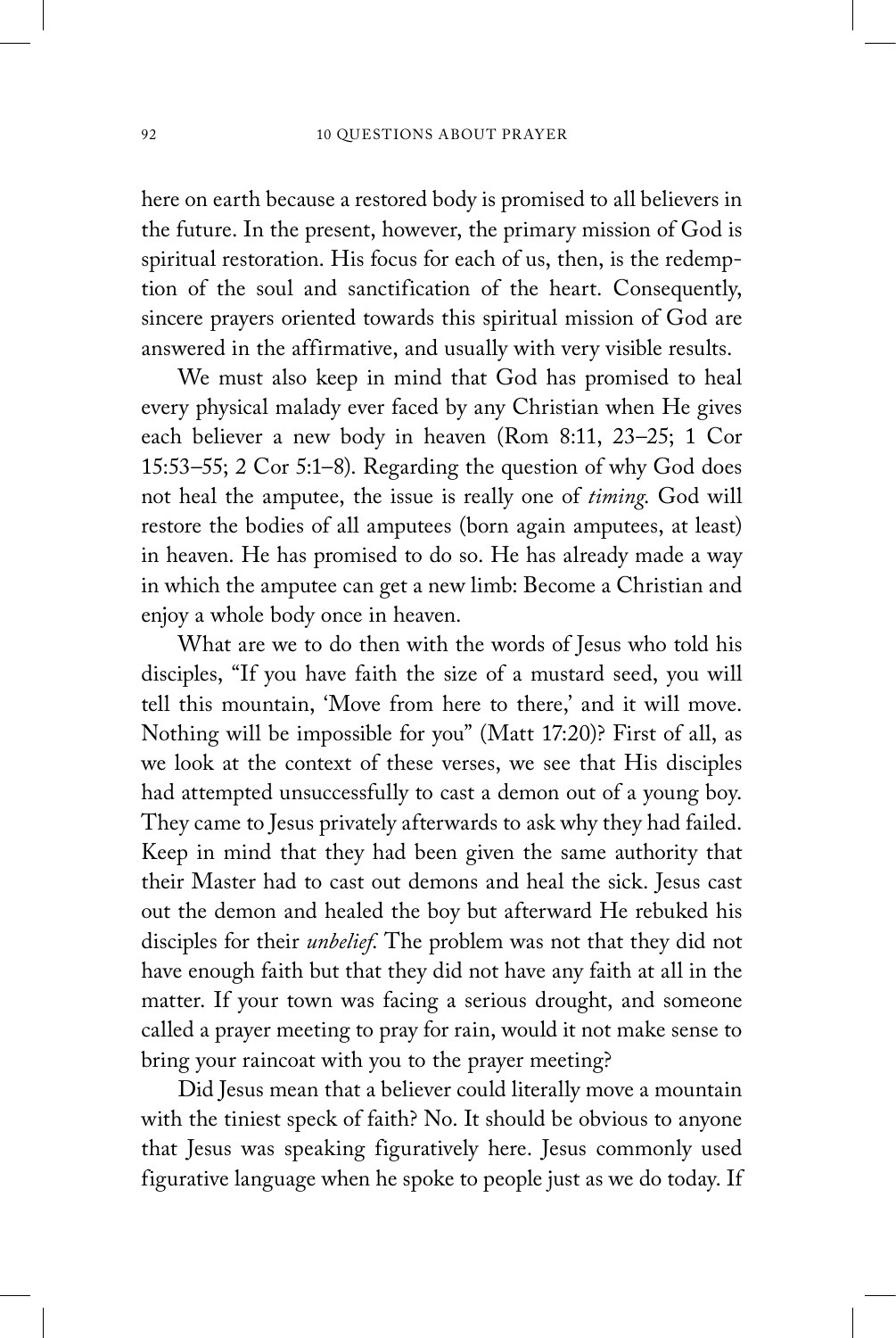here on earth because a restored body is promised to all believers in the future. In the present, however, the primary mission of God is spiritual restoration. His focus for each of us, then, is the redemption of the soul and sanctification of the heart. Consequently, sincere prayers oriented towards this spiritual mission of God are answered in the affirmative, and usually with very visible results.

We must also keep in mind that God has promised to heal every physical malady ever faced by any Christian when He gives each believer a new body in heaven (Rom 8:11, 23–25; 1 Cor 15:53–55; 2 Cor 5:1–8). Regarding the question of why God does not heal the amputee, the issue is really one of *timing*. God will restore the bodies of all amputees (born again amputees, at least) in heaven. He has promised to do so. He has already made a way in which the amputee can get a new limb: Become a Christian and enjoy a whole body once in heaven.

What are we to do then with the words of Jesus who told his disciples, "If you have faith the size of a mustard seed, you will tell this mountain, 'Move from here to there,' and it will move. Nothing will be impossible for you" (Matt 17:20)? First of all, as we look at the context of these verses, we see that His disciples had attempted unsuccessfully to cast a demon out of a young boy. They came to Jesus privately afterwards to ask why they had failed. Keep in mind that they had been given the same authority that their Master had to cast out demons and heal the sick. Jesus cast out the demon and healed the boy but afterward He rebuked his disciples for their *unbelief*. The problem was not that they did not have enough faith but that they did not have any faith at all in the matter. If your town was facing a serious drought, and someone called a prayer meeting to pray for rain, would it not make sense to bring your raincoat with you to the prayer meeting?

Did Jesus mean that a believer could literally move a mountain with the tiniest speck of faith? No. It should be obvious to anyone that Jesus was speaking figuratively here. Jesus commonly used figurative language when he spoke to people just as we do today. If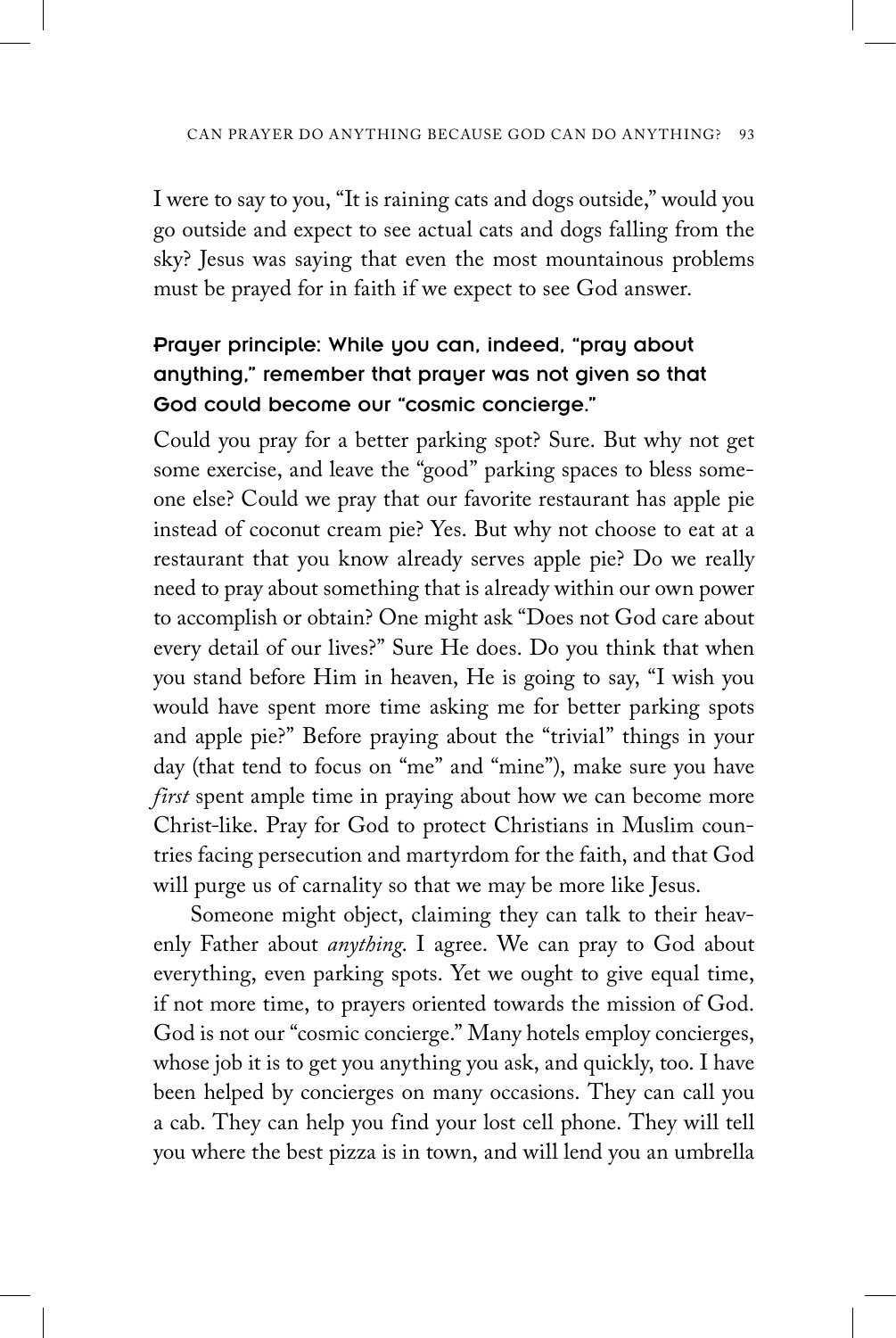I were to say to you, "It is raining cats and dogs outside," would you go outside and expect to see actual cats and dogs falling from the sky? Jesus was saying that even the most mountainous problems must be prayed for in faith if we expect to see God answer.

### Prayer principle: While you can, indeed, "pray about anything," remember that prayer was not given so that God could become our "cosmic concierge."

Could you pray for a better parking spot? Sure. But why not get some exercise, and leave the "good" parking spaces to bless someone else? Could we pray that our favorite restaurant has apple pie instead of coconut cream pie? Yes. But why not choose to eat at a restaurant that you know already serves apple pie? Do we really need to pray about something that is already within our own power to accomplish or obtain? One might ask "Does not God care about every detail of our lives?" Sure He does. Do you think that when you stand before Him in heaven, He is going to say, "I wish you would have spent more time asking me for better parking spots and apple pie?" Before praying about the "trivial" things in your day (that tend to focus on "me" and "mine"), make sure you have *first* spent ample time in praying about how we can become more Christ-like. Pray for God to protect Christians in Muslim countries facing persecution and martyrdom for the faith, and that God will purge us of carnality so that we may be more like Jesus.

Someone might object, claiming they can talk to their heavenly Father about *anything*. I agree. We can pray to God about everything, even parking spots. Yet we ought to give equal time, if not more time, to prayers oriented towards the mission of God. God is not our "cosmic concierge." Many hotels employ concierges, whose job it is to get you anything you ask, and quickly, too. I have been helped by concierges on many occasions. They can call you a cab. They can help you find your lost cell phone. They will tell you where the best pizza is in town, and will lend you an umbrella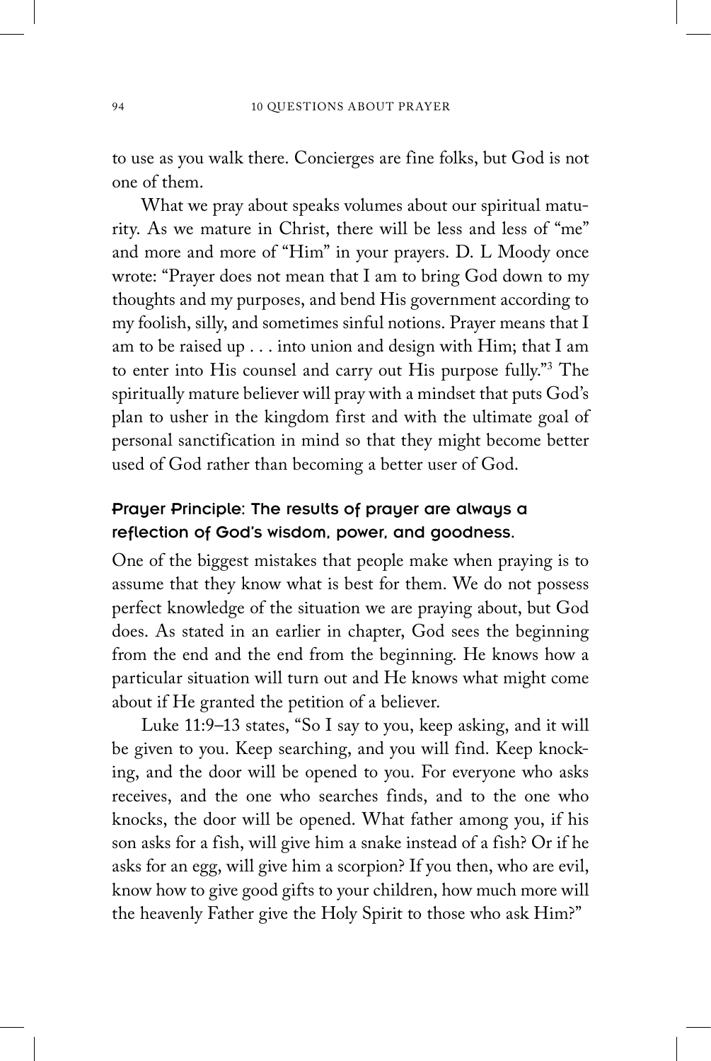to use as you walk there. Concierges are fine folks, but God is not one of them.

What we pray about speaks volumes about our spiritual maturity. As we mature in Christ, there will be less and less of "me" and more and more of "Him" in your prayers. D. L Moody once wrote: "Prayer does not mean that I am to bring God down to my thoughts and my purposes, and bend His government according to my foolish, silly, and sometimes sinful notions. Prayer means that I am to be raised up . . . into union and design with Him; that I am to enter into His counsel and carry out His purpose fully."[3] The spiritually mature believer will pray with a mindset that puts God's plan to usher in the kingdom first and with the ultimate goal of personal sanctification in mind so that they might become better used of God rather than becoming a better user of God.

### Prayer Principle: The results of prayer are always a reflection of God's wisdom, power, and goodness.

One of the biggest mistakes that people make when praying is to assume that they know what is best for them. We do not possess perfect knowledge of the situation we are praying about, but God does. As stated in an earlier in chapter, God sees the beginning from the end and the end from the beginning. He knows how a particular situation will turn out and He knows what might come about if He granted the petition of a believer.

Luke 11:9–13 states, "So I say to you, keep asking, and it will be given to you. Keep searching, and you will find. Keep knocking, and the door will be opened to you. For everyone who asks receives, and the one who searches finds, and to the one who knocks, the door will be opened. What father among you, if his son asks for a fish, will give him a snake instead of a fish? Or if he asks for an egg, will give him a scorpion? If you then, who are evil, know how to give good gifts to your children, how much more will the heavenly Father give the Holy Spirit to those who ask Him?"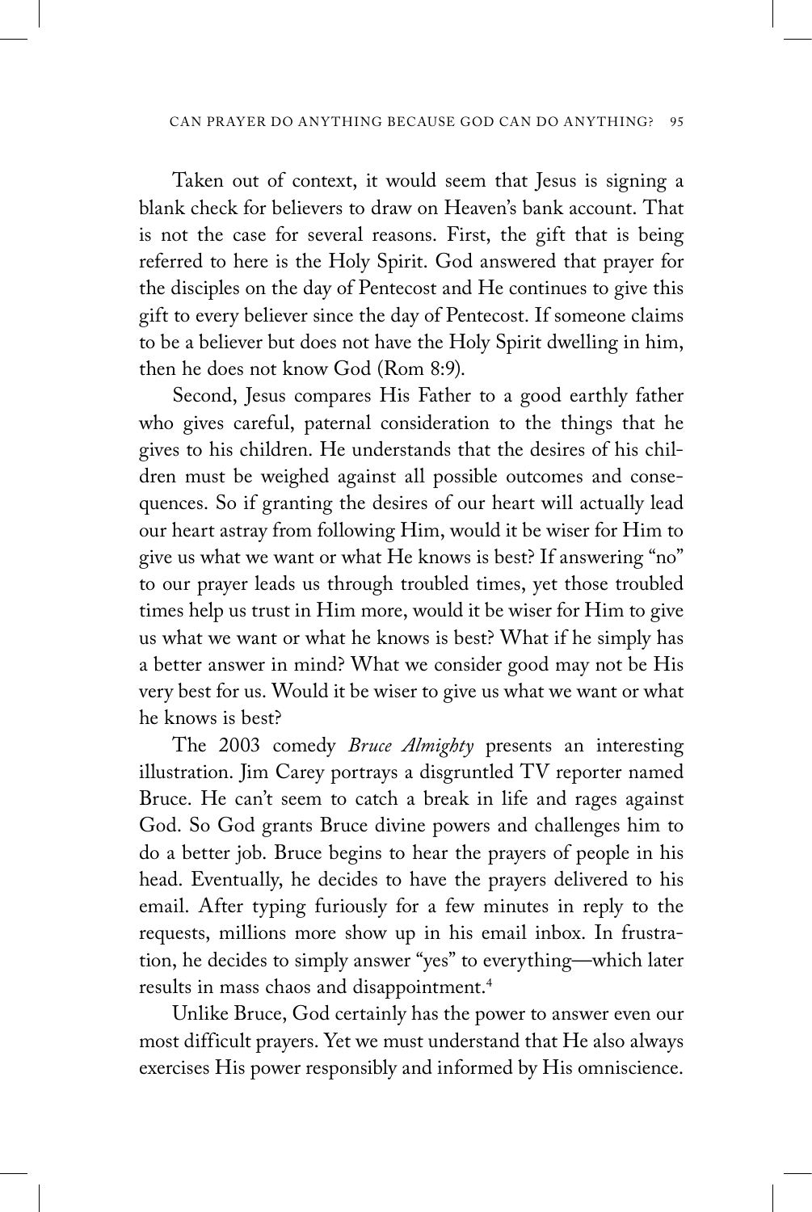Taken out of context, it would seem that Jesus is signing a blank check for believers to draw on Heaven's bank account. That is not the case for several reasons. First, the gift that is being referred to here is the Holy Spirit. God answered that prayer for the disciples on the day of Pentecost and He continues to give this gift to every believer since the day of Pentecost. If someone claims to be a believer but does not have the Holy Spirit dwelling in him, then he does not know God (Rom 8:9).

Second, Jesus compares His Father to a good earthly father who gives careful, paternal consideration to the things that he gives to his children. He understands that the desires of his children must be weighed against all possible outcomes and consequences. So if granting the desires of our heart will actually lead our heart astray from following Him, would it be wiser for Him to give us what we want or what He knows is best? If answering "no" to our prayer leads us through troubled times, yet those troubled times help us trust in Him more, would it be wiser for Him to give us what we want or what he knows is best? What if he simply has a better answer in mind? What we consider good may not be His very best for us. Would it be wiser to give us what we want or what he knows is best?

The 2003 comedy *Bruce Almighty* presents an interesting illustration. Jim Carey portrays a disgruntled TV reporter named Bruce. He can't seem to catch a break in life and rages against God. So God grants Bruce divine powers and challenges him to do a better job. Bruce begins to hear the prayers of people in his head. Eventually, he decides to have the prayers delivered to his email. After typing furiously for a few minutes in reply to the requests, millions more show up in his email inbox. In frustration, he decides to simply answer "yes" to everything—which later results in mass chaos and disappointment.[4]

Unlike Bruce, God certainly has the power to answer even our most difficult prayers. Yet we must understand that He also always exercises His power responsibly and informed by His omniscience.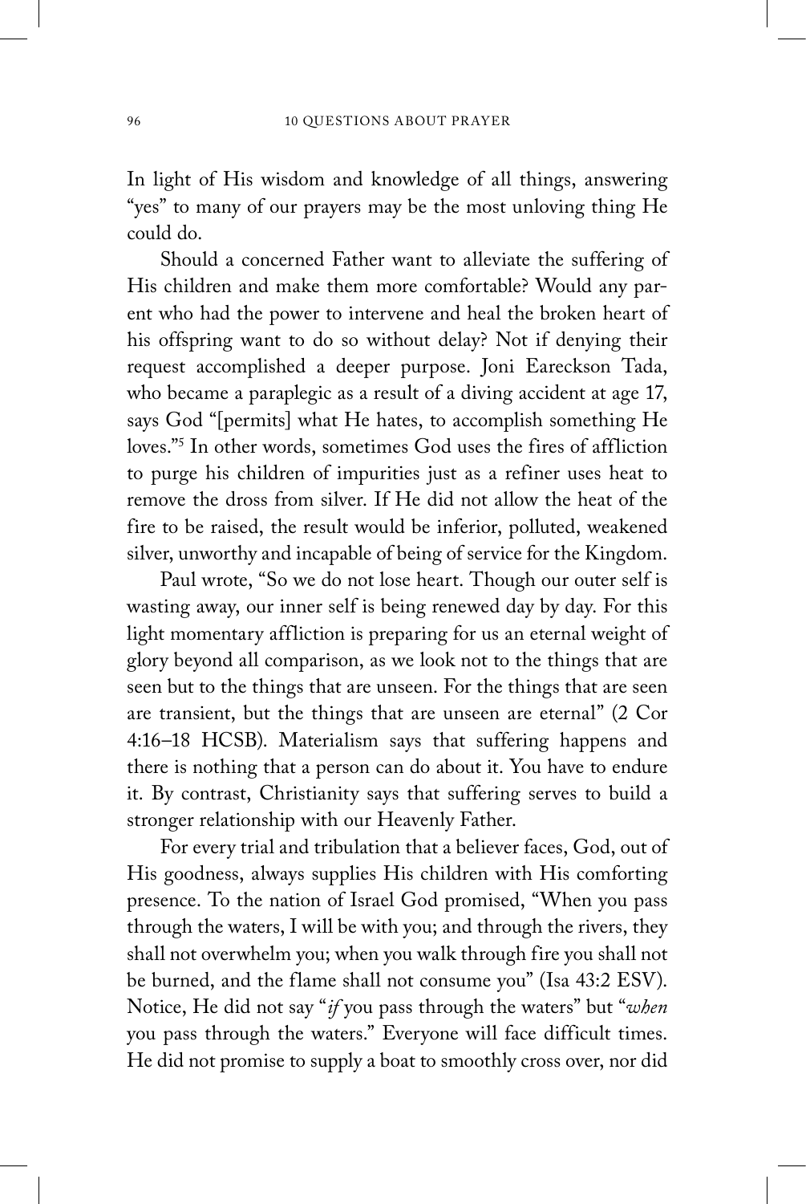In light of His wisdom and knowledge of all things, answering "yes" to many of our prayers may be the most unloving thing He could do.

Should a concerned Father want to alleviate the suffering of His children and make them more comfortable? Would any parent who had the power to intervene and heal the broken heart of his offspring want to do so without delay? Not if denying their request accomplished a deeper purpose. Joni Eareckson Tada, who became a paraplegic as a result of a diving accident at age 17, says God "[permits] what He hates, to accomplish something He loves."[5] In other words, sometimes God uses the fires of affliction to purge his children of impurities just as a refiner uses heat to remove the dross from silver. If He did not allow the heat of the fire to be raised, the result would be inferior, polluted, weakened silver, unworthy and incapable of being of service for the Kingdom.

Paul wrote, "So we do not lose heart. Though our outer self is wasting away, our inner self is being renewed day by day. For this light momentary affliction is preparing for us an eternal weight of glory beyond all comparison, as we look not to the things that are seen but to the things that are unseen. For the things that are seen are transient, but the things that are unseen are eternal" (2 Cor 4:16–18 HCSB). Materialism says that suffering happens and there is nothing that a person can do about it. You have to endure it. By contrast, Christianity says that suffering serves to build a stronger relationship with our Heavenly Father.

For every trial and tribulation that a believer faces, God, out of His goodness, always supplies His children with His comforting presence. To the nation of Israel God promised, "When you pass through the waters, I will be with you; and through the rivers, they shall not overwhelm you; when you walk through fire you shall not be burned, and the flame shall not consume you" (Isa 43:2 ESV). Notice, He did not say "*if* you pass through the waters" but "*when* you pass through the waters." Everyone will face difficult times. He did not promise to supply a boat to smoothly cross over, nor did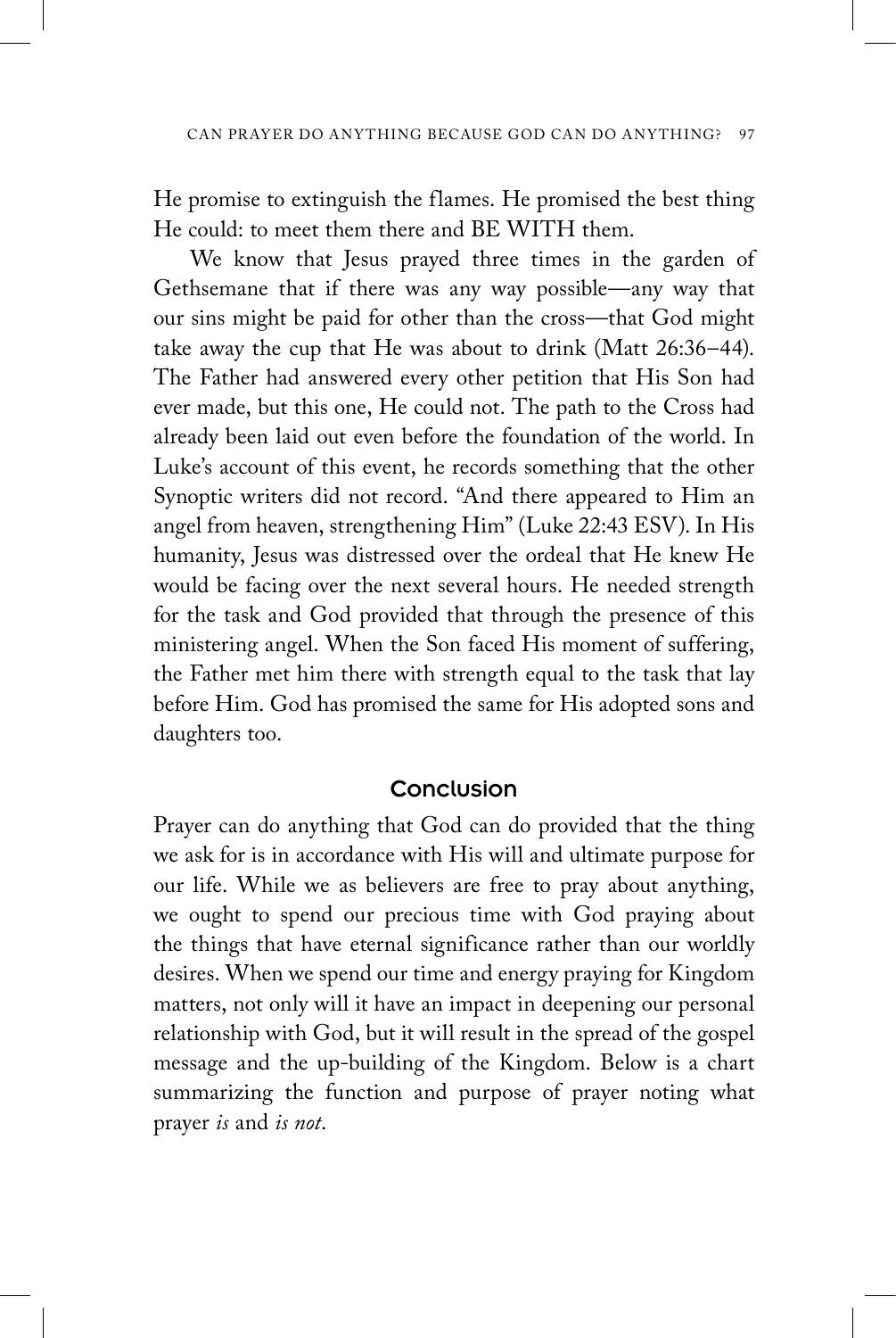He promise to extinguish the flames. He promised the best thing He could: to meet them there and BE WITH them.

We know that Jesus prayed three times in the garden of Gethsemane that if there was any way possible—any way that our sins might be paid for other than the cross—that God might take away the cup that He was about to drink (Matt 26:36–44). The Father had answered every other petition that His Son had ever made, but this one, He could not. The path to the Cross had already been laid out even before the foundation of the world. In Luke's account of this event, he records something that the other Synoptic writers did not record. "And there appeared to Him an angel from heaven, strengthening Him" (Luke 22:43 ESV). In His humanity, Jesus was distressed over the ordeal that He knew He would be facing over the next several hours. He needed strength for the task and God provided that through the presence of this ministering angel. When the Son faced His moment of suffering, the Father met him there with strength equal to the task that lay before Him. God has promised the same for His adopted sons and daughters too.

## Conclusion

Prayer can do anything that God can do provided that the thing we ask for is in accordance with His will and ultimate purpose for our life. While we as believers are free to pray about anything, we ought to spend our precious time with God praying about the things that have eternal significance rather than our worldly desires. When we spend our time and energy praying for Kingdom matters, not only will it have an impact in deepening our personal relationship with God, but it will result in the spread of the gospel message and the up-building of the Kingdom. Below is a chart summarizing the function and purpose of prayer noting what prayer *is* and *is not*.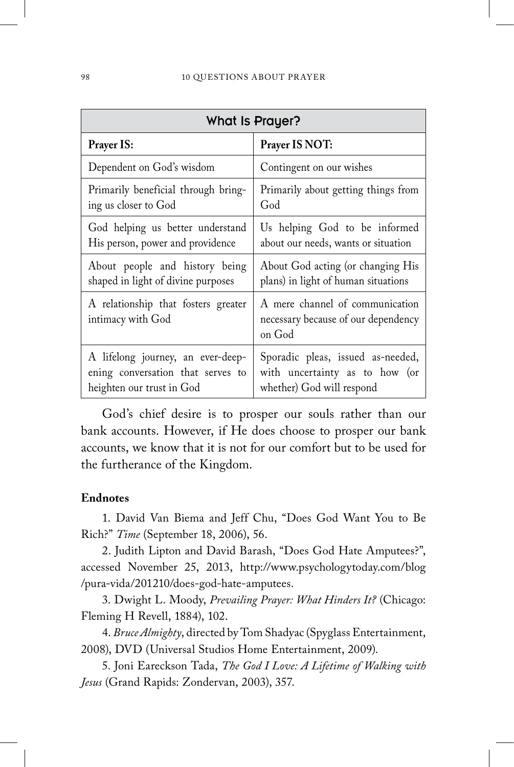| What Is Prayer? | |
|---|---|
| **Prayer IS:** | **Prayer IS NOT:** |
| Dependent on God's wisdom | Contingent on our wishes |
| Primarily beneficial through bringing us closer to God | Primarily about getting things from God |
| God helping us better understand His person, power and providence | Us helping God to be informed about our needs, wants or situation |
| About people and history being shaped in light of divine purposes | About God acting (or changing His plans) in light of human situations |
| A relationship that fosters greater intimacy with God | A mere channel of communication necessary because of our dependency on God |
| A lifelong journey, an ever-deepening conversation that serves to heighten our trust in God | Sporadic pleas, issued as-needed, with uncertainty as to how (or whether) God will respond |

God's chief desire is to prosper our souls rather than our bank accounts. However, if He does choose to prosper our bank accounts, we know that it is not for our comfort but to be used for the furtherance of the Kingdom.

**Endnotes**

1. David Van Biema and Jeff Chu, "Does God Want You to Be Rich?" *Time* (September 18, 2006), 56.

2. Judith Lipton and David Barash, "Does God Hate Amputees?", accessed November 25, 2013, http://www.psychologytoday.com/blog/pura-vida/201210/does-god-hate-amputees.

3. Dwight L. Moody, *Prevailing Prayer: What Hinders It?* (Chicago: Fleming H Revell, 1884), 102.

4. *Bruce Almighty*, directed by Tom Shadyac (Spyglass Entertainment, 2008), DVD (Universal Studios Home Entertainment, 2009).

5. Joni Eareckson Tada, *The God I Love: A Lifetime of Walking with Jesus* (Grand Rapids: Zondervan, 2003), 357.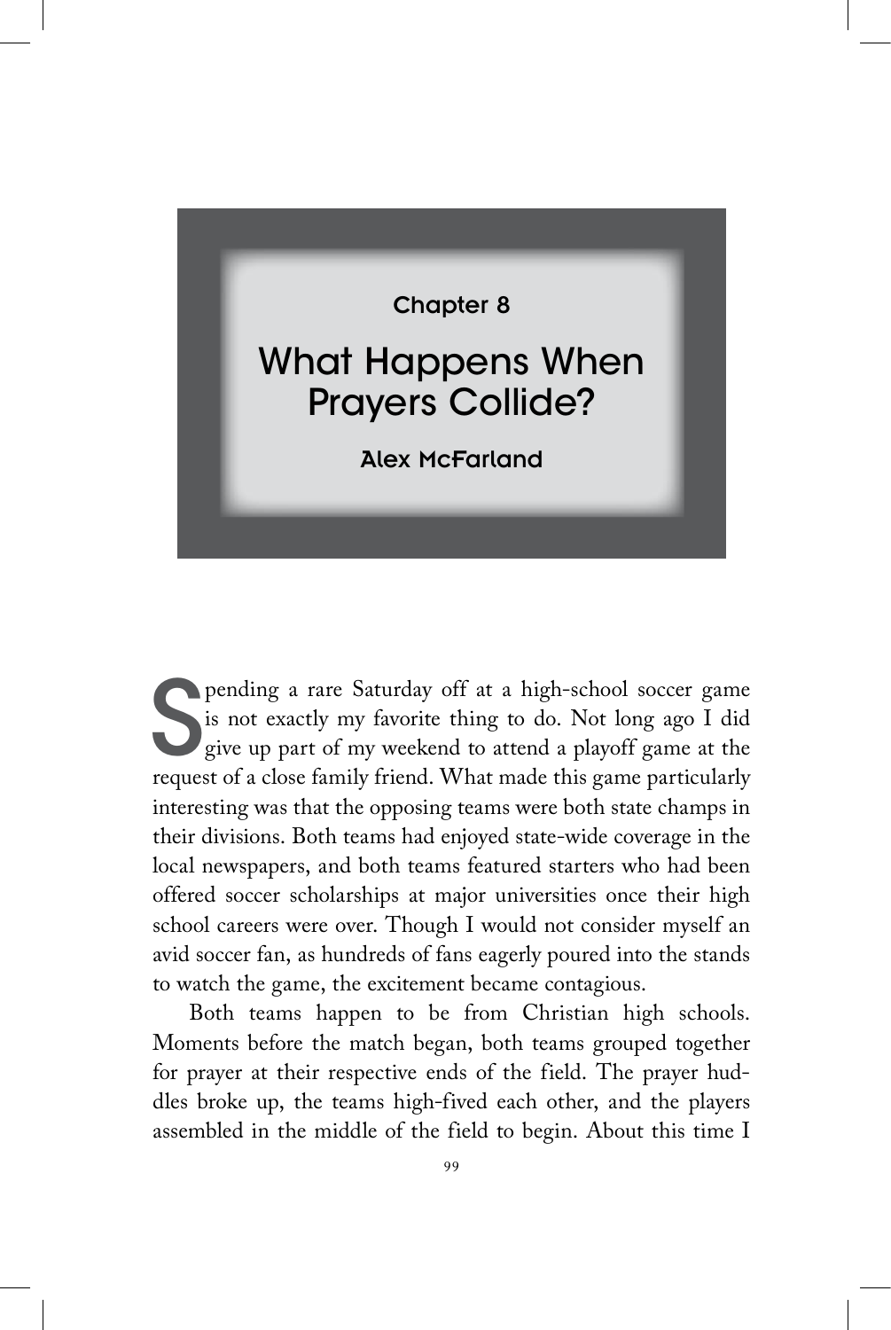Chapter 8

# What Happens When Prayers Collide?

**Alex McFarland**

Spending a rare Saturday off at a high-school soccer game is not exactly my favorite thing to do. Not long ago I did give up part of my weekend to attend a playoff game at the request of a close family friend. What made this game particularly interesting was that the opposing teams were both state champs in their divisions. Both teams had enjoyed state-wide coverage in the local newspapers, and both teams featured starters who had been offered soccer scholarships at major universities once their high school careers were over. Though I would not consider myself an avid soccer fan, as hundreds of fans eagerly poured into the stands to watch the game, the excitement became contagious.

Both teams happen to be from Christian high schools. Moments before the match began, both teams grouped together for prayer at their respective ends of the field. The prayer huddles broke up, the teams high-fived each other, and the players assembled in the middle of the field to begin. About this time I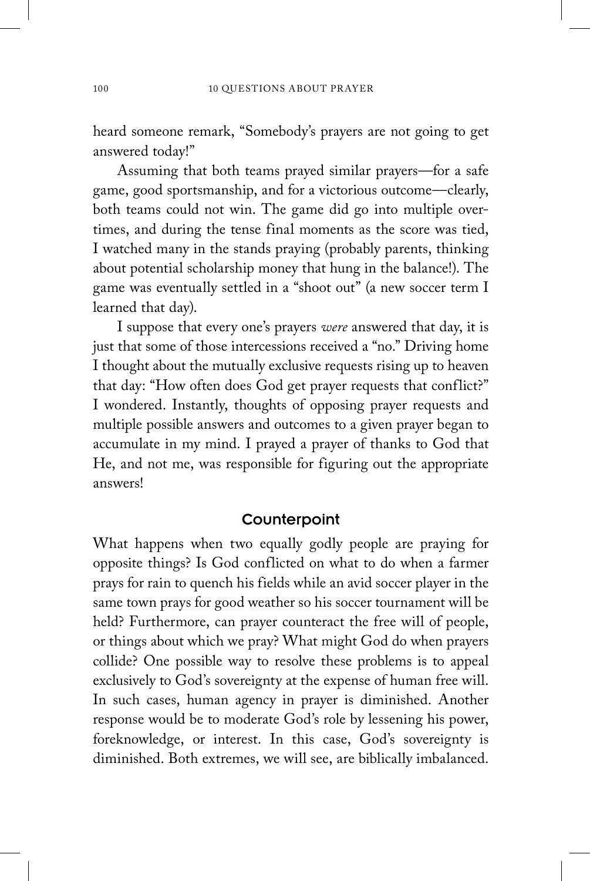heard someone remark, "Somebody's prayers are not going to get answered today!"

Assuming that both teams prayed similar prayers—for a safe game, good sportsmanship, and for a victorious outcome—clearly, both teams could not win. The game did go into multiple overtimes, and during the tense final moments as the score was tied, I watched many in the stands praying (probably parents, thinking about potential scholarship money that hung in the balance!). The game was eventually settled in a "shoot out" (a new soccer term I learned that day).

I suppose that every one's prayers *were* answered that day, it is just that some of those intercessions received a "no." Driving home I thought about the mutually exclusive requests rising up to heaven that day: "How often does God get prayer requests that conflict?" I wondered. Instantly, thoughts of opposing prayer requests and multiple possible answers and outcomes to a given prayer began to accumulate in my mind. I prayed a prayer of thanks to God that He, and not me, was responsible for figuring out the appropriate answers!

## Counterpoint

What happens when two equally godly people are praying for opposite things? Is God conflicted on what to do when a farmer prays for rain to quench his fields while an avid soccer player in the same town prays for good weather so his soccer tournament will be held? Furthermore, can prayer counteract the free will of people, or things about which we pray? What might God do when prayers collide? One possible way to resolve these problems is to appeal exclusively to God's sovereignty at the expense of human free will. In such cases, human agency in prayer is diminished. Another response would be to moderate God's role by lessening his power, foreknowledge, or interest. In this case, God's sovereignty is diminished. Both extremes, we will see, are biblically imbalanced.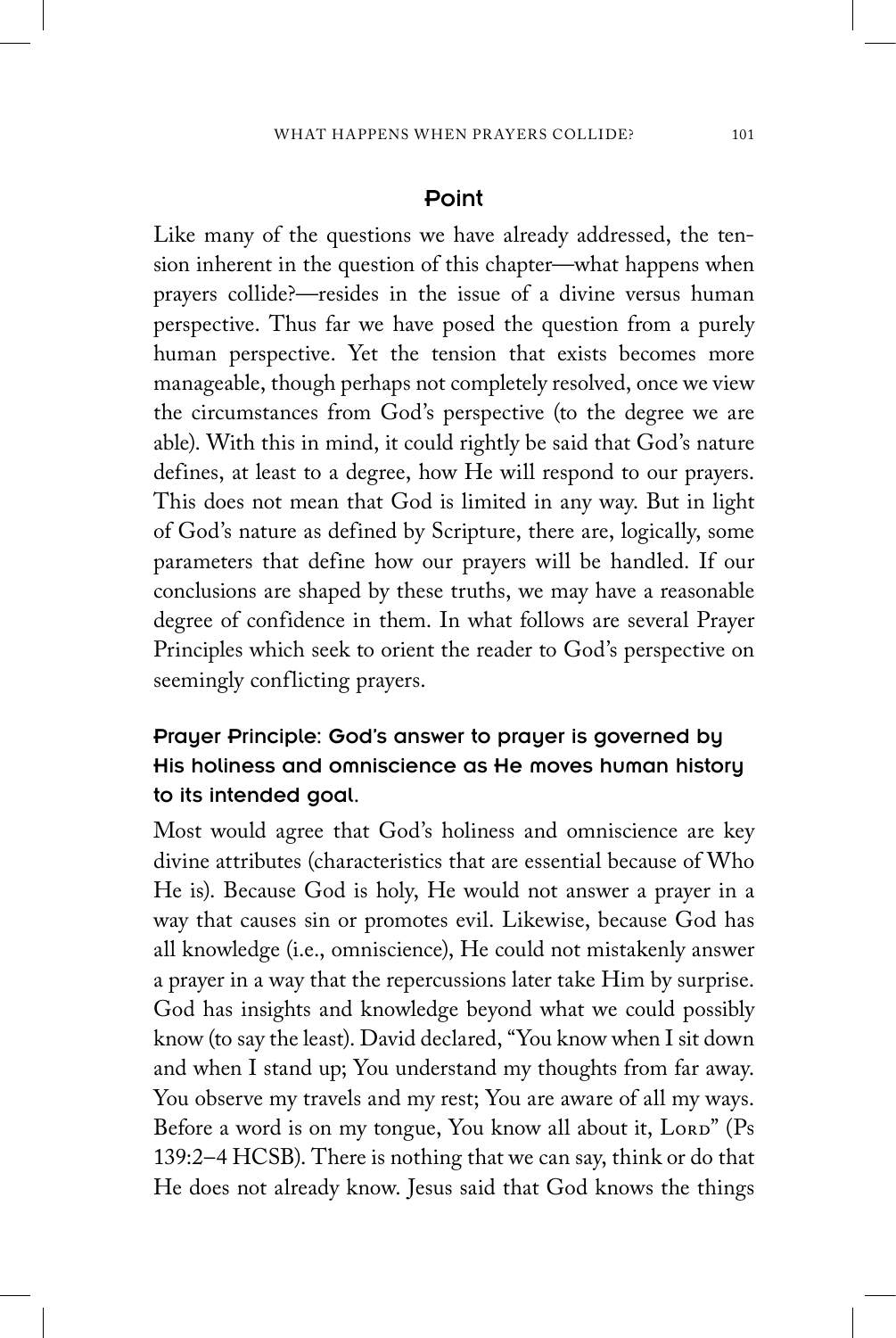## Point

Like many of the questions we have already addressed, the tension inherent in the question of this chapter—what happens when prayers collide?—resides in the issue of a divine versus human perspective. Thus far we have posed the question from a purely human perspective. Yet the tension that exists becomes more manageable, though perhaps not completely resolved, once we view the circumstances from God's perspective (to the degree we are able). With this in mind, it could rightly be said that God's nature defines, at least to a degree, how He will respond to our prayers. This does not mean that God is limited in any way. But in light of God's nature as defined by Scripture, there are, logically, some parameters that define how our prayers will be handled. If our conclusions are shaped by these truths, we may have a reasonable degree of confidence in them. In what follows are several Prayer Principles which seek to orient the reader to God's perspective on seemingly conflicting prayers.

### Prayer Principle: God's answer to prayer is governed by His holiness and omniscience as He moves human history to its intended goal.

Most would agree that God's holiness and omniscience are key divine attributes (characteristics that are essential because of Who He is). Because God is holy, He would not answer a prayer in a way that causes sin or promotes evil. Likewise, because God has all knowledge (i.e., omniscience), He could not mistakenly answer a prayer in a way that the repercussions later take Him by surprise. God has insights and knowledge beyond what we could possibly know (to say the least). David declared, "You know when I sit down and when I stand up; You understand my thoughts from far away. You observe my travels and my rest; You are aware of all my ways. Before a word is on my tongue, You know all about it, Lord" (Ps 139:2–4 HCSB). There is nothing that we can say, think or do that He does not already know. Jesus said that God knows the things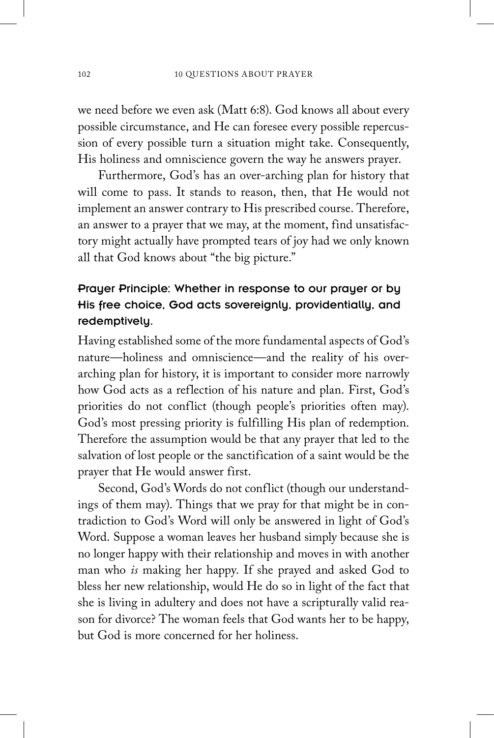we need before we even ask (Matt 6:8). God knows all about every possible circumstance, and He can foresee every possible repercussion of every possible turn a situation might take. Consequently, His holiness and omniscience govern the way he answers prayer.

Furthermore, God's has an over-arching plan for history that will come to pass. It stands to reason, then, that He would not implement an answer contrary to His prescribed course. Therefore, an answer to a prayer that we may, at the moment, find unsatisfactory might actually have prompted tears of joy had we only known all that God knows about "the big picture."

### Prayer Principle: Whether in response to our prayer or by His free choice, God acts sovereignly, providentially, and redemptively.

Having established some of the more fundamental aspects of God's nature—holiness and omniscience—and the reality of his over-arching plan for history, it is important to consider more narrowly how God acts as a reflection of his nature and plan. First, God's priorities do not conflict (though people's priorities often may). God's most pressing priority is fulfilling His plan of redemption. Therefore the assumption would be that any prayer that led to the salvation of lost people or the sanctification of a saint would be the prayer that He would answer first.

Second, God's Words do not conflict (though our understandings of them may). Things that we pray for that might be in contradiction to God's Word will only be answered in light of God's Word. Suppose a woman leaves her husband simply because she is no longer happy with their relationship and moves in with another man who *is* making her happy. If she prayed and asked God to bless her new relationship, would He do so in light of the fact that she is living in adultery and does not have a scripturally valid reason for divorce? The woman feels that God wants her to be happy, but God is more concerned for her holiness.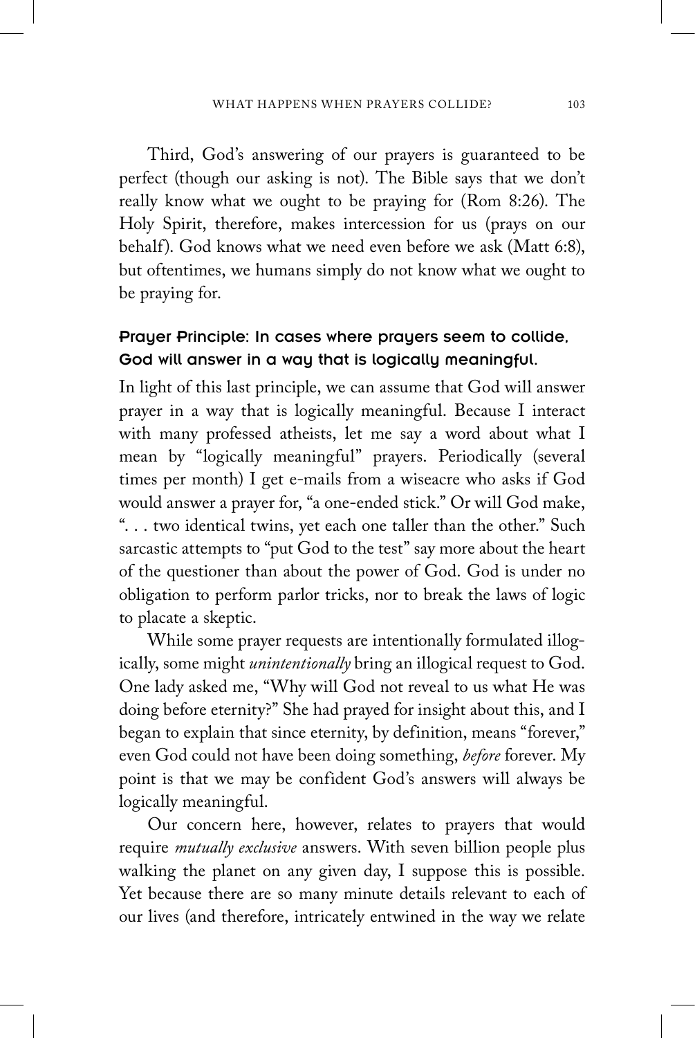Third, God's answering of our prayers is guaranteed to be perfect (though our asking is not). The Bible says that we don't really know what we ought to be praying for (Rom 8:26). The Holy Spirit, therefore, makes intercession for us (prays on our behalf). God knows what we need even before we ask (Matt 6:8), but oftentimes, we humans simply do not know what we ought to be praying for.

### Prayer Principle: In cases where prayers seem to collide, God will answer in a way that is logically meaningful.

In light of this last principle, we can assume that God will answer prayer in a way that is logically meaningful. Because I interact with many professed atheists, let me say a word about what I mean by "logically meaningful" prayers. Periodically (several times per month) I get e-mails from a wiseacre who asks if God would answer a prayer for, "a one-ended stick." Or will God make, ". . . two identical twins, yet each one taller than the other." Such sarcastic attempts to "put God to the test" say more about the heart of the questioner than about the power of God. God is under no obligation to perform parlor tricks, nor to break the laws of logic to placate a skeptic.

While some prayer requests are intentionally formulated illogically, some might *unintentionally* bring an illogical request to God. One lady asked me, "Why will God not reveal to us what He was doing before eternity?" She had prayed for insight about this, and I began to explain that since eternity, by definition, means "forever," even God could not have been doing something, *before* forever. My point is that we may be confident God's answers will always be logically meaningful.

Our concern here, however, relates to prayers that would require *mutually exclusive* answers. With seven billion people plus walking the planet on any given day, I suppose this is possible. Yet because there are so many minute details relevant to each of our lives (and therefore, intricately entwined in the way we relate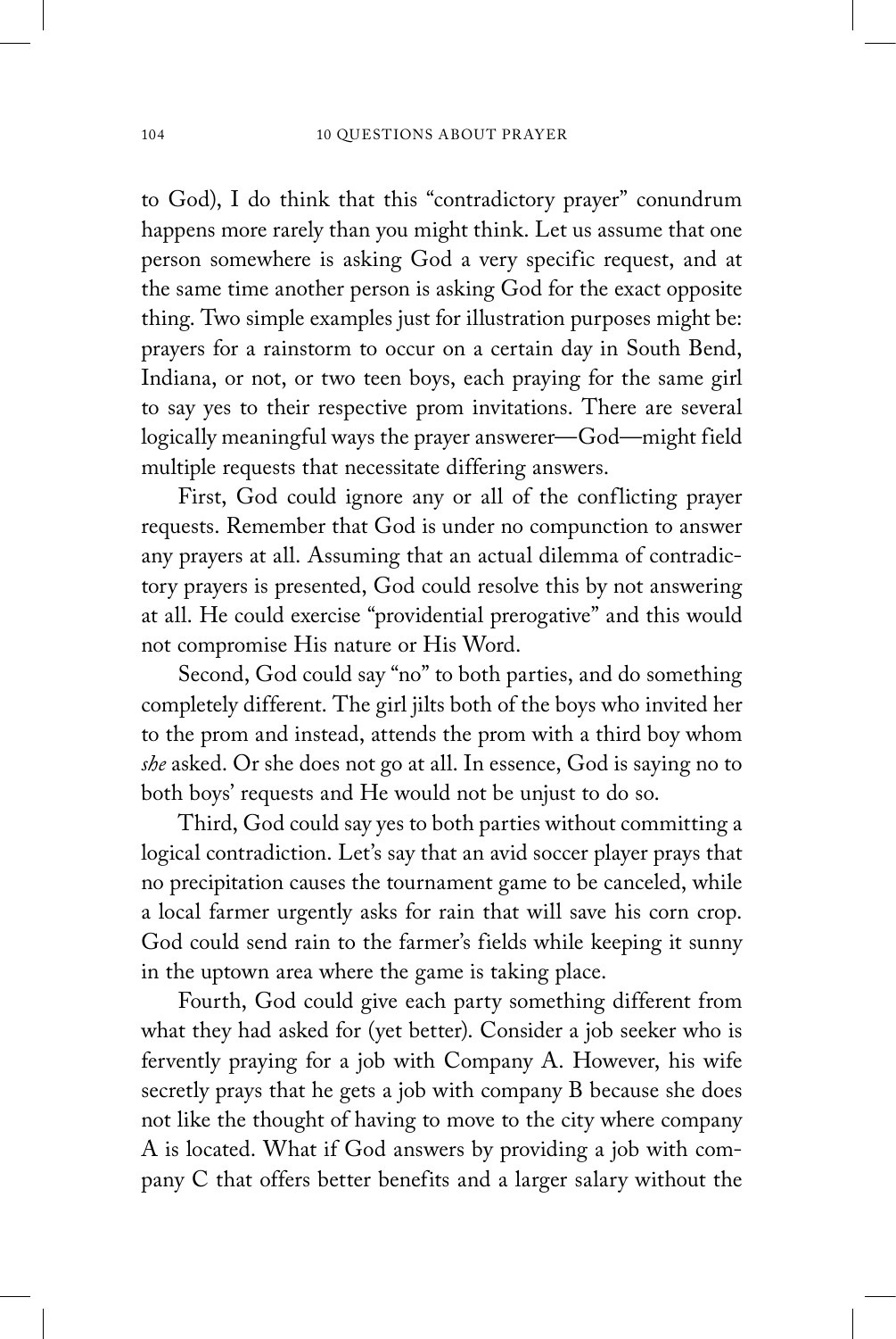to God), I do think that this "contradictory prayer" conundrum happens more rarely than you might think. Let us assume that one person somewhere is asking God a very specific request, and at the same time another person is asking God for the exact opposite thing. Two simple examples just for illustration purposes might be: prayers for a rainstorm to occur on a certain day in South Bend, Indiana, or not, or two teen boys, each praying for the same girl to say yes to their respective prom invitations. There are several logically meaningful ways the prayer answerer—God—might field multiple requests that necessitate differing answers.

First, God could ignore any or all of the conflicting prayer requests. Remember that God is under no compunction to answer any prayers at all. Assuming that an actual dilemma of contradictory prayers is presented, God could resolve this by not answering at all. He could exercise "providential prerogative" and this would not compromise His nature or His Word.

Second, God could say "no" to both parties, and do something completely different. The girl jilts both of the boys who invited her to the prom and instead, attends the prom with a third boy whom *she* asked. Or she does not go at all. In essence, God is saying no to both boys' requests and He would not be unjust to do so.

Third, God could say yes to both parties without committing a logical contradiction. Let's say that an avid soccer player prays that no precipitation causes the tournament game to be canceled, while a local farmer urgently asks for rain that will save his corn crop. God could send rain to the farmer's fields while keeping it sunny in the uptown area where the game is taking place.

Fourth, God could give each party something different from what they had asked for (yet better). Consider a job seeker who is fervently praying for a job with Company A. However, his wife secretly prays that he gets a job with company B because she does not like the thought of having to move to the city where company A is located. What if God answers by providing a job with company C that offers better benefits and a larger salary without the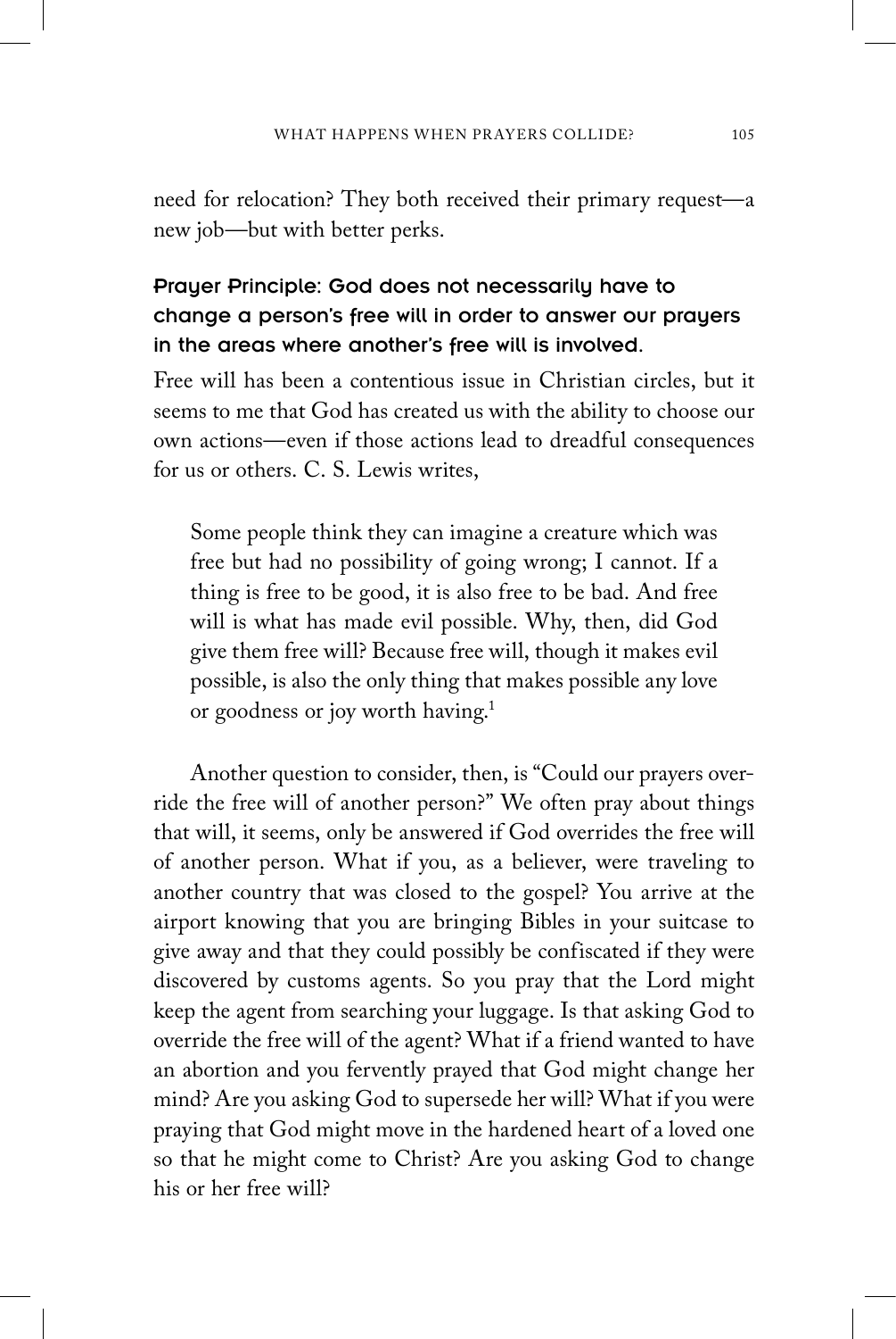need for relocation? They both received their primary request—a new job—but with better perks.

### Prayer Principle: God does not necessarily have to change a person's free will in order to answer our prayers in the areas where another's free will is involved.

Free will has been a contentious issue in Christian circles, but it seems to me that God has created us with the ability to choose our own actions—even if those actions lead to dreadful consequences for us or others. C. S. Lewis writes,

> Some people think they can imagine a creature which was free but had no possibility of going wrong; I cannot. If a thing is free to be good, it is also free to be bad. And free will is what has made evil possible. Why, then, did God give them free will? Because free will, though it makes evil possible, is also the only thing that makes possible any love or goodness or joy worth having.[1]

Another question to consider, then, is "Could our prayers override the free will of another person?" We often pray about things that will, it seems, only be answered if God overrides the free will of another person. What if you, as a believer, were traveling to another country that was closed to the gospel? You arrive at the airport knowing that you are bringing Bibles in your suitcase to give away and that they could possibly be confiscated if they were discovered by customs agents. So you pray that the Lord might keep the agent from searching your luggage. Is that asking God to override the free will of the agent? What if a friend wanted to have an abortion and you fervently prayed that God might change her mind? Are you asking God to supersede her will? What if you were praying that God might move in the hardened heart of a loved one so that he might come to Christ? Are you asking God to change his or her free will?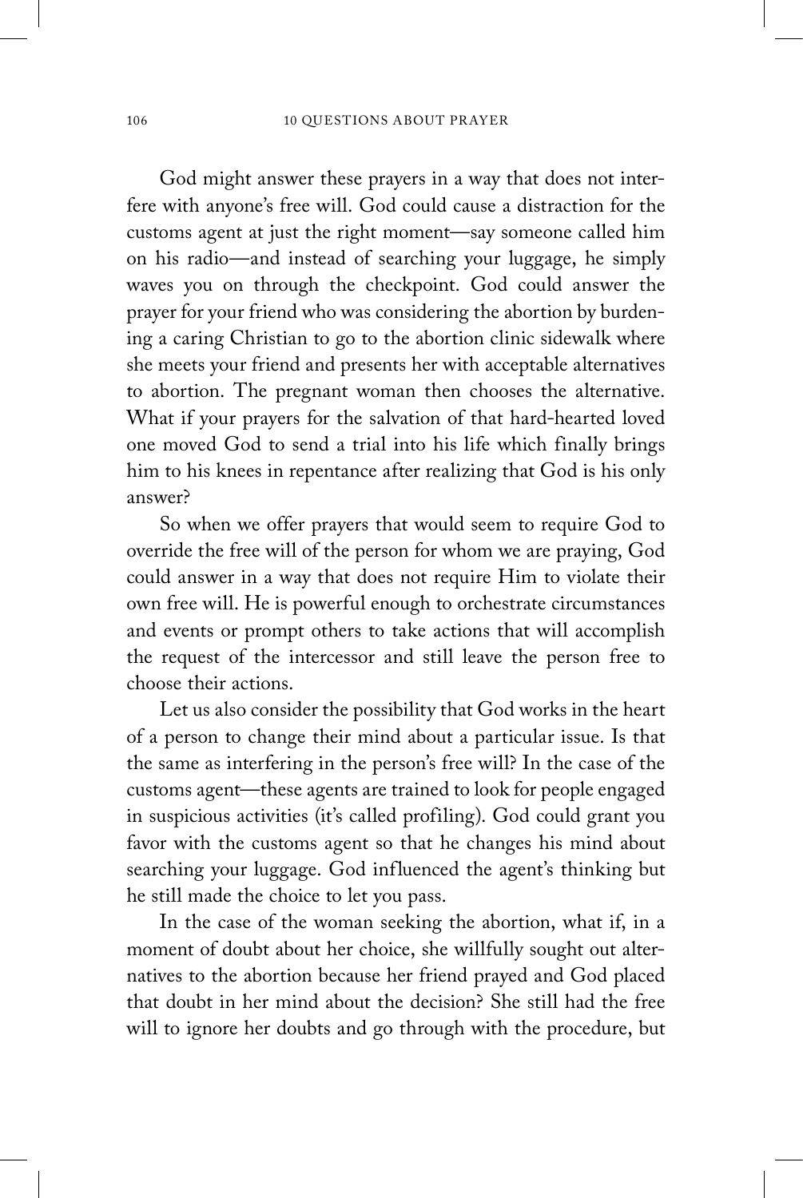God might answer these prayers in a way that does not interfere with anyone's free will. God could cause a distraction for the customs agent at just the right moment—say someone called him on his radio—and instead of searching your luggage, he simply waves you on through the checkpoint. God could answer the prayer for your friend who was considering the abortion by burdening a caring Christian to go to the abortion clinic sidewalk where she meets your friend and presents her with acceptable alternatives to abortion. The pregnant woman then chooses the alternative. What if your prayers for the salvation of that hard-hearted loved one moved God to send a trial into his life which finally brings him to his knees in repentance after realizing that God is his only answer?

So when we offer prayers that would seem to require God to override the free will of the person for whom we are praying, God could answer in a way that does not require Him to violate their own free will. He is powerful enough to orchestrate circumstances and events or prompt others to take actions that will accomplish the request of the intercessor and still leave the person free to choose their actions.

Let us also consider the possibility that God works in the heart of a person to change their mind about a particular issue. Is that the same as interfering in the person's free will? In the case of the customs agent—these agents are trained to look for people engaged in suspicious activities (it's called profiling). God could grant you favor with the customs agent so that he changes his mind about searching your luggage. God influenced the agent's thinking but he still made the choice to let you pass.

In the case of the woman seeking the abortion, what if, in a moment of doubt about her choice, she willfully sought out alternatives to the abortion because her friend prayed and God placed that doubt in her mind about the decision? She still had the free will to ignore her doubts and go through with the procedure, but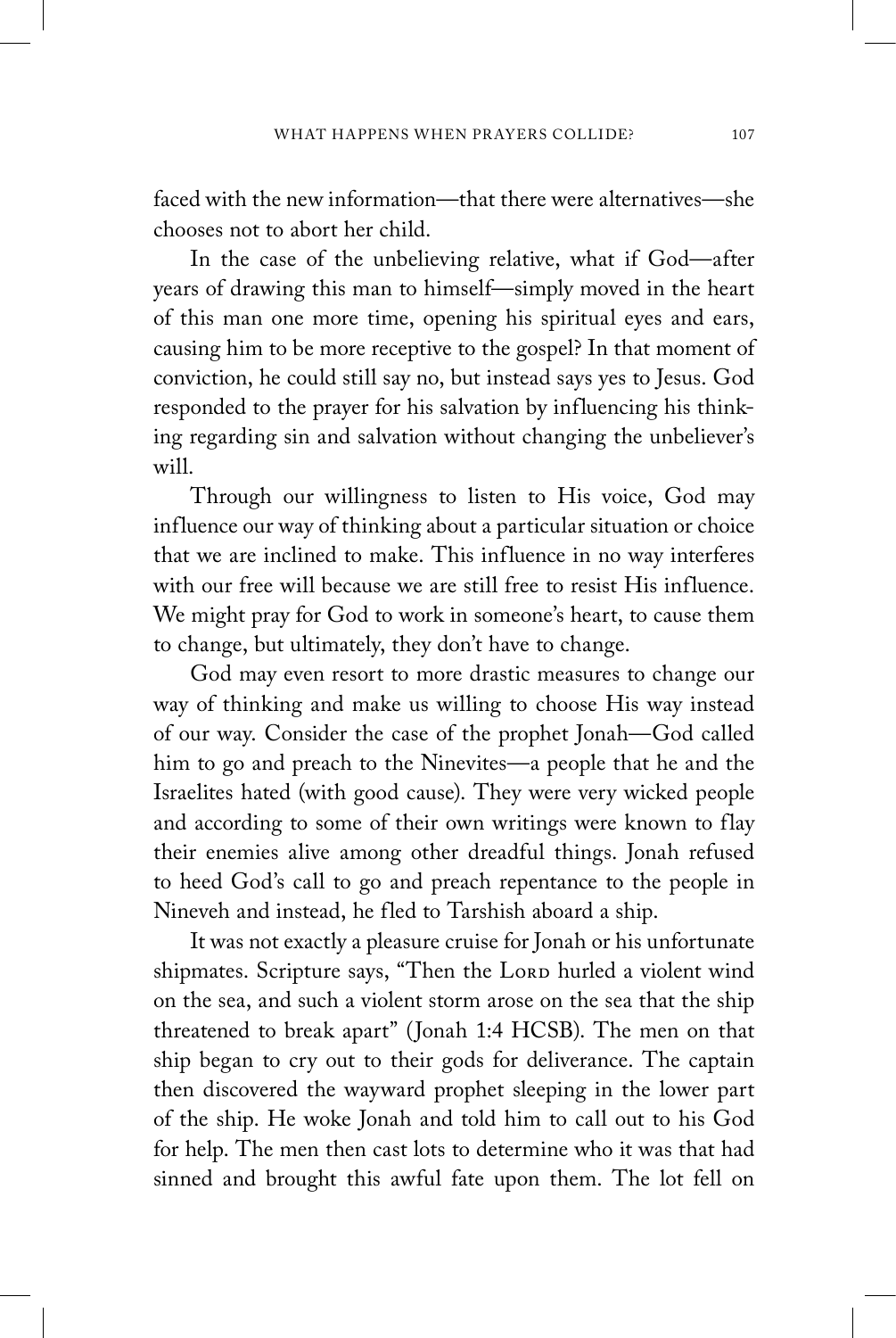faced with the new information—that there were alternatives—she chooses not to abort her child.

In the case of the unbelieving relative, what if God—after years of drawing this man to himself—simply moved in the heart of this man one more time, opening his spiritual eyes and ears, causing him to be more receptive to the gospel? In that moment of conviction, he could still say no, but instead says yes to Jesus. God responded to the prayer for his salvation by influencing his thinking regarding sin and salvation without changing the unbeliever's will.

Through our willingness to listen to His voice, God may influence our way of thinking about a particular situation or choice that we are inclined to make. This influence in no way interferes with our free will because we are still free to resist His influence. We might pray for God to work in someone's heart, to cause them to change, but ultimately, they don't have to change.

God may even resort to more drastic measures to change our way of thinking and make us willing to choose His way instead of our way. Consider the case of the prophet Jonah—God called him to go and preach to the Ninevites—a people that he and the Israelites hated (with good cause). They were very wicked people and according to some of their own writings were known to flay their enemies alive among other dreadful things. Jonah refused to heed God's call to go and preach repentance to the people in Nineveh and instead, he fled to Tarshish aboard a ship.

It was not exactly a pleasure cruise for Jonah or his unfortunate shipmates. Scripture says, "Then the Lord hurled a violent wind on the sea, and such a violent storm arose on the sea that the ship threatened to break apart" (Jonah 1:4 HCSB). The men on that ship began to cry out to their gods for deliverance. The captain then discovered the wayward prophet sleeping in the lower part of the ship. He woke Jonah and told him to call out to his God for help. The men then cast lots to determine who it was that had sinned and brought this awful fate upon them. The lot fell on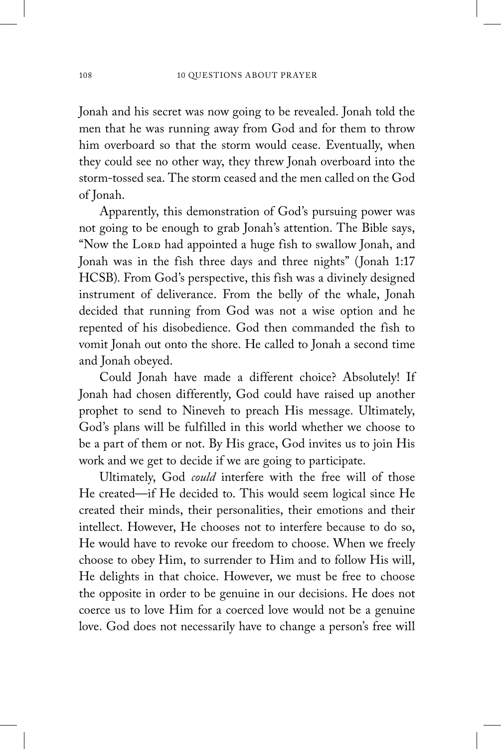Jonah and his secret was now going to be revealed. Jonah told the men that he was running away from God and for them to throw him overboard so that the storm would cease. Eventually, when they could see no other way, they threw Jonah overboard into the storm-tossed sea. The storm ceased and the men called on the God of Jonah.

Apparently, this demonstration of God's pursuing power was not going to be enough to grab Jonah's attention. The Bible says, "Now the Lord had appointed a huge fish to swallow Jonah, and Jonah was in the fish three days and three nights" (Jonah 1:17 HCSB). From God's perspective, this fish was a divinely designed instrument of deliverance. From the belly of the whale, Jonah decided that running from God was not a wise option and he repented of his disobedience. God then commanded the fish to vomit Jonah out onto the shore. He called to Jonah a second time and Jonah obeyed.

Could Jonah have made a different choice? Absolutely! If Jonah had chosen differently, God could have raised up another prophet to send to Nineveh to preach His message. Ultimately, God's plans will be fulfilled in this world whether we choose to be a part of them or not. By His grace, God invites us to join His work and we get to decide if we are going to participate.

Ultimately, God *could* interfere with the free will of those He created—if He decided to. This would seem logical since He created their minds, their personalities, their emotions and their intellect. However, He chooses not to interfere because to do so, He would have to revoke our freedom to choose. When we freely choose to obey Him, to surrender to Him and to follow His will, He delights in that choice. However, we must be free to choose the opposite in order to be genuine in our decisions. He does not coerce us to love Him for a coerced love would not be a genuine love. God does not necessarily have to change a person's free will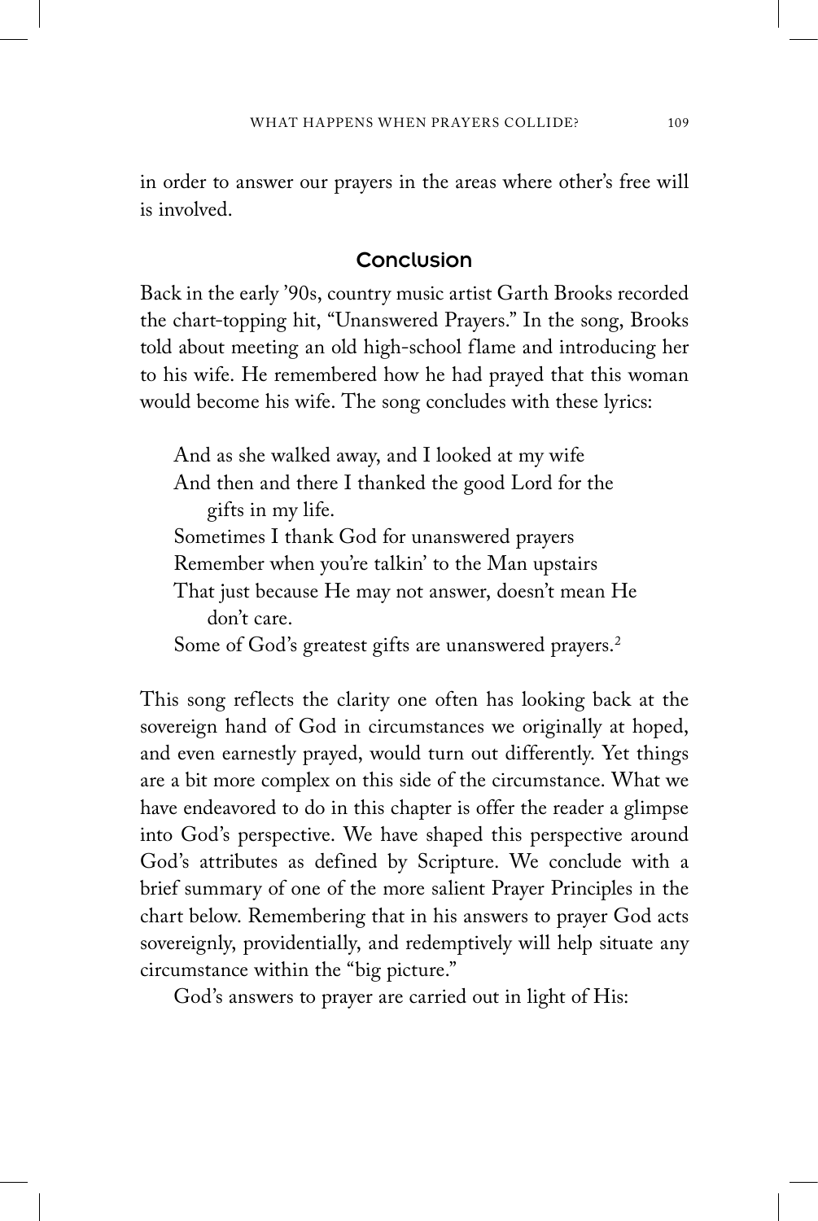in order to answer our prayers in the areas where other's free will is involved.

## Conclusion

Back in the early '90s, country music artist Garth Brooks recorded the chart-topping hit, "Unanswered Prayers." In the song, Brooks told about meeting an old high-school flame and introducing her to his wife. He remembered how he had prayed that this woman would become his wife. The song concludes with these lyrics:

> And as she walked away, and I looked at my wife
> And then and there I thanked the good Lord for the gifts in my life.
> Sometimes I thank God for unanswered prayers
> Remember when you're talkin' to the Man upstairs
> That just because He may not answer, doesn't mean He don't care.
> Some of God's greatest gifts are unanswered prayers.[2]

This song reflects the clarity one often has looking back at the sovereign hand of God in circumstances we originally at hoped, and even earnestly prayed, would turn out differently. Yet things are a bit more complex on this side of the circumstance. What we have endeavored to do in this chapter is offer the reader a glimpse into God's perspective. We have shaped this perspective around God's attributes as defined by Scripture. We conclude with a brief summary of one of the more salient Prayer Principles in the chart below. Remembering that in his answers to prayer God acts sovereignly, providentially, and redemptively will help situate any circumstance within the "big picture."

God's answers to prayer are carried out in light of His: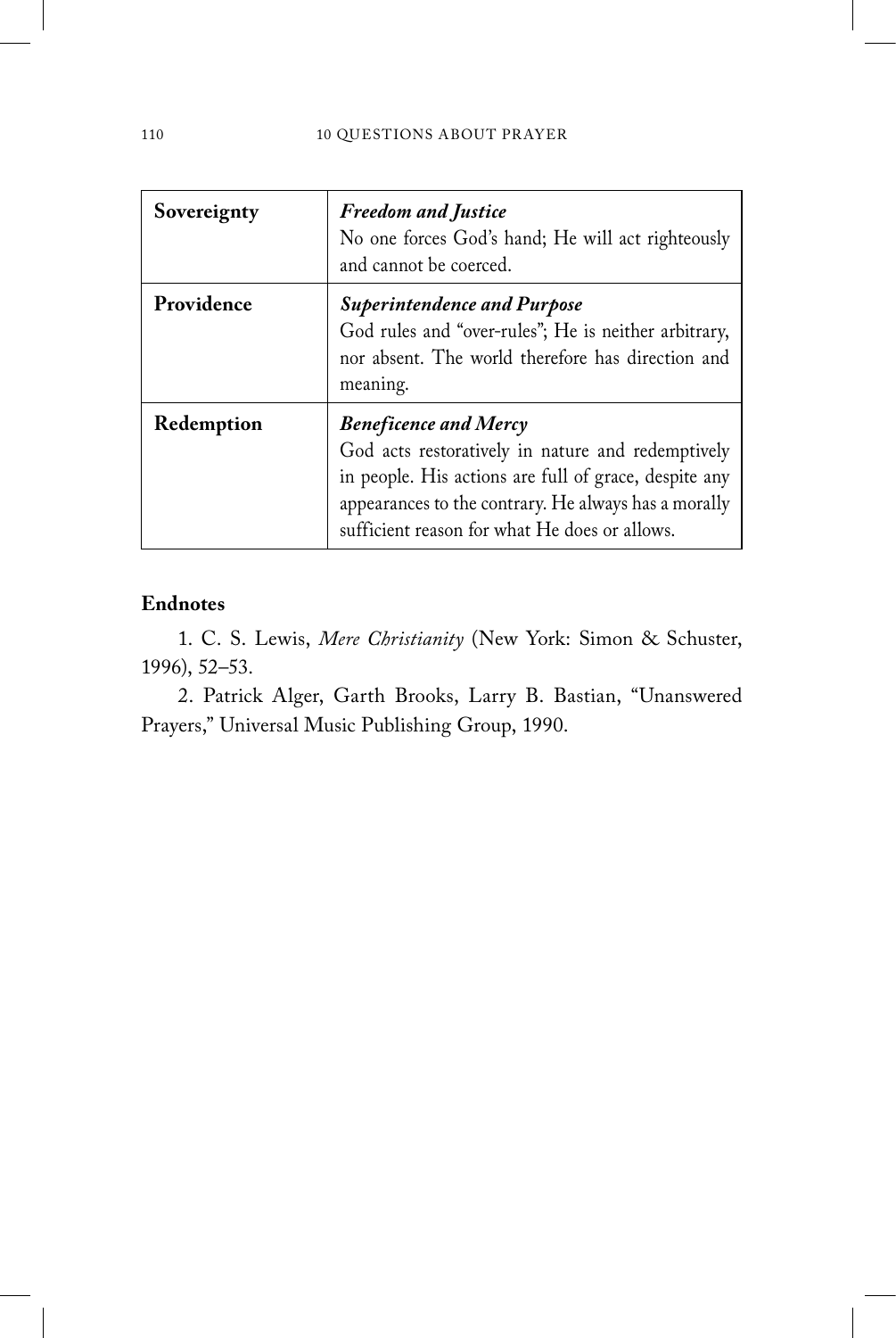| Sovereignty | ***Freedom and Justice***<br>No one forces God's hand; He will act righteously and cannot be coerced. |
|---|---|
| **Providence** | ***Superintendence and Purpose***<br>God rules and "over-rules"; He is neither arbitrary, nor absent. The world therefore has direction and meaning. |
| **Redemption** | ***Beneficence and Mercy***<br>God acts restoratively in nature and redemptively in people. His actions are full of grace, despite any appearances to the contrary. He always has a morally sufficient reason for what He does or allows. |

**Endnotes**

1. C. S. Lewis, *Mere Christianity* (New York: Simon & Schuster, 1996), 52–53.

2. Patrick Alger, Garth Brooks, Larry B. Bastian, "Unanswered Prayers," Universal Music Publishing Group, 1990.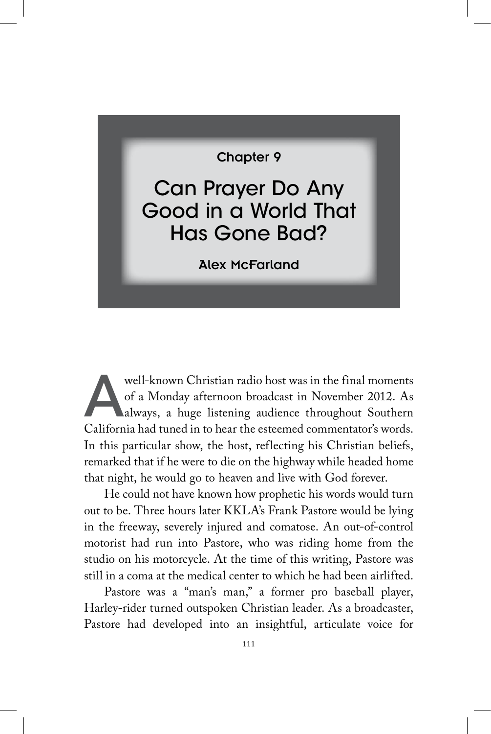Chapter 9

# Can Prayer Do Any Good in a World That Has Gone Bad?

**Alex McFarland**

A well-known Christian radio host was in the final moments of a Monday afternoon broadcast in November 2012. As always, a huge listening audience throughout Southern California had tuned in to hear the esteemed commentator's words. In this particular show, the host, reflecting his Christian beliefs, remarked that if he were to die on the highway while headed home that night, he would go to heaven and live with God forever.

He could not have known how prophetic his words would turn out to be. Three hours later KKLA's Frank Pastore would be lying in the freeway, severely injured and comatose. An out-of-control motorist had run into Pastore, who was riding home from the studio on his motorcycle. At the time of this writing, Pastore was still in a coma at the medical center to which he had been airlifted.

Pastore was a "man's man," a former pro baseball player, Harley-rider turned outspoken Christian leader. As a broadcaster, Pastore had developed into an insightful, articulate voice for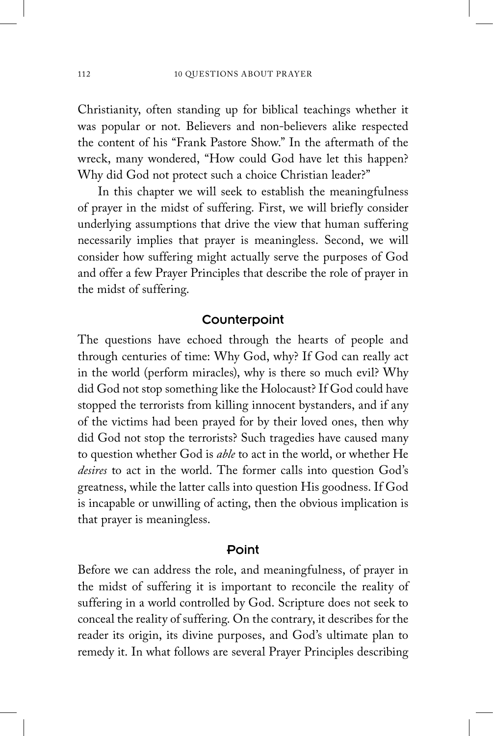Christianity, often standing up for biblical teachings whether it was popular or not. Believers and non-believers alike respected the content of his "Frank Pastore Show." In the aftermath of the wreck, many wondered, "How could God have let this happen? Why did God not protect such a choice Christian leader?"

In this chapter we will seek to establish the meaningfulness of prayer in the midst of suffering. First, we will briefly consider underlying assumptions that drive the view that human suffering necessarily implies that prayer is meaningless. Second, we will consider how suffering might actually serve the purposes of God and offer a few Prayer Principles that describe the role of prayer in the midst of suffering.

## Counterpoint

The questions have echoed through the hearts of people and through centuries of time: Why God, why? If God can really act in the world (perform miracles), why is there so much evil? Why did God not stop something like the Holocaust? If God could have stopped the terrorists from killing innocent bystanders, and if any of the victims had been prayed for by their loved ones, then why did God not stop the terrorists? Such tragedies have caused many to question whether God is *able* to act in the world, or whether He *desires* to act in the world. The former calls into question God's greatness, while the latter calls into question His goodness. If God is incapable or unwilling of acting, then the obvious implication is that prayer is meaningless.

## Point

Before we can address the role, and meaningfulness, of prayer in the midst of suffering it is important to reconcile the reality of suffering in a world controlled by God. Scripture does not seek to conceal the reality of suffering. On the contrary, it describes for the reader its origin, its divine purposes, and God's ultimate plan to remedy it. In what follows are several Prayer Principles describing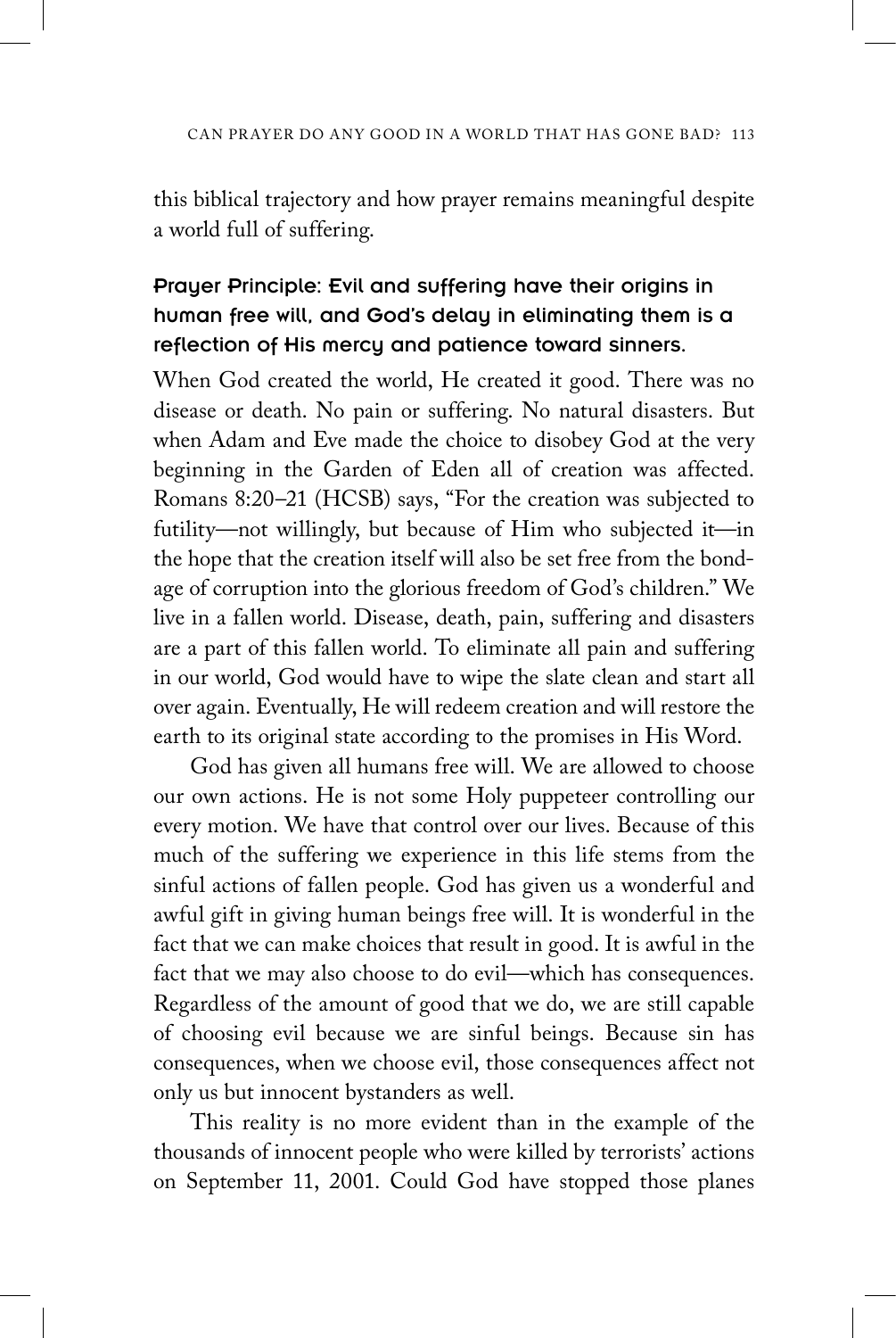this biblical trajectory and how prayer remains meaningful despite a world full of suffering.

### Prayer Principle: Evil and suffering have their origins in human free will, and God's delay in eliminating them is a reflection of His mercy and patience toward sinners.

When God created the world, He created it good. There was no disease or death. No pain or suffering. No natural disasters. But when Adam and Eve made the choice to disobey God at the very beginning in the Garden of Eden all of creation was affected. Romans 8:20–21 (HCSB) says, "For the creation was subjected to futility—not willingly, but because of Him who subjected it—in the hope that the creation itself will also be set free from the bondage of corruption into the glorious freedom of God's children." We live in a fallen world. Disease, death, pain, suffering and disasters are a part of this fallen world. To eliminate all pain and suffering in our world, God would have to wipe the slate clean and start all over again. Eventually, He will redeem creation and will restore the earth to its original state according to the promises in His Word.

God has given all humans free will. We are allowed to choose our own actions. He is not some Holy puppeteer controlling our every motion. We have that control over our lives. Because of this much of the suffering we experience in this life stems from the sinful actions of fallen people. God has given us a wonderful and awful gift in giving human beings free will. It is wonderful in the fact that we can make choices that result in good. It is awful in the fact that we may also choose to do evil—which has consequences. Regardless of the amount of good that we do, we are still capable of choosing evil because we are sinful beings. Because sin has consequences, when we choose evil, those consequences affect not only us but innocent bystanders as well.

This reality is no more evident than in the example of the thousands of innocent people who were killed by terrorists' actions on September 11, 2001. Could God have stopped those planes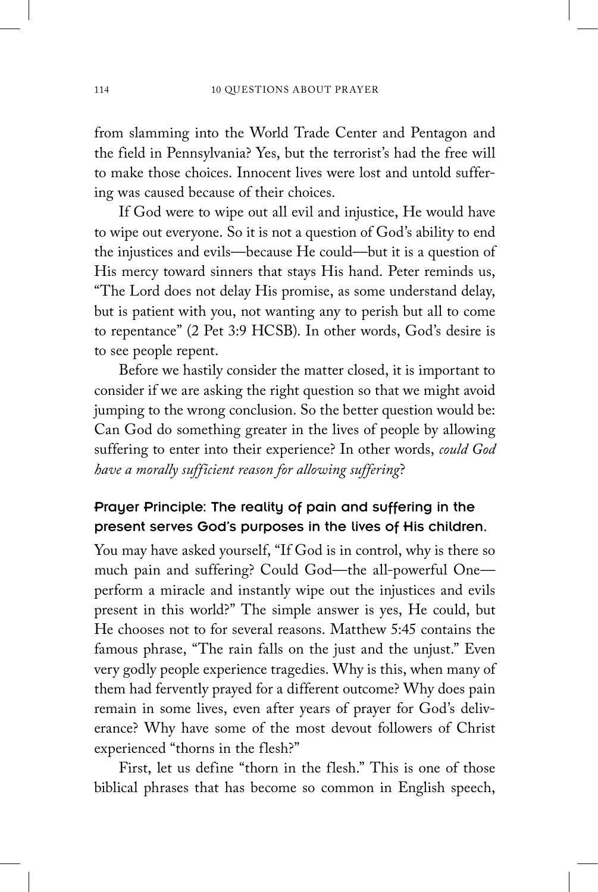from slamming into the World Trade Center and Pentagon and the field in Pennsylvania? Yes, but the terrorist's had the free will to make those choices. Innocent lives were lost and untold suffering was caused because of their choices.

If God were to wipe out all evil and injustice, He would have to wipe out everyone. So it is not a question of God's ability to end the injustices and evils—because He could—but it is a question of His mercy toward sinners that stays His hand. Peter reminds us, "The Lord does not delay His promise, as some understand delay, but is patient with you, not wanting any to perish but all to come to repentance" (2 Pet 3:9 HCSB). In other words, God's desire is to see people repent.

Before we hastily consider the matter closed, it is important to consider if we are asking the right question so that we might avoid jumping to the wrong conclusion. So the better question would be: Can God do something greater in the lives of people by allowing suffering to enter into their experience? In other words, *could God have a morally sufficient reason for allowing suffering*?

### Prayer Principle: The reality of pain and suffering in the present serves God's purposes in the lives of His children.

You may have asked yourself, "If God is in control, why is there so much pain and suffering? Could God—the all-powerful One—perform a miracle and instantly wipe out the injustices and evils present in this world?" The simple answer is yes, He could, but He chooses not to for several reasons. Matthew 5:45 contains the famous phrase, "The rain falls on the just and the unjust." Even very godly people experience tragedies. Why is this, when many of them had fervently prayed for a different outcome? Why does pain remain in some lives, even after years of prayer for God's deliverance? Why have some of the most devout followers of Christ experienced "thorns in the flesh?"

First, let us define "thorn in the flesh." This is one of those biblical phrases that has become so common in English speech,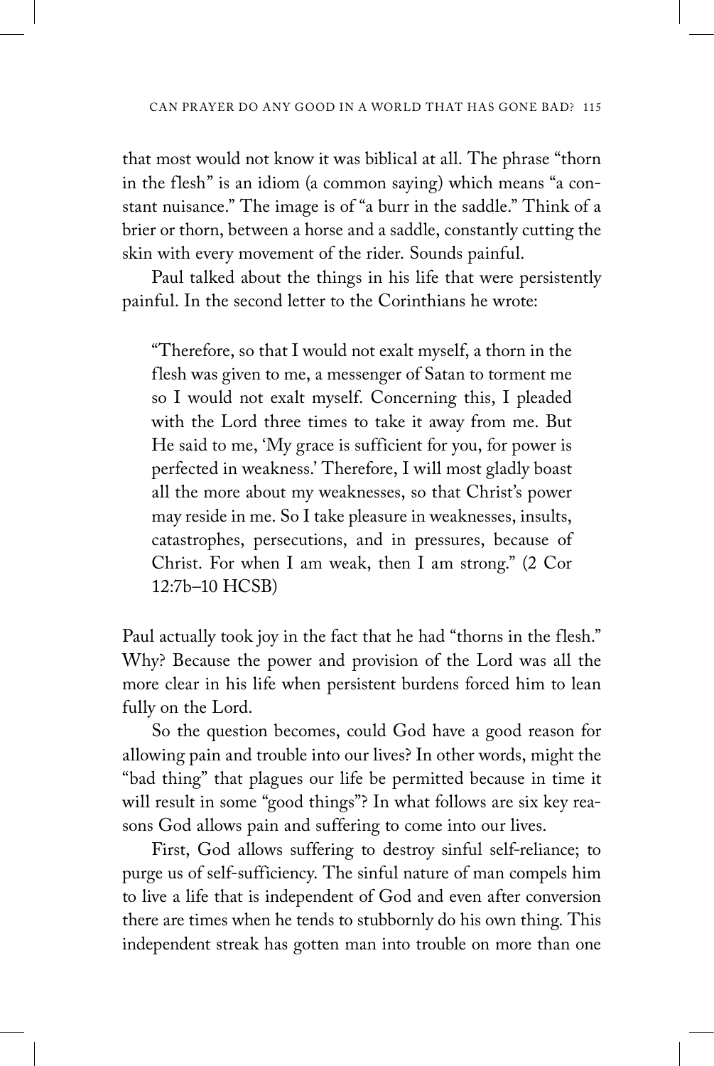that most would not know it was biblical at all. The phrase "thorn in the flesh" is an idiom (a common saying) which means "a constant nuisance." The image is of "a burr in the saddle." Think of a brier or thorn, between a horse and a saddle, constantly cutting the skin with every movement of the rider. Sounds painful.

Paul talked about the things in his life that were persistently painful. In the second letter to the Corinthians he wrote:

> "Therefore, so that I would not exalt myself, a thorn in the flesh was given to me, a messenger of Satan to torment me so I would not exalt myself. Concerning this, I pleaded with the Lord three times to take it away from me. But He said to me, 'My grace is sufficient for you, for power is perfected in weakness.' Therefore, I will most gladly boast all the more about my weaknesses, so that Christ's power may reside in me. So I take pleasure in weaknesses, insults, catastrophes, persecutions, and in pressures, because of Christ. For when I am weak, then I am strong." (2 Cor 12:7b–10 HCSB)

Paul actually took joy in the fact that he had "thorns in the flesh." Why? Because the power and provision of the Lord was all the more clear in his life when persistent burdens forced him to lean fully on the Lord.

So the question becomes, could God have a good reason for allowing pain and trouble into our lives? In other words, might the "bad thing" that plagues our life be permitted because in time it will result in some "good things"? In what follows are six key reasons God allows pain and suffering to come into our lives.

First, God allows suffering to destroy sinful self-reliance; to purge us of self-sufficiency. The sinful nature of man compels him to live a life that is independent of God and even after conversion there are times when he tends to stubbornly do his own thing. This independent streak has gotten man into trouble on more than one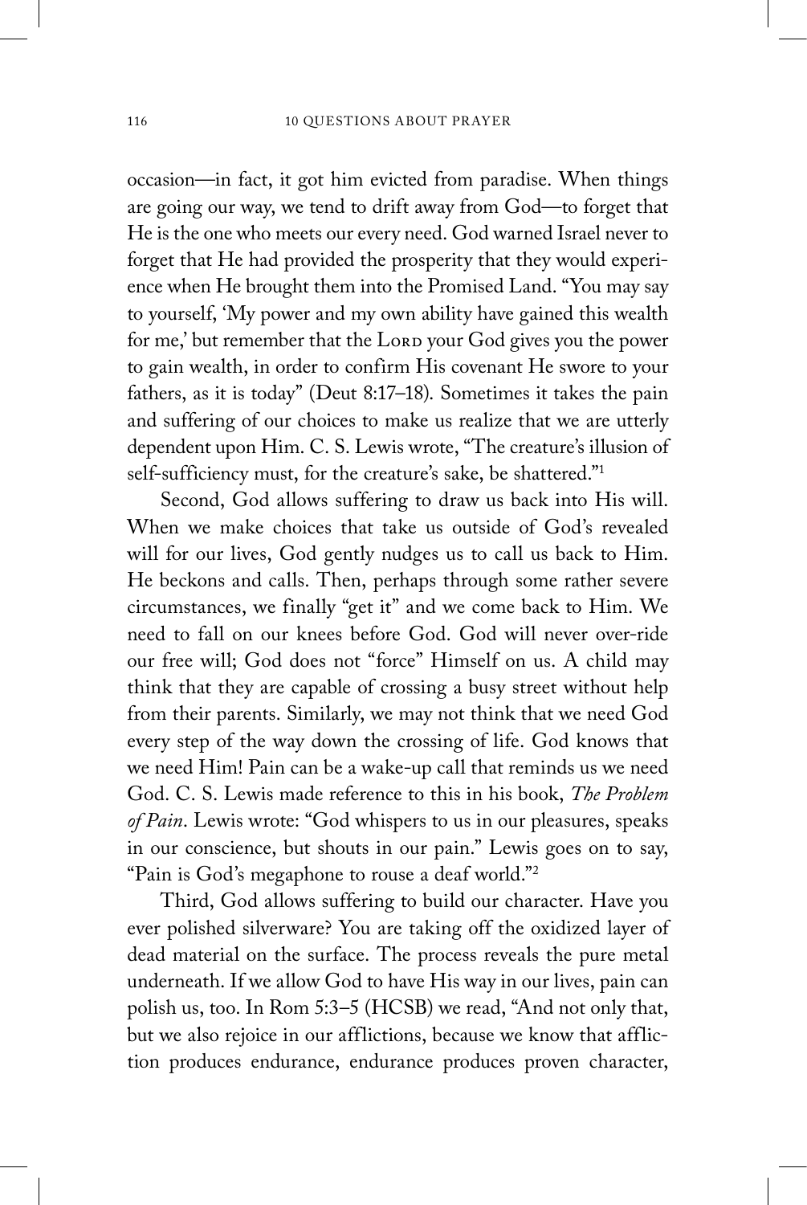occasion—in fact, it got him evicted from paradise. When things are going our way, we tend to drift away from God—to forget that He is the one who meets our every need. God warned Israel never to forget that He had provided the prosperity that they would experience when He brought them into the Promised Land. "You may say to yourself, 'My power and my own ability have gained this wealth for me,' but remember that the LORD your God gives you the power to gain wealth, in order to confirm His covenant He swore to your fathers, as it is today" (Deut 8:17–18). Sometimes it takes the pain and suffering of our choices to make us realize that we are utterly dependent upon Him. C. S. Lewis wrote, "The creature's illusion of self-sufficiency must, for the creature's sake, be shattered."[1]

Second, God allows suffering to draw us back into His will. When we make choices that take us outside of God's revealed will for our lives, God gently nudges us to call us back to Him. He beckons and calls. Then, perhaps through some rather severe circumstances, we finally "get it" and we come back to Him. We need to fall on our knees before God. God will never over-ride our free will; God does not "force" Himself on us. A child may think that they are capable of crossing a busy street without help from their parents. Similarly, we may not think that we need God every step of the way down the crossing of life. God knows that we need Him! Pain can be a wake-up call that reminds us we need God. C. S. Lewis made reference to this in his book, *The Problem of Pain*. Lewis wrote: "God whispers to us in our pleasures, speaks in our conscience, but shouts in our pain." Lewis goes on to say, "Pain is God's megaphone to rouse a deaf world."[2]

Third, God allows suffering to build our character. Have you ever polished silverware? You are taking off the oxidized layer of dead material on the surface. The process reveals the pure metal underneath. If we allow God to have His way in our lives, pain can polish us, too. In Rom 5:3–5 (HCSB) we read, "And not only that, but we also rejoice in our afflictions, because we know that affliction produces endurance, endurance produces proven character,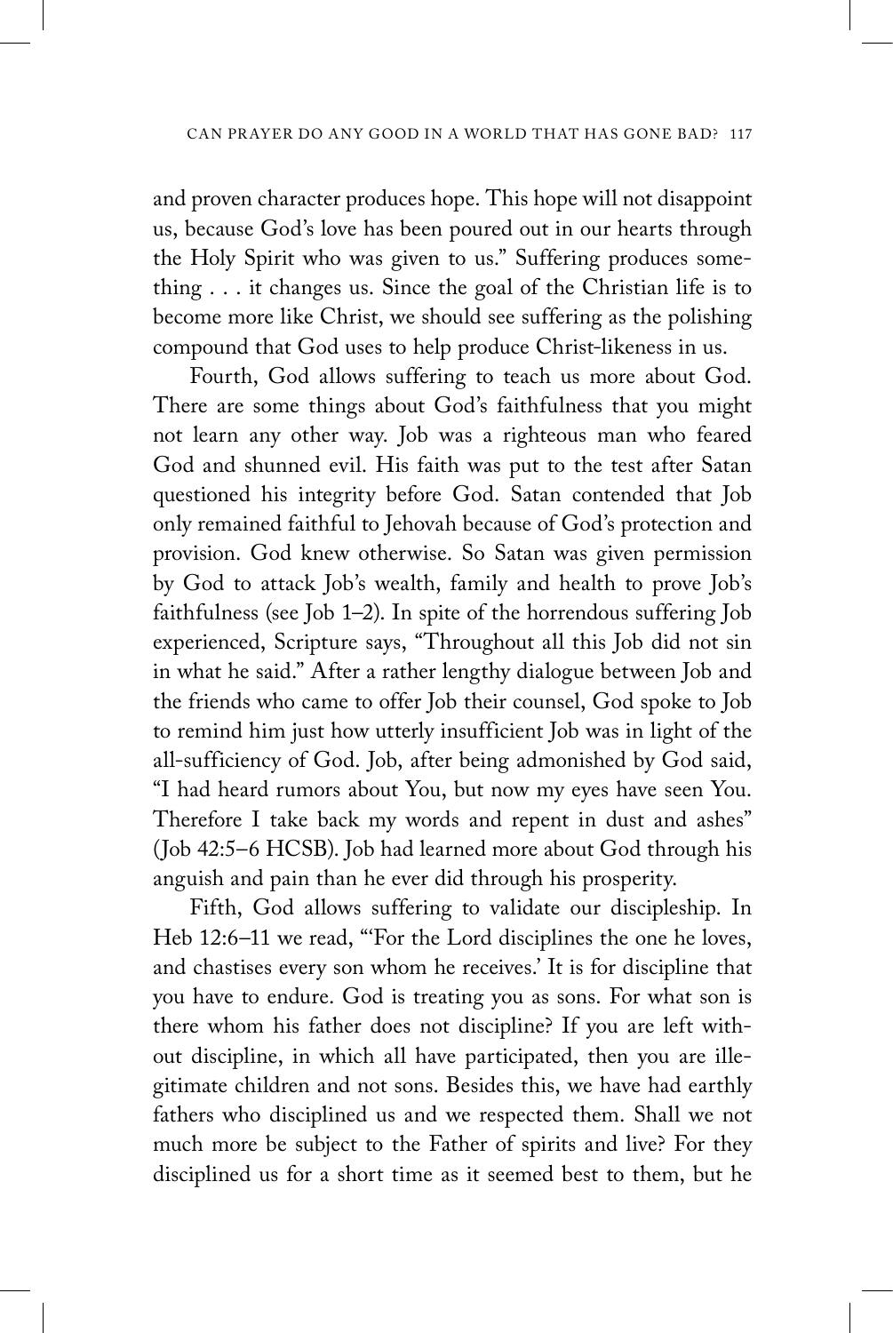and proven character produces hope. This hope will not disappoint us, because God's love has been poured out in our hearts through the Holy Spirit who was given to us." Suffering produces something . . . it changes us. Since the goal of the Christian life is to become more like Christ, we should see suffering as the polishing compound that God uses to help produce Christ-likeness in us.

Fourth, God allows suffering to teach us more about God. There are some things about God's faithfulness that you might not learn any other way. Job was a righteous man who feared God and shunned evil. His faith was put to the test after Satan questioned his integrity before God. Satan contended that Job only remained faithful to Jehovah because of God's protection and provision. God knew otherwise. So Satan was given permission by God to attack Job's wealth, family and health to prove Job's faithfulness (see Job 1–2). In spite of the horrendous suffering Job experienced, Scripture says, "Throughout all this Job did not sin in what he said." After a rather lengthy dialogue between Job and the friends who came to offer Job their counsel, God spoke to Job to remind him just how utterly insufficient Job was in light of the all-sufficiency of God. Job, after being admonished by God said, "I had heard rumors about You, but now my eyes have seen You. Therefore I take back my words and repent in dust and ashes" (Job 42:5–6 HCSB). Job had learned more about God through his anguish and pain than he ever did through his prosperity.

Fifth, God allows suffering to validate our discipleship. In Heb 12:6–11 we read, "'For the Lord disciplines the one he loves, and chastises every son whom he receives.' It is for discipline that you have to endure. God is treating you as sons. For what son is there whom his father does not discipline? If you are left without discipline, in which all have participated, then you are illegitimate children and not sons. Besides this, we have had earthly fathers who disciplined us and we respected them. Shall we not much more be subject to the Father of spirits and live? For they disciplined us for a short time as it seemed best to them, but he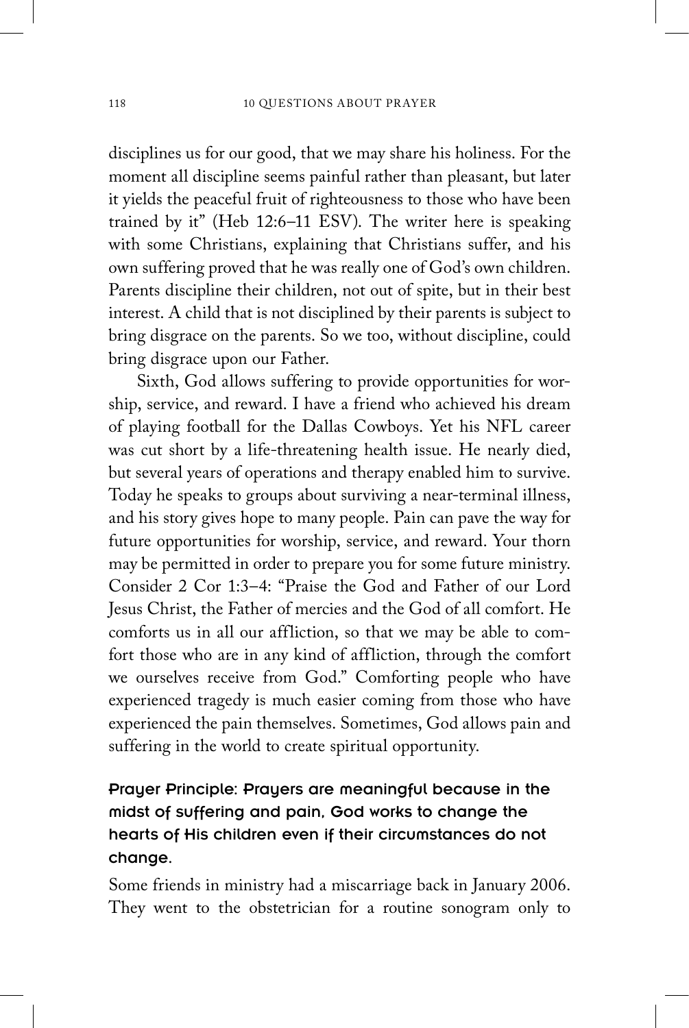disciplines us for our good, that we may share his holiness. For the moment all discipline seems painful rather than pleasant, but later it yields the peaceful fruit of righteousness to those who have been trained by it" (Heb 12:6–11 ESV). The writer here is speaking with some Christians, explaining that Christians suffer, and his own suffering proved that he was really one of God's own children. Parents discipline their children, not out of spite, but in their best interest. A child that is not disciplined by their parents is subject to bring disgrace on the parents. So we too, without discipline, could bring disgrace upon our Father.

Sixth, God allows suffering to provide opportunities for worship, service, and reward. I have a friend who achieved his dream of playing football for the Dallas Cowboys. Yet his NFL career was cut short by a life-threatening health issue. He nearly died, but several years of operations and therapy enabled him to survive. Today he speaks to groups about surviving a near-terminal illness, and his story gives hope to many people. Pain can pave the way for future opportunities for worship, service, and reward. Your thorn may be permitted in order to prepare you for some future ministry. Consider 2 Cor 1:3–4: "Praise the God and Father of our Lord Jesus Christ, the Father of mercies and the God of all comfort. He comforts us in all our affliction, so that we may be able to comfort those who are in any kind of affliction, through the comfort we ourselves receive from God." Comforting people who have experienced tragedy is much easier coming from those who have experienced the pain themselves. Sometimes, God allows pain and suffering in the world to create spiritual opportunity.

**Prayer Principle: Prayers are meaningful because in the midst of suffering and pain, God works to change the hearts of His children even if their circumstances do not change.**

Some friends in ministry had a miscarriage back in January 2006. They went to the obstetrician for a routine sonogram only to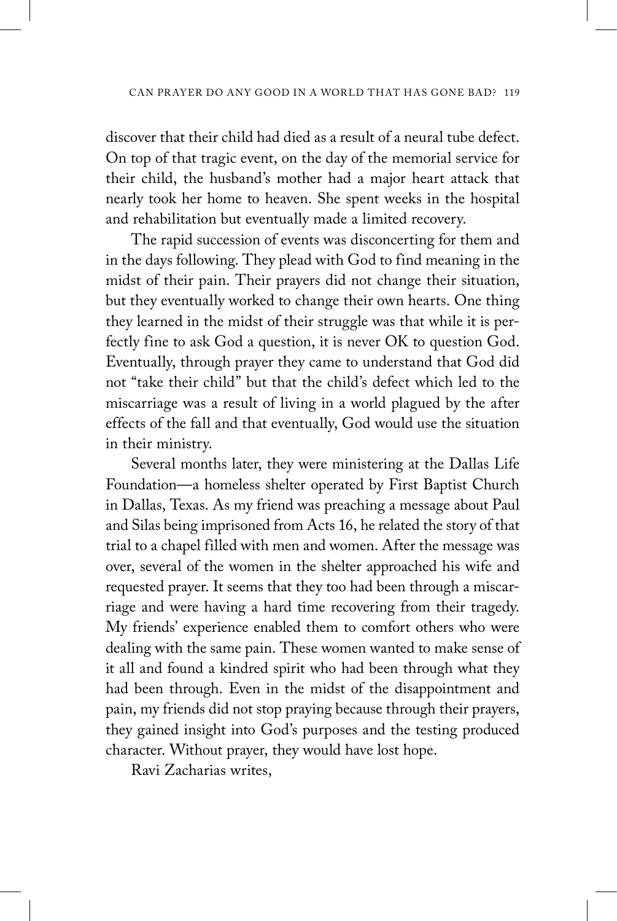discover that their child had died as a result of a neural tube defect. On top of that tragic event, on the day of the memorial service for their child, the husband's mother had a major heart attack that nearly took her home to heaven. She spent weeks in the hospital and rehabilitation but eventually made a limited recovery.

The rapid succession of events was disconcerting for them and in the days following. They plead with God to find meaning in the midst of their pain. Their prayers did not change their situation, but they eventually worked to change their own hearts. One thing they learned in the midst of their struggle was that while it is perfectly fine to ask God a question, it is never OK to question God. Eventually, through prayer they came to understand that God did not "take their child" but that the child's defect which led to the miscarriage was a result of living in a world plagued by the after effects of the fall and that eventually, God would use the situation in their ministry.

Several months later, they were ministering at the Dallas Life Foundation—a homeless shelter operated by First Baptist Church in Dallas, Texas. As my friend was preaching a message about Paul and Silas being imprisoned from Acts 16, he related the story of that trial to a chapel filled with men and women. After the message was over, several of the women in the shelter approached his wife and requested prayer. It seems that they too had been through a miscarriage and were having a hard time recovering from their tragedy. My friends' experience enabled them to comfort others who were dealing with the same pain. These women wanted to make sense of it all and found a kindred spirit who had been through what they had been through. Even in the midst of the disappointment and pain, my friends did not stop praying because through their prayers, they gained insight into God's purposes and the testing produced character. Without prayer, they would have lost hope.

Ravi Zacharias writes,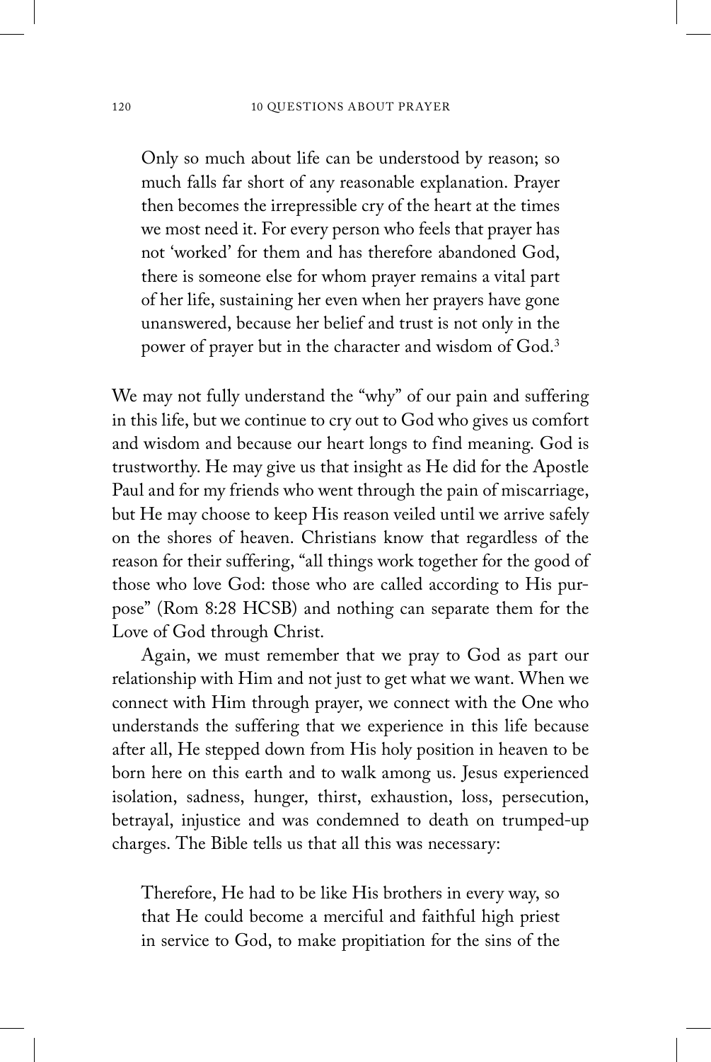> Only so much about life can be understood by reason; so much falls far short of any reasonable explanation. Prayer then becomes the irrepressible cry of the heart at the times we most need it. For every person who feels that prayer has not 'worked' for them and has therefore abandoned God, there is someone else for whom prayer remains a vital part of her life, sustaining her even when her prayers have gone unanswered, because her belief and trust is not only in the power of prayer but in the character and wisdom of God.[3]

We may not fully understand the "why" of our pain and suffering in this life, but we continue to cry out to God who gives us comfort and wisdom and because our heart longs to find meaning. God is trustworthy. He may give us that insight as He did for the Apostle Paul and for my friends who went through the pain of miscarriage, but He may choose to keep His reason veiled until we arrive safely on the shores of heaven. Christians know that regardless of the reason for their suffering, "all things work together for the good of those who love God: those who are called according to His purpose" (Rom 8:28 HCSB) and nothing can separate them for the Love of God through Christ.

Again, we must remember that we pray to God as part our relationship with Him and not just to get what we want. When we connect with Him through prayer, we connect with the One who understands the suffering that we experience in this life because after all, He stepped down from His holy position in heaven to be born here on this earth and to walk among us. Jesus experienced isolation, sadness, hunger, thirst, exhaustion, loss, persecution, betrayal, injustice and was condemned to death on trumped-up charges. The Bible tells us that all this was necessary:

> Therefore, He had to be like His brothers in every way, so that He could become a merciful and faithful high priest in service to God, to make propitiation for the sins of the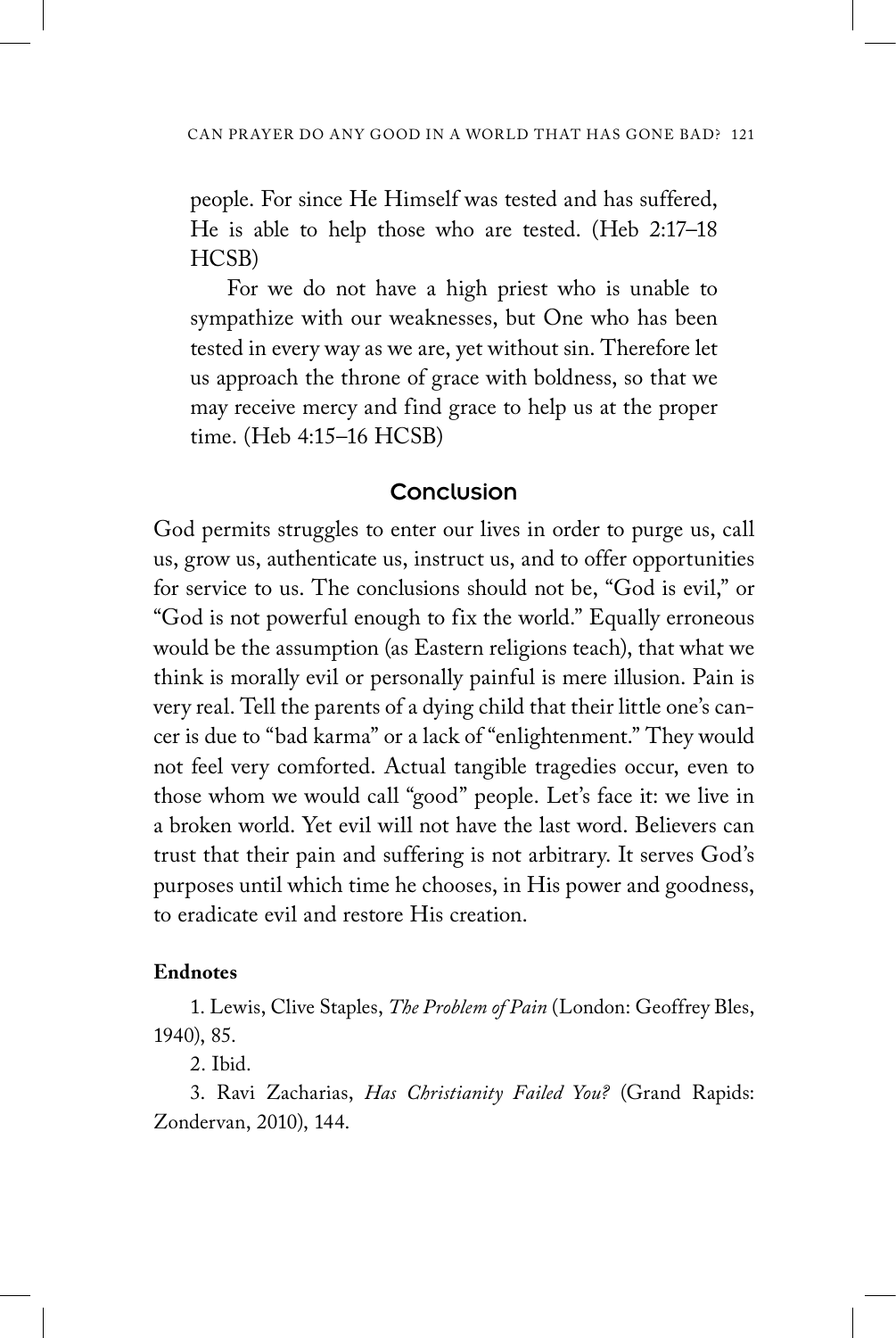people. For since He Himself was tested and has suffered, He is able to help those who are tested. (Heb 2:17–18 HCSB)

For we do not have a high priest who is unable to sympathize with our weaknesses, but One who has been tested in every way as we are, yet without sin. Therefore let us approach the throne of grace with boldness, so that we may receive mercy and find grace to help us at the proper time. (Heb 4:15–16 HCSB)

## Conclusion

God permits struggles to enter our lives in order to purge us, call us, grow us, authenticate us, instruct us, and to offer opportunities for service to us. The conclusions should not be, "God is evil," or "God is not powerful enough to fix the world." Equally erroneous would be the assumption (as Eastern religions teach), that what we think is morally evil or personally painful is mere illusion. Pain is very real. Tell the parents of a dying child that their little one's cancer is due to "bad karma" or a lack of "enlightenment." They would not feel very comforted. Actual tangible tragedies occur, even to those whom we would call "good" people. Let's face it: we live in a broken world. Yet evil will not have the last word. Believers can trust that their pain and suffering is not arbitrary. It serves God's purposes until which time he chooses, in His power and goodness, to eradicate evil and restore His creation.

**Endnotes**

1. Lewis, Clive Staples, *The Problem of Pain* (London: Geoffrey Bles, 1940), 85.

2. Ibid.

3. Ravi Zacharias, *Has Christianity Failed You?* (Grand Rapids: Zondervan, 2010), 144.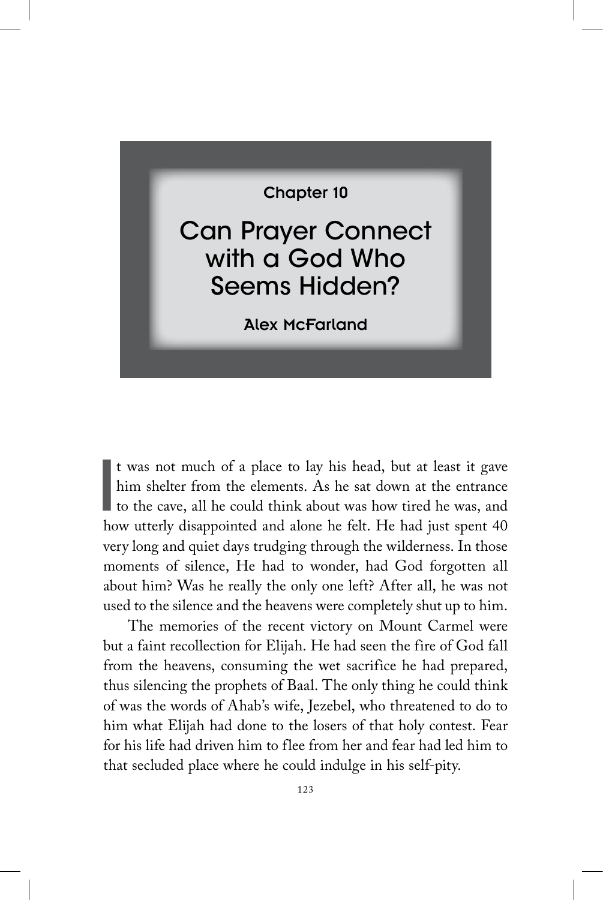Chapter 10

# Can Prayer Connect with a God Who Seems Hidden?

**Alex McFarland**

It was not much of a place to lay his head, but at least it gave him shelter from the elements. As he sat down at the entrance to the cave, all he could think about was how tired he was, and how utterly disappointed and alone he felt. He had just spent 40 very long and quiet days trudging through the wilderness. In those moments of silence, He had to wonder, had God forgotten all about him? Was he really the only one left? After all, he was not used to the silence and the heavens were completely shut up to him.

The memories of the recent victory on Mount Carmel were but a faint recollection for Elijah. He had seen the fire of God fall from the heavens, consuming the wet sacrifice he had prepared, thus silencing the prophets of Baal. The only thing he could think of was the words of Ahab's wife, Jezebel, who threatened to do to him what Elijah had done to the losers of that holy contest. Fear for his life had driven him to flee from her and fear had led him to that secluded place where he could indulge in his self-pity.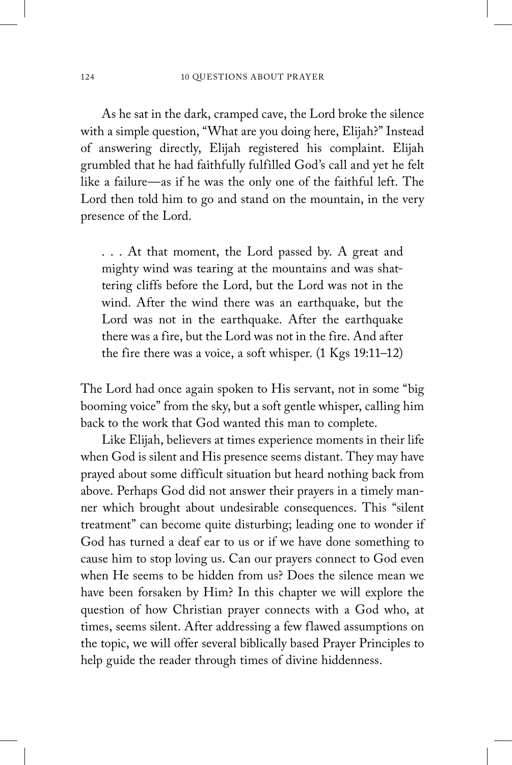As he sat in the dark, cramped cave, the Lord broke the silence with a simple question, "What are you doing here, Elijah?" Instead of answering directly, Elijah registered his complaint. Elijah grumbled that he had faithfully fulfilled God's call and yet he felt like a failure—as if he was the only one of the faithful left. The Lord then told him to go and stand on the mountain, in the very presence of the Lord.

> . . . At that moment, the Lord passed by. A great and mighty wind was tearing at the mountains and was shattering cliffs before the Lord, but the Lord was not in the wind. After the wind there was an earthquake, but the Lord was not in the earthquake. After the earthquake there was a fire, but the Lord was not in the fire. And after the fire there was a voice, a soft whisper. (1 Kgs 19:11–12)

The Lord had once again spoken to His servant, not in some "big booming voice" from the sky, but a soft gentle whisper, calling him back to the work that God wanted this man to complete.

Like Elijah, believers at times experience moments in their life when God is silent and His presence seems distant. They may have prayed about some difficult situation but heard nothing back from above. Perhaps God did not answer their prayers in a timely manner which brought about undesirable consequences. This "silent treatment" can become quite disturbing; leading one to wonder if God has turned a deaf ear to us or if we have done something to cause him to stop loving us. Can our prayers connect to God even when He seems to be hidden from us? Does the silence mean we have been forsaken by Him? In this chapter we will explore the question of how Christian prayer connects with a God who, at times, seems silent. After addressing a few flawed assumptions on the topic, we will offer several biblically based Prayer Principles to help guide the reader through times of divine hiddenness.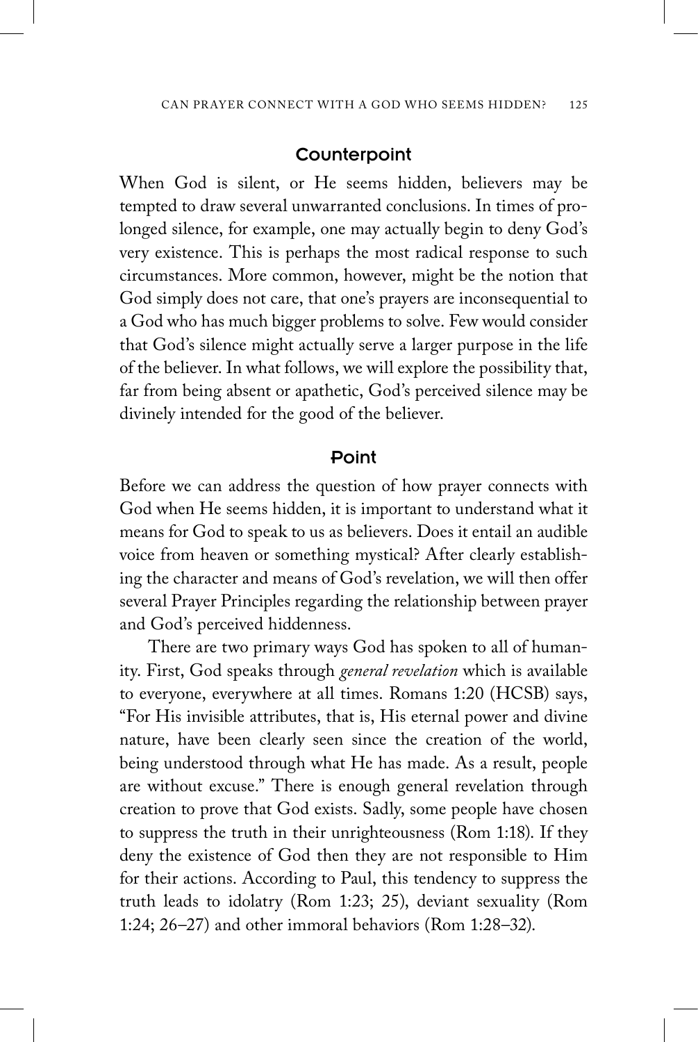## Counterpoint

When God is silent, or He seems hidden, believers may be tempted to draw several unwarranted conclusions. In times of prolonged silence, for example, one may actually begin to deny God's very existence. This is perhaps the most radical response to such circumstances. More common, however, might be the notion that God simply does not care, that one's prayers are inconsequential to a God who has much bigger problems to solve. Few would consider that God's silence might actually serve a larger purpose in the life of the believer. In what follows, we will explore the possibility that, far from being absent or apathetic, God's perceived silence may be divinely intended for the good of the believer.

## Point

Before we can address the question of how prayer connects with God when He seems hidden, it is important to understand what it means for God to speak to us as believers. Does it entail an audible voice from heaven or something mystical? After clearly establishing the character and means of God's revelation, we will then offer several Prayer Principles regarding the relationship between prayer and God's perceived hiddenness.

There are two primary ways God has spoken to all of humanity. First, God speaks through *general revelation* which is available to everyone, everywhere at all times. Romans 1:20 (HCSB) says, "For His invisible attributes, that is, His eternal power and divine nature, have been clearly seen since the creation of the world, being understood through what He has made. As a result, people are without excuse." There is enough general revelation through creation to prove that God exists. Sadly, some people have chosen to suppress the truth in their unrighteousness (Rom 1:18). If they deny the existence of God then they are not responsible to Him for their actions. According to Paul, this tendency to suppress the truth leads to idolatry (Rom 1:23; 25), deviant sexuality (Rom 1:24; 26–27) and other immoral behaviors (Rom 1:28–32).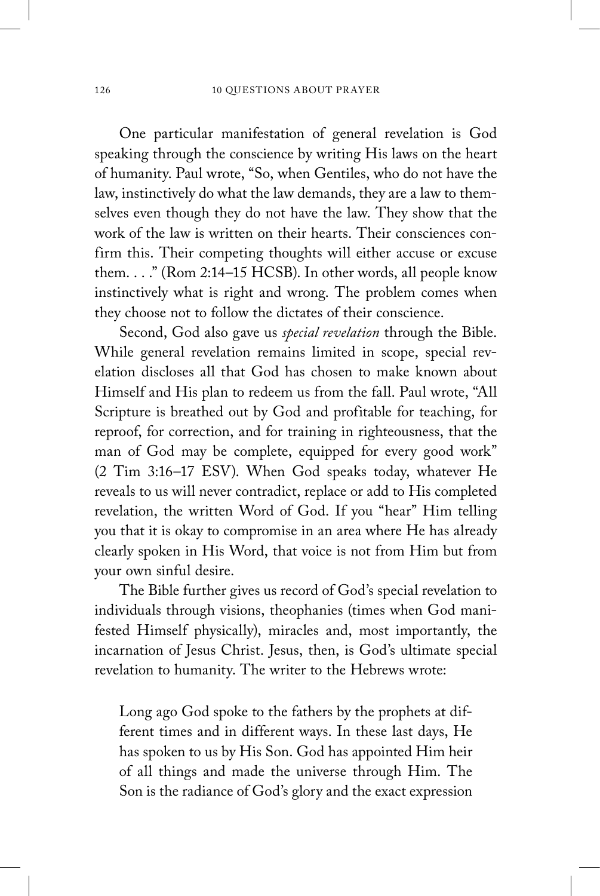One particular manifestation of general revelation is God speaking through the conscience by writing His laws on the heart of humanity. Paul wrote, "So, when Gentiles, who do not have the law, instinctively do what the law demands, they are a law to themselves even though they do not have the law. They show that the work of the law is written on their hearts. Their consciences confirm this. Their competing thoughts will either accuse or excuse them. . . ." (Rom 2:14–15 HCSB). In other words, all people know instinctively what is right and wrong. The problem comes when they choose not to follow the dictates of their conscience.

Second, God also gave us *special revelation* through the Bible. While general revelation remains limited in scope, special revelation discloses all that God has chosen to make known about Himself and His plan to redeem us from the fall. Paul wrote, "All Scripture is breathed out by God and profitable for teaching, for reproof, for correction, and for training in righteousness, that the man of God may be complete, equipped for every good work" (2 Tim 3:16–17 ESV). When God speaks today, whatever He reveals to us will never contradict, replace or add to His completed revelation, the written Word of God. If you "hear" Him telling you that it is okay to compromise in an area where He has already clearly spoken in His Word, that voice is not from Him but from your own sinful desire.

The Bible further gives us record of God's special revelation to individuals through visions, theophanies (times when God manifested Himself physically), miracles and, most importantly, the incarnation of Jesus Christ. Jesus, then, is God's ultimate special revelation to humanity. The writer to the Hebrews wrote:

> Long ago God spoke to the fathers by the prophets at different times and in different ways. In these last days, He has spoken to us by His Son. God has appointed Him heir of all things and made the universe through Him. The Son is the radiance of God's glory and the exact expression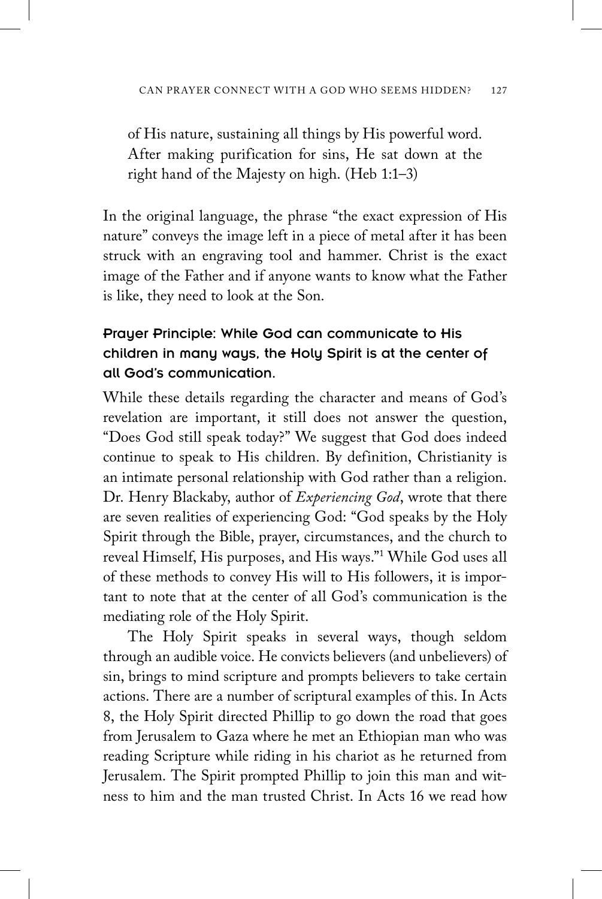of His nature, sustaining all things by His powerful word. After making purification for sins, He sat down at the right hand of the Majesty on high. (Heb 1:1–3)

In the original language, the phrase "the exact expression of His nature" conveys the image left in a piece of metal after it has been struck with an engraving tool and hammer. Christ is the exact image of the Father and if anyone wants to know what the Father is like, they need to look at the Son.

### Prayer Principle: While God can communicate to His children in many ways, the Holy Spirit is at the center of all God's communication.

While these details regarding the character and means of God's revelation are important, it still does not answer the question, "Does God still speak today?" We suggest that God does indeed continue to speak to His children. By definition, Christianity is an intimate personal relationship with God rather than a religion. Dr. Henry Blackaby, author of *Experiencing God*, wrote that there are seven realities of experiencing God: "God speaks by the Holy Spirit through the Bible, prayer, circumstances, and the church to reveal Himself, His purposes, and His ways."[1] While God uses all of these methods to convey His will to His followers, it is important to note that at the center of all God's communication is the mediating role of the Holy Spirit.

The Holy Spirit speaks in several ways, though seldom through an audible voice. He convicts believers (and unbelievers) of sin, brings to mind scripture and prompts believers to take certain actions. There are a number of scriptural examples of this. In Acts 8, the Holy Spirit directed Phillip to go down the road that goes from Jerusalem to Gaza where he met an Ethiopian man who was reading Scripture while riding in his chariot as he returned from Jerusalem. The Spirit prompted Phillip to join this man and witness to him and the man trusted Christ. In Acts 16 we read how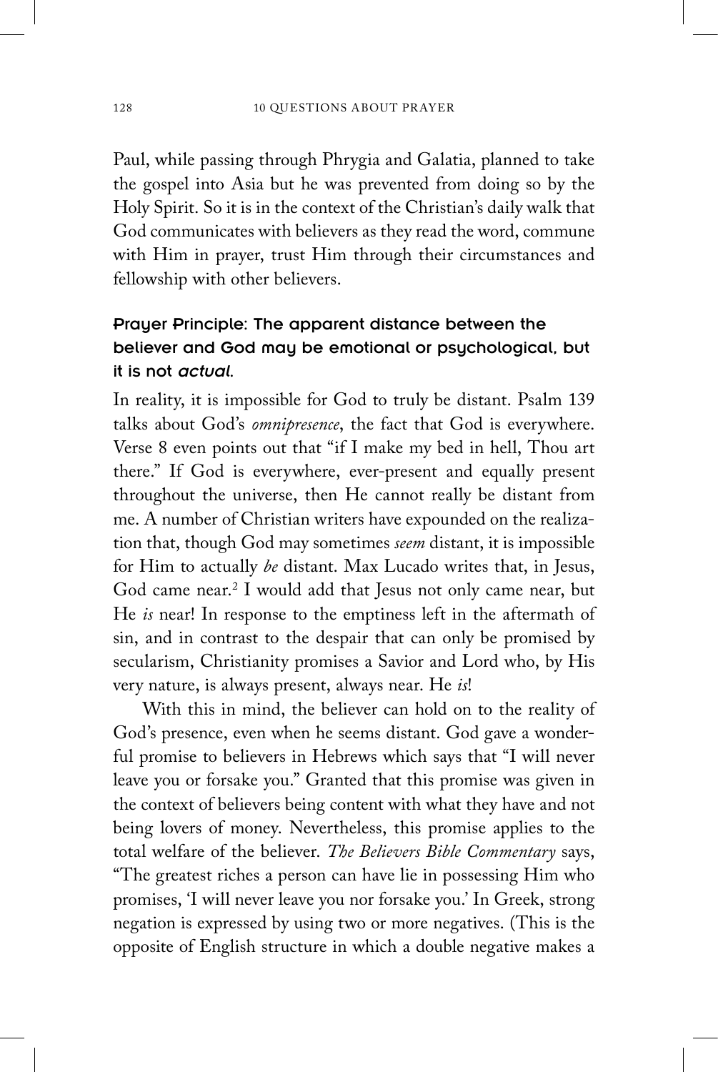Paul, while passing through Phrygia and Galatia, planned to take the gospel into Asia but he was prevented from doing so by the Holy Spirit. So it is in the context of the Christian's daily walk that God communicates with believers as they read the word, commune with Him in prayer, trust Him through their circumstances and fellowship with other believers.

### Prayer Principle: The apparent distance between the believer and God may be emotional or psychological, but it is not *actual*.

In reality, it is impossible for God to truly be distant. Psalm 139 talks about God's *omnipresence*, the fact that God is everywhere. Verse 8 even points out that "if I make my bed in hell, Thou art there." If God is everywhere, ever-present and equally present throughout the universe, then He cannot really be distant from me. A number of Christian writers have expounded on the realization that, though God may sometimes *seem* distant, it is impossible for Him to actually *be* distant. Max Lucado writes that, in Jesus, God came near.[2] I would add that Jesus not only came near, but He *is* near! In response to the emptiness left in the aftermath of sin, and in contrast to the despair that can only be promised by secularism, Christianity promises a Savior and Lord who, by His very nature, is always present, always near. He *is*!

With this in mind, the believer can hold on to the reality of God's presence, even when he seems distant. God gave a wonderful promise to believers in Hebrews which says that "I will never leave you or forsake you." Granted that this promise was given in the context of believers being content with what they have and not being lovers of money. Nevertheless, this promise applies to the total welfare of the believer. *The Believers Bible Commentary* says, "The greatest riches a person can have lie in possessing Him who promises, 'I will never leave you nor forsake you.' In Greek, strong negation is expressed by using two or more negatives. (This is the opposite of English structure in which a double negative makes a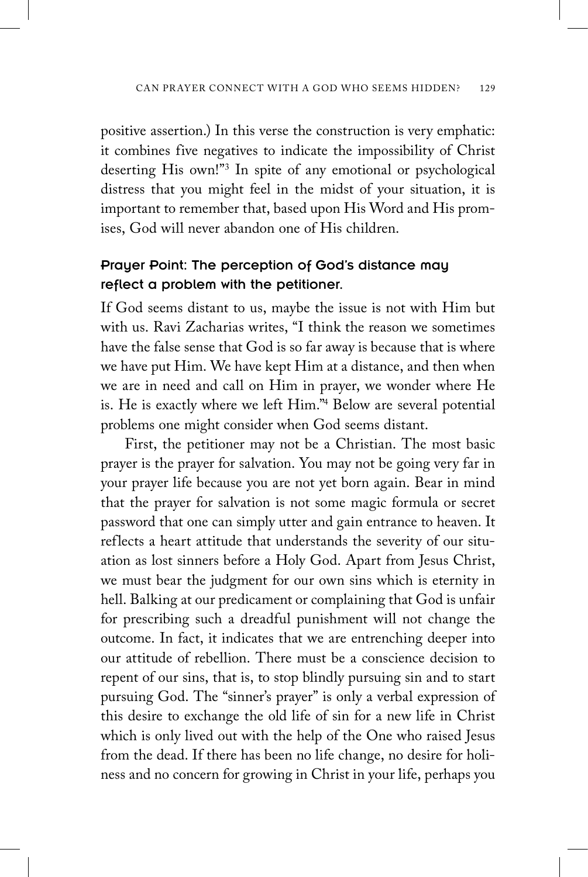positive assertion.) In this verse the construction is very emphatic: it combines five negatives to indicate the impossibility of Christ deserting His own!"[3] In spite of any emotional or psychological distress that you might feel in the midst of your situation, it is important to remember that, based upon His Word and His promises, God will never abandon one of His children.

### Prayer Point: The perception of God's distance may reflect a problem with the petitioner.

If God seems distant to us, maybe the issue is not with Him but with us. Ravi Zacharias writes, "I think the reason we sometimes have the false sense that God is so far away is because that is where we have put Him. We have kept Him at a distance, and then when we are in need and call on Him in prayer, we wonder where He is. He is exactly where we left Him."[4] Below are several potential problems one might consider when God seems distant.

First, the petitioner may not be a Christian. The most basic prayer is the prayer for salvation. You may not be going very far in your prayer life because you are not yet born again. Bear in mind that the prayer for salvation is not some magic formula or secret password that one can simply utter and gain entrance to heaven. It reflects a heart attitude that understands the severity of our situation as lost sinners before a Holy God. Apart from Jesus Christ, we must bear the judgment for our own sins which is eternity in hell. Balking at our predicament or complaining that God is unfair for prescribing such a dreadful punishment will not change the outcome. In fact, it indicates that we are entrenching deeper into our attitude of rebellion. There must be a conscience decision to repent of our sins, that is, to stop blindly pursuing sin and to start pursuing God. The "sinner's prayer" is only a verbal expression of this desire to exchange the old life of sin for a new life in Christ which is only lived out with the help of the One who raised Jesus from the dead. If there has been no life change, no desire for holiness and no concern for growing in Christ in your life, perhaps you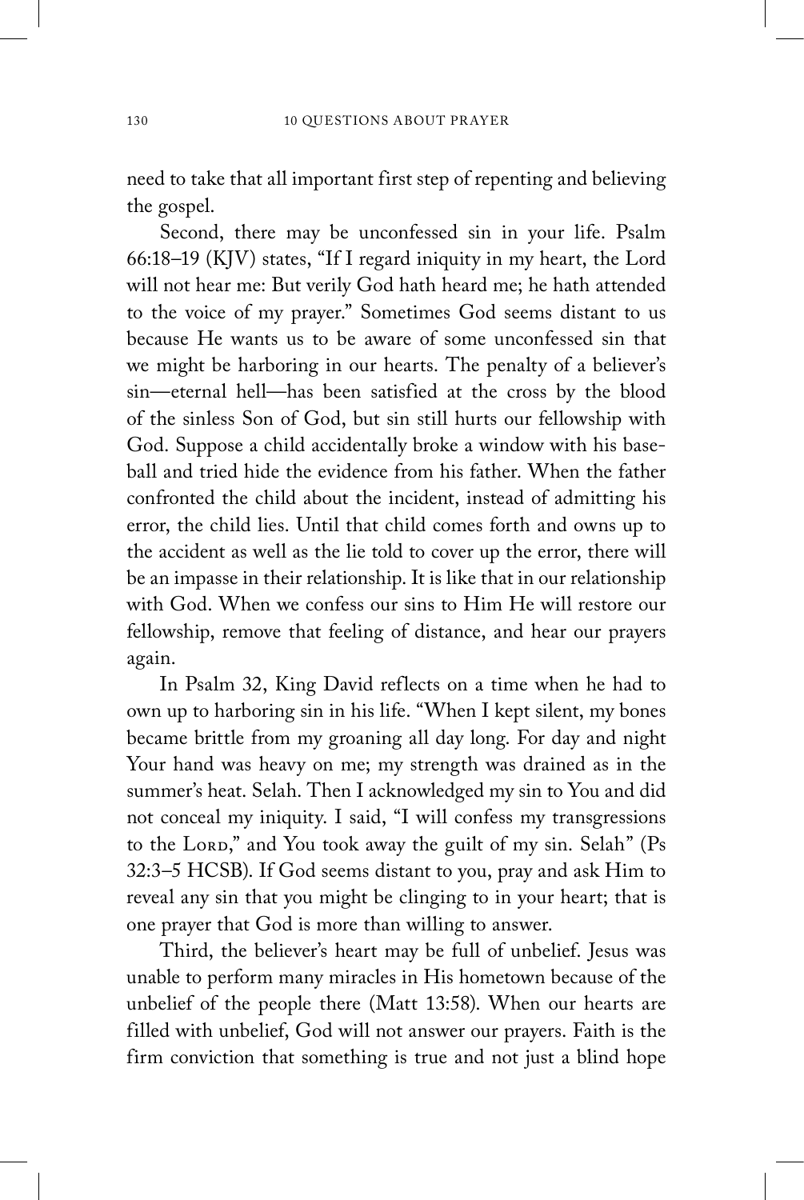need to take that all important first step of repenting and believing the gospel.

Second, there may be unconfessed sin in your life. Psalm 66:18–19 (KJV) states, "If I regard iniquity in my heart, the Lord will not hear me: But verily God hath heard me; he hath attended to the voice of my prayer." Sometimes God seems distant to us because He wants us to be aware of some unconfessed sin that we might be harboring in our hearts. The penalty of a believer's sin—eternal hell—has been satisfied at the cross by the blood of the sinless Son of God, but sin still hurts our fellowship with God. Suppose a child accidentally broke a window with his baseball and tried hide the evidence from his father. When the father confronted the child about the incident, instead of admitting his error, the child lies. Until that child comes forth and owns up to the accident as well as the lie told to cover up the error, there will be an impasse in their relationship. It is like that in our relationship with God. When we confess our sins to Him He will restore our fellowship, remove that feeling of distance, and hear our prayers again.

In Psalm 32, King David reflects on a time when he had to own up to harboring sin in his life. "When I kept silent, my bones became brittle from my groaning all day long. For day and night Your hand was heavy on me; my strength was drained as in the summer's heat. Selah. Then I acknowledged my sin to You and did not conceal my iniquity. I said, "I will confess my transgressions to the Lord," and You took away the guilt of my sin. Selah" (Ps 32:3–5 HCSB). If God seems distant to you, pray and ask Him to reveal any sin that you might be clinging to in your heart; that is one prayer that God is more than willing to answer.

Third, the believer's heart may be full of unbelief. Jesus was unable to perform many miracles in His hometown because of the unbelief of the people there (Matt 13:58). When our hearts are filled with unbelief, God will not answer our prayers. Faith is the firm conviction that something is true and not just a blind hope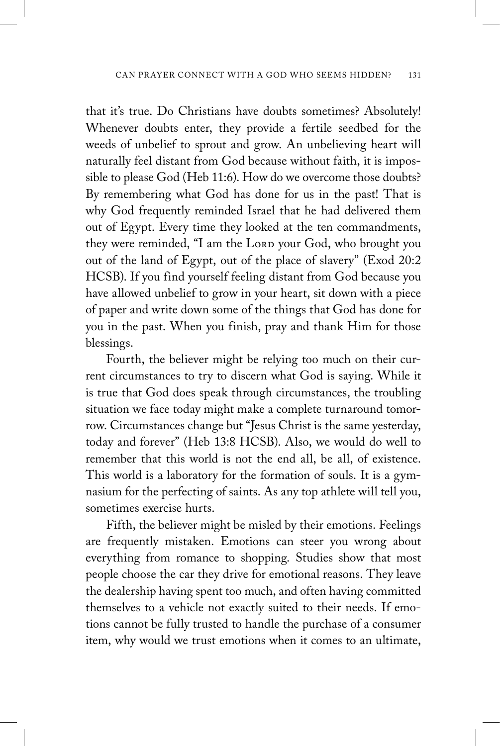that it's true. Do Christians have doubts sometimes? Absolutely! Whenever doubts enter, they provide a fertile seedbed for the weeds of unbelief to sprout and grow. An unbelieving heart will naturally feel distant from God because without faith, it is impossible to please God (Heb 11:6). How do we overcome those doubts? By remembering what God has done for us in the past! That is why God frequently reminded Israel that he had delivered them out of Egypt. Every time they looked at the ten commandments, they were reminded, "I am the LORD your God, who brought you out of the land of Egypt, out of the place of slavery" (Exod 20:2 HCSB). If you find yourself feeling distant from God because you have allowed unbelief to grow in your heart, sit down with a piece of paper and write down some of the things that God has done for you in the past. When you finish, pray and thank Him for those blessings.

Fourth, the believer might be relying too much on their current circumstances to try to discern what God is saying. While it is true that God does speak through circumstances, the troubling situation we face today might make a complete turnaround tomorrow. Circumstances change but "Jesus Christ is the same yesterday, today and forever" (Heb 13:8 HCSB). Also, we would do well to remember that this world is not the end all, be all, of existence. This world is a laboratory for the formation of souls. It is a gymnasium for the perfecting of saints. As any top athlete will tell you, sometimes exercise hurts.

Fifth, the believer might be misled by their emotions. Feelings are frequently mistaken. Emotions can steer you wrong about everything from romance to shopping. Studies show that most people choose the car they drive for emotional reasons. They leave the dealership having spent too much, and often having committed themselves to a vehicle not exactly suited to their needs. If emotions cannot be fully trusted to handle the purchase of a consumer item, why would we trust emotions when it comes to an ultimate,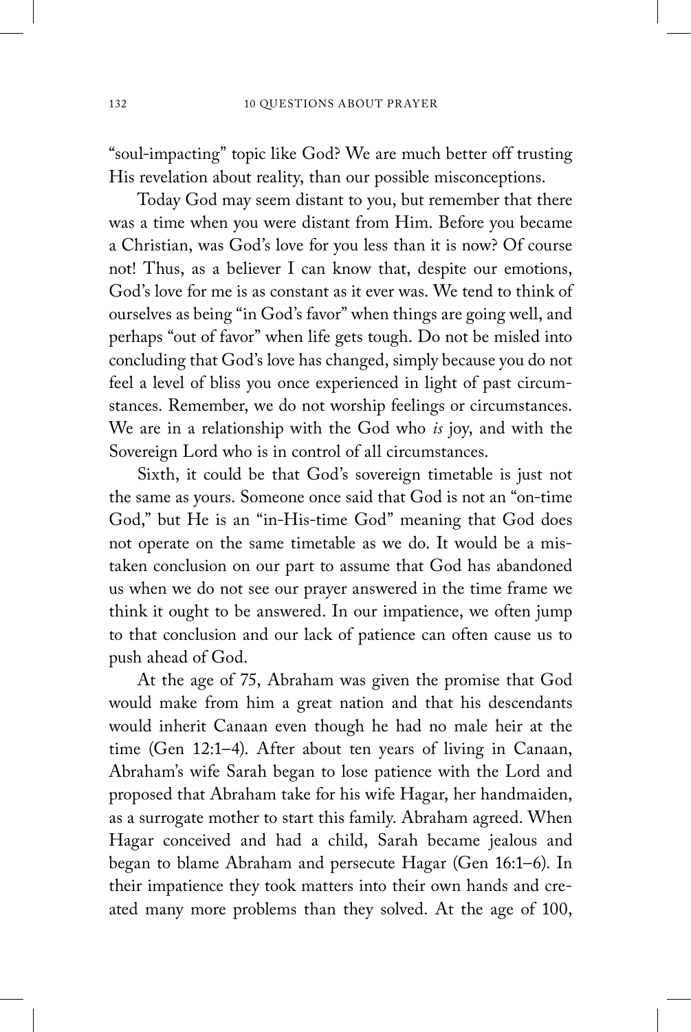"soul-impacting" topic like God? We are much better off trusting His revelation about reality, than our possible misconceptions.

Today God may seem distant to you, but remember that there was a time when you were distant from Him. Before you became a Christian, was God's love for you less than it is now? Of course not! Thus, as a believer I can know that, despite our emotions, God's love for me is as constant as it ever was. We tend to think of ourselves as being "in God's favor" when things are going well, and perhaps "out of favor" when life gets tough. Do not be misled into concluding that God's love has changed, simply because you do not feel a level of bliss you once experienced in light of past circumstances. Remember, we do not worship feelings or circumstances. We are in a relationship with the God who *is* joy, and with the Sovereign Lord who is in control of all circumstances.

Sixth, it could be that God's sovereign timetable is just not the same as yours. Someone once said that God is not an "on-time God," but He is an "in-His-time God" meaning that God does not operate on the same timetable as we do. It would be a mistaken conclusion on our part to assume that God has abandoned us when we do not see our prayer answered in the time frame we think it ought to be answered. In our impatience, we often jump to that conclusion and our lack of patience can often cause us to push ahead of God.

At the age of 75, Abraham was given the promise that God would make from him a great nation and that his descendants would inherit Canaan even though he had no male heir at the time (Gen 12:1–4). After about ten years of living in Canaan, Abraham's wife Sarah began to lose patience with the Lord and proposed that Abraham take for his wife Hagar, her handmaiden, as a surrogate mother to start this family. Abraham agreed. When Hagar conceived and had a child, Sarah became jealous and began to blame Abraham and persecute Hagar (Gen 16:1–6). In their impatience they took matters into their own hands and created many more problems than they solved. At the age of 100,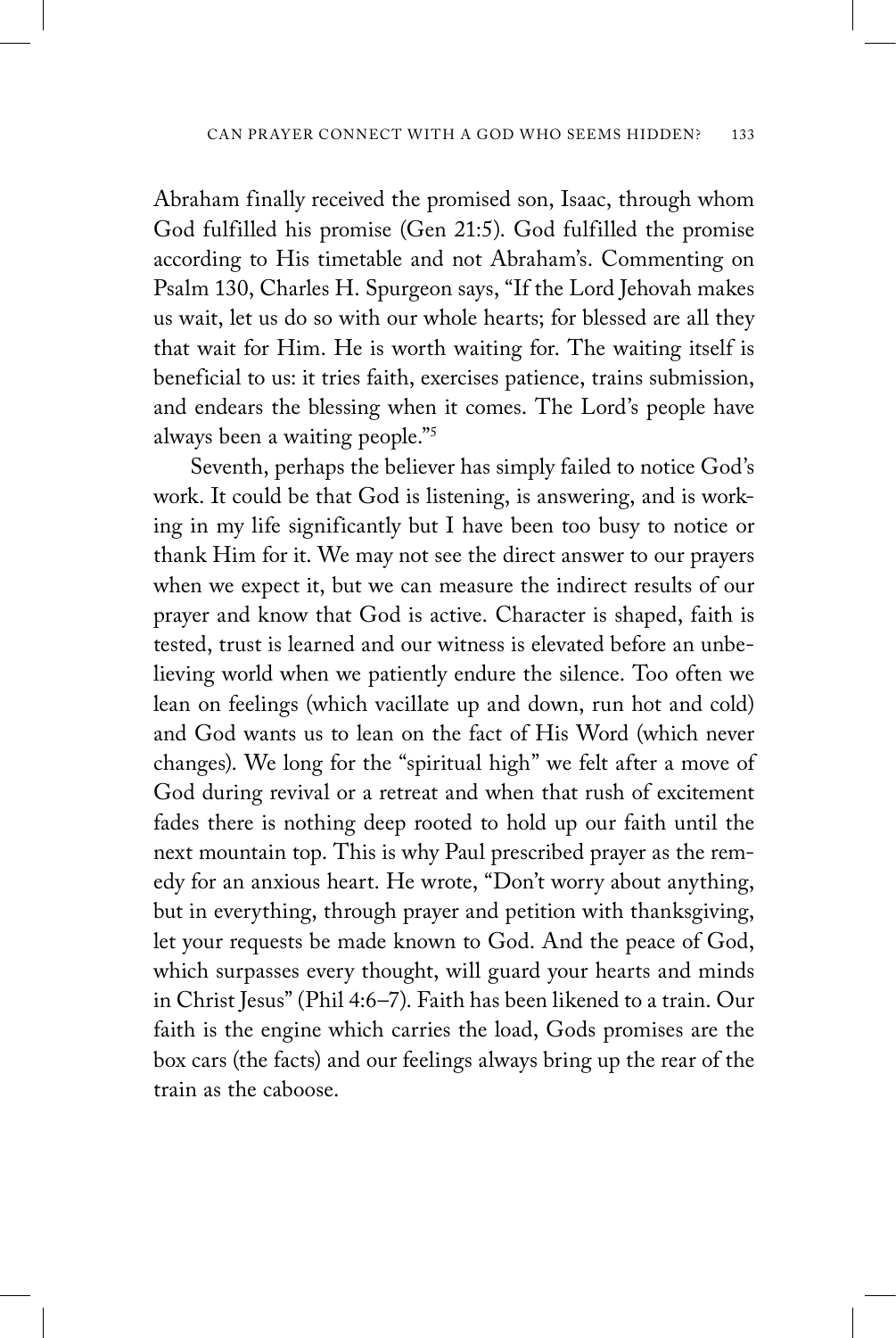Abraham finally received the promised son, Isaac, through whom God fulfilled his promise (Gen 21:5). God fulfilled the promise according to His timetable and not Abraham's. Commenting on Psalm 130, Charles H. Spurgeon says, "If the Lord Jehovah makes us wait, let us do so with our whole hearts; for blessed are all they that wait for Him. He is worth waiting for. The waiting itself is beneficial to us: it tries faith, exercises patience, trains submission, and endears the blessing when it comes. The Lord's people have always been a waiting people."[5]

Seventh, perhaps the believer has simply failed to notice God's work. It could be that God is listening, is answering, and is working in my life significantly but I have been too busy to notice or thank Him for it. We may not see the direct answer to our prayers when we expect it, but we can measure the indirect results of our prayer and know that God is active. Character is shaped, faith is tested, trust is learned and our witness is elevated before an unbelieving world when we patiently endure the silence. Too often we lean on feelings (which vacillate up and down, run hot and cold) and God wants us to lean on the fact of His Word (which never changes). We long for the "spiritual high" we felt after a move of God during revival or a retreat and when that rush of excitement fades there is nothing deep rooted to hold up our faith until the next mountain top. This is why Paul prescribed prayer as the remedy for an anxious heart. He wrote, "Don't worry about anything, but in everything, through prayer and petition with thanksgiving, let your requests be made known to God. And the peace of God, which surpasses every thought, will guard your hearts and minds in Christ Jesus" (Phil 4:6–7). Faith has been likened to a train. Our faith is the engine which carries the load, Gods promises are the box cars (the facts) and our feelings always bring up the rear of the train as the caboose.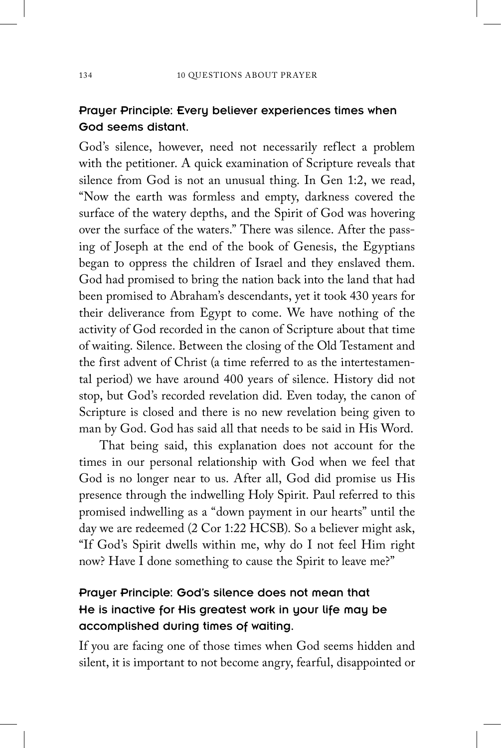### Prayer Principle: Every believer experiences times when God seems distant.

God's silence, however, need not necessarily reflect a problem with the petitioner. A quick examination of Scripture reveals that silence from God is not an unusual thing. In Gen 1:2, we read, "Now the earth was formless and empty, darkness covered the surface of the watery depths, and the Spirit of God was hovering over the surface of the waters." There was silence. After the passing of Joseph at the end of the book of Genesis, the Egyptians began to oppress the children of Israel and they enslaved them. God had promised to bring the nation back into the land that had been promised to Abraham's descendants, yet it took 430 years for their deliverance from Egypt to come. We have nothing of the activity of God recorded in the canon of Scripture about that time of waiting. Silence. Between the closing of the Old Testament and the first advent of Christ (a time referred to as the intertestamental period) we have around 400 years of silence. History did not stop, but God's recorded revelation did. Even today, the canon of Scripture is closed and there is no new revelation being given to man by God. God has said all that needs to be said in His Word.

That being said, this explanation does not account for the times in our personal relationship with God when we feel that God is no longer near to us. After all, God did promise us His presence through the indwelling Holy Spirit. Paul referred to this promised indwelling as a "down payment in our hearts" until the day we are redeemed (2 Cor 1:22 HCSB). So a believer might ask, "If God's Spirit dwells within me, why do I not feel Him right now? Have I done something to cause the Spirit to leave me?"

### Prayer Principle: God's silence does not mean that He is inactive for His greatest work in your life may be accomplished during times of waiting.

If you are facing one of those times when God seems hidden and silent, it is important to not become angry, fearful, disappointed or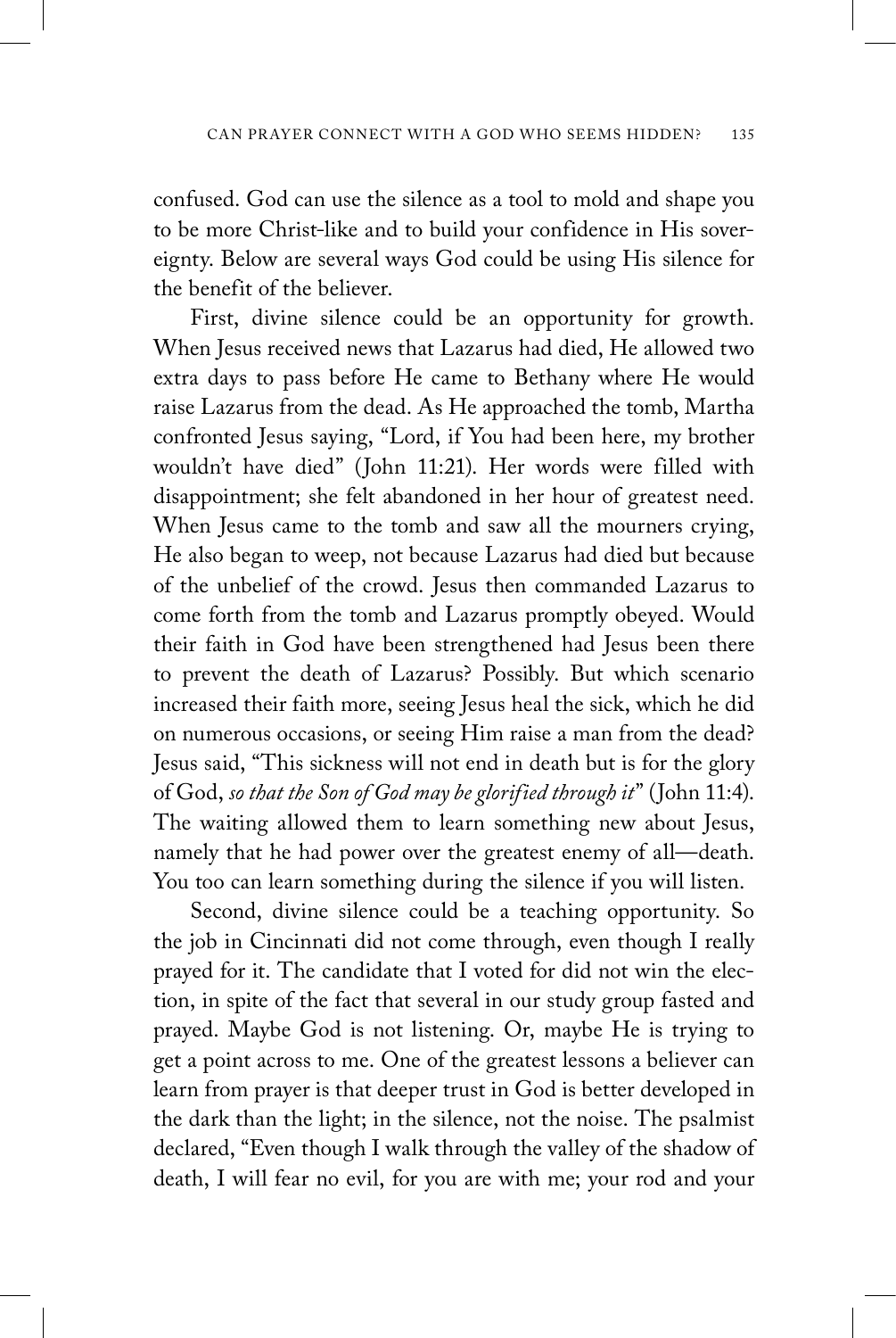confused. God can use the silence as a tool to mold and shape you to be more Christ-like and to build your confidence in His sovereignty. Below are several ways God could be using His silence for the benefit of the believer.

First, divine silence could be an opportunity for growth. When Jesus received news that Lazarus had died, He allowed two extra days to pass before He came to Bethany where He would raise Lazarus from the dead. As He approached the tomb, Martha confronted Jesus saying, "Lord, if You had been here, my brother wouldn't have died" (John 11:21). Her words were filled with disappointment; she felt abandoned in her hour of greatest need. When Jesus came to the tomb and saw all the mourners crying, He also began to weep, not because Lazarus had died but because of the unbelief of the crowd. Jesus then commanded Lazarus to come forth from the tomb and Lazarus promptly obeyed. Would their faith in God have been strengthened had Jesus been there to prevent the death of Lazarus? Possibly. But which scenario increased their faith more, seeing Jesus heal the sick, which he did on numerous occasions, or seeing Him raise a man from the dead? Jesus said, "This sickness will not end in death but is for the glory of God, *so that the Son of God may be glorified through it*" (John 11:4). The waiting allowed them to learn something new about Jesus, namely that he had power over the greatest enemy of all—death. You too can learn something during the silence if you will listen.

Second, divine silence could be a teaching opportunity. So the job in Cincinnati did not come through, even though I really prayed for it. The candidate that I voted for did not win the election, in spite of the fact that several in our study group fasted and prayed. Maybe God is not listening. Or, maybe He is trying to get a point across to me. One of the greatest lessons a believer can learn from prayer is that deeper trust in God is better developed in the dark than the light; in the silence, not the noise. The psalmist declared, "Even though I walk through the valley of the shadow of death, I will fear no evil, for you are with me; your rod and your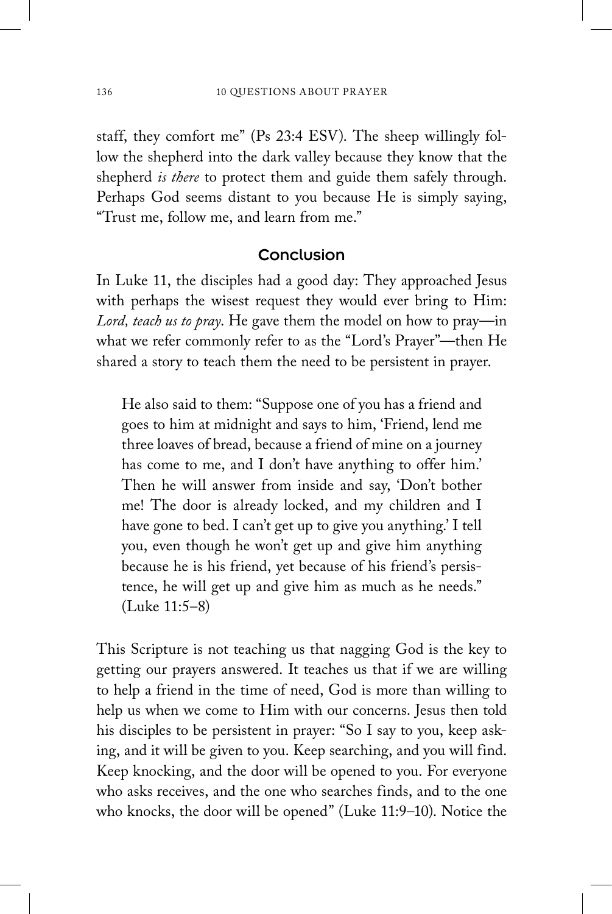staff, they comfort me" (Ps 23:4 ESV). The sheep willingly follow the shepherd into the dark valley because they know that the shepherd *is there* to protect them and guide them safely through. Perhaps God seems distant to you because He is simply saying, "Trust me, follow me, and learn from me."

## Conclusion

In Luke 11, the disciples had a good day: They approached Jesus with perhaps the wisest request they would ever bring to Him: *Lord, teach us to pray*. He gave them the model on how to pray—in what we refer commonly refer to as the "Lord's Prayer"—then He shared a story to teach them the need to be persistent in prayer.

> He also said to them: "Suppose one of you has a friend and goes to him at midnight and says to him, 'Friend, lend me three loaves of bread, because a friend of mine on a journey has come to me, and I don't have anything to offer him.' Then he will answer from inside and say, 'Don't bother me! The door is already locked, and my children and I have gone to bed. I can't get up to give you anything.' I tell you, even though he won't get up and give him anything because he is his friend, yet because of his friend's persistence, he will get up and give him as much as he needs." (Luke 11:5–8)

This Scripture is not teaching us that nagging God is the key to getting our prayers answered. It teaches us that if we are willing to help a friend in the time of need, God is more than willing to help us when we come to Him with our concerns. Jesus then told his disciples to be persistent in prayer: "So I say to you, keep asking, and it will be given to you. Keep searching, and you will find. Keep knocking, and the door will be opened to you. For everyone who asks receives, and the one who searches finds, and to the one who knocks, the door will be opened" (Luke 11:9–10). Notice the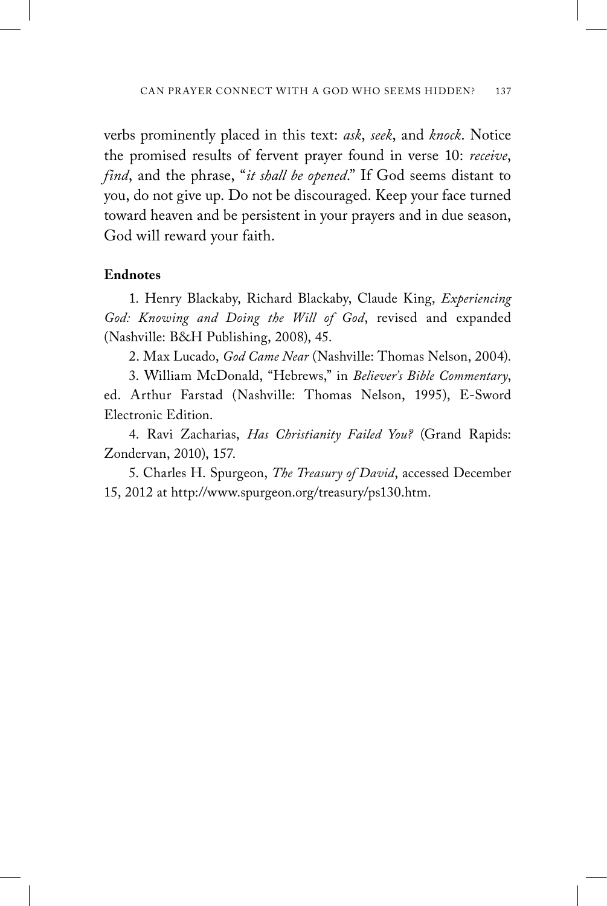verbs prominently placed in this text: *ask*, *seek*, and *knock*. Notice the promised results of fervent prayer found in verse 10: *receive*, *find*, and the phrase, "*it shall be opened*." If God seems distant to you, do not give up. Do not be discouraged. Keep your face turned toward heaven and be persistent in your prayers and in due season, God will reward your faith.

**Endnotes**

1. Henry Blackaby, Richard Blackaby, Claude King, *Experiencing God: Knowing and Doing the Will of God*, revised and expanded (Nashville: B&H Publishing, 2008), 45.

2. Max Lucado, *God Came Near* (Nashville: Thomas Nelson, 2004).

3. William McDonald, "Hebrews," in *Believer's Bible Commentary*, ed. Arthur Farstad (Nashville: Thomas Nelson, 1995), E-Sword Electronic Edition.

4. Ravi Zacharias, *Has Christianity Failed You?* (Grand Rapids: Zondervan, 2010), 157.

5. Charles H. Spurgeon, *The Treasury of David*, accessed December 15, 2012 at http://www.spurgeon.org/treasury/ps130.htm.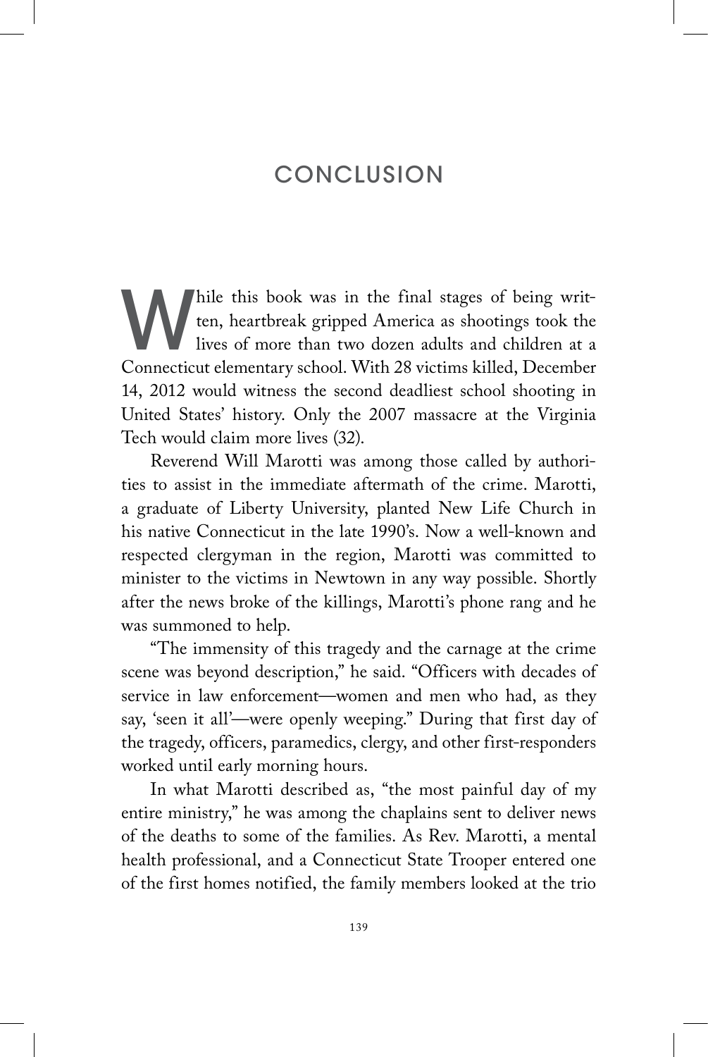# CONCLUSION

While this book was in the final stages of being written, heartbreak gripped America as shootings took the lives of more than two dozen adults and children at a Connecticut elementary school. With 28 victims killed, December 14, 2012 would witness the second deadliest school shooting in United States' history. Only the 2007 massacre at the Virginia Tech would claim more lives (32).

Reverend Will Marotti was among those called by authorities to assist in the immediate aftermath of the crime. Marotti, a graduate of Liberty University, planted New Life Church in his native Connecticut in the late 1990's. Now a well-known and respected clergyman in the region, Marotti was committed to minister to the victims in Newtown in any way possible. Shortly after the news broke of the killings, Marotti's phone rang and he was summoned to help.

"The immensity of this tragedy and the carnage at the crime scene was beyond description," he said. "Officers with decades of service in law enforcement—women and men who had, as they say, 'seen it all'—were openly weeping." During that first day of the tragedy, officers, paramedics, clergy, and other first-responders worked until early morning hours.

In what Marotti described as, "the most painful day of my entire ministry," he was among the chaplains sent to deliver news of the deaths to some of the families. As Rev. Marotti, a mental health professional, and a Connecticut State Trooper entered one of the first homes notified, the family members looked at the trio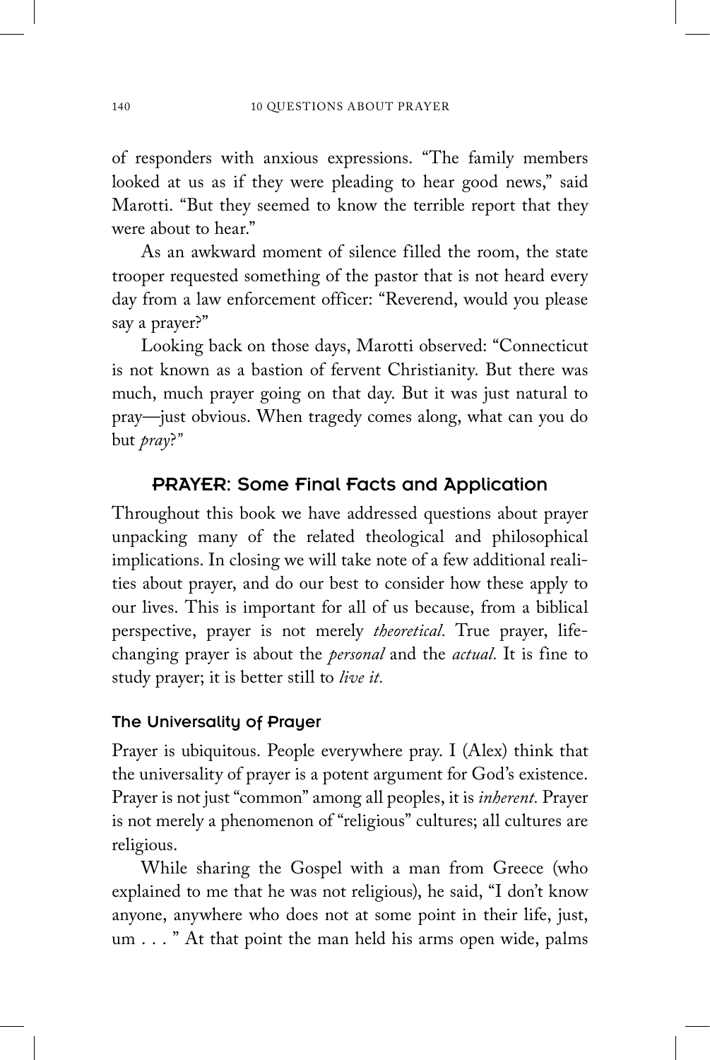of responders with anxious expressions. "The family members looked at us as if they were pleading to hear good news," said Marotti. "But they seemed to know the terrible report that they were about to hear."

As an awkward moment of silence filled the room, the state trooper requested something of the pastor that is not heard every day from a law enforcement officer: "Reverend, would you please say a prayer?"

Looking back on those days, Marotti observed: "Connecticut is not known as a bastion of fervent Christianity. But there was much, much prayer going on that day. But it was just natural to pray—just obvious. When tragedy comes along, what can you do but *pray*?"

## PRAYER: Some Final Facts and Application

Throughout this book we have addressed questions about prayer unpacking many of the related theological and philosophical implications. In closing we will take note of a few additional realities about prayer, and do our best to consider how these apply to our lives. This is important for all of us because, from a biblical perspective, prayer is not merely *theoretical.* True prayer, life-changing prayer is about the *personal* and the *actual.* It is fine to study prayer; it is better still to *live it.*

### The Universality of Prayer

Prayer is ubiquitous. People everywhere pray. I (Alex) think that the universality of prayer is a potent argument for God's existence. Prayer is not just "common" among all peoples, it is *inherent.* Prayer is not merely a phenomenon of "religious" cultures; all cultures are religious.

While sharing the Gospel with a man from Greece (who explained to me that he was not religious), he said, "I don't know anyone, anywhere who does not at some point in their life, just, um . . . " At that point the man held his arms open wide, palms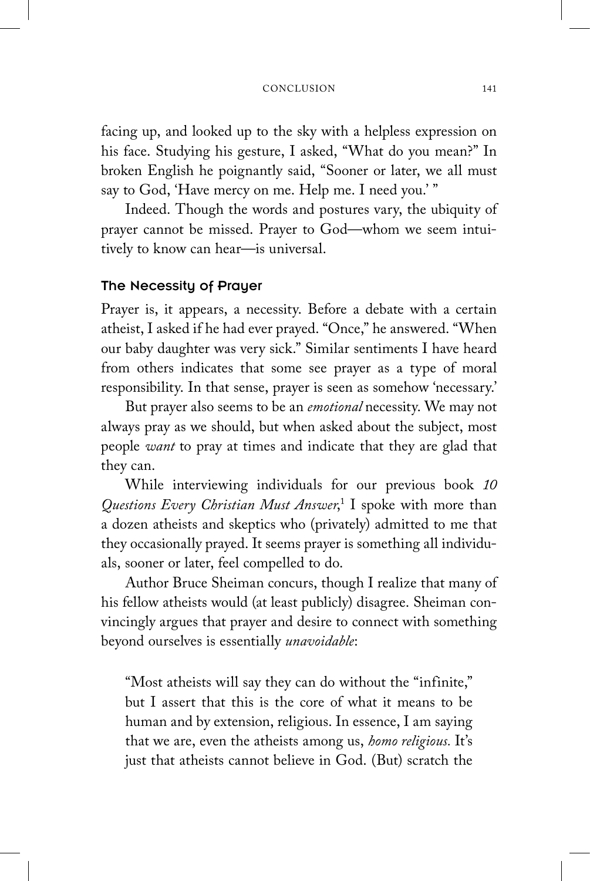facing up, and looked up to the sky with a helpless expression on his face. Studying his gesture, I asked, "What do you mean?" In broken English he poignantly said, "Sooner or later, we all must say to God, 'Have mercy on me. Help me. I need you.' "

Indeed. Though the words and postures vary, the ubiquity of prayer cannot be missed. Prayer to God—whom we seem intuitively to know can hear—is universal.

### The Necessity of Prayer

Prayer is, it appears, a necessity. Before a debate with a certain atheist, I asked if he had ever prayed. "Once," he answered. "When our baby daughter was very sick." Similar sentiments I have heard from others indicates that some see prayer as a type of moral responsibility. In that sense, prayer is seen as somehow 'necessary.'

But prayer also seems to be an *emotional* necessity. We may not always pray as we should, but when asked about the subject, most people *want* to pray at times and indicate that they are glad that they can.

While interviewing individuals for our previous book *10 Questions Every Christian Must Answer*,[1] I spoke with more than a dozen atheists and skeptics who (privately) admitted to me that they occasionally prayed. It seems prayer is something all individuals, sooner or later, feel compelled to do.

Author Bruce Sheiman concurs, though I realize that many of his fellow atheists would (at least publicly) disagree. Sheiman convincingly argues that prayer and desire to connect with something beyond ourselves is essentially *unavoidable*:

> "Most atheists will say they can do without the "infinite," but I assert that this is the core of what it means to be human and by extension, religious. In essence, I am saying that we are, even the atheists among us, *homo religious.* It's just that atheists cannot believe in God. (But) scratch the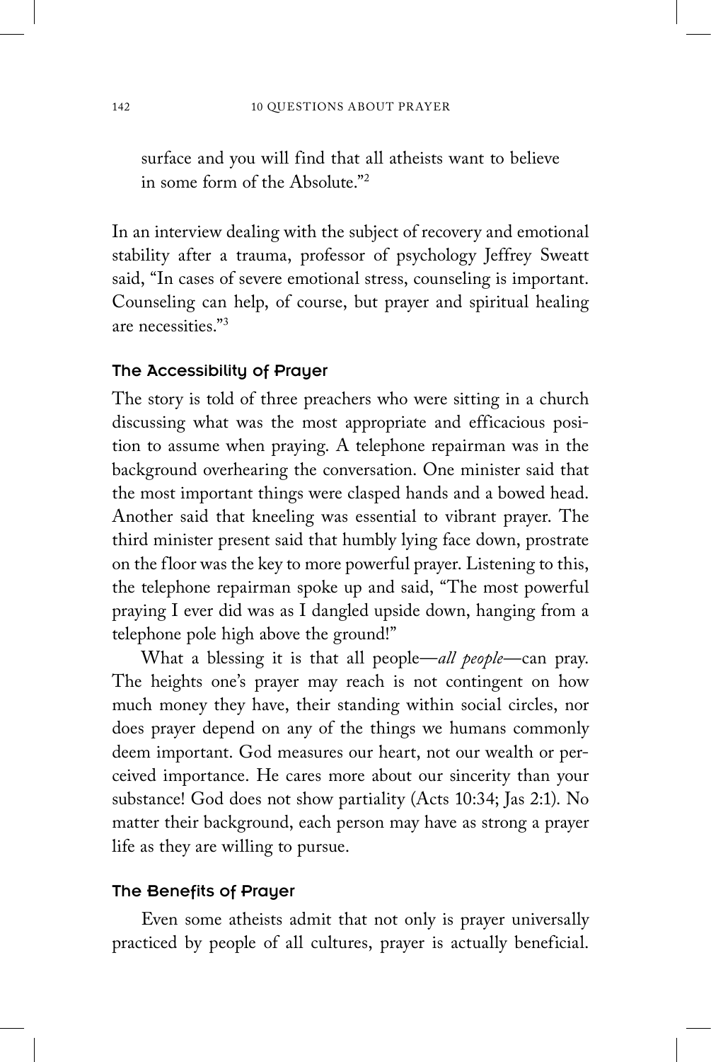surface and you will find that all atheists want to believe in some form of the Absolute."[2]

In an interview dealing with the subject of recovery and emotional stability after a trauma, professor of psychology Jeffrey Sweatt said, "In cases of severe emotional stress, counseling is important. Counseling can help, of course, but prayer and spiritual healing are necessities."[3]

### The Accessibility of Prayer

The story is told of three preachers who were sitting in a church discussing what was the most appropriate and efficacious position to assume when praying. A telephone repairman was in the background overhearing the conversation. One minister said that the most important things were clasped hands and a bowed head. Another said that kneeling was essential to vibrant prayer. The third minister present said that humbly lying face down, prostrate on the floor was the key to more powerful prayer. Listening to this, the telephone repairman spoke up and said, "The most powerful praying I ever did was as I dangled upside down, hanging from a telephone pole high above the ground!"

What a blessing it is that all people—*all people*—can pray. The heights one's prayer may reach is not contingent on how much money they have, their standing within social circles, nor does prayer depend on any of the things we humans commonly deem important. God measures our heart, not our wealth or perceived importance. He cares more about our sincerity than your substance! God does not show partiality (Acts 10:34; Jas 2:1). No matter their background, each person may have as strong a prayer life as they are willing to pursue.

### The Benefits of Prayer

Even some atheists admit that not only is prayer universally practiced by people of all cultures, prayer is actually beneficial.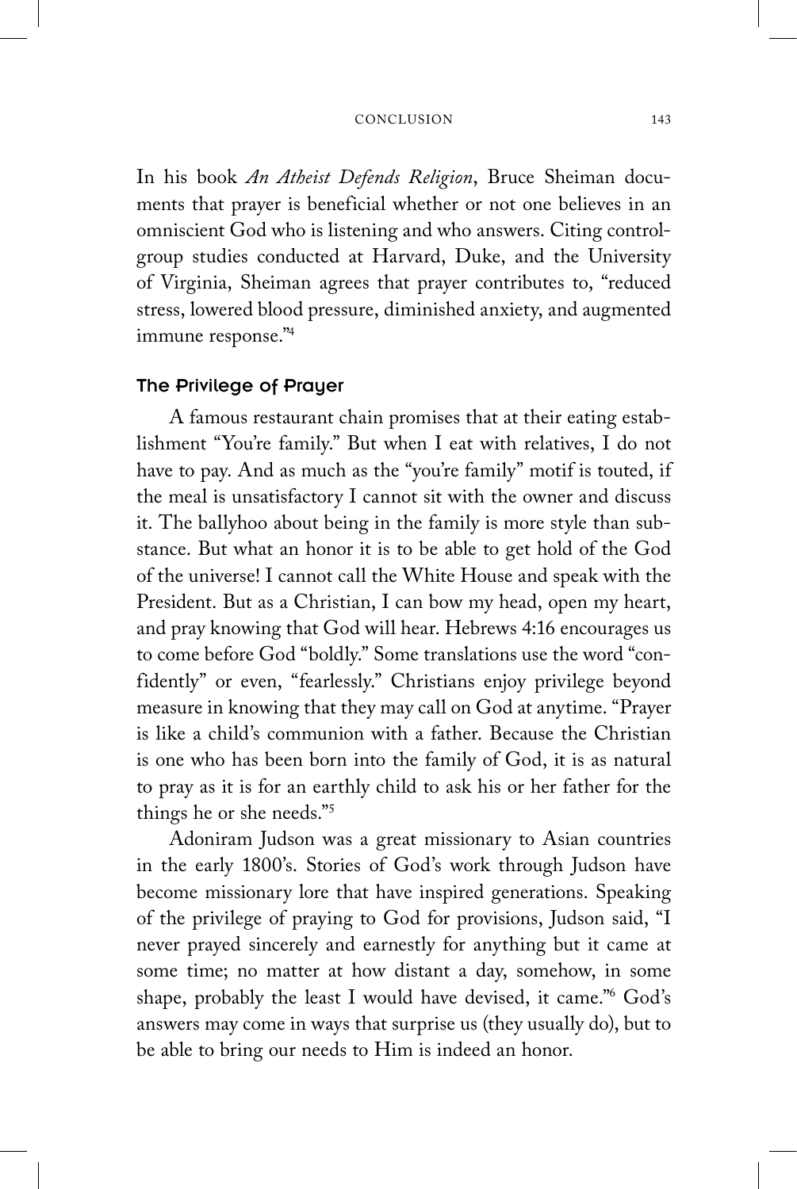In his book *An Atheist Defends Religion*, Bruce Sheiman documents that prayer is beneficial whether or not one believes in an omniscient God who is listening and who answers. Citing control-group studies conducted at Harvard, Duke, and the University of Virginia, Sheiman agrees that prayer contributes to, "reduced stress, lowered blood pressure, diminished anxiety, and augmented immune response."[4]

### The Privilege of Prayer

A famous restaurant chain promises that at their eating establishment "You're family." But when I eat with relatives, I do not have to pay. And as much as the "you're family" motif is touted, if the meal is unsatisfactory I cannot sit with the owner and discuss it. The ballyhoo about being in the family is more style than substance. But what an honor it is to be able to get hold of the God of the universe! I cannot call the White House and speak with the President. But as a Christian, I can bow my head, open my heart, and pray knowing that God will hear. Hebrews 4:16 encourages us to come before God "boldly." Some translations use the word "confidently" or even, "fearlessly." Christians enjoy privilege beyond measure in knowing that they may call on God at anytime. "Prayer is like a child's communion with a father. Because the Christian is one who has been born into the family of God, it is as natural to pray as it is for an earthly child to ask his or her father for the things he or she needs."[5]

Adoniram Judson was a great missionary to Asian countries in the early 1800's. Stories of God's work through Judson have become missionary lore that have inspired generations. Speaking of the privilege of praying to God for provisions, Judson said, "I never prayed sincerely and earnestly for anything but it came at some time; no matter at how distant a day, somehow, in some shape, probably the least I would have devised, it came."[6] God's answers may come in ways that surprise us (they usually do), but to be able to bring our needs to Him is indeed an honor.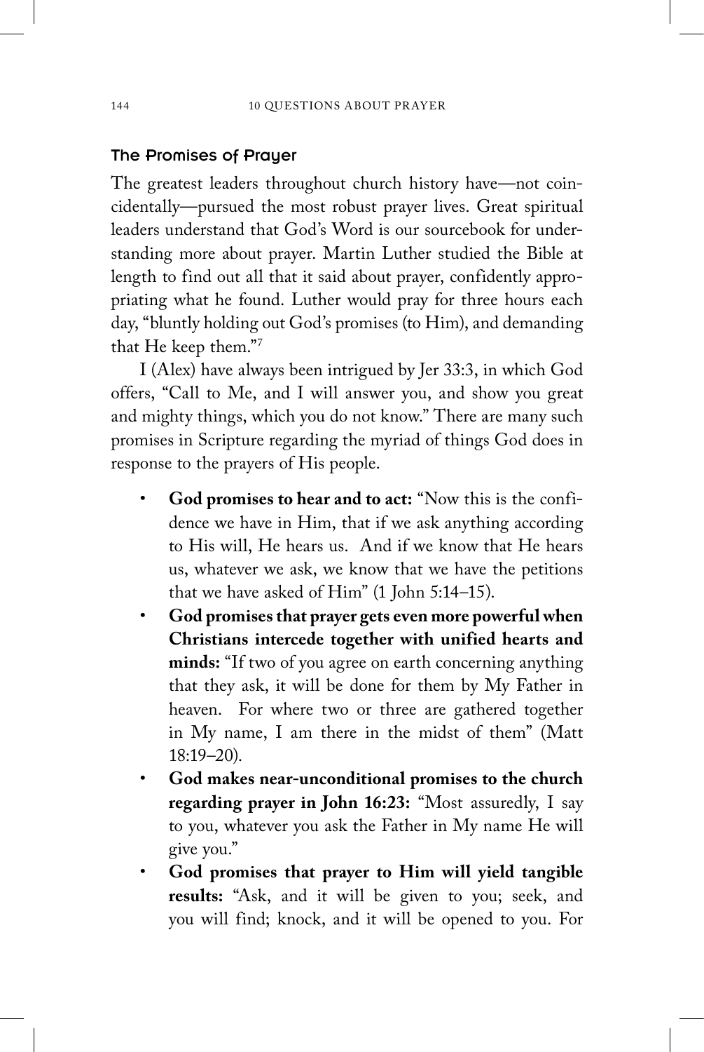## The Promises of Prayer

The greatest leaders throughout church history have—not coincidentally—pursued the most robust prayer lives. Great spiritual leaders understand that God's Word is our sourcebook for understanding more about prayer. Martin Luther studied the Bible at length to find out all that it said about prayer, confidently appropriating what he found. Luther would pray for three hours each day, "bluntly holding out God's promises (to Him), and demanding that He keep them."[7]

I (Alex) have always been intrigued by Jer 33:3, in which God offers, "Call to Me, and I will answer you, and show you great and mighty things, which you do not know." There are many such promises in Scripture regarding the myriad of things God does in response to the prayers of His people.

- **God promises to hear and to act:** "Now this is the confidence we have in Him, that if we ask anything according to His will, He hears us. And if we know that He hears us, whatever we ask, we know that we have the petitions that we have asked of Him" (1 John 5:14–15).
- **God promises that prayer gets even more powerful when Christians intercede together with unified hearts and minds:** "If two of you agree on earth concerning anything that they ask, it will be done for them by My Father in heaven. For where two or three are gathered together in My name, I am there in the midst of them" (Matt 18:19–20).
- **God makes near-unconditional promises to the church regarding prayer in John 16:23:** "Most assuredly, I say to you, whatever you ask the Father in My name He will give you."
- **God promises that prayer to Him will yield tangible results:** "Ask, and it will be given to you; seek, and you will find; knock, and it will be opened to you. For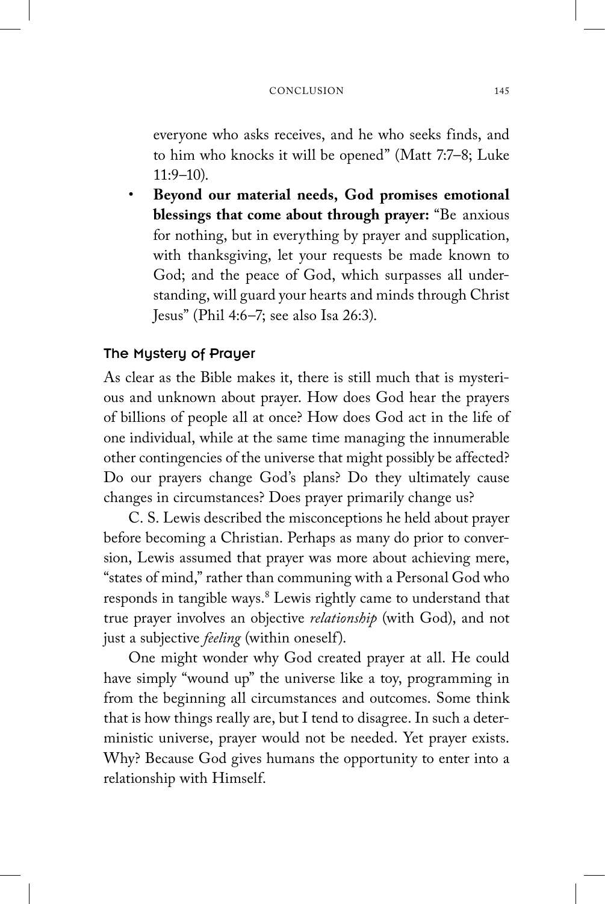everyone who asks receives, and he who seeks finds, and to him who knocks it will be opened" (Matt 7:7–8; Luke 11:9–10).

- **Beyond our material needs, God promises emotional blessings that come about through prayer:** "Be anxious for nothing, but in everything by prayer and supplication, with thanksgiving, let your requests be made known to God; and the peace of God, which surpasses all understanding, will guard your hearts and minds through Christ Jesus" (Phil 4:6–7; see also Isa 26:3).

### The Mystery of Prayer

As clear as the Bible makes it, there is still much that is mysterious and unknown about prayer. How does God hear the prayers of billions of people all at once? How does God act in the life of one individual, while at the same time managing the innumerable other contingencies of the universe that might possibly be affected? Do our prayers change God's plans? Do they ultimately cause changes in circumstances? Does prayer primarily change us?

C. S. Lewis described the misconceptions he held about prayer before becoming a Christian. Perhaps as many do prior to conversion, Lewis assumed that prayer was more about achieving mere, "states of mind," rather than communing with a Personal God who responds in tangible ways.[8] Lewis rightly came to understand that true prayer involves an objective *relationship* (with God), and not just a subjective *feeling* (within oneself).

One might wonder why God created prayer at all. He could have simply "wound up" the universe like a toy, programming in from the beginning all circumstances and outcomes. Some think that is how things really are, but I tend to disagree. In such a deterministic universe, prayer would not be needed. Yet prayer exists. Why? Because God gives humans the opportunity to enter into a relationship with Himself.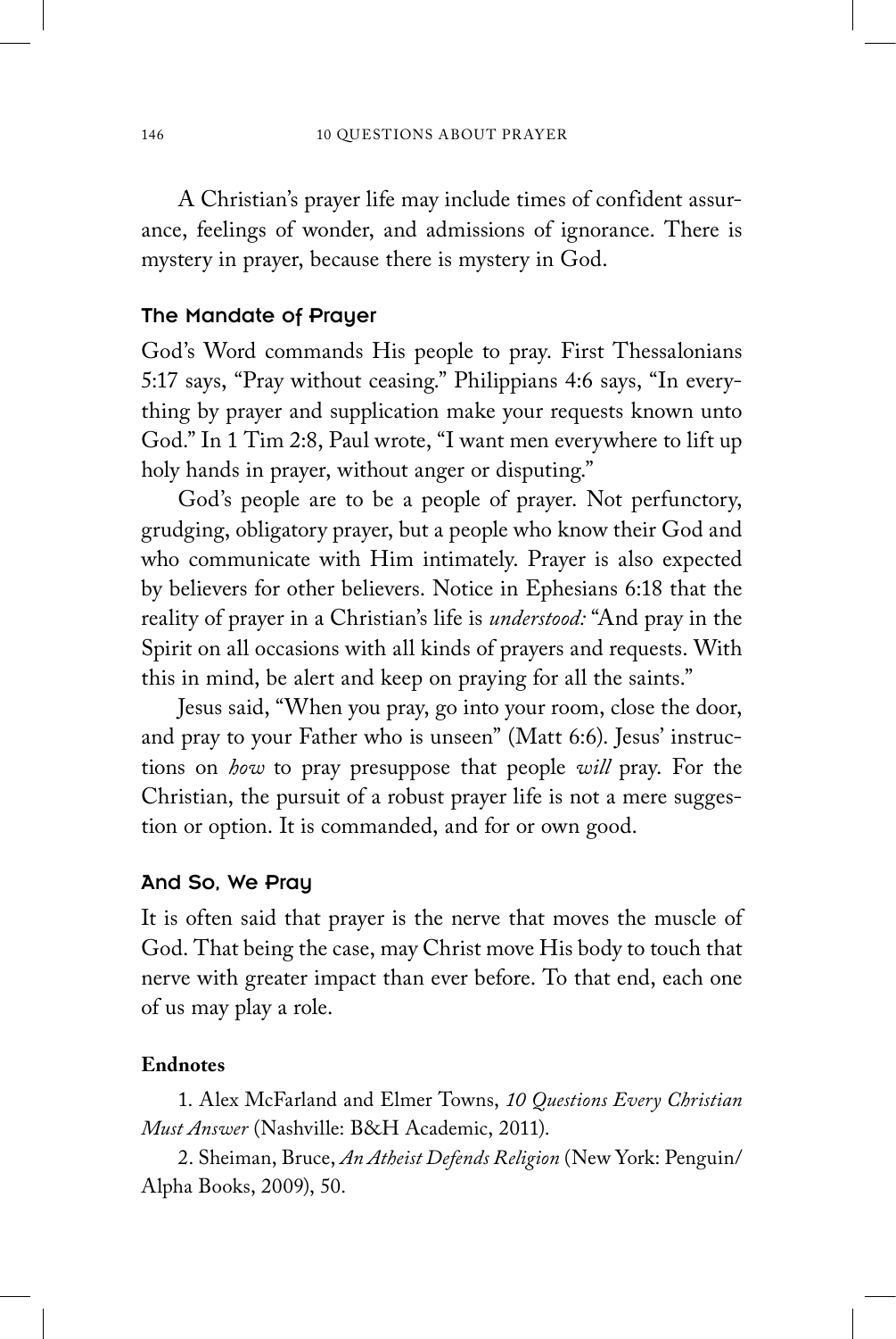A Christian's prayer life may include times of confident assurance, feelings of wonder, and admissions of ignorance. There is mystery in prayer, because there is mystery in God.

### The Mandate of Prayer

God's Word commands His people to pray. First Thessalonians 5:17 says, "Pray without ceasing." Philippians 4:6 says, "In everything by prayer and supplication make your requests known unto God." In 1 Tim 2:8, Paul wrote, "I want men everywhere to lift up holy hands in prayer, without anger or disputing."

God's people are to be a people of prayer. Not perfunctory, grudging, obligatory prayer, but a people who know their God and who communicate with Him intimately. Prayer is also expected by believers for other believers. Notice in Ephesians 6:18 that the reality of prayer in a Christian's life is *understood:* "And pray in the Spirit on all occasions with all kinds of prayers and requests. With this in mind, be alert and keep on praying for all the saints."

Jesus said, "When you pray, go into your room, close the door, and pray to your Father who is unseen" (Matt 6:6). Jesus' instructions on *how* to pray presuppose that people *will* pray. For the Christian, the pursuit of a robust prayer life is not a mere suggestion or option. It is commanded, and for or own good.

### And So, We Pray

It is often said that prayer is the nerve that moves the muscle of God. That being the case, may Christ move His body to touch that nerve with greater impact than ever before. To that end, each one of us may play a role.

**Endnotes**

1. Alex McFarland and Elmer Towns, *10 Questions Every Christian Must Answer* (Nashville: B&H Academic, 2011).

2. Sheiman, Bruce, *An Atheist Defends Religion* (New York: Penguin/Alpha Books, 2009), 50.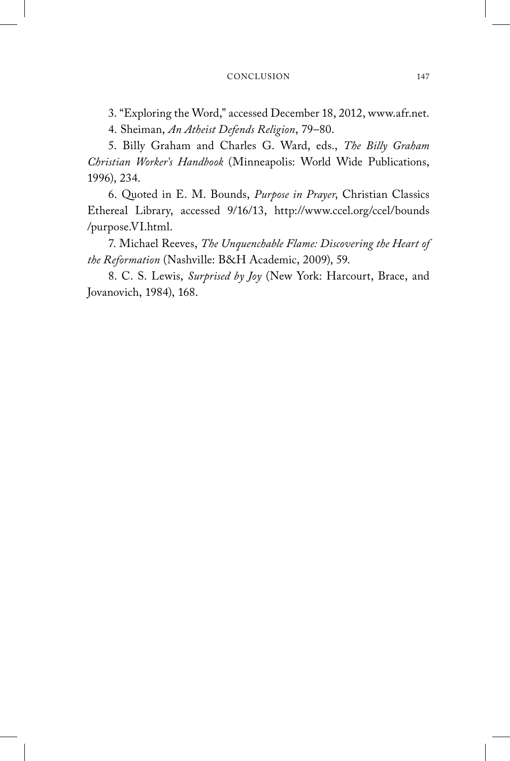3. "Exploring the Word," accessed December 18, 2012, www.afr.net.

4. Sheiman, *An Atheist Defends Religion*, 79–80.

5. Billy Graham and Charles G. Ward, eds., *The Billy Graham Christian Worker's Handbook* (Minneapolis: World Wide Publications, 1996), 234.

6. Quoted in E. M. Bounds, *Purpose in Prayer*, Christian Classics Ethereal Library, accessed 9/16/13, http://www.ccel.org/ccel/bounds/purpose.VI.html.

7. Michael Reeves, *The Unquenchable Flame: Discovering the Heart of the Reformation* (Nashville: B&H Academic, 2009), 59.

8. C. S. Lewis, *Surprised by Joy* (New York: Harcourt, Brace, and Jovanovich, 1984), 168.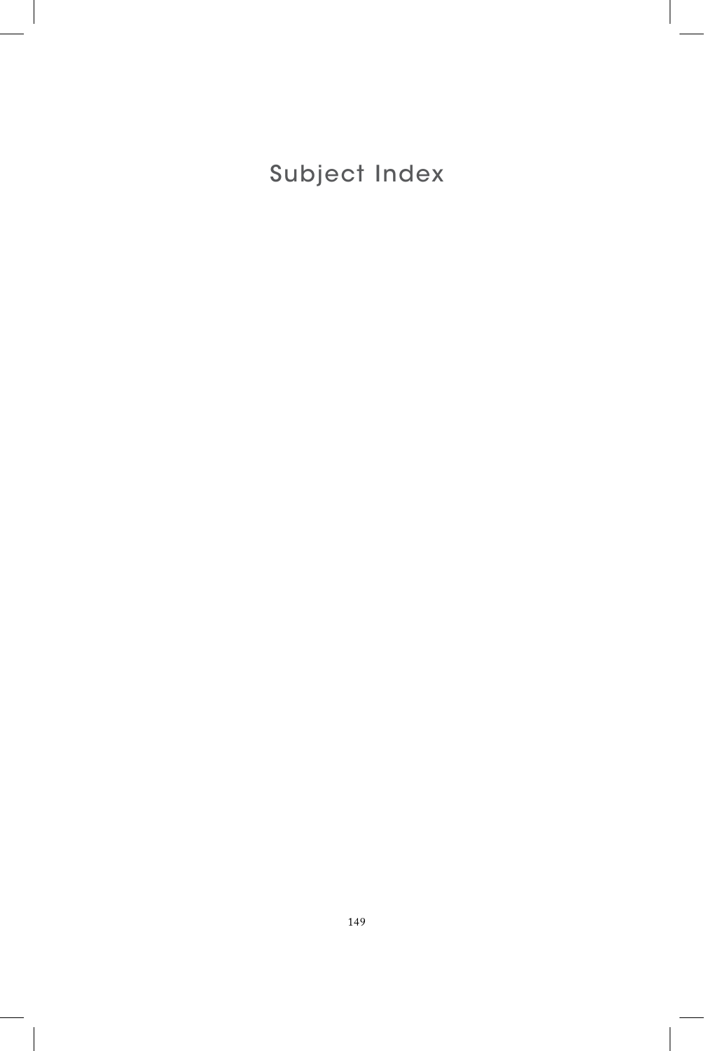# Subject Index